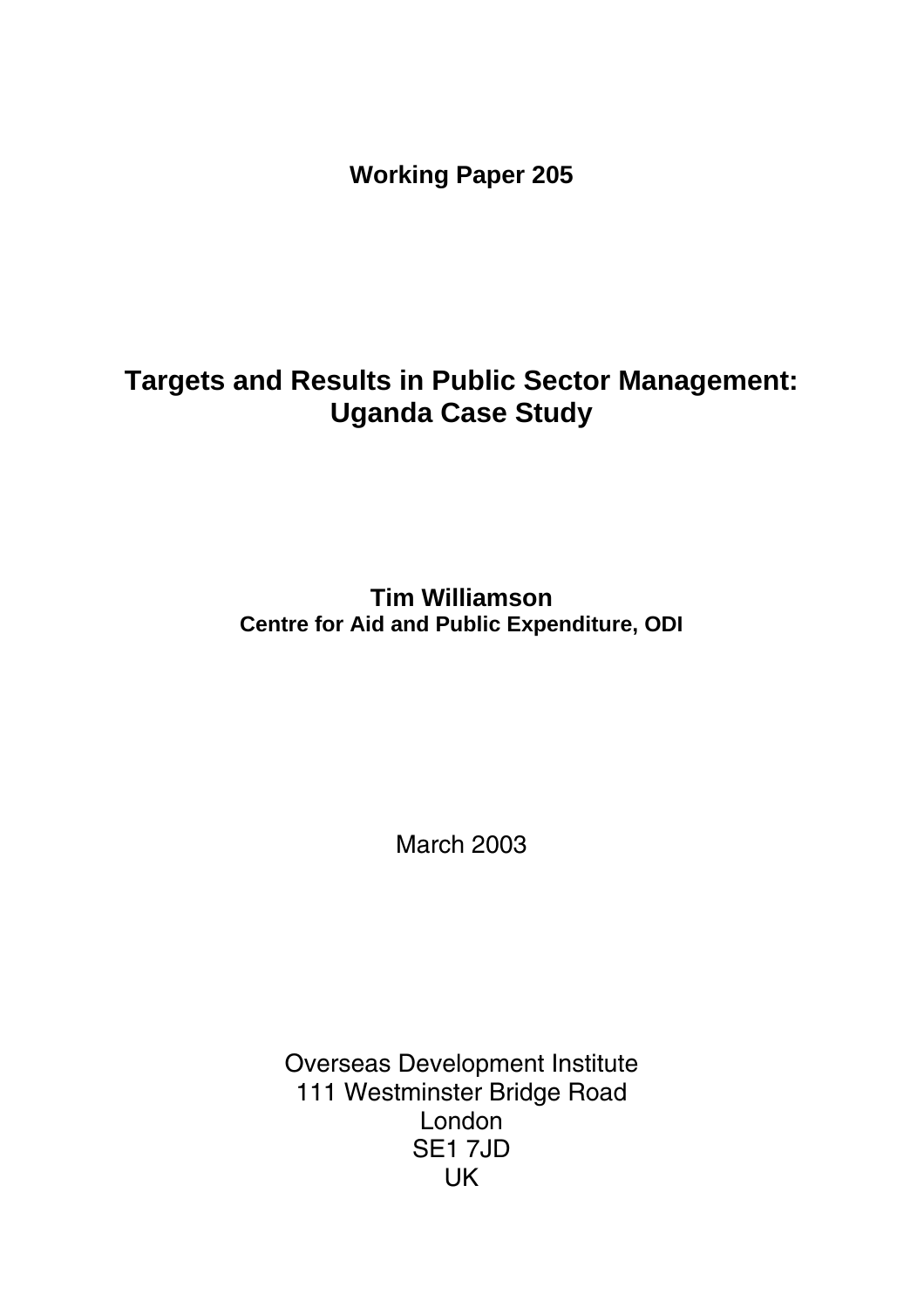**Working Paper 205**

# Targets and Results in Public Sector Management: Uganda Case Study

**Tim Williamson**
**Centre for Aid and Public Expenditure, ODI**

March 2003

Overseas Development Institute
111 Westminster Bridge Road
London
SE1 7JD
UK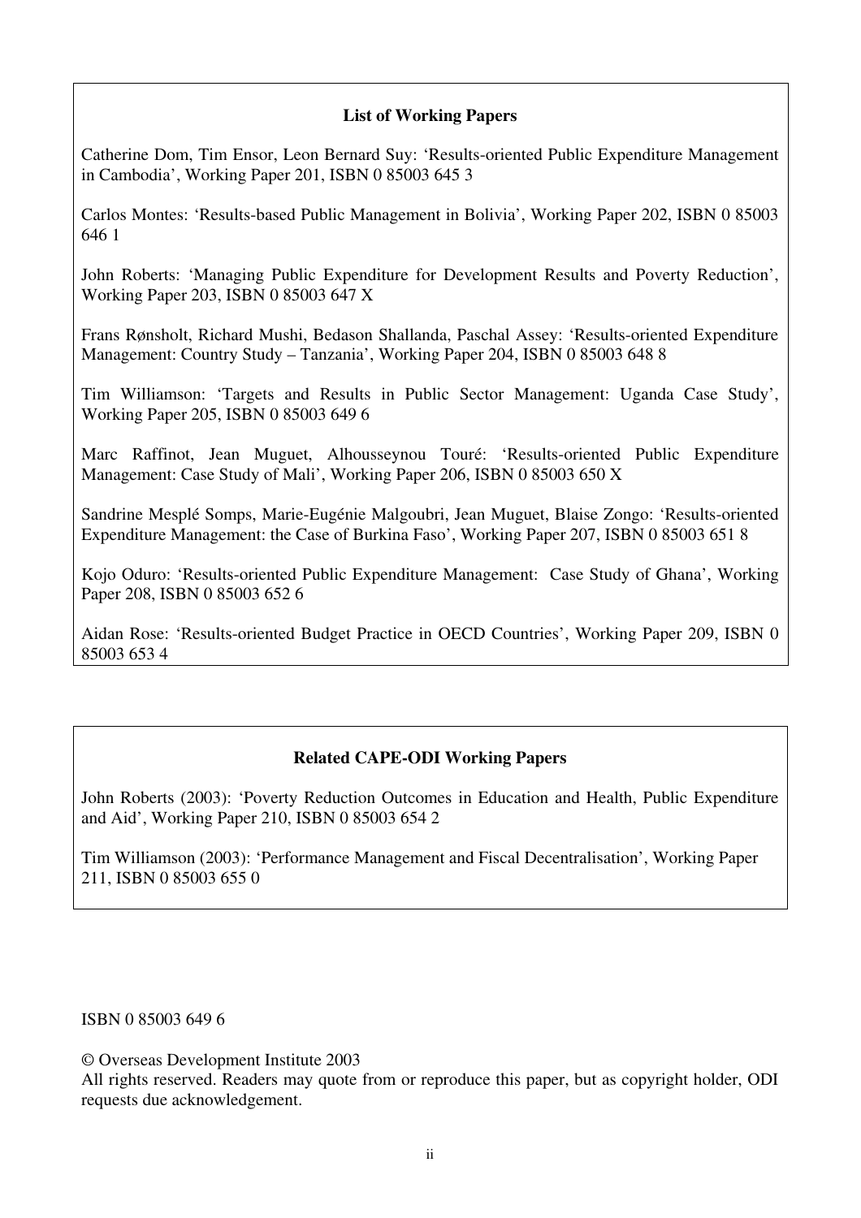**List of Working Papers**

Catherine Dom, Tim Ensor, Leon Bernard Suy: 'Results-oriented Public Expenditure Management in Cambodia', Working Paper 201, ISBN 0 85003 645 3

Carlos Montes: 'Results-based Public Management in Bolivia', Working Paper 202, ISBN 0 85003 646 1

John Roberts: 'Managing Public Expenditure for Development Results and Poverty Reduction', Working Paper 203, ISBN 0 85003 647 X

Frans Rønsholt, Richard Mushi, Bedason Shallanda, Paschal Assey: 'Results-oriented Expenditure Management: Country Study – Tanzania', Working Paper 204, ISBN 0 85003 648 8

Tim Williamson: 'Targets and Results in Public Sector Management: Uganda Case Study', Working Paper 205, ISBN 0 85003 649 6

Marc Raffinot, Jean Muguet, Alhousseynou Touré: 'Results-oriented Public Expenditure Management: Case Study of Mali', Working Paper 206, ISBN 0 85003 650 X

Sandrine Mesplé Somps, Marie-Eugénie Malgoubri, Jean Muguet, Blaise Zongo: 'Results-oriented Expenditure Management: the Case of Burkina Faso', Working Paper 207, ISBN 0 85003 651 8

Kojo Oduro: 'Results-oriented Public Expenditure Management: Case Study of Ghana', Working Paper 208, ISBN 0 85003 652 6

Aidan Rose: 'Results-oriented Budget Practice in OECD Countries', Working Paper 209, ISBN 0 85003 653 4

**Related CAPE-ODI Working Papers**

John Roberts (2003): 'Poverty Reduction Outcomes in Education and Health, Public Expenditure and Aid', Working Paper 210, ISBN 0 85003 654 2

Tim Williamson (2003): 'Performance Management and Fiscal Decentralisation', Working Paper 211, ISBN 0 85003 655 0

ISBN 0 85003 649 6

© Overseas Development Institute 2003
All rights reserved. Readers may quote from or reproduce this paper, but as copyright holder, ODI requests due acknowledgement.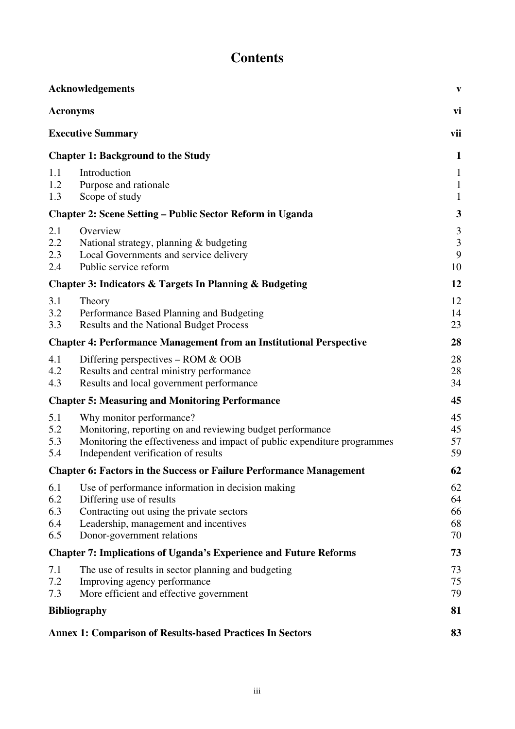# Contents

| | | |
|---|---|---|
| **Acknowledgements** | | **v** |
| **Acronyms** | | **vi** |
| **Executive Summary** | | **vii** |
| **Chapter 1: Background to the Study** | | **1** |
| 1.1 | Introduction | 1 |
| 1.2 | Purpose and rationale | 1 |
| 1.3 | Scope of study | 1 |
| **Chapter 2: Scene Setting – Public Sector Reform in Uganda** | | **3** |
| 2.1 | Overview | 3 |
| 2.2 | National strategy, planning & budgeting | 3 |
| 2.3 | Local Governments and service delivery | 9 |
| 2.4 | Public service reform | 10 |
| **Chapter 3: Indicators & Targets In Planning & Budgeting** | | **12** |
| 3.1 | Theory | 12 |
| 3.2 | Performance Based Planning and Budgeting | 14 |
| 3.3 | Results and the National Budget Process | 23 |
| **Chapter 4: Performance Management from an Institutional Perspective** | | **28** |
| 4.1 | Differing perspectives – ROM & OOB | 28 |
| 4.2 | Results and central ministry performance | 28 |
| 4.3 | Results and local government performance | 34 |
| **Chapter 5: Measuring and Monitoring Performance** | | **45** |
| 5.1 | Why monitor performance? | 45 |
| 5.2 | Monitoring, reporting on and reviewing budget performance | 45 |
| 5.3 | Monitoring the effectiveness and impact of public expenditure programmes | 57 |
| 5.4 | Independent verification of results | 59 |
| **Chapter 6: Factors in the Success or Failure Performance Management** | | **62** |
| 6.1 | Use of performance information in decision making | 62 |
| 6.2 | Differing use of results | 64 |
| 6.3 | Contracting out using the private sectors | 66 |
| 6.4 | Leadership, management and incentives | 68 |
| 6.5 | Donor-government relations | 70 |
| **Chapter 7: Implications of Uganda's Experience and Future Reforms** | | **73** |
| 7.1 | The use of results in sector planning and budgeting | 73 |
| 7.2 | Improving agency performance | 75 |
| 7.3 | More efficient and effective government | 79 |
| **Bibliography** | | **81** |
| **Annex 1: Comparison of Results-based Practices In Sectors** | | **83** |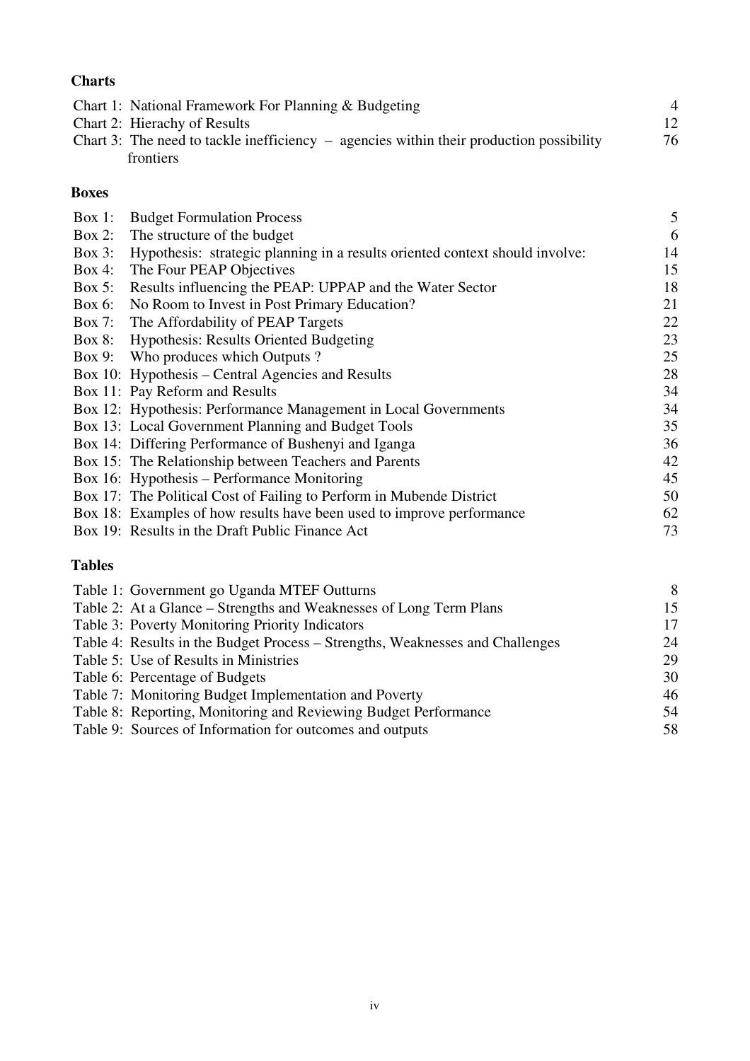**Charts**

| | |
|---|---|
| Chart 1: National Framework For Planning & Budgeting | 4 |
| Chart 2: Hierachy of Results | 12 |
| Chart 3: The need to tackle inefficiency – agencies within their production possibility frontiers | 76 |

**Boxes**

| | | |
|---|---|---|
| Box 1: | Budget Formulation Process | 5 |
| Box 2: | The structure of the budget | 6 |
| Box 3: | Hypothesis: strategic planning in a results oriented context should involve: | 14 |
| Box 4: | The Four PEAP Objectives | 15 |
| Box 5: | Results influencing the PEAP: UPPAP and the Water Sector | 18 |
| Box 6: | No Room to Invest in Post Primary Education? | 21 |
| Box 7: | The Affordability of PEAP Targets | 22 |
| Box 8: | Hypothesis: Results Oriented Budgeting | 23 |
| Box 9: | Who produces which Outputs ? | 25 |
| Box 10: | Hypothesis – Central Agencies and Results | 28 |
| Box 11: | Pay Reform and Results | 34 |
| Box 12: | Hypothesis: Performance Management in Local Governments | 34 |
| Box 13: | Local Government Planning and Budget Tools | 35 |
| Box 14: | Differing Performance of Bushenyi and Iganga | 36 |
| Box 15: | The Relationship between Teachers and Parents | 42 |
| Box 16: | Hypothesis – Performance Monitoring | 45 |
| Box 17: | The Political Cost of Failing to Perform in Mubende District | 50 |
| Box 18: | Examples of how results have been used to improve performance | 62 |
| Box 19: | Results in the Draft Public Finance Act | 73 |

**Tables**

| | |
|---|---|
| Table 1: Government go Uganda MTEF Outturns | 8 |
| Table 2: At a Glance – Strengths and Weaknesses of Long Term Plans | 15 |
| Table 3: Poverty Monitoring Priority Indicators | 17 |
| Table 4: Results in the Budget Process – Strengths, Weaknesses and Challenges | 24 |
| Table 5: Use of Results in Ministries | 29 |
| Table 6: Percentage of Budgets | 30 |
| Table 7: Monitoring Budget Implementation and Poverty | 46 |
| Table 8: Reporting, Monitoring and Reviewing Budget Performance | 54 |
| Table 9: Sources of Information for outcomes and outputs | 58 |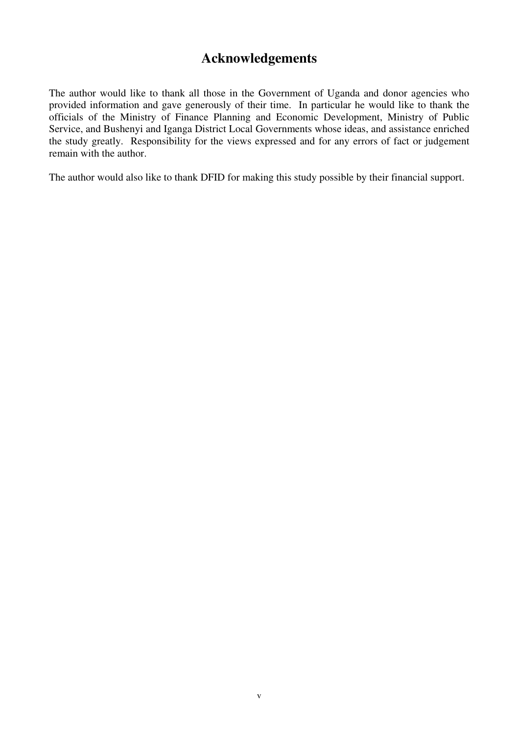# Acknowledgements

The author would like to thank all those in the Government of Uganda and donor agencies who provided information and gave generously of their time. In particular he would like to thank the officials of the Ministry of Finance Planning and Economic Development, Ministry of Public Service, and Bushenyi and Iganga District Local Governments whose ideas, and assistance enriched the study greatly. Responsibility for the views expressed and for any errors of fact or judgement remain with the author.

The author would also like to thank DFID for making this study possible by their financial support.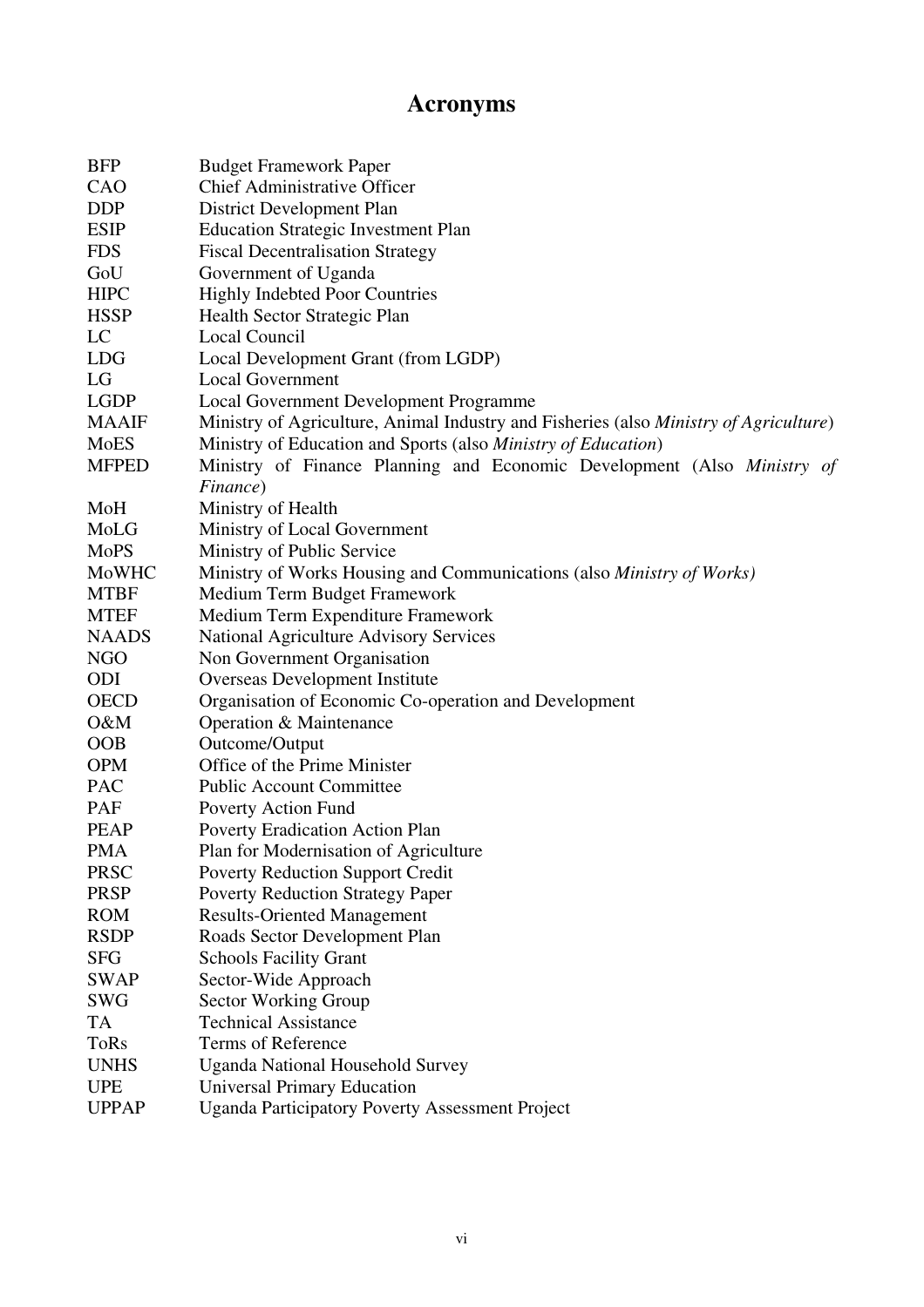# Acronyms

| | |
|---|---|
| BFP | Budget Framework Paper |
| CAO | Chief Administrative Officer |
| DDP | District Development Plan |
| ESIP | Education Strategic Investment Plan |
| FDS | Fiscal Decentralisation Strategy |
| GoU | Government of Uganda |
| HIPC | Highly Indebted Poor Countries |
| HSSP | Health Sector Strategic Plan |
| LC | Local Council |
| LDG | Local Development Grant (from LGDP) |
| LG | Local Government |
| LGDP | Local Government Development Programme |
| MAAIF | Ministry of Agriculture, Animal Industry and Fisheries (also *Ministry of Agriculture*) |
| MoES | Ministry of Education and Sports (also *Ministry of Education*) |
| MFPED | Ministry of Finance Planning and Economic Development (Also *Ministry of Finance*) |
| MoH | Ministry of Health |
| MoLG | Ministry of Local Government |
| MoPS | Ministry of Public Service |
| MoWHC | Ministry of Works Housing and Communications (also *Ministry of Works)* |
| MTBF | Medium Term Budget Framework |
| MTEF | Medium Term Expenditure Framework |
| NAADS | National Agriculture Advisory Services |
| NGO | Non Government Organisation |
| ODI | Overseas Development Institute |
| OECD | Organisation of Economic Co-operation and Development |
| O&M | Operation & Maintenance |
| OOB | Outcome/Output |
| OPM | Office of the Prime Minister |
| PAC | Public Account Committee |
| PAF | Poverty Action Fund |
| PEAP | Poverty Eradication Action Plan |
| PMA | Plan for Modernisation of Agriculture |
| PRSC | Poverty Reduction Support Credit |
| PRSP | Poverty Reduction Strategy Paper |
| ROM | Results-Oriented Management |
| RSDP | Roads Sector Development Plan |
| SFG | Schools Facility Grant |
| SWAP | Sector-Wide Approach |
| SWG | Sector Working Group |
| TA | Technical Assistance |
| ToRs | Terms of Reference |
| UNHS | Uganda National Household Survey |
| UPE | Universal Primary Education |
| UPPAP | Uganda Participatory Poverty Assessment Project |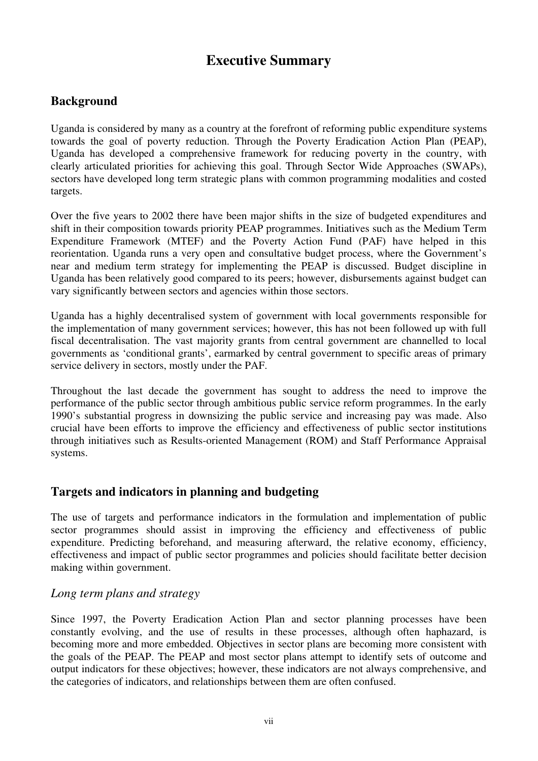# Executive Summary

## Background

Uganda is considered by many as a country at the forefront of reforming public expenditure systems towards the goal of poverty reduction. Through the Poverty Eradication Action Plan (PEAP), Uganda has developed a comprehensive framework for reducing poverty in the country, with clearly articulated priorities for achieving this goal. Through Sector Wide Approaches (SWAPs), sectors have developed long term strategic plans with common programming modalities and costed targets.

Over the five years to 2002 there have been major shifts in the size of budgeted expenditures and shift in their composition towards priority PEAP programmes. Initiatives such as the Medium Term Expenditure Framework (MTEF) and the Poverty Action Fund (PAF) have helped in this reorientation. Uganda runs a very open and consultative budget process, where the Government's near and medium term strategy for implementing the PEAP is discussed. Budget discipline in Uganda has been relatively good compared to its peers; however, disbursements against budget can vary significantly between sectors and agencies within those sectors.

Uganda has a highly decentralised system of government with local governments responsible for the implementation of many government services; however, this has not been followed up with full fiscal decentralisation. The vast majority grants from central government are channelled to local governments as 'conditional grants', earmarked by central government to specific areas of primary service delivery in sectors, mostly under the PAF.

Throughout the last decade the government has sought to address the need to improve the performance of the public sector through ambitious public service reform programmes. In the early 1990's substantial progress in downsizing the public service and increasing pay was made. Also crucial have been efforts to improve the efficiency and effectiveness of public sector institutions through initiatives such as Results-oriented Management (ROM) and Staff Performance Appraisal systems.

## Targets and indicators in planning and budgeting

The use of targets and performance indicators in the formulation and implementation of public sector programmes should assist in improving the efficiency and effectiveness of public expenditure. Predicting beforehand, and measuring afterward, the relative economy, efficiency, effectiveness and impact of public sector programmes and policies should facilitate better decision making within government.

### *Long term plans and strategy*

Since 1997, the Poverty Eradication Action Plan and sector planning processes have been constantly evolving, and the use of results in these processes, although often haphazard, is becoming more and more embedded. Objectives in sector plans are becoming more consistent with the goals of the PEAP. The PEAP and most sector plans attempt to identify sets of outcome and output indicators for these objectives; however, these indicators are not always comprehensive, and the categories of indicators, and relationships between them are often confused.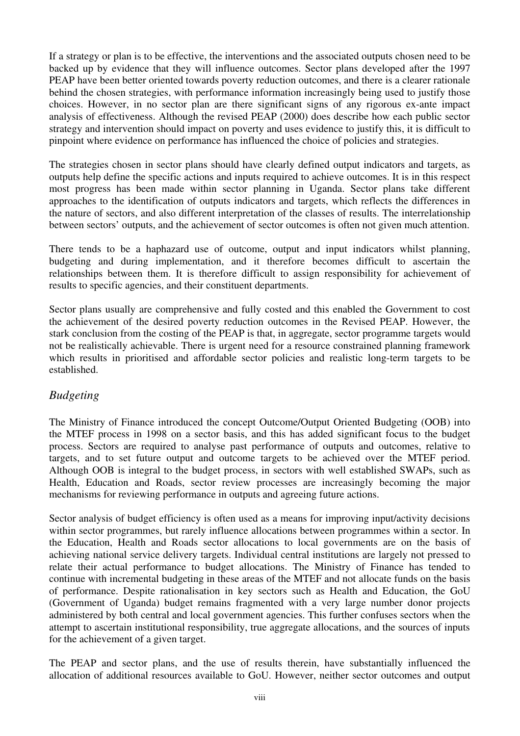If a strategy or plan is to be effective, the interventions and the associated outputs chosen need to be backed up by evidence that they will influence outcomes. Sector plans developed after the 1997 PEAP have been better oriented towards poverty reduction outcomes, and there is a clearer rationale behind the chosen strategies, with performance information increasingly being used to justify those choices. However, in no sector plan are there significant signs of any rigorous ex-ante impact analysis of effectiveness. Although the revised PEAP (2000) does describe how each public sector strategy and intervention should impact on poverty and uses evidence to justify this, it is difficult to pinpoint where evidence on performance has influenced the choice of policies and strategies.

The strategies chosen in sector plans should have clearly defined output indicators and targets, as outputs help define the specific actions and inputs required to achieve outcomes. It is in this respect most progress has been made within sector planning in Uganda. Sector plans take different approaches to the identification of outputs indicators and targets, which reflects the differences in the nature of sectors, and also different interpretation of the classes of results. The interrelationship between sectors' outputs, and the achievement of sector outcomes is often not given much attention.

There tends to be a haphazard use of outcome, output and input indicators whilst planning, budgeting and during implementation, and it therefore becomes difficult to ascertain the relationships between them. It is therefore difficult to assign responsibility for achievement of results to specific agencies, and their constituent departments.

Sector plans usually are comprehensive and fully costed and this enabled the Government to cost the achievement of the desired poverty reduction outcomes in the Revised PEAP. However, the stark conclusion from the costing of the PEAP is that, in aggregate, sector programme targets would not be realistically achievable. There is urgent need for a resource constrained planning framework which results in prioritised and affordable sector policies and realistic long-term targets to be established.

### *Budgeting*

The Ministry of Finance introduced the concept Outcome/Output Oriented Budgeting (OOB) into the MTEF process in 1998 on a sector basis, and this has added significant focus to the budget process. Sectors are required to analyse past performance of outputs and outcomes, relative to targets, and to set future output and outcome targets to be achieved over the MTEF period. Although OOB is integral to the budget process, in sectors with well established SWAPs, such as Health, Education and Roads, sector review processes are increasingly becoming the major mechanisms for reviewing performance in outputs and agreeing future actions.

Sector analysis of budget efficiency is often used as a means for improving input/activity decisions within sector programmes, but rarely influence allocations between programmes within a sector. In the Education, Health and Roads sector allocations to local governments are on the basis of achieving national service delivery targets. Individual central institutions are largely not pressed to relate their actual performance to budget allocations. The Ministry of Finance has tended to continue with incremental budgeting in these areas of the MTEF and not allocate funds on the basis of performance. Despite rationalisation in key sectors such as Health and Education, the GoU (Government of Uganda) budget remains fragmented with a very large number donor projects administered by both central and local government agencies. This further confuses sectors when the attempt to ascertain institutional responsibility, true aggregate allocations, and the sources of inputs for the achievement of a given target.

The PEAP and sector plans, and the use of results therein, have substantially influenced the allocation of additional resources available to GoU. However, neither sector outcomes and output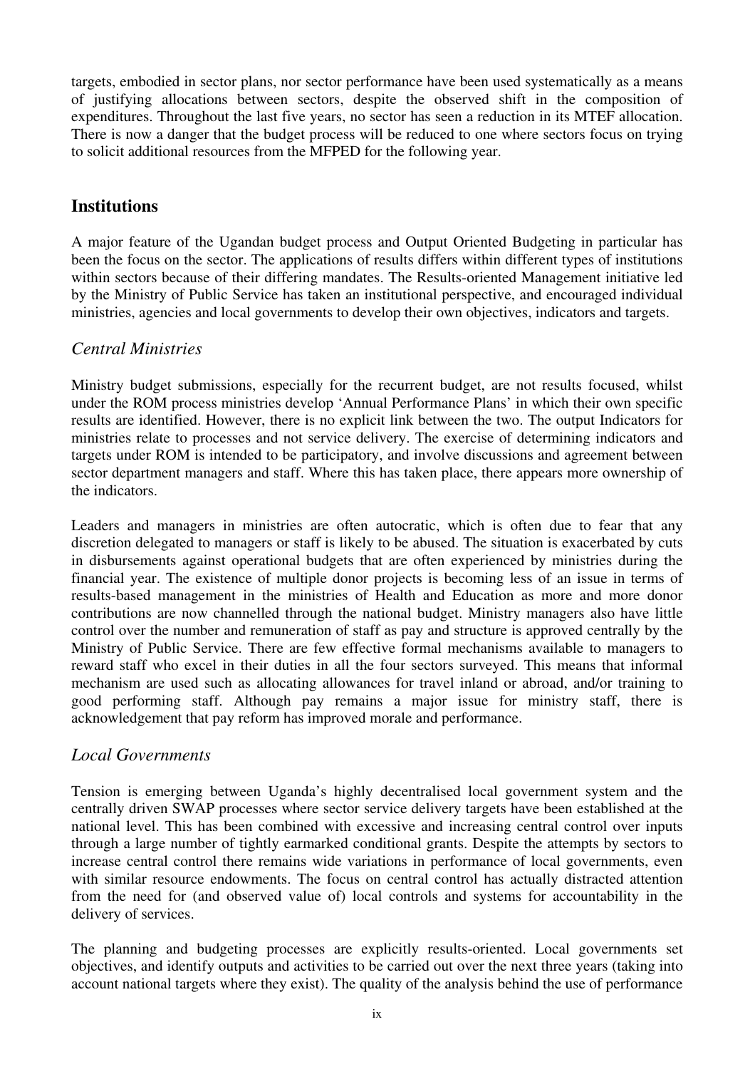targets, embodied in sector plans, nor sector performance have been used systematically as a means of justifying allocations between sectors, despite the observed shift in the composition of expenditures. Throughout the last five years, no sector has seen a reduction in its MTEF allocation. There is now a danger that the budget process will be reduced to one where sectors focus on trying to solicit additional resources from the MFPED for the following year.

## Institutions

A major feature of the Ugandan budget process and Output Oriented Budgeting in particular has been the focus on the sector. The applications of results differs within different types of institutions within sectors because of their differing mandates. The Results-oriented Management initiative led by the Ministry of Public Service has taken an institutional perspective, and encouraged individual ministries, agencies and local governments to develop their own objectives, indicators and targets.

### *Central Ministries*

Ministry budget submissions, especially for the recurrent budget, are not results focused, whilst under the ROM process ministries develop 'Annual Performance Plans' in which their own specific results are identified. However, there is no explicit link between the two. The output Indicators for ministries relate to processes and not service delivery. The exercise of determining indicators and targets under ROM is intended to be participatory, and involve discussions and agreement between sector department managers and staff. Where this has taken place, there appears more ownership of the indicators.

Leaders and managers in ministries are often autocratic, which is often due to fear that any discretion delegated to managers or staff is likely to be abused. The situation is exacerbated by cuts in disbursements against operational budgets that are often experienced by ministries during the financial year. The existence of multiple donor projects is becoming less of an issue in terms of results-based management in the ministries of Health and Education as more and more donor contributions are now channelled through the national budget. Ministry managers also have little control over the number and remuneration of staff as pay and structure is approved centrally by the Ministry of Public Service. There are few effective formal mechanisms available to managers to reward staff who excel in their duties in all the four sectors surveyed. This means that informal mechanism are used such as allocating allowances for travel inland or abroad, and/or training to good performing staff. Although pay remains a major issue for ministry staff, there is acknowledgement that pay reform has improved morale and performance.

### *Local Governments*

Tension is emerging between Uganda's highly decentralised local government system and the centrally driven SWAP processes where sector service delivery targets have been established at the national level. This has been combined with excessive and increasing central control over inputs through a large number of tightly earmarked conditional grants. Despite the attempts by sectors to increase central control there remains wide variations in performance of local governments, even with similar resource endowments. The focus on central control has actually distracted attention from the need for (and observed value of) local controls and systems for accountability in the delivery of services.

The planning and budgeting processes are explicitly results-oriented. Local governments set objectives, and identify outputs and activities to be carried out over the next three years (taking into account national targets where they exist). The quality of the analysis behind the use of performance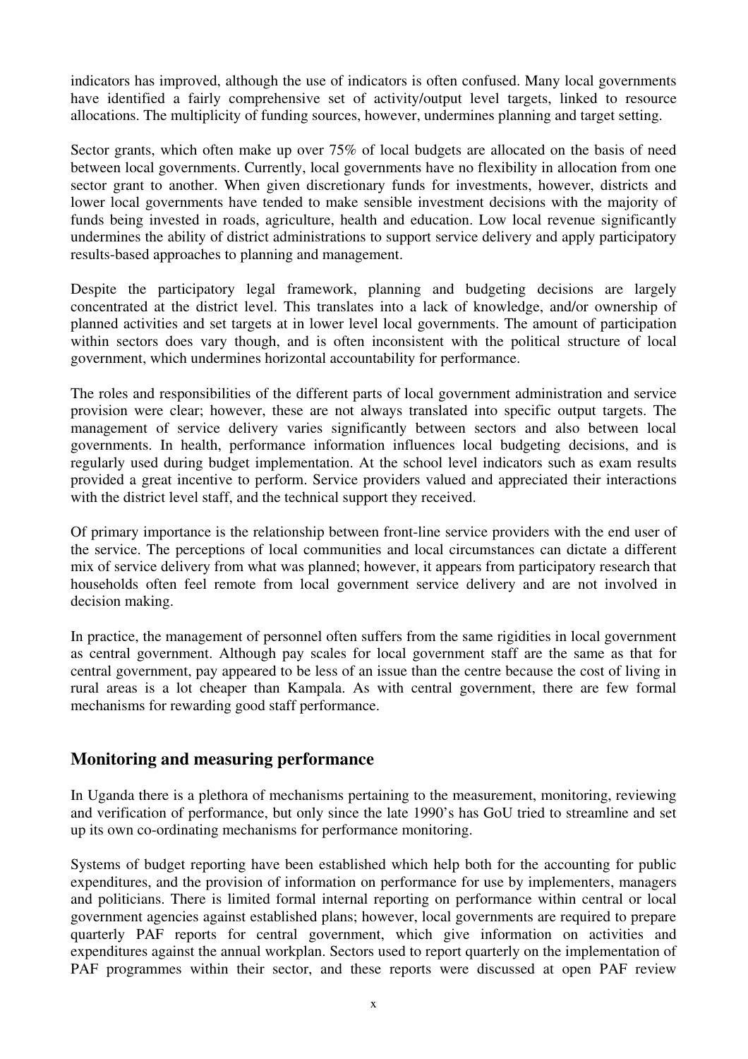indicators has improved, although the use of indicators is often confused. Many local governments have identified a fairly comprehensive set of activity/output level targets, linked to resource allocations. The multiplicity of funding sources, however, undermines planning and target setting.

Sector grants, which often make up over 75% of local budgets are allocated on the basis of need between local governments. Currently, local governments have no flexibility in allocation from one sector grant to another. When given discretionary funds for investments, however, districts and lower local governments have tended to make sensible investment decisions with the majority of funds being invested in roads, agriculture, health and education. Low local revenue significantly undermines the ability of district administrations to support service delivery and apply participatory results-based approaches to planning and management.

Despite the participatory legal framework, planning and budgeting decisions are largely concentrated at the district level. This translates into a lack of knowledge, and/or ownership of planned activities and set targets at in lower level local governments. The amount of participation within sectors does vary though, and is often inconsistent with the political structure of local government, which undermines horizontal accountability for performance.

The roles and responsibilities of the different parts of local government administration and service provision were clear; however, these are not always translated into specific output targets. The management of service delivery varies significantly between sectors and also between local governments. In health, performance information influences local budgeting decisions, and is regularly used during budget implementation. At the school level indicators such as exam results provided a great incentive to perform. Service providers valued and appreciated their interactions with the district level staff, and the technical support they received.

Of primary importance is the relationship between front-line service providers with the end user of the service. The perceptions of local communities and local circumstances can dictate a different mix of service delivery from what was planned; however, it appears from participatory research that households often feel remote from local government service delivery and are not involved in decision making.

In practice, the management of personnel often suffers from the same rigidities in local government as central government. Although pay scales for local government staff are the same as that for central government, pay appeared to be less of an issue than the centre because the cost of living in rural areas is a lot cheaper than Kampala. As with central government, there are few formal mechanisms for rewarding good staff performance.

## Monitoring and measuring performance

In Uganda there is a plethora of mechanisms pertaining to the measurement, monitoring, reviewing and verification of performance, but only since the late 1990's has GoU tried to streamline and set up its own co-ordinating mechanisms for performance monitoring.

Systems of budget reporting have been established which help both for the accounting for public expenditures, and the provision of information on performance for use by implementers, managers and politicians. There is limited formal internal reporting on performance within central or local government agencies against established plans; however, local governments are required to prepare quarterly PAF reports for central government, which give information on activities and expenditures against the annual workplan. Sectors used to report quarterly on the implementation of PAF programmes within their sector, and these reports were discussed at open PAF review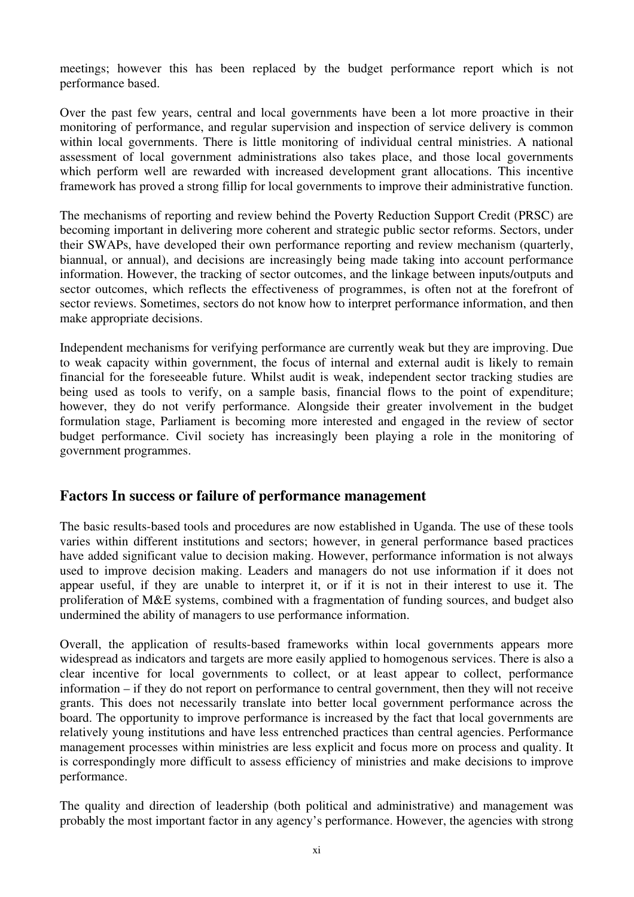meetings; however this has been replaced by the budget performance report which is not performance based.

Over the past few years, central and local governments have been a lot more proactive in their monitoring of performance, and regular supervision and inspection of service delivery is common within local governments. There is little monitoring of individual central ministries. A national assessment of local government administrations also takes place, and those local governments which perform well are rewarded with increased development grant allocations. This incentive framework has proved a strong fillip for local governments to improve their administrative function.

The mechanisms of reporting and review behind the Poverty Reduction Support Credit (PRSC) are becoming important in delivering more coherent and strategic public sector reforms. Sectors, under their SWAPs, have developed their own performance reporting and review mechanism (quarterly, biannual, or annual), and decisions are increasingly being made taking into account performance information. However, the tracking of sector outcomes, and the linkage between inputs/outputs and sector outcomes, which reflects the effectiveness of programmes, is often not at the forefront of sector reviews. Sometimes, sectors do not know how to interpret performance information, and then make appropriate decisions.

Independent mechanisms for verifying performance are currently weak but they are improving. Due to weak capacity within government, the focus of internal and external audit is likely to remain financial for the foreseeable future. Whilst audit is weak, independent sector tracking studies are being used as tools to verify, on a sample basis, financial flows to the point of expenditure; however, they do not verify performance. Alongside their greater involvement in the budget formulation stage, Parliament is becoming more interested and engaged in the review of sector budget performance. Civil society has increasingly been playing a role in the monitoring of government programmes.

## Factors In success or failure of performance management

The basic results-based tools and procedures are now established in Uganda. The use of these tools varies within different institutions and sectors; however, in general performance based practices have added significant value to decision making. However, performance information is not always used to improve decision making. Leaders and managers do not use information if it does not appear useful, if they are unable to interpret it, or if it is not in their interest to use it. The proliferation of M&E systems, combined with a fragmentation of funding sources, and budget also undermined the ability of managers to use performance information.

Overall, the application of results-based frameworks within local governments appears more widespread as indicators and targets are more easily applied to homogenous services. There is also a clear incentive for local governments to collect, or at least appear to collect, performance information – if they do not report on performance to central government, then they will not receive grants. This does not necessarily translate into better local government performance across the board. The opportunity to improve performance is increased by the fact that local governments are relatively young institutions and have less entrenched practices than central agencies. Performance management processes within ministries are less explicit and focus more on process and quality. It is correspondingly more difficult to assess efficiency of ministries and make decisions to improve performance.

The quality and direction of leadership (both political and administrative) and management was probably the most important factor in any agency's performance. However, the agencies with strong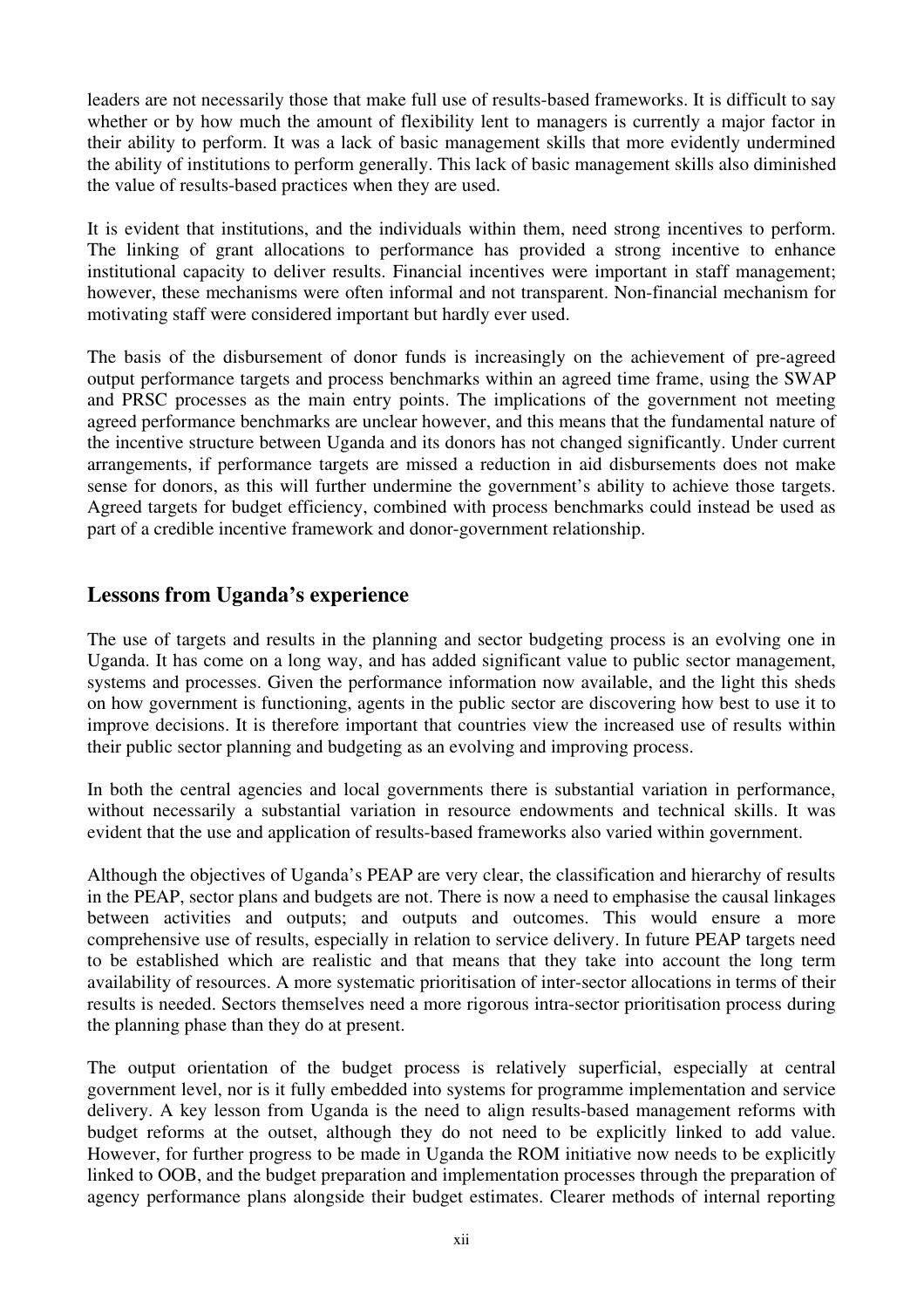leaders are not necessarily those that make full use of results-based frameworks. It is difficult to say whether or by how much the amount of flexibility lent to managers is currently a major factor in their ability to perform. It was a lack of basic management skills that more evidently undermined the ability of institutions to perform generally. This lack of basic management skills also diminished the value of results-based practices when they are used.

It is evident that institutions, and the individuals within them, need strong incentives to perform. The linking of grant allocations to performance has provided a strong incentive to enhance institutional capacity to deliver results. Financial incentives were important in staff management; however, these mechanisms were often informal and not transparent. Non-financial mechanism for motivating staff were considered important but hardly ever used.

The basis of the disbursement of donor funds is increasingly on the achievement of pre-agreed output performance targets and process benchmarks within an agreed time frame, using the SWAP and PRSC processes as the main entry points. The implications of the government not meeting agreed performance benchmarks are unclear however, and this means that the fundamental nature of the incentive structure between Uganda and its donors has not changed significantly. Under current arrangements, if performance targets are missed a reduction in aid disbursements does not make sense for donors, as this will further undermine the government's ability to achieve those targets. Agreed targets for budget efficiency, combined with process benchmarks could instead be used as part of a credible incentive framework and donor-government relationship.

## Lessons from Uganda's experience

The use of targets and results in the planning and sector budgeting process is an evolving one in Uganda. It has come on a long way, and has added significant value to public sector management, systems and processes. Given the performance information now available, and the light this sheds on how government is functioning, agents in the public sector are discovering how best to use it to improve decisions. It is therefore important that countries view the increased use of results within their public sector planning and budgeting as an evolving and improving process.

In both the central agencies and local governments there is substantial variation in performance, without necessarily a substantial variation in resource endowments and technical skills. It was evident that the use and application of results-based frameworks also varied within government.

Although the objectives of Uganda's PEAP are very clear, the classification and hierarchy of results in the PEAP, sector plans and budgets are not. There is now a need to emphasise the causal linkages between activities and outputs; and outputs and outcomes. This would ensure a more comprehensive use of results, especially in relation to service delivery. In future PEAP targets need to be established which are realistic and that means that they take into account the long term availability of resources. A more systematic prioritisation of inter-sector allocations in terms of their results is needed. Sectors themselves need a more rigorous intra-sector prioritisation process during the planning phase than they do at present.

The output orientation of the budget process is relatively superficial, especially at central government level, nor is it fully embedded into systems for programme implementation and service delivery. A key lesson from Uganda is the need to align results-based management reforms with budget reforms at the outset, although they do not need to be explicitly linked to add value. However, for further progress to be made in Uganda the ROM initiative now needs to be explicitly linked to OOB, and the budget preparation and implementation processes through the preparation of agency performance plans alongside their budget estimates. Clearer methods of internal reporting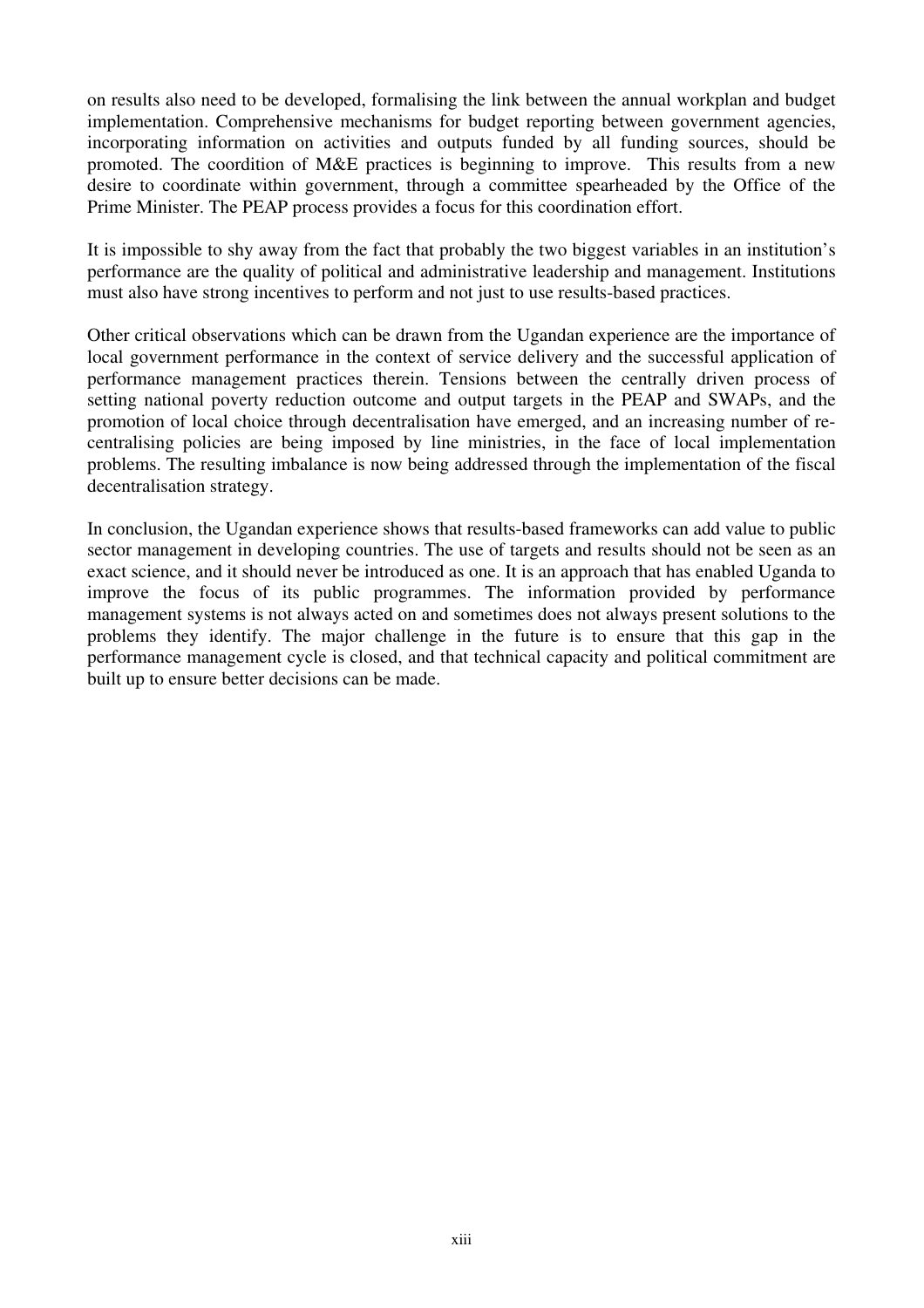on results also need to be developed, formalising the link between the annual workplan and budget implementation. Comprehensive mechanisms for budget reporting between government agencies, incorporating information on activities and outputs funded by all funding sources, should be promoted. The coordition of M&E practices is beginning to improve. This results from a new desire to coordinate within government, through a committee spearheaded by the Office of the Prime Minister. The PEAP process provides a focus for this coordination effort.

It is impossible to shy away from the fact that probably the two biggest variables in an institution's performance are the quality of political and administrative leadership and management. Institutions must also have strong incentives to perform and not just to use results-based practices.

Other critical observations which can be drawn from the Ugandan experience are the importance of local government performance in the context of service delivery and the successful application of performance management practices therein. Tensions between the centrally driven process of setting national poverty reduction outcome and output targets in the PEAP and SWAPs, and the promotion of local choice through decentralisation have emerged, and an increasing number of re-centralising policies are being imposed by line ministries, in the face of local implementation problems. The resulting imbalance is now being addressed through the implementation of the fiscal decentralisation strategy.

In conclusion, the Ugandan experience shows that results-based frameworks can add value to public sector management in developing countries. The use of targets and results should not be seen as an exact science, and it should never be introduced as one. It is an approach that has enabled Uganda to improve the focus of its public programmes. The information provided by performance management systems is not always acted on and sometimes does not always present solutions to the problems they identify. The major challenge in the future is to ensure that this gap in the performance management cycle is closed, and that technical capacity and political commitment are built up to ensure better decisions can be made.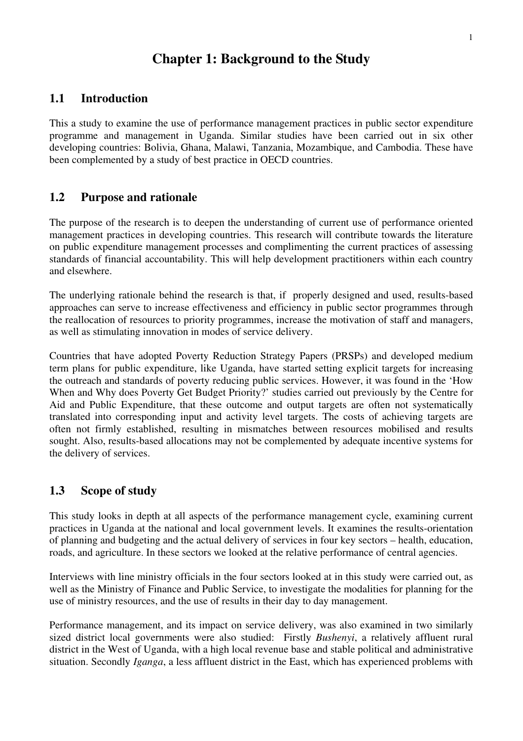# Chapter 1: Background to the Study

## 1.1 Introduction

This a study to examine the use of performance management practices in public sector expenditure programme and management in Uganda. Similar studies have been carried out in six other developing countries: Bolivia, Ghana, Malawi, Tanzania, Mozambique, and Cambodia. These have been complemented by a study of best practice in OECD countries.

## 1.2 Purpose and rationale

The purpose of the research is to deepen the understanding of current use of performance oriented management practices in developing countries. This research will contribute towards the literature on public expenditure management processes and complimenting the current practices of assessing standards of financial accountability. This will help development practitioners within each country and elsewhere.

The underlying rationale behind the research is that, if properly designed and used, results-based approaches can serve to increase effectiveness and efficiency in public sector programmes through the reallocation of resources to priority programmes, increase the motivation of staff and managers, as well as stimulating innovation in modes of service delivery.

Countries that have adopted Poverty Reduction Strategy Papers (PRSPs) and developed medium term plans for public expenditure, like Uganda, have started setting explicit targets for increasing the outreach and standards of poverty reducing public services. However, it was found in the 'How When and Why does Poverty Get Budget Priority?' studies carried out previously by the Centre for Aid and Public Expenditure, that these outcome and output targets are often not systematically translated into corresponding input and activity level targets. The costs of achieving targets are often not firmly established, resulting in mismatches between resources mobilised and results sought. Also, results-based allocations may not be complemented by adequate incentive systems for the delivery of services.

## 1.3 Scope of study

This study looks in depth at all aspects of the performance management cycle, examining current practices in Uganda at the national and local government levels. It examines the results-orientation of planning and budgeting and the actual delivery of services in four key sectors – health, education, roads, and agriculture. In these sectors we looked at the relative performance of central agencies.

Interviews with line ministry officials in the four sectors looked at in this study were carried out, as well as the Ministry of Finance and Public Service, to investigate the modalities for planning for the use of ministry resources, and the use of results in their day to day management.

Performance management, and its impact on service delivery, was also examined in two similarly sized district local governments were also studied: Firstly *Bushenyi*, a relatively affluent rural district in the West of Uganda, with a high local revenue base and stable political and administrative situation. Secondly *Iganga*, a less affluent district in the East, which has experienced problems with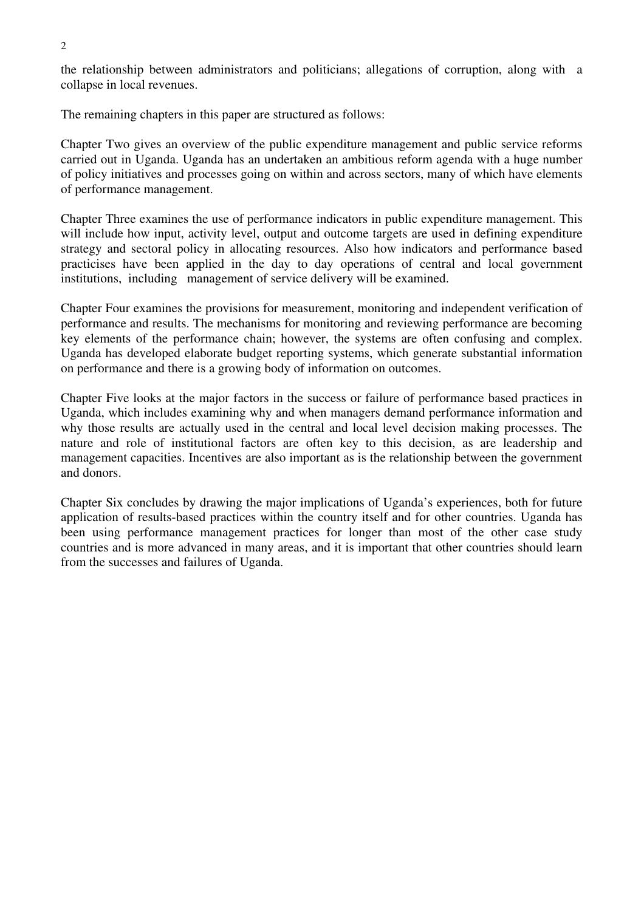the relationship between administrators and politicians; allegations of corruption, along with a collapse in local revenues.

The remaining chapters in this paper are structured as follows:

Chapter Two gives an overview of the public expenditure management and public service reforms carried out in Uganda. Uganda has an undertaken an ambitious reform agenda with a huge number of policy initiatives and processes going on within and across sectors, many of which have elements of performance management.

Chapter Three examines the use of performance indicators in public expenditure management. This will include how input, activity level, output and outcome targets are used in defining expenditure strategy and sectoral policy in allocating resources. Also how indicators and performance based practicises have been applied in the day to day operations of central and local government institutions, including management of service delivery will be examined.

Chapter Four examines the provisions for measurement, monitoring and independent verification of performance and results. The mechanisms for monitoring and reviewing performance are becoming key elements of the performance chain; however, the systems are often confusing and complex. Uganda has developed elaborate budget reporting systems, which generate substantial information on performance and there is a growing body of information on outcomes.

Chapter Five looks at the major factors in the success or failure of performance based practices in Uganda, which includes examining why and when managers demand performance information and why those results are actually used in the central and local level decision making processes. The nature and role of institutional factors are often key to this decision, as are leadership and management capacities. Incentives are also important as is the relationship between the government and donors.

Chapter Six concludes by drawing the major implications of Uganda's experiences, both for future application of results-based practices within the country itself and for other countries. Uganda has been using performance management practices for longer than most of the other case study countries and is more advanced in many areas, and it is important that other countries should learn from the successes and failures of Uganda.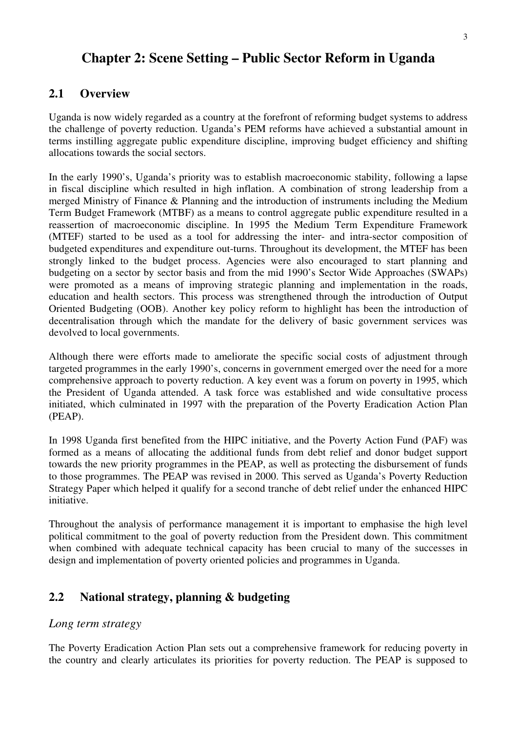# Chapter 2: Scene Setting – Public Sector Reform in Uganda

## 2.1 Overview

Uganda is now widely regarded as a country at the forefront of reforming budget systems to address the challenge of poverty reduction. Uganda's PEM reforms have achieved a substantial amount in terms instilling aggregate public expenditure discipline, improving budget efficiency and shifting allocations towards the social sectors.

In the early 1990's, Uganda's priority was to establish macroeconomic stability, following a lapse in fiscal discipline which resulted in high inflation. A combination of strong leadership from a merged Ministry of Finance & Planning and the introduction of instruments including the Medium Term Budget Framework (MTBF) as a means to control aggregate public expenditure resulted in a reassertion of macroeconomic discipline. In 1995 the Medium Term Expenditure Framework (MTEF) started to be used as a tool for addressing the inter- and intra-sector composition of budgeted expenditures and expenditure out-turns. Throughout its development, the MTEF has been strongly linked to the budget process. Agencies were also encouraged to start planning and budgeting on a sector by sector basis and from the mid 1990's Sector Wide Approaches (SWAPs) were promoted as a means of improving strategic planning and implementation in the roads, education and health sectors. This process was strengthened through the introduction of Output Oriented Budgeting (OOB). Another key policy reform to highlight has been the introduction of decentralisation through which the mandate for the delivery of basic government services was devolved to local governments.

Although there were efforts made to ameliorate the specific social costs of adjustment through targeted programmes in the early 1990's, concerns in government emerged over the need for a more comprehensive approach to poverty reduction. A key event was a forum on poverty in 1995, which the President of Uganda attended. A task force was established and wide consultative process initiated, which culminated in 1997 with the preparation of the Poverty Eradication Action Plan (PEAP).

In 1998 Uganda first benefited from the HIPC initiative, and the Poverty Action Fund (PAF) was formed as a means of allocating the additional funds from debt relief and donor budget support towards the new priority programmes in the PEAP, as well as protecting the disbursement of funds to those programmes. The PEAP was revised in 2000. This served as Uganda's Poverty Reduction Strategy Paper which helped it qualify for a second tranche of debt relief under the enhanced HIPC initiative.

Throughout the analysis of performance management it is important to emphasise the high level political commitment to the goal of poverty reduction from the President down. This commitment when combined with adequate technical capacity has been crucial to many of the successes in design and implementation of poverty oriented policies and programmes in Uganda.

## 2.2 National strategy, planning & budgeting

*Long term strategy*

The Poverty Eradication Action Plan sets out a comprehensive framework for reducing poverty in the country and clearly articulates its priorities for poverty reduction. The PEAP is supposed to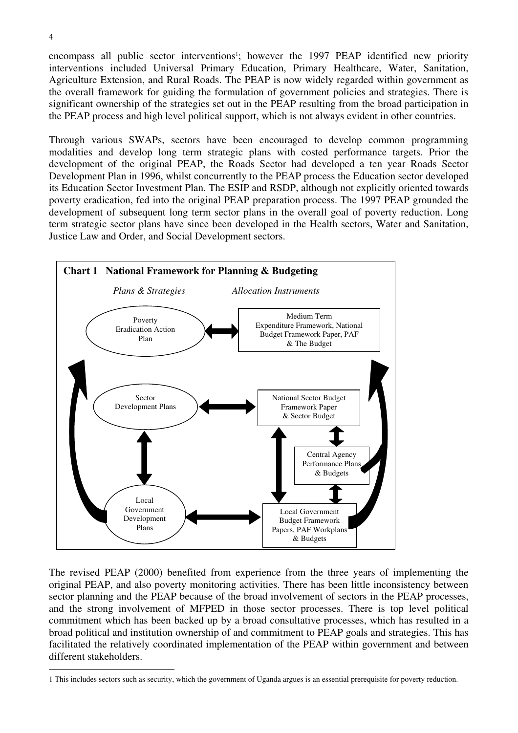encompass all public sector interventions[1]; however the 1997 PEAP identified new priority interventions included Universal Primary Education, Primary Healthcare, Water, Sanitation, Agriculture Extension, and Rural Roads. The PEAP is now widely regarded within government as the overall framework for guiding the formulation of government policies and strategies. There is significant ownership of the strategies set out in the PEAP resulting from the broad participation in the PEAP process and high level political support, which is not always evident in other countries.

Through various SWAPs, sectors have been encouraged to develop common programming modalities and develop long term strategic plans with costed performance targets. Prior the development of the original PEAP, the Roads Sector had developed a ten year Roads Sector Development Plan in 1996, whilst concurrently to the PEAP process the Education sector developed its Education Sector Investment Plan. The ESIP and RSDP, although not explicitly oriented towards poverty eradication, fed into the original PEAP preparation process. The 1997 PEAP grounded the development of subsequent long term sector plans in the overall goal of poverty reduction. Long term strategic sector plans have since been developed in the Health sectors, Water and Sanitation, Justice Law and Order, and Social Development sectors.

**Chart 1 National Framework for Planning & Budgeting**

| *Plans & Strategies* | *Allocation Instruments* |
|---|---|
| Poverty Eradication Action Plan | Medium Term Expenditure Framework, National Budget Framework Paper, PAF & The Budget |
| Sector Development Plans | National Sector Budget Framework Paper & Sector Budget |
| | Central Agency Performance Plans & Budgets |
| Local Government Development Plans | Local Government Budget Framework Papers, PAF Workplans & Budgets |

The revised PEAP (2000) benefited from experience from the three years of implementing the original PEAP, and also poverty monitoring activities. There has been little inconsistency between sector planning and the PEAP because of the broad involvement of sectors in the PEAP processes, and the strong involvement of MFPED in those sector processes. There is top level political commitment which has been backed up by a broad consultative processes, which has resulted in a broad political and institution ownership of and commitment to PEAP goals and strategies. This has facilitated the relatively coordinated implementation of the PEAP within government and between different stakeholders.

---

1 This includes sectors such as security, which the government of Uganda argues is an essential prerequisite for poverty reduction.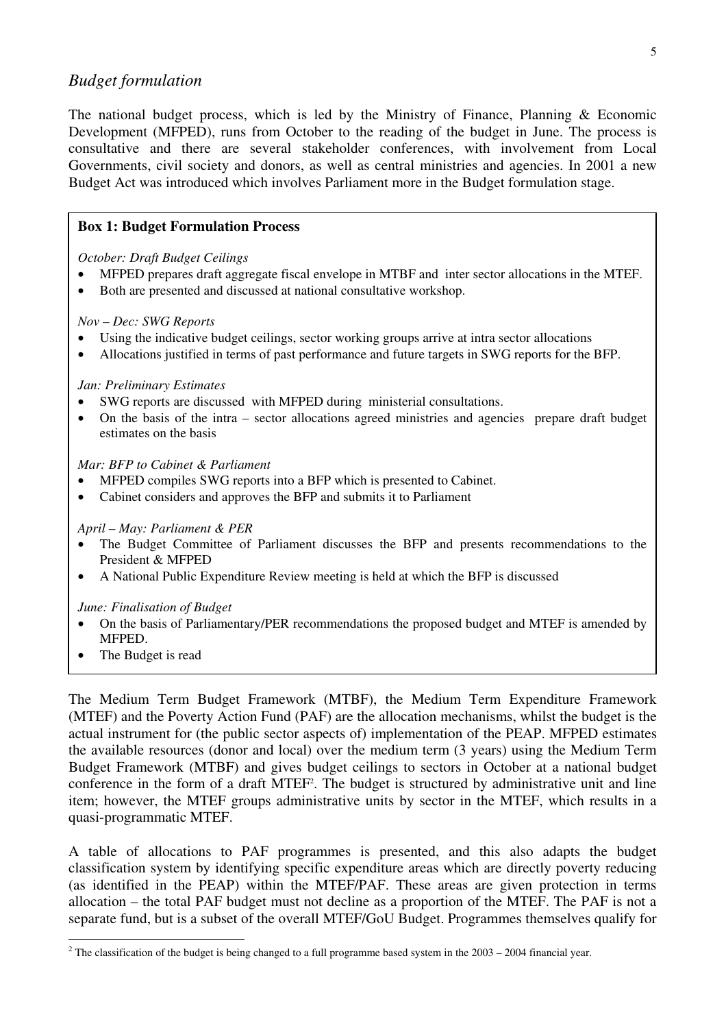## *Budget formulation*

The national budget process, which is led by the Ministry of Finance, Planning & Economic Development (MFPED), runs from October to the reading of the budget in June. The process is consultative and there are several stakeholder conferences, with involvement from Local Governments, civil society and donors, as well as central ministries and agencies. In 2001 a new Budget Act was introduced which involves Parliament more in the Budget formulation stage.

> **Box 1: Budget Formulation Process**
>
> *October: Draft Budget Ceilings*
>
> - MFPED prepares draft aggregate fiscal envelope in MTBF and inter sector allocations in the MTEF.
> - Both are presented and discussed at national consultative workshop.
>
> *Nov – Dec: SWG Reports*
>
> - Using the indicative budget ceilings, sector working groups arrive at intra sector allocations
> - Allocations justified in terms of past performance and future targets in SWG reports for the BFP.
>
> *Jan: Preliminary Estimates*
>
> - SWG reports are discussed with MFPED during ministerial consultations.
> - On the basis of the intra – sector allocations agreed ministries and agencies prepare draft budget estimates on the basis
>
> *Mar: BFP to Cabinet & Parliament*
>
> - MFPED compiles SWG reports into a BFP which is presented to Cabinet.
> - Cabinet considers and approves the BFP and submits it to Parliament
>
> *April – May: Parliament & PER*
>
> - The Budget Committee of Parliament discusses the BFP and presents recommendations to the President & MFPED
> - A National Public Expenditure Review meeting is held at which the BFP is discussed
>
> *June: Finalisation of Budget*
>
> - On the basis of Parliamentary/PER recommendations the proposed budget and MTEF is amended by MFPED.
> - The Budget is read

The Medium Term Budget Framework (MTBF), the Medium Term Expenditure Framework (MTEF) and the Poverty Action Fund (PAF) are the allocation mechanisms, whilst the budget is the actual instrument for (the public sector aspects of) implementation of the PEAP. MFPED estimates the available resources (donor and local) over the medium term (3 years) using the Medium Term Budget Framework (MTBF) and gives budget ceilings to sectors in October at a national budget conference in the form of a draft MTEF[2]. The budget is structured by administrative unit and line item; however, the MTEF groups administrative units by sector in the MTEF, which results in a quasi-programmatic MTEF.

A table of allocations to PAF programmes is presented, and this also adapts the budget classification system by identifying specific expenditure areas which are directly poverty reducing (as identified in the PEAP) within the MTEF/PAF. These areas are given protection in terms allocation – the total PAF budget must not decline as a proportion of the MTEF. The PAF is not a separate fund, but is a subset of the overall MTEF/GoU Budget. Programmes themselves qualify for

[2] The classification of the budget is being changed to a full programme based system in the 2003 – 2004 financial year.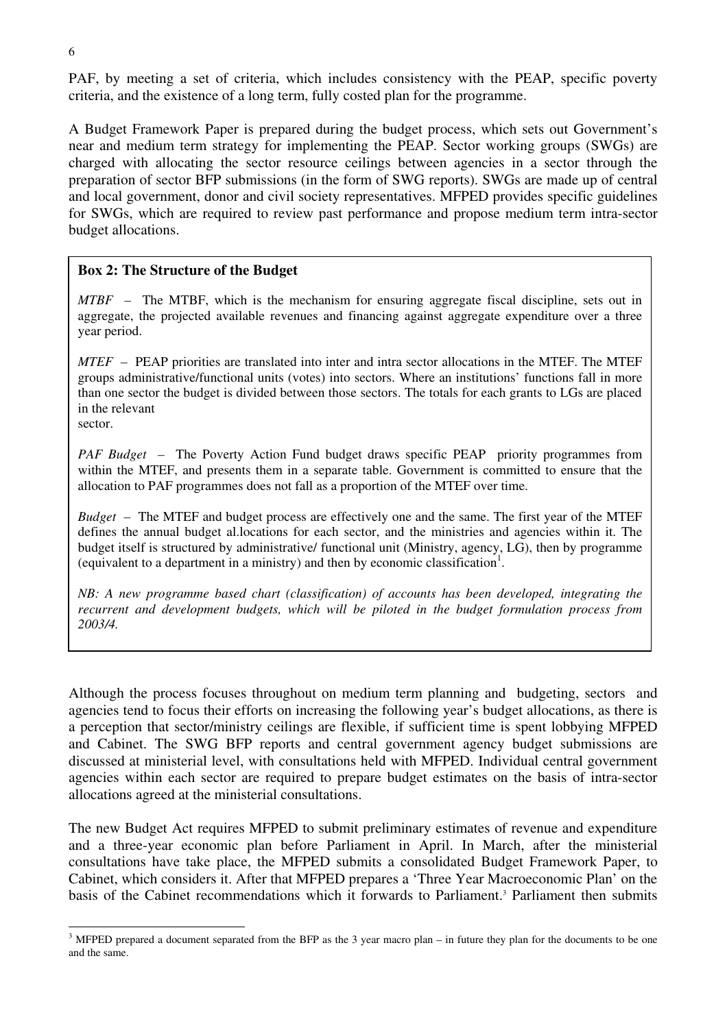PAF, by meeting a set of criteria, which includes consistency with the PEAP, specific poverty criteria, and the existence of a long term, fully costed plan for the programme.

A Budget Framework Paper is prepared during the budget process, which sets out Government's near and medium term strategy for implementing the PEAP. Sector working groups (SWGs) are charged with allocating the sector resource ceilings between agencies in a sector through the preparation of sector BFP submissions (in the form of SWG reports). SWGs are made up of central and local government, donor and civil society representatives. MFPED provides specific guidelines for SWGs, which are required to review past performance and propose medium term intra-sector budget allocations.

> **Box 2: The Structure of the Budget**
>
> *MTBF* – The MTBF, which is the mechanism for ensuring aggregate fiscal discipline, sets out in aggregate, the projected available revenues and financing against aggregate expenditure over a three year period.
>
> *MTEF* – PEAP priorities are translated into inter and intra sector allocations in the MTEF. The MTEF groups administrative/functional units (votes) into sectors. Where an institutions' functions fall in more than one sector the budget is divided between those sectors. The totals for each grants to LGs are placed in the relevant sector.
>
> *PAF Budget* – The Poverty Action Fund budget draws specific PEAP priority programmes from within the MTEF, and presents them in a separate table. Government is committed to ensure that the allocation to PAF programmes does not fall as a proportion of the MTEF over time.
>
> *Budget* – The MTEF and budget process are effectively one and the same. The first year of the MTEF defines the annual budget al.locations for each sector, and the ministries and agencies within it. The budget itself is structured by administrative/ functional unit (Ministry, agency, LG), then by programme (equivalent to a department in a ministry) and then by economic classification[1].
>
> *NB: A new programme based chart (classification) of accounts has been developed, integrating the recurrent and development budgets, which will be piloted in the budget formulation process from 2003/4.*

Although the process focuses throughout on medium term planning and budgeting, sectors and agencies tend to focus their efforts on increasing the following year's budget allocations, as there is a perception that sector/ministry ceilings are flexible, if sufficient time is spent lobbying MFPED and Cabinet. The SWG BFP reports and central government agency budget submissions are discussed at ministerial level, with consultations held with MFPED. Individual central government agencies within each sector are required to prepare budget estimates on the basis of intra-sector allocations agreed at the ministerial consultations.

The new Budget Act requires MFPED to submit preliminary estimates of revenue and expenditure and a three-year economic plan before Parliament in April. In March, after the ministerial consultations have take place, the MFPED submits a consolidated Budget Framework Paper, to Cabinet, which considers it. After that MFPED prepares a 'Three Year Macroeconomic Plan' on the basis of the Cabinet recommendations which it forwards to Parliament.[3] Parliament then submits

[3] MFPED prepared a document separated from the BFP as the 3 year macro plan – in future they plan for the documents to be one and the same.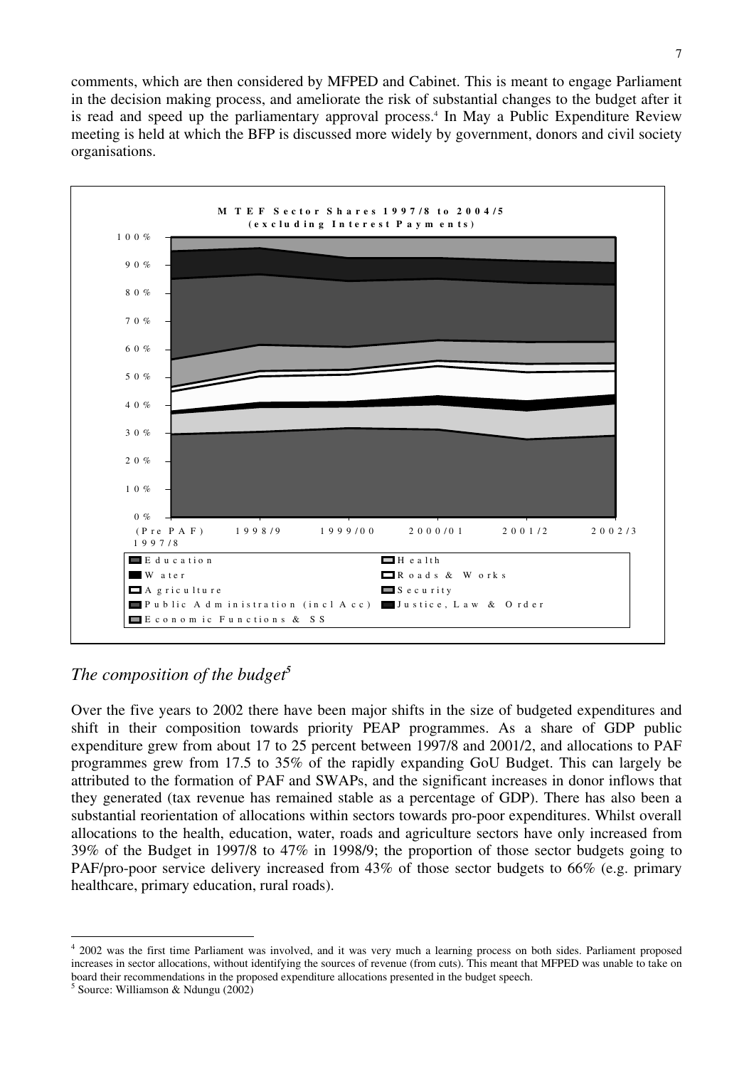comments, which are then considered by MFPED and Cabinet. This is meant to engage Parliament in the decision making process, and ameliorate the risk of substantial changes to the budget after it is read and speed up the parliamentary approval process.[4] In May a Public Expenditure Review meeting is held at which the BFP is discussed more widely by government, donors and civil society organisations.

MTEF Sector Shares 1997/8 to 2004/5 (excluding Interest Payments)

## *The composition of the budget*[5]

Over the five years to 2002 there have been major shifts in the size of budgeted expenditures and shift in their composition towards priority PEAP programmes. As a share of GDP public expenditure grew from about 17 to 25 percent between 1997/8 and 2001/2, and allocations to PAF programmes grew from 17.5 to 35% of the rapidly expanding GoU Budget. This can largely be attributed to the formation of PAF and SWAPs, and the significant increases in donor inflows that they generated (tax revenue has remained stable as a percentage of GDP). There has also been a substantial reorientation of allocations within sectors towards pro-poor expenditures. Whilst overall allocations to the health, education, water, roads and agriculture sectors have only increased from 39% of the Budget in 1997/8 to 47% in 1998/9; the proportion of those sector budgets going to PAF/pro-poor service delivery increased from 43% of those sector budgets to 66% (e.g. primary healthcare, primary education, rural roads).

---

[4] 2002 was the first time Parliament was involved, and it was very much a learning process on both sides. Parliament proposed increases in sector allocations, without identifying the sources of revenue (from cuts). This meant that MFPED was unable to take on board their recommendations in the proposed expenditure allocations presented in the budget speech.

[5] Source: Williamson & Ndungu (2002)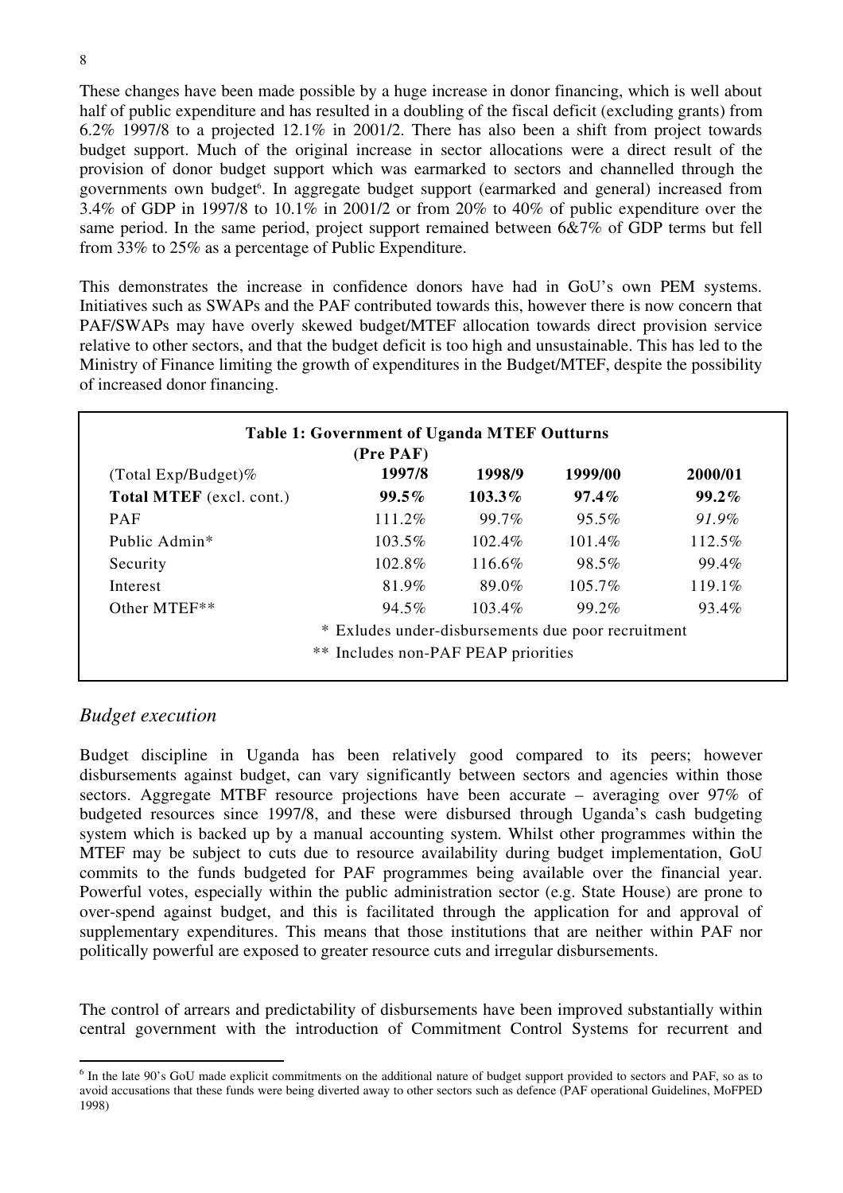These changes have been made possible by a huge increase in donor financing, which is well about half of public expenditure and has resulted in a doubling of the fiscal deficit (excluding grants) from 6.2% 1997/8 to a projected 12.1% in 2001/2. There has also been a shift from project towards budget support. Much of the original increase in sector allocations were a direct result of the provision of donor budget support which was earmarked to sectors and channelled through the governments own budget[6]. In aggregate budget support (earmarked and general) increased from 3.4% of GDP in 1997/8 to 10.1% in 2001/2 or from 20% to 40% of public expenditure over the same period. In the same period, project support remained between 6&7% of GDP terms but fell from 33% to 25% as a percentage of Public Expenditure.

This demonstrates the increase in confidence donors have had in GoU's own PEM systems. Initiatives such as SWAPs and the PAF contributed towards this, however there is now concern that PAF/SWAPs may have overly skewed budget/MTEF allocation towards direct provision service relative to other sectors, and that the budget deficit is too high and unsustainable. This has led to the Ministry of Finance limiting the growth of expenditures in the Budget/MTEF, despite the possibility of increased donor financing.

**Table 1: Government of Uganda MTEF Outturns**

| (Total Exp/Budget)% | (Pre PAF) 1997/8 | 1998/9 | 1999/00 | 2000/01 |
|---|---|---|---|---|
| **Total MTEF** (excl. cont.) | **99.5%** | **103.3%** | **97.4%** | **99.2%** |
| PAF | 111.2% | 99.7% | 95.5% | *91.9%* |
| Public Admin* | 103.5% | 102.4% | 101.4% | 112.5% |
| Security | 102.8% | 116.6% | 98.5% | 99.4% |
| Interest | 81.9% | 89.0% | 105.7% | 119.1% |
| Other MTEF** | 94.5% | 103.4% | 99.2% | 93.4% |

\* Exludes under-disbursements due poor recruitment

\** Includes non-PAF PEAP priorities

## *Budget execution*

Budget discipline in Uganda has been relatively good compared to its peers; however disbursements against budget, can vary significantly between sectors and agencies within those sectors. Aggregate MTBF resource projections have been accurate – averaging over 97% of budgeted resources since 1997/8, and these were disbursed through Uganda's cash budgeting system which is backed up by a manual accounting system. Whilst other programmes within the MTEF may be subject to cuts due to resource availability during budget implementation, GoU commits to the funds budgeted for PAF programmes being available over the financial year. Powerful votes, especially within the public administration sector (e.g. State House) are prone to over-spend against budget, and this is facilitated through the application for and approval of supplementary expenditures. This means that those institutions that are neither within PAF nor politically powerful are exposed to greater resource cuts and irregular disbursements.

The control of arrears and predictability of disbursements have been improved substantially within central government with the introduction of Commitment Control Systems for recurrent and

[6] In the late 90's GoU made explicit commitments on the additional nature of budget support provided to sectors and PAF, so as to avoid accusations that these funds were being diverted away to other sectors such as defence (PAF operational Guidelines, MoFPED 1998)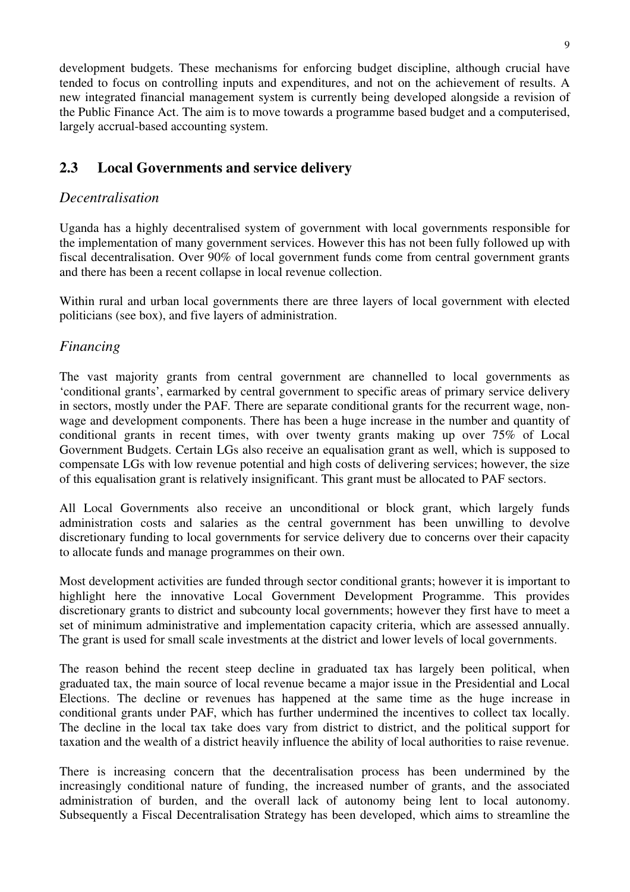development budgets. These mechanisms for enforcing budget discipline, although crucial have tended to focus on controlling inputs and expenditures, and not on the achievement of results. A new integrated financial management system is currently being developed alongside a revision of the Public Finance Act. The aim is to move towards a programme based budget and a computerised, largely accrual-based accounting system.

## 2.3 Local Governments and service delivery

### *Decentralisation*

Uganda has a highly decentralised system of government with local governments responsible for the implementation of many government services. However this has not been fully followed up with fiscal decentralisation. Over 90% of local government funds come from central government grants and there has been a recent collapse in local revenue collection.

Within rural and urban local governments there are three layers of local government with elected politicians (see box), and five layers of administration.

### *Financing*

The vast majority grants from central government are channelled to local governments as 'conditional grants', earmarked by central government to specific areas of primary service delivery in sectors, mostly under the PAF. There are separate conditional grants for the recurrent wage, non-wage and development components. There has been a huge increase in the number and quantity of conditional grants in recent times, with over twenty grants making up over 75% of Local Government Budgets. Certain LGs also receive an equalisation grant as well, which is supposed to compensate LGs with low revenue potential and high costs of delivering services; however, the size of this equalisation grant is relatively insignificant. This grant must be allocated to PAF sectors.

All Local Governments also receive an unconditional or block grant, which largely funds administration costs and salaries as the central government has been unwilling to devolve discretionary funding to local governments for service delivery due to concerns over their capacity to allocate funds and manage programmes on their own.

Most development activities are funded through sector conditional grants; however it is important to highlight here the innovative Local Government Development Programme. This provides discretionary grants to district and subcounty local governments; however they first have to meet a set of minimum administrative and implementation capacity criteria, which are assessed annually. The grant is used for small scale investments at the district and lower levels of local governments.

The reason behind the recent steep decline in graduated tax has largely been political, when graduated tax, the main source of local revenue became a major issue in the Presidential and Local Elections. The decline or revenues has happened at the same time as the huge increase in conditional grants under PAF, which has further undermined the incentives to collect tax locally. The decline in the local tax take does vary from district to district, and the political support for taxation and the wealth of a district heavily influence the ability of local authorities to raise revenue.

There is increasing concern that the decentralisation process has been undermined by the increasingly conditional nature of funding, the increased number of grants, and the associated administration of burden, and the overall lack of autonomy being lent to local autonomy. Subsequently a Fiscal Decentralisation Strategy has been developed, which aims to streamline the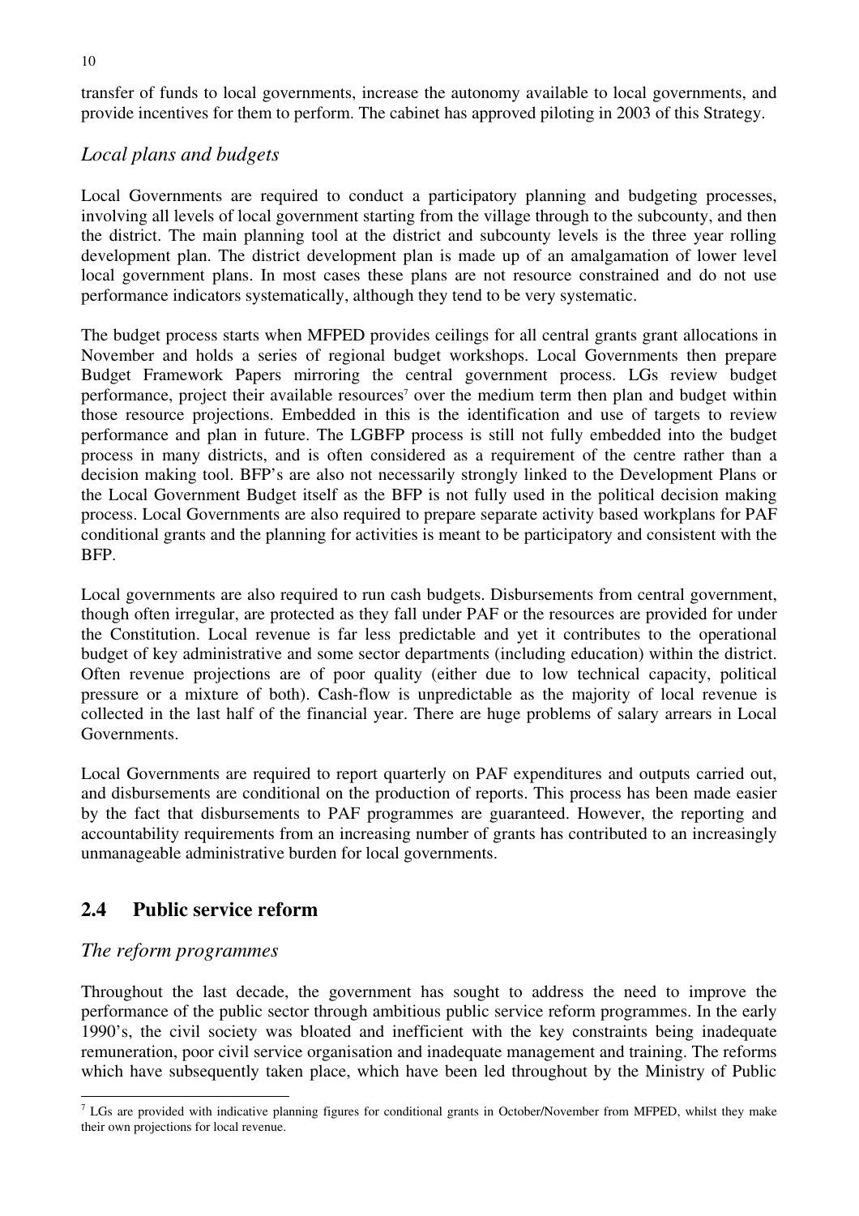transfer of funds to local governments, increase the autonomy available to local governments, and provide incentives for them to perform. The cabinet has approved piloting in 2003 of this Strategy.

### *Local plans and budgets*

Local Governments are required to conduct a participatory planning and budgeting processes, involving all levels of local government starting from the village through to the subcounty, and then the district. The main planning tool at the district and subcounty levels is the three year rolling development plan. The district development plan is made up of an amalgamation of lower level local government plans. In most cases these plans are not resource constrained and do not use performance indicators systematically, although they tend to be very systematic.

The budget process starts when MFPED provides ceilings for all central grants grant allocations in November and holds a series of regional budget workshops. Local Governments then prepare Budget Framework Papers mirroring the central government process. LGs review budget performance, project their available resources[7] over the medium term then plan and budget within those resource projections. Embedded in this is the identification and use of targets to review performance and plan in future. The LGBFP process is still not fully embedded into the budget process in many districts, and is often considered as a requirement of the centre rather than a decision making tool. BFP's are also not necessarily strongly linked to the Development Plans or the Local Government Budget itself as the BFP is not fully used in the political decision making process. Local Governments are also required to prepare separate activity based workplans for PAF conditional grants and the planning for activities is meant to be participatory and consistent with the BFP.

Local governments are also required to run cash budgets. Disbursements from central government, though often irregular, are protected as they fall under PAF or the resources are provided for under the Constitution. Local revenue is far less predictable and yet it contributes to the operational budget of key administrative and some sector departments (including education) within the district. Often revenue projections are of poor quality (either due to low technical capacity, political pressure or a mixture of both). Cash-flow is unpredictable as the majority of local revenue is collected in the last half of the financial year. There are huge problems of salary arrears in Local Governments.

Local Governments are required to report quarterly on PAF expenditures and outputs carried out, and disbursements are conditional on the production of reports. This process has been made easier by the fact that disbursements to PAF programmes are guaranteed. However, the reporting and accountability requirements from an increasing number of grants has contributed to an increasingly unmanageable administrative burden for local governments.

## 2.4 Public service reform

### *The reform programmes*

Throughout the last decade, the government has sought to address the need to improve the performance of the public sector through ambitious public service reform programmes. In the early 1990's, the civil society was bloated and inefficient with the key constraints being inadequate remuneration, poor civil service organisation and inadequate management and training. The reforms which have subsequently taken place, which have been led throughout by the Ministry of Public

---

[7] LGs are provided with indicative planning figures for conditional grants in October/November from MFPED, whilst they make their own projections for local revenue.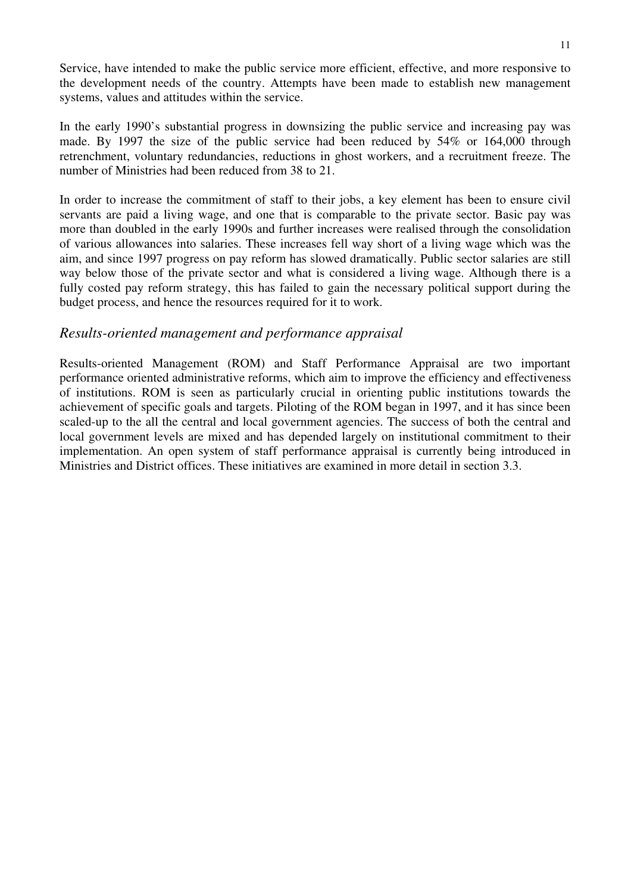Service, have intended to make the public service more efficient, effective, and more responsive to the development needs of the country. Attempts have been made to establish new management systems, values and attitudes within the service.

In the early 1990's substantial progress in downsizing the public service and increasing pay was made. By 1997 the size of the public service had been reduced by 54% or 164,000 through retrenchment, voluntary redundancies, reductions in ghost workers, and a recruitment freeze. The number of Ministries had been reduced from 38 to 21.

In order to increase the commitment of staff to their jobs, a key element has been to ensure civil servants are paid a living wage, and one that is comparable to the private sector. Basic pay was more than doubled in the early 1990s and further increases were realised through the consolidation of various allowances into salaries. These increases fell way short of a living wage which was the aim, and since 1997 progress on pay reform has slowed dramatically. Public sector salaries are still way below those of the private sector and what is considered a living wage. Although there is a fully costed pay reform strategy, this has failed to gain the necessary political support during the budget process, and hence the resources required for it to work.

### *Results-oriented management and performance appraisal*

Results-oriented Management (ROM) and Staff Performance Appraisal are two important performance oriented administrative reforms, which aim to improve the efficiency and effectiveness of institutions. ROM is seen as particularly crucial in orienting public institutions towards the achievement of specific goals and targets. Piloting of the ROM began in 1997, and it has since been scaled-up to the all the central and local government agencies. The success of both the central and local government levels are mixed and has depended largely on institutional commitment to their implementation. An open system of staff performance appraisal is currently being introduced in Ministries and District offices. These initiatives are examined in more detail in section 3.3.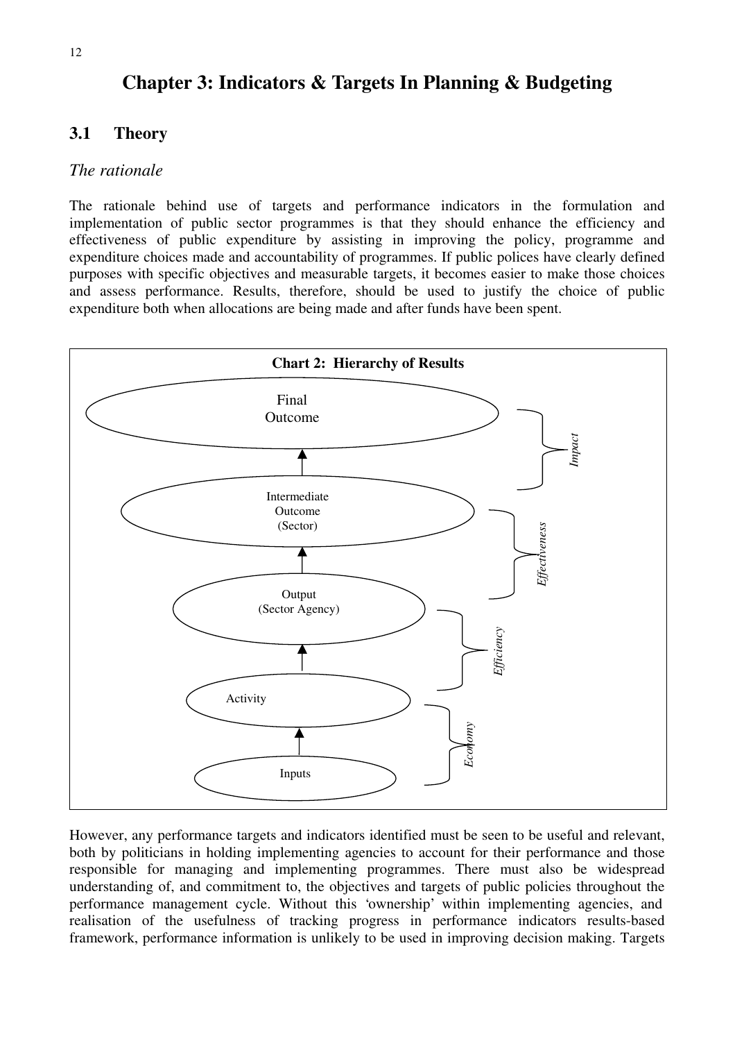# Chapter 3: Indicators & Targets In Planning & Budgeting

## 3.1 Theory

### *The rationale*

The rationale behind use of targets and performance indicators in the formulation and implementation of public sector programmes is that they should enhance the efficiency and effectiveness of public expenditure by assisting in improving the policy, programme and expenditure choices made and accountability of programmes. If public polices have clearly defined purposes with specific objectives and measurable targets, it becomes easier to make those choices and assess performance. Results, therefore, should be used to justify the choice of public expenditure both when allocations are being made and after funds have been spent.

**Chart 2: Hierarchy of Results**

Final Outcome

Intermediate Outcome (Sector)

Output (Sector Agency)

Activity

Inputs

*Impact*

*Effectiveness*

*Efficiency*

*Economy*

However, any performance targets and indicators identified must be seen to be useful and relevant, both by politicians in holding implementing agencies to account for their performance and those responsible for managing and implementing programmes. There must also be widespread understanding of, and commitment to, the objectives and targets of public policies throughout the performance management cycle. Without this 'ownership' within implementing agencies, and realisation of the usefulness of tracking progress in performance indicators results-based framework, performance information is unlikely to be used in improving decision making. Targets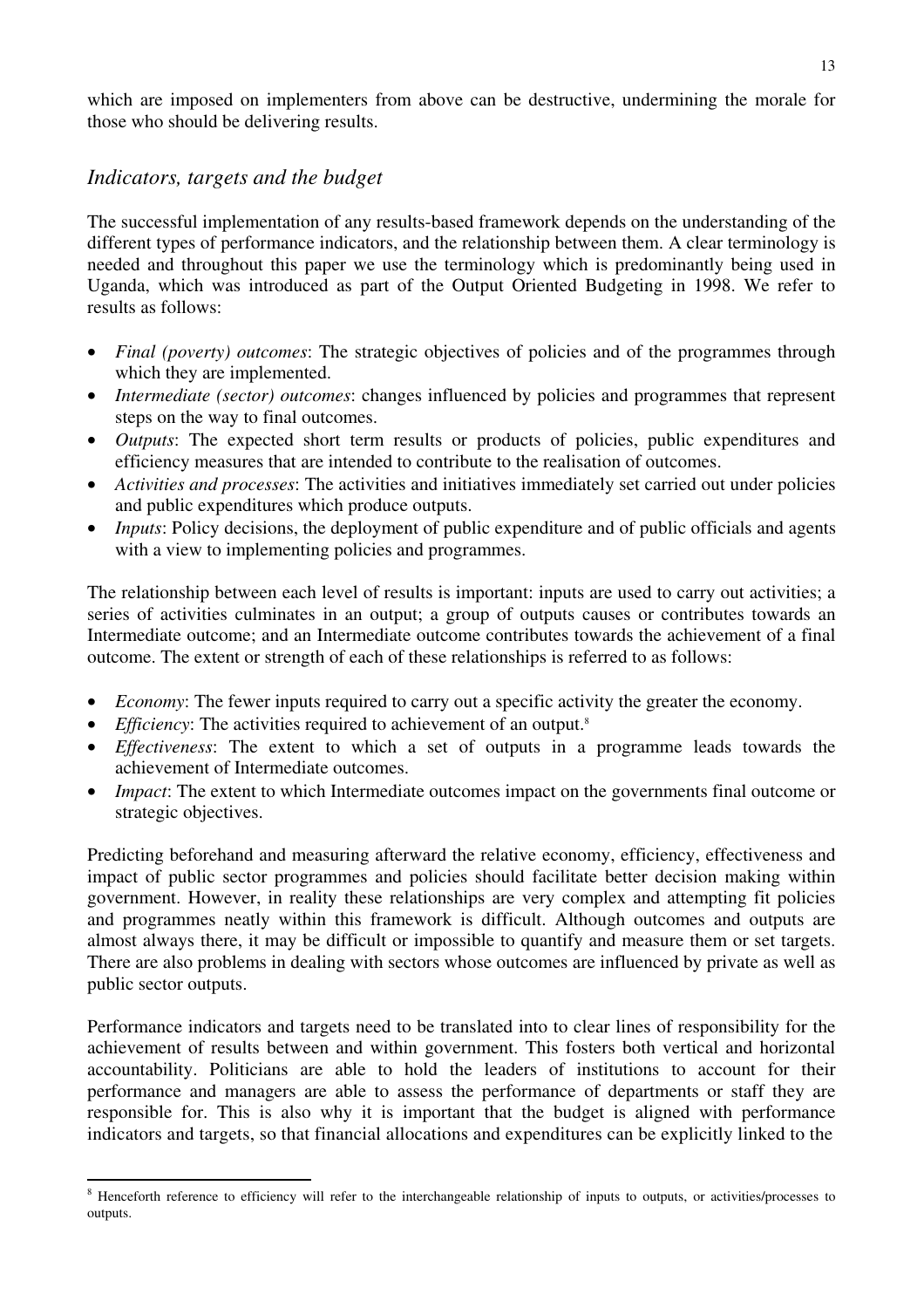which are imposed on implementers from above can be destructive, undermining the morale for those who should be delivering results.

## *Indicators, targets and the budget*

The successful implementation of any results-based framework depends on the understanding of the different types of performance indicators, and the relationship between them. A clear terminology is needed and throughout this paper we use the terminology which is predominantly being used in Uganda, which was introduced as part of the Output Oriented Budgeting in 1998. We refer to results as follows:

- *Final (poverty) outcomes*: The strategic objectives of policies and of the programmes through which they are implemented.
- *Intermediate (sector) outcomes*: changes influenced by policies and programmes that represent steps on the way to final outcomes.
- *Outputs*: The expected short term results or products of policies, public expenditures and efficiency measures that are intended to contribute to the realisation of outcomes.
- *Activities and processes*: The activities and initiatives immediately set carried out under policies and public expenditures which produce outputs.
- *Inputs*: Policy decisions, the deployment of public expenditure and of public officials and agents with a view to implementing policies and programmes.

The relationship between each level of results is important: inputs are used to carry out activities; a series of activities culminates in an output; a group of outputs causes or contributes towards an Intermediate outcome; and an Intermediate outcome contributes towards the achievement of a final outcome. The extent or strength of each of these relationships is referred to as follows:

- *Economy*: The fewer inputs required to carry out a specific activity the greater the economy.
- *Efficiency*: The activities required to achievement of an output.[8]
- *Effectiveness*: The extent to which a set of outputs in a programme leads towards the achievement of Intermediate outcomes.
- *Impact*: The extent to which Intermediate outcomes impact on the governments final outcome or strategic objectives.

Predicting beforehand and measuring afterward the relative economy, efficiency, effectiveness and impact of public sector programmes and policies should facilitate better decision making within government. However, in reality these relationships are very complex and attempting fit policies and programmes neatly within this framework is difficult. Although outcomes and outputs are almost always there, it may be difficult or impossible to quantify and measure them or set targets. There are also problems in dealing with sectors whose outcomes are influenced by private as well as public sector outputs.

Performance indicators and targets need to be translated into to clear lines of responsibility for the achievement of results between and within government. This fosters both vertical and horizontal accountability. Politicians are able to hold the leaders of institutions to account for their performance and managers are able to assess the performance of departments or staff they are responsible for. This is also why it is important that the budget is aligned with performance indicators and targets, so that financial allocations and expenditures can be explicitly linked to the

---

[8] Henceforth reference to efficiency will refer to the interchangeable relationship of inputs to outputs, or activities/processes to outputs.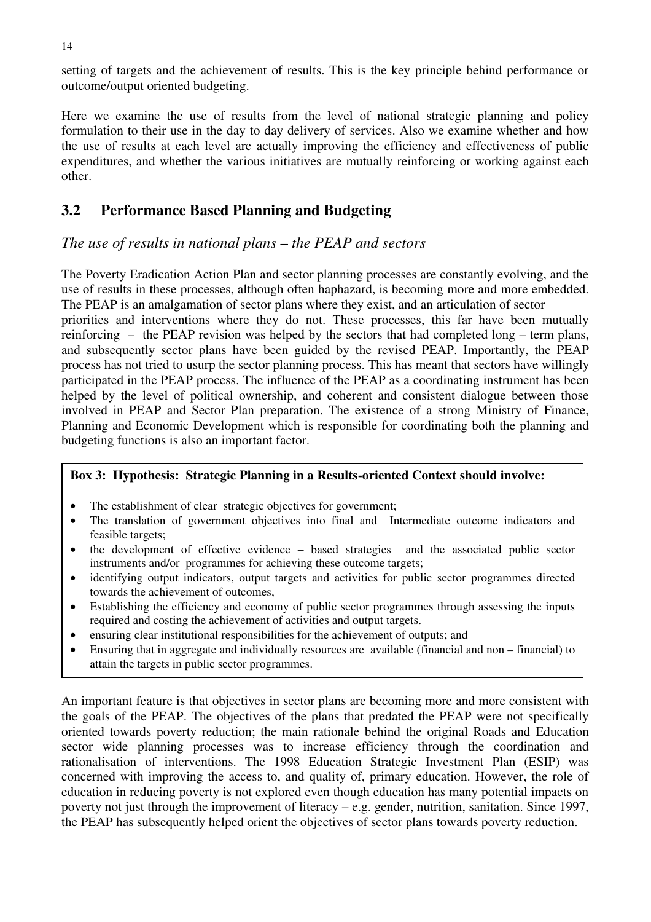setting of targets and the achievement of results. This is the key principle behind performance or outcome/output oriented budgeting.

Here we examine the use of results from the level of national strategic planning and policy formulation to their use in the day to day delivery of services. Also we examine whether and how the use of results at each level are actually improving the efficiency and effectiveness of public expenditures, and whether the various initiatives are mutually reinforcing or working against each other.

## 3.2 Performance Based Planning and Budgeting

### *The use of results in national plans – the PEAP and sectors*

The Poverty Eradication Action Plan and sector planning processes are constantly evolving, and the use of results in these processes, although often haphazard, is becoming more and more embedded. The PEAP is an amalgamation of sector plans where they exist, and an articulation of sector priorities and interventions where they do not. These processes, this far have been mutually reinforcing – the PEAP revision was helped by the sectors that had completed long – term plans, and subsequently sector plans have been guided by the revised PEAP. Importantly, the PEAP process has not tried to usurp the sector planning process. This has meant that sectors have willingly participated in the PEAP process. The influence of the PEAP as a coordinating instrument has been helped by the level of political ownership, and coherent and consistent dialogue between those involved in PEAP and Sector Plan preparation. The existence of a strong Ministry of Finance, Planning and Economic Development which is responsible for coordinating both the planning and budgeting functions is also an important factor.

**Box 3: Hypothesis: Strategic Planning in a Results-oriented Context should involve:**

- The establishment of clear strategic objectives for government;
- The translation of government objectives into final and Intermediate outcome indicators and feasible targets;
- the development of effective evidence – based strategies and the associated public sector instruments and/or programmes for achieving these outcome targets;
- identifying output indicators, output targets and activities for public sector programmes directed towards the achievement of outcomes,
- Establishing the efficiency and economy of public sector programmes through assessing the inputs required and costing the achievement of activities and output targets.
- ensuring clear institutional responsibilities for the achievement of outputs; and
- Ensuring that in aggregate and individually resources are available (financial and non – financial) to attain the targets in public sector programmes.

An important feature is that objectives in sector plans are becoming more and more consistent with the goals of the PEAP. The objectives of the plans that predated the PEAP were not specifically oriented towards poverty reduction; the main rationale behind the original Roads and Education sector wide planning processes was to increase efficiency through the coordination and rationalisation of interventions. The 1998 Education Strategic Investment Plan (ESIP) was concerned with improving the access to, and quality of, primary education. However, the role of education in reducing poverty is not explored even though education has many potential impacts on poverty not just through the improvement of literacy – e.g. gender, nutrition, sanitation. Since 1997, the PEAP has subsequently helped orient the objectives of sector plans towards poverty reduction.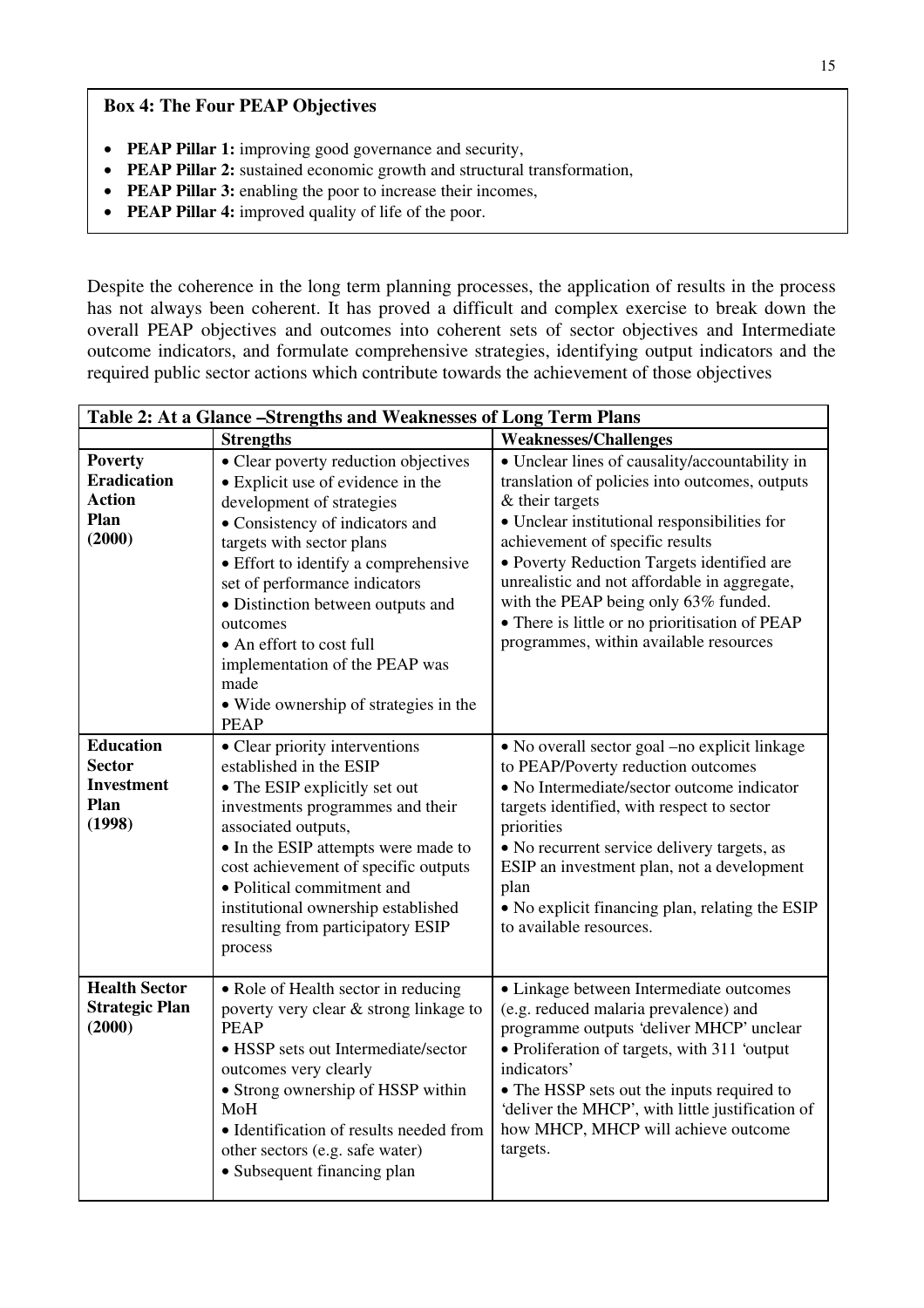**Box 4: The Four PEAP Objectives**

- **PEAP Pillar 1:** improving good governance and security,
- **PEAP Pillar 2:** sustained economic growth and structural transformation,
- **PEAP Pillar 3:** enabling the poor to increase their incomes,
- **PEAP Pillar 4:** improved quality of life of the poor.

Despite the coherence in the long term planning processes, the application of results in the process has not always been coherent. It has proved a difficult and complex exercise to break down the overall PEAP objectives and outcomes into coherent sets of sector objectives and Intermediate outcome indicators, and formulate comprehensive strategies, identifying output indicators and the required public sector actions which contribute towards the achievement of those objectives

**Table 2: At a Glance –Strengths and Weaknesses of Long Term Plans**

| | Strengths | Weaknesses/Challenges |
|---|---|---|
| **Poverty Eradication Action Plan (2000)** | • Clear poverty reduction objectives<br>• Explicit use of evidence in the development of strategies<br>• Consistency of indicators and targets with sector plans<br>• Effort to identify a comprehensive set of performance indicators<br>• Distinction between outputs and outcomes<br>• An effort to cost full implementation of the PEAP was made<br>• Wide ownership of strategies in the PEAP | • Unclear lines of causality/accountability in translation of policies into outcomes, outputs & their targets<br>• Unclear institutional responsibilities for achievement of specific results<br>• Poverty Reduction Targets identified are unrealistic and not affordable in aggregate, with the PEAP being only 63% funded.<br>• There is little or no prioritisation of PEAP programmes, within available resources |
| **Education Sector Investment Plan (1998)** | • Clear priority interventions established in the ESIP<br>• The ESIP explicitly set out investments programmes and their associated outputs,<br>• In the ESIP attempts were made to cost achievement of specific outputs<br>• Political commitment and institutional ownership established resulting from participatory ESIP process | • No overall sector goal –no explicit linkage to PEAP/Poverty reduction outcomes<br>• No Intermediate/sector outcome indicator targets identified, with respect to sector priorities<br>• No recurrent service delivery targets, as ESIP an investment plan, not a development plan<br>• No explicit financing plan, relating the ESIP to available resources. |
| **Health Sector Strategic Plan (2000)** | • Role of Health sector in reducing poverty very clear & strong linkage to PEAP<br>• HSSP sets out Intermediate/sector outcomes very clearly<br>• Strong ownership of HSSP within MoH<br>• Identification of results needed from other sectors (e.g. safe water)<br>• Subsequent financing plan | • Linkage between Intermediate outcomes (e.g. reduced malaria prevalence) and programme outputs 'deliver MHCP' unclear<br>• Proliferation of targets, with 311 'output indicators'<br>• The HSSP sets out the inputs required to 'deliver the MHCP', with little justification of how MHCP, MHCP will achieve outcome targets. |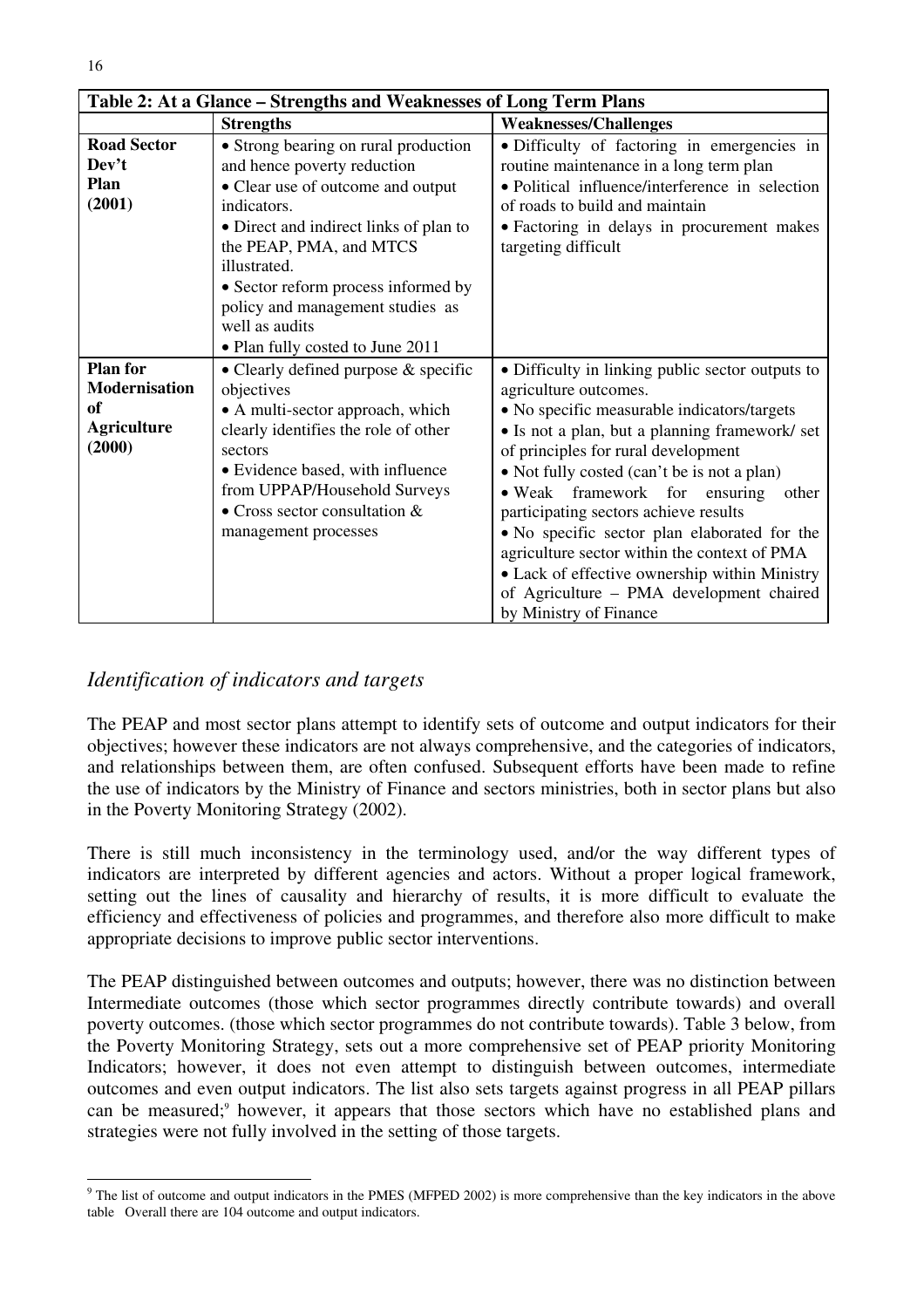| Table 2: At a Glance – Strengths and Weaknesses of Long Term Plans | | |
|---|---|---|
| | **Strengths** | **Weaknesses/Challenges** |
| **Road Sector Dev't Plan (2001)** | • Strong bearing on rural production and hence poverty reduction<br>• Clear use of outcome and output indicators.<br>• Direct and indirect links of plan to the PEAP, PMA, and MTCS illustrated.<br>• Sector reform process informed by policy and management studies as well as audits<br>• Plan fully costed to June 2011 | • Difficulty of factoring in emergencies in routine maintenance in a long term plan<br>• Political influence/interference in selection of roads to build and maintain<br>• Factoring in delays in procurement makes targeting difficult |
| **Plan for Modernisation of Agriculture (2000)** | • Clearly defined purpose & specific objectives<br>• A multi-sector approach, which clearly identifies the role of other sectors<br>• Evidence based, with influence from UPPAP/Household Surveys<br>• Cross sector consultation & management processes | • Difficulty in linking public sector outputs to agriculture outcomes.<br>• No specific measurable indicators/targets<br>• Is not a plan, but a planning framework/ set of principles for rural development<br>• Not fully costed (can't be is not a plan)<br>• Weak framework for ensuring other participating sectors achieve results<br>• No specific sector plan elaborated for the agriculture sector within the context of PMA<br>• Lack of effective ownership within Ministry of Agriculture – PMA development chaired by Ministry of Finance |

## *Identification of indicators and targets*

The PEAP and most sector plans attempt to identify sets of outcome and output indicators for their objectives; however these indicators are not always comprehensive, and the categories of indicators, and relationships between them, are often confused. Subsequent efforts have been made to refine the use of indicators by the Ministry of Finance and sectors ministries, both in sector plans but also in the Poverty Monitoring Strategy (2002).

There is still much inconsistency in the terminology used, and/or the way different types of indicators are interpreted by different agencies and actors. Without a proper logical framework, setting out the lines of causality and hierarchy of results, it is more difficult to evaluate the efficiency and effectiveness of policies and programmes, and therefore also more difficult to make appropriate decisions to improve public sector interventions.

The PEAP distinguished between outcomes and outputs; however, there was no distinction between Intermediate outcomes (those which sector programmes directly contribute towards) and overall poverty outcomes. (those which sector programmes do not contribute towards). Table 3 below, from the Poverty Monitoring Strategy, sets out a more comprehensive set of PEAP priority Monitoring Indicators; however, it does not even attempt to distinguish between outcomes, intermediate outcomes and even output indicators. The list also sets targets against progress in all PEAP pillars can be measured;[9] however, it appears that those sectors which have no established plans and strategies were not fully involved in the setting of those targets.

[9] The list of outcome and output indicators in the PMES (MFPED 2002) is more comprehensive than the key indicators in the above table Overall there are 104 outcome and output indicators.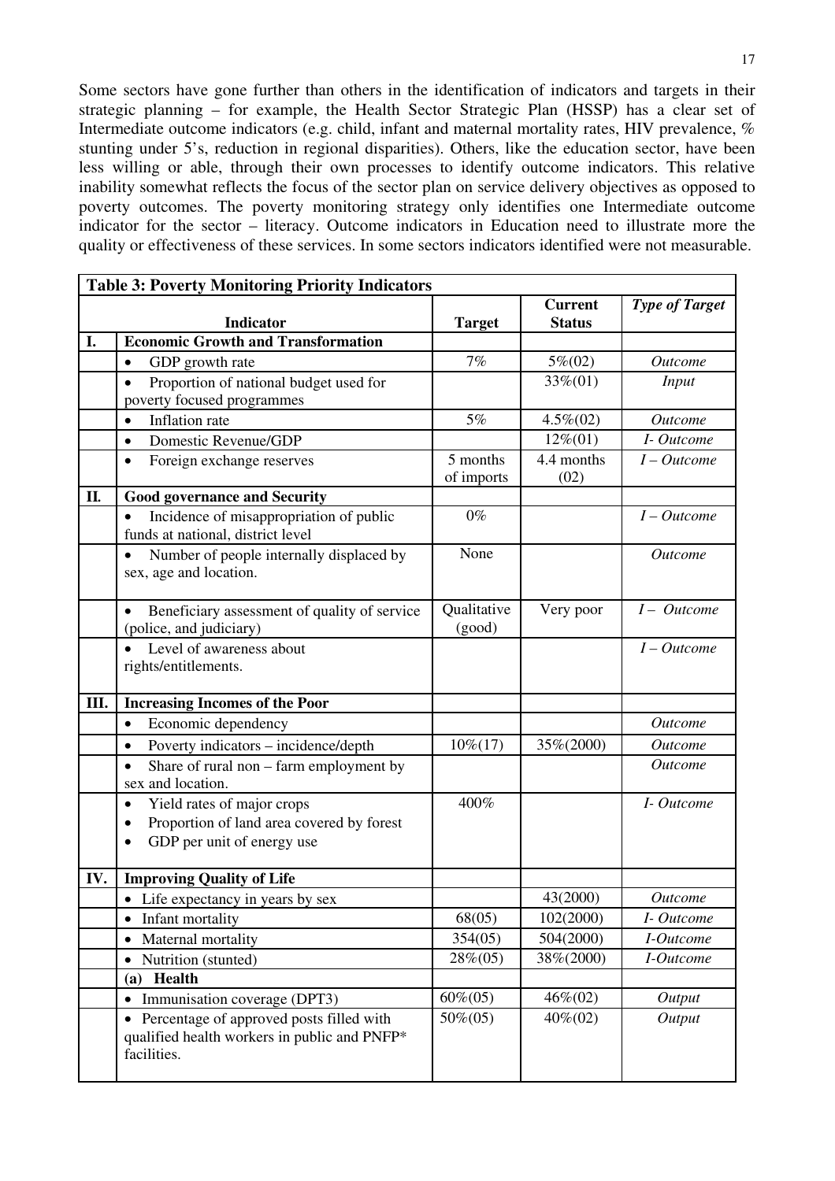Some sectors have gone further than others in the identification of indicators and targets in their strategic planning – for example, the Health Sector Strategic Plan (HSSP) has a clear set of Intermediate outcome indicators (e.g. child, infant and maternal mortality rates, HIV prevalence, % stunting under 5's, reduction in regional disparities). Others, like the education sector, have been less willing or able, through their own processes to identify outcome indicators. This relative inability somewhat reflects the focus of the sector plan on service delivery objectives as opposed to poverty outcomes. The poverty monitoring strategy only identifies one Intermediate outcome indicator for the sector – literacy. Outcome indicators in Education need to illustrate more the quality or effectiveness of these services. In some sectors indicators identified were not measurable.

**Table 3: Poverty Monitoring Priority Indicators**

| | Indicator | Target | Current Status | *Type of Target* |
|---|---|---|---|---|
| **I.** | **Economic Growth and Transformation** | | | |
| | • GDP growth rate | 7% | 5%(02) | *Outcome* |
| | • Proportion of national budget used for poverty focused programmes | | 33%(01) | *Input* |
| | • Inflation rate | 5% | 4.5%(02) | *Outcome* |
| | • Domestic Revenue/GDP | | 12%(01) | *I- Outcome* |
| | • Foreign exchange reserves | 5 months of imports | 4.4 months (02) | *I – Outcome* |
| **II.** | **Good governance and Security** | | | |
| | • Incidence of misappropriation of public funds at national, district level | 0% | | *I – Outcome* |
| | • Number of people internally displaced by sex, age and location. | None | | *Outcome* |
| | • Beneficiary assessment of quality of service (police, and judiciary) | Qualitative (good) | Very poor | *I – Outcome* |
| | • Level of awareness about rights/entitlements. | | | *I – Outcome* |
| **III.** | **Increasing Incomes of the Poor** | | | |
| | • Economic dependency | | | *Outcome* |
| | • Poverty indicators – incidence/depth | 10%(17) | 35%(2000) | *Outcome* |
| | • Share of rural non – farm employment by sex and location. | | | *Outcome* |
| | • Yield rates of major crops<br>• Proportion of land area covered by forest<br>• GDP per unit of energy use | 400% | | *I- Outcome* |
| **IV.** | **Improving Quality of Life** | | | |
| | • Life expectancy in years by sex | | 43(2000) | *Outcome* |
| | • Infant mortality | 68(05) | 102(2000) | *I- Outcome* |
| | • Maternal mortality | 354(05) | 504(2000) | *I-Outcome* |
| | • Nutrition (stunted) | 28%(05) | 38%(2000) | *I-Outcome* |
| | **(a) Health** | | | |
| | • Immunisation coverage (DPT3) | 60%(05) | 46%(02) | *Output* |
| | • Percentage of approved posts filled with qualified health workers in public and PNFP* facilities. | 50%(05) | 40%(02) | *Output* |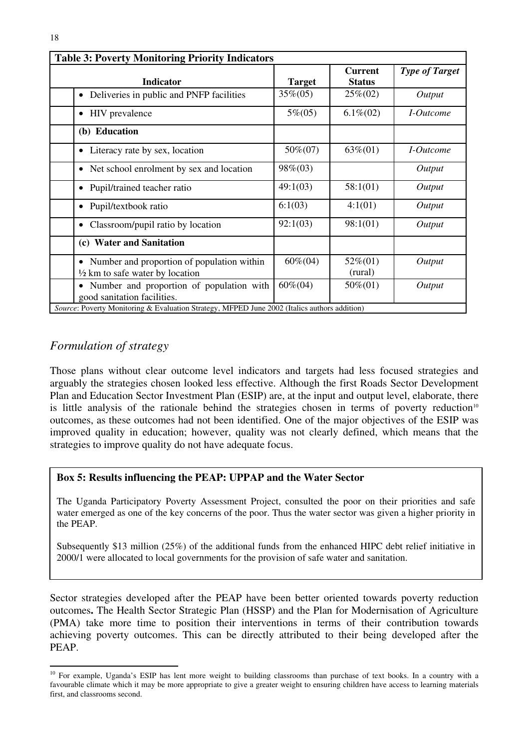**Table 3: Poverty Monitoring Priority Indicators**

| Indicator | Target | Current Status | *Type of Target* |
|---|---|---|---|
| • Deliveries in public and PNFP facilities | 35%(05) | 25%(02) | *Output* |
| • HIV prevalence | 5%(05) | 6.1%(02) | *I-Outcome* |
| **(b) Education** | | | |
| • Literacy rate by sex, location | 50%(07) | 63%(01) | *I-Outcome* |
| • Net school enrolment by sex and location | 98%(03) | | *Output* |
| • Pupil/trained teacher ratio | 49:1(03) | 58:1(01) | *Output* |
| • Pupil/textbook ratio | 6:1(03) | 4:1(01) | *Output* |
| • Classroom/pupil ratio by location | 92:1(03) | 98:1(01) | *Output* |
| **(c) Water and Sanitation** | | | |
| • Number and proportion of population within ½ km to safe water by location | 60%(04) | 52%(01) (rural) | *Output* |
| • Number and proportion of population with good sanitation facilities. | 60%(04) | 50%(01) | *Output* |

*Source*: Poverty Monitoring & Evaluation Strategy, MFPED June 2002 (Italics authors addition)

## *Formulation of strategy*

Those plans without clear outcome level indicators and targets had less focused strategies and arguably the strategies chosen looked less effective. Although the first Roads Sector Development Plan and Education Sector Investment Plan (ESIP) are, at the input and output level, elaborate, there is little analysis of the rationale behind the strategies chosen in terms of poverty reduction[10] outcomes, as these outcomes had not been identified. One of the major objectives of the ESIP was improved quality in education; however, quality was not clearly defined, which means that the strategies to improve quality do not have adequate focus.

> **Box 5: Results influencing the PEAP: UPPAP and the Water Sector**
>
> The Uganda Participatory Poverty Assessment Project, consulted the poor on their priorities and safe water emerged as one of the key concerns of the poor. Thus the water sector was given a higher priority in the PEAP.
>
> Subsequently $13 million (25%) of the additional funds from the enhanced HIPC debt relief initiative in 2000/1 were allocated to local governments for the provision of safe water and sanitation.

Sector strategies developed after the PEAP have been better oriented towards poverty reduction outcomes**.** The Health Sector Strategic Plan (HSSP) and the Plan for Modernisation of Agriculture (PMA) take more time to position their interventions in terms of their contribution towards achieving poverty outcomes. This can be directly attributed to their being developed after the PEAP.

---

[10] For example, Uganda's ESIP has lent more weight to building classrooms than purchase of text books. In a country with a favourable climate which it may be more appropriate to give a greater weight to ensuring children have access to learning materials first, and classrooms second.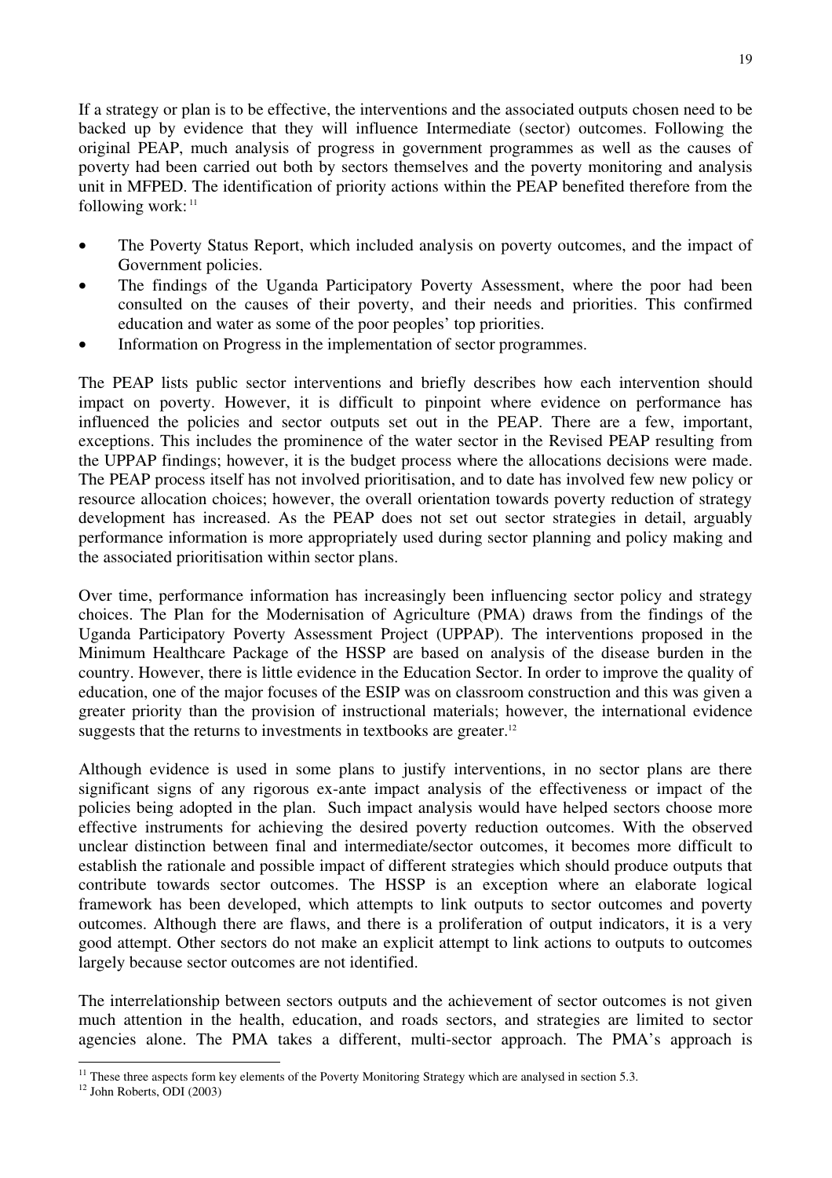If a strategy or plan is to be effective, the interventions and the associated outputs chosen need to be backed up by evidence that they will influence Intermediate (sector) outcomes. Following the original PEAP, much analysis of progress in government programmes as well as the causes of poverty had been carried out both by sectors themselves and the poverty monitoring and analysis unit in MFPED. The identification of priority actions within the PEAP benefited therefore from the following work: [11]

- The Poverty Status Report, which included analysis on poverty outcomes, and the impact of Government policies.
- The findings of the Uganda Participatory Poverty Assessment, where the poor had been consulted on the causes of their poverty, and their needs and priorities. This confirmed education and water as some of the poor peoples' top priorities.
- Information on Progress in the implementation of sector programmes.

The PEAP lists public sector interventions and briefly describes how each intervention should impact on poverty. However, it is difficult to pinpoint where evidence on performance has influenced the policies and sector outputs set out in the PEAP. There are a few, important, exceptions. This includes the prominence of the water sector in the Revised PEAP resulting from the UPPAP findings; however, it is the budget process where the allocations decisions were made. The PEAP process itself has not involved prioritisation, and to date has involved few new policy or resource allocation choices; however, the overall orientation towards poverty reduction of strategy development has increased. As the PEAP does not set out sector strategies in detail, arguably performance information is more appropriately used during sector planning and policy making and the associated prioritisation within sector plans.

Over time, performance information has increasingly been influencing sector policy and strategy choices. The Plan for the Modernisation of Agriculture (PMA) draws from the findings of the Uganda Participatory Poverty Assessment Project (UPPAP). The interventions proposed in the Minimum Healthcare Package of the HSSP are based on analysis of the disease burden in the country. However, there is little evidence in the Education Sector. In order to improve the quality of education, one of the major focuses of the ESIP was on classroom construction and this was given a greater priority than the provision of instructional materials; however, the international evidence suggests that the returns to investments in textbooks are greater.[12]

Although evidence is used in some plans to justify interventions, in no sector plans are there significant signs of any rigorous ex-ante impact analysis of the effectiveness or impact of the policies being adopted in the plan. Such impact analysis would have helped sectors choose more effective instruments for achieving the desired poverty reduction outcomes. With the observed unclear distinction between final and intermediate/sector outcomes, it becomes more difficult to establish the rationale and possible impact of different strategies which should produce outputs that contribute towards sector outcomes. The HSSP is an exception where an elaborate logical framework has been developed, which attempts to link outputs to sector outcomes and poverty outcomes. Although there are flaws, and there is a proliferation of output indicators, it is a very good attempt. Other sectors do not make an explicit attempt to link actions to outputs to outcomes largely because sector outcomes are not identified.

The interrelationship between sectors outputs and the achievement of sector outcomes is not given much attention in the health, education, and roads sectors, and strategies are limited to sector agencies alone. The PMA takes a different, multi-sector approach. The PMA's approach is

---

[11] These three aspects form key elements of the Poverty Monitoring Strategy which are analysed in section 5.3.

[12] John Roberts, ODI (2003)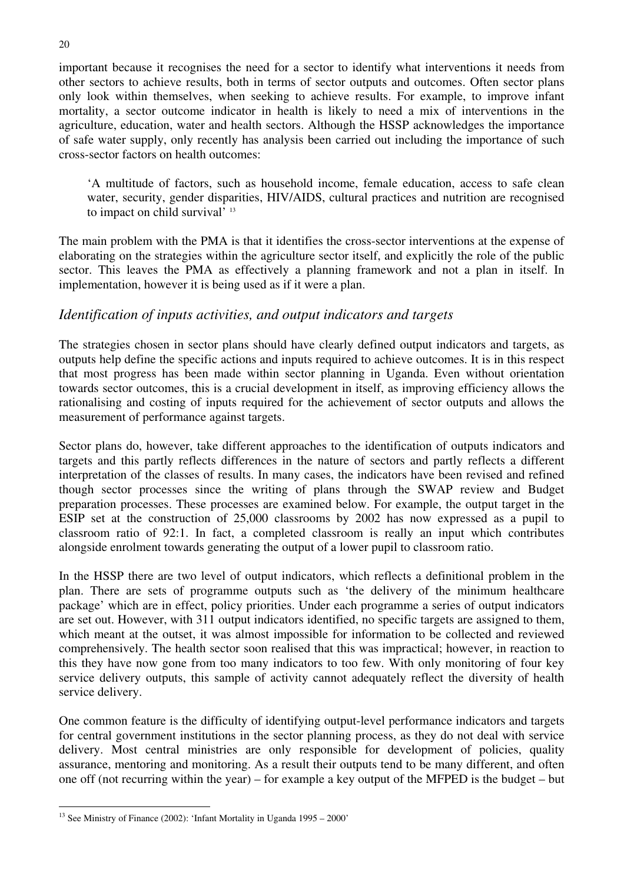important because it recognises the need for a sector to identify what interventions it needs from other sectors to achieve results, both in terms of sector outputs and outcomes. Often sector plans only look within themselves, when seeking to achieve results. For example, to improve infant mortality, a sector outcome indicator in health is likely to need a mix of interventions in the agriculture, education, water and health sectors. Although the HSSP acknowledges the importance of safe water supply, only recently has analysis been carried out including the importance of such cross-sector factors on health outcomes:

> 'A multitude of factors, such as household income, female education, access to safe clean water, security, gender disparities, HIV/AIDS, cultural practices and nutrition are recognised to impact on child survival' [13]

The main problem with the PMA is that it identifies the cross-sector interventions at the expense of elaborating on the strategies within the agriculture sector itself, and explicitly the role of the public sector. This leaves the PMA as effectively a planning framework and not a plan in itself. In implementation, however it is being used as if it were a plan.

### *Identification of inputs activities, and output indicators and targets*

The strategies chosen in sector plans should have clearly defined output indicators and targets, as outputs help define the specific actions and inputs required to achieve outcomes. It is in this respect that most progress has been made within sector planning in Uganda. Even without orientation towards sector outcomes, this is a crucial development in itself, as improving efficiency allows the rationalising and costing of inputs required for the achievement of sector outputs and allows the measurement of performance against targets.

Sector plans do, however, take different approaches to the identification of outputs indicators and targets and this partly reflects differences in the nature of sectors and partly reflects a different interpretation of the classes of results. In many cases, the indicators have been revised and refined though sector processes since the writing of plans through the SWAP review and Budget preparation processes. These processes are examined below. For example, the output target in the ESIP set at the construction of 25,000 classrooms by 2002 has now expressed as a pupil to classroom ratio of 92:1. In fact, a completed classroom is really an input which contributes alongside enrolment towards generating the output of a lower pupil to classroom ratio.

In the HSSP there are two level of output indicators, which reflects a definitional problem in the plan. There are sets of programme outputs such as 'the delivery of the minimum healthcare package' which are in effect, policy priorities. Under each programme a series of output indicators are set out. However, with 311 output indicators identified, no specific targets are assigned to them, which meant at the outset, it was almost impossible for information to be collected and reviewed comprehensively. The health sector soon realised that this was impractical; however, in reaction to this they have now gone from too many indicators to too few. With only monitoring of four key service delivery outputs, this sample of activity cannot adequately reflect the diversity of health service delivery.

One common feature is the difficulty of identifying output-level performance indicators and targets for central government institutions in the sector planning process, as they do not deal with service delivery. Most central ministries are only responsible for development of policies, quality assurance, mentoring and monitoring. As a result their outputs tend to be many different, and often one off (not recurring within the year) – for example a key output of the MFPED is the budget – but

---

[13] See Ministry of Finance (2002): 'Infant Mortality in Uganda 1995 – 2000'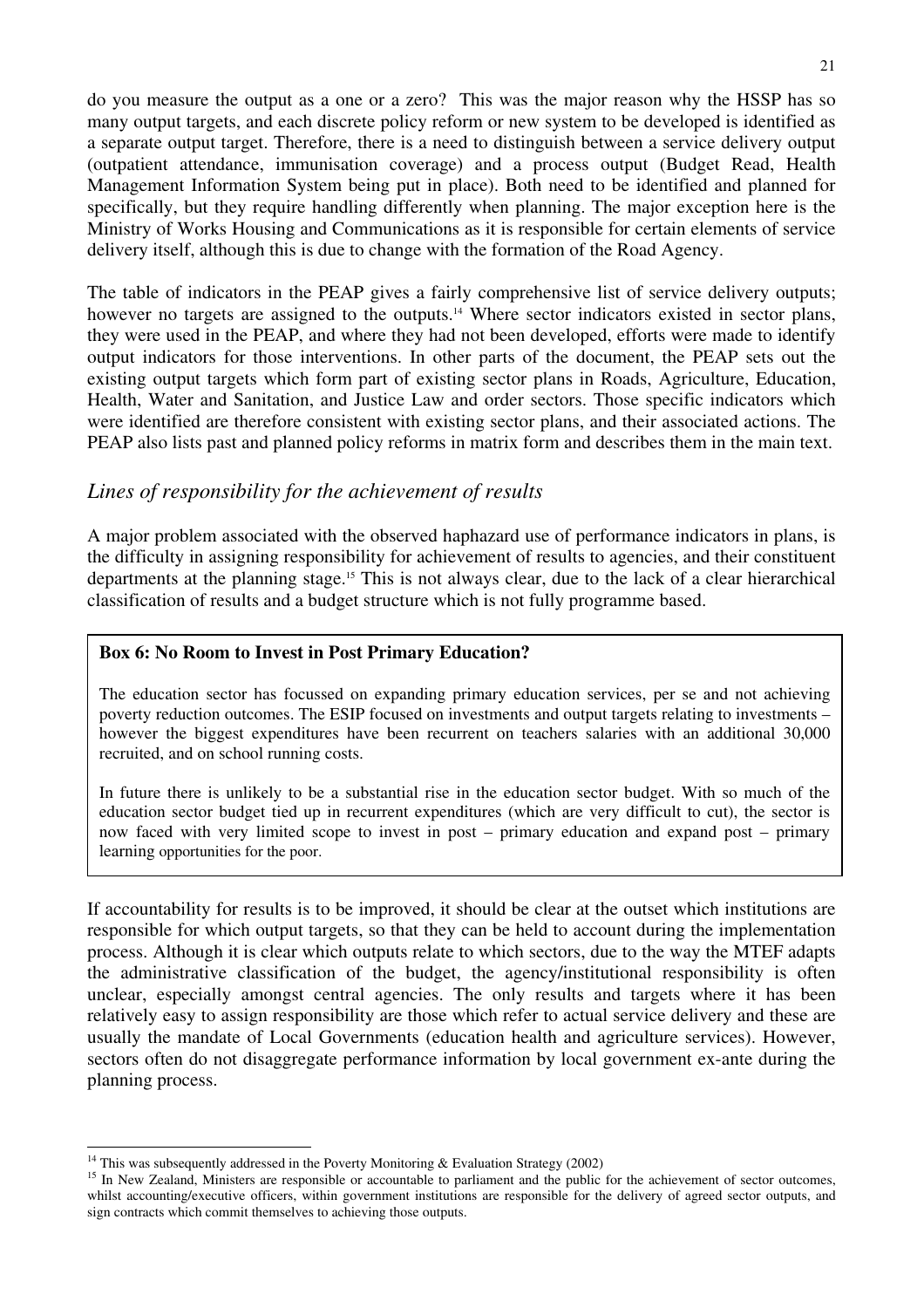do you measure the output as a one or a zero? This was the major reason why the HSSP has so many output targets, and each discrete policy reform or new system to be developed is identified as a separate output target. Therefore, there is a need to distinguish between a service delivery output (outpatient attendance, immunisation coverage) and a process output (Budget Read, Health Management Information System being put in place). Both need to be identified and planned for specifically, but they require handling differently when planning. The major exception here is the Ministry of Works Housing and Communications as it is responsible for certain elements of service delivery itself, although this is due to change with the formation of the Road Agency.

The table of indicators in the PEAP gives a fairly comprehensive list of service delivery outputs; however no targets are assigned to the outputs.[14] Where sector indicators existed in sector plans, they were used in the PEAP, and where they had not been developed, efforts were made to identify output indicators for those interventions. In other parts of the document, the PEAP sets out the existing output targets which form part of existing sector plans in Roads, Agriculture, Education, Health, Water and Sanitation, and Justice Law and order sectors. Those specific indicators which were identified are therefore consistent with existing sector plans, and their associated actions. The PEAP also lists past and planned policy reforms in matrix form and describes them in the main text.

## *Lines of responsibility for the achievement of results*

A major problem associated with the observed haphazard use of performance indicators in plans, is the difficulty in assigning responsibility for achievement of results to agencies, and their constituent departments at the planning stage.[15] This is not always clear, due to the lack of a clear hierarchical classification of results and a budget structure which is not fully programme based.

> **Box 6: No Room to Invest in Post Primary Education?**
>
> The education sector has focussed on expanding primary education services, per se and not achieving poverty reduction outcomes. The ESIP focused on investments and output targets relating to investments – however the biggest expenditures have been recurrent on teachers salaries with an additional 30,000 recruited, and on school running costs.
>
> In future there is unlikely to be a substantial rise in the education sector budget. With so much of the education sector budget tied up in recurrent expenditures (which are very difficult to cut), the sector is now faced with very limited scope to invest in post – primary education and expand post – primary learning opportunities for the poor.

If accountability for results is to be improved, it should be clear at the outset which institutions are responsible for which output targets, so that they can be held to account during the implementation process. Although it is clear which outputs relate to which sectors, due to the way the MTEF adapts the administrative classification of the budget, the agency/institutional responsibility is often unclear, especially amongst central agencies. The only results and targets where it has been relatively easy to assign responsibility are those which refer to actual service delivery and these are usually the mandate of Local Governments (education health and agriculture services). However, sectors often do not disaggregate performance information by local government ex-ante during the planning process.

---

[14] This was subsequently addressed in the Poverty Monitoring & Evaluation Strategy (2002)

[15] In New Zealand, Ministers are responsible or accountable to parliament and the public for the achievement of sector outcomes, whilst accounting/executive officers, within government institutions are responsible for the delivery of agreed sector outputs, and sign contracts which commit themselves to achieving those outputs.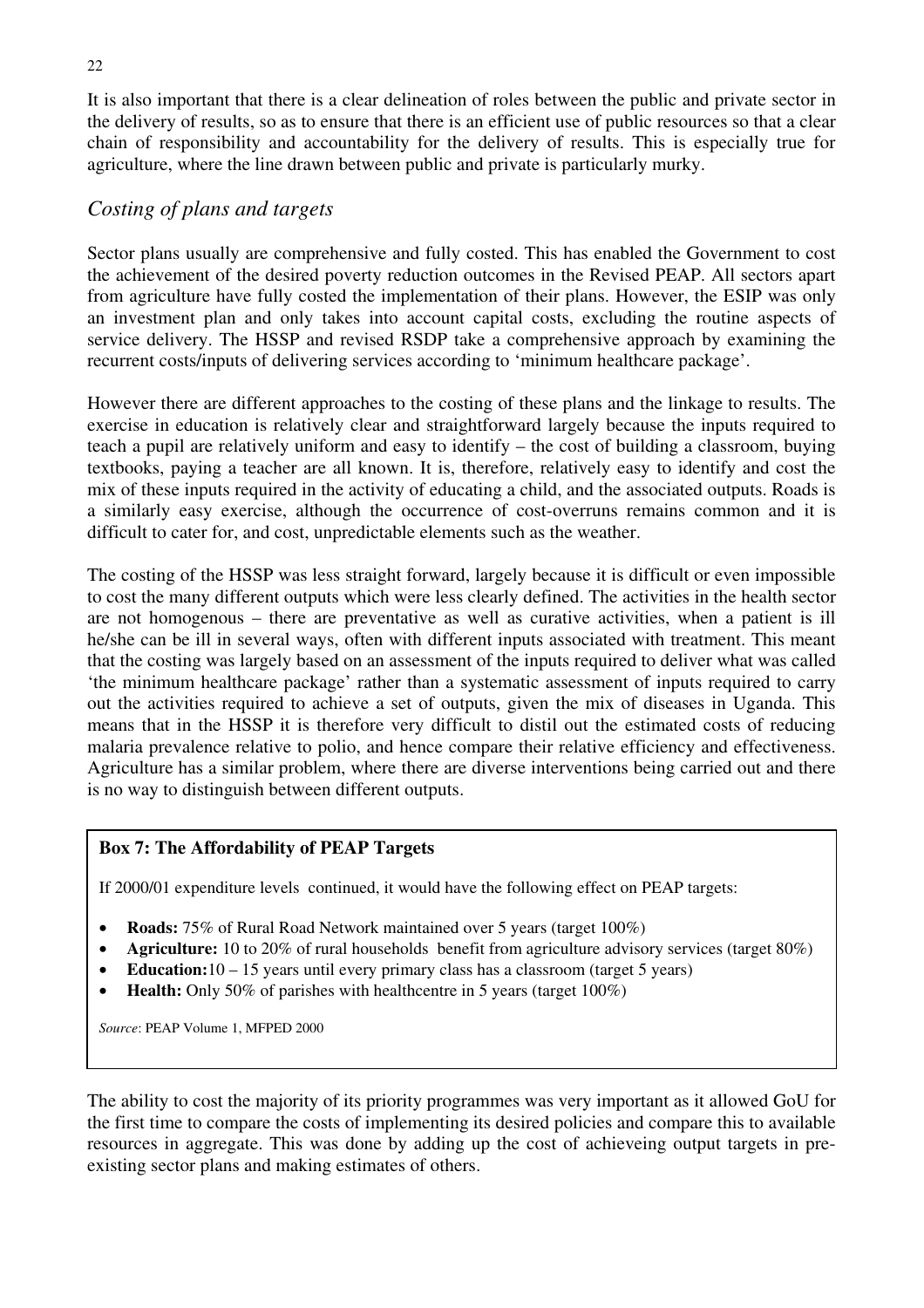It is also important that there is a clear delineation of roles between the public and private sector in the delivery of results, so as to ensure that there is an efficient use of public resources so that a clear chain of responsibility and accountability for the delivery of results. This is especially true for agriculture, where the line drawn between public and private is particularly murky.

## *Costing of plans and targets*

Sector plans usually are comprehensive and fully costed. This has enabled the Government to cost the achievement of the desired poverty reduction outcomes in the Revised PEAP. All sectors apart from agriculture have fully costed the implementation of their plans. However, the ESIP was only an investment plan and only takes into account capital costs, excluding the routine aspects of service delivery. The HSSP and revised RSDP take a comprehensive approach by examining the recurrent costs/inputs of delivering services according to 'minimum healthcare package'.

However there are different approaches to the costing of these plans and the linkage to results. The exercise in education is relatively clear and straightforward largely because the inputs required to teach a pupil are relatively uniform and easy to identify – the cost of building a classroom, buying textbooks, paying a teacher are all known. It is, therefore, relatively easy to identify and cost the mix of these inputs required in the activity of educating a child, and the associated outputs. Roads is a similarly easy exercise, although the occurrence of cost-overruns remains common and it is difficult to cater for, and cost, unpredictable elements such as the weather.

The costing of the HSSP was less straight forward, largely because it is difficult or even impossible to cost the many different outputs which were less clearly defined. The activities in the health sector are not homogenous – there are preventative as well as curative activities, when a patient is ill he/she can be ill in several ways, often with different inputs associated with treatment. This meant that the costing was largely based on an assessment of the inputs required to deliver what was called 'the minimum healthcare package' rather than a systematic assessment of inputs required to carry out the activities required to achieve a set of outputs, given the mix of diseases in Uganda. This means that in the HSSP it is therefore very difficult to distil out the estimated costs of reducing malaria prevalence relative to polio, and hence compare their relative efficiency and effectiveness. Agriculture has a similar problem, where there are diverse interventions being carried out and there is no way to distinguish between different outputs.

**Box 7: The Affordability of PEAP Targets**

If 2000/01 expenditure levels continued, it would have the following effect on PEAP targets:

- **Roads:** 75% of Rural Road Network maintained over 5 years (target 100%)
- **Agriculture:** 10 to 20% of rural households benefit from agriculture advisory services (target 80%)
- **Education:** 10 – 15 years until every primary class has a classroom (target 5 years)
- **Health:** Only 50% of parishes with healthcentre in 5 years (target 100%)

*Source*: PEAP Volume 1, MFPED 2000

The ability to cost the majority of its priority programmes was very important as it allowed GoU for the first time to compare the costs of implementing its desired policies and compare this to available resources in aggregate. This was done by adding up the cost of achieveing output targets in pre-existing sector plans and making estimates of others.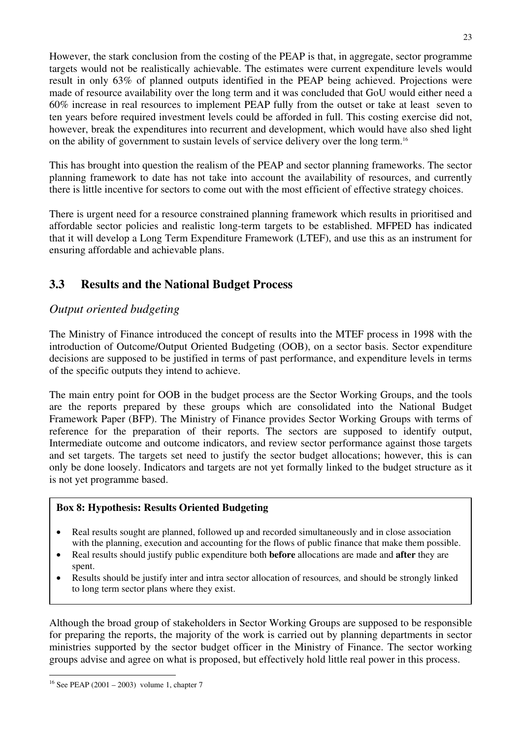However, the stark conclusion from the costing of the PEAP is that, in aggregate, sector programme targets would not be realistically achievable. The estimates were current expenditure levels would result in only 63% of planned outputs identified in the PEAP being achieved. Projections were made of resource availability over the long term and it was concluded that GoU would either need a 60% increase in real resources to implement PEAP fully from the outset or take at least seven to ten years before required investment levels could be afforded in full. This costing exercise did not, however, break the expenditures into recurrent and development, which would have also shed light on the ability of government to sustain levels of service delivery over the long term.[16]

This has brought into question the realism of the PEAP and sector planning frameworks. The sector planning framework to date has not take into account the availability of resources, and currently there is little incentive for sectors to come out with the most efficient of effective strategy choices.

There is urgent need for a resource constrained planning framework which results in prioritised and affordable sector policies and realistic long-term targets to be established. MFPED has indicated that it will develop a Long Term Expenditure Framework (LTEF), and use this as an instrument for ensuring affordable and achievable plans.

## 3.3 Results and the National Budget Process

### *Output oriented budgeting*

The Ministry of Finance introduced the concept of results into the MTEF process in 1998 with the introduction of Outcome/Output Oriented Budgeting (OOB), on a sector basis. Sector expenditure decisions are supposed to be justified in terms of past performance, and expenditure levels in terms of the specific outputs they intend to achieve.

The main entry point for OOB in the budget process are the Sector Working Groups, and the tools are the reports prepared by these groups which are consolidated into the National Budget Framework Paper (BFP). The Ministry of Finance provides Sector Working Groups with terms of reference for the preparation of their reports. The sectors are supposed to identify output, Intermediate outcome and outcome indicators, and review sector performance against those targets and set targets. The targets set need to justify the sector budget allocations; however, this is can only be done loosely. Indicators and targets are not yet formally linked to the budget structure as it is not yet programme based.

**Box 8: Hypothesis: Results Oriented Budgeting**

- Real results sought are planned, followed up and recorded simultaneously and in close association with the planning, execution and accounting for the flows of public finance that make them possible.
- Real results should justify public expenditure both **before** allocations are made and **after** they are spent.
- Results should be justify inter and intra sector allocation of resources*,* and should be strongly linked to long term sector plans where they exist.

Although the broad group of stakeholders in Sector Working Groups are supposed to be responsible for preparing the reports, the majority of the work is carried out by planning departments in sector ministries supported by the sector budget officer in the Ministry of Finance. The sector working groups advise and agree on what is proposed, but effectively hold little real power in this process.

[16] See PEAP (2001 – 2003) volume 1, chapter 7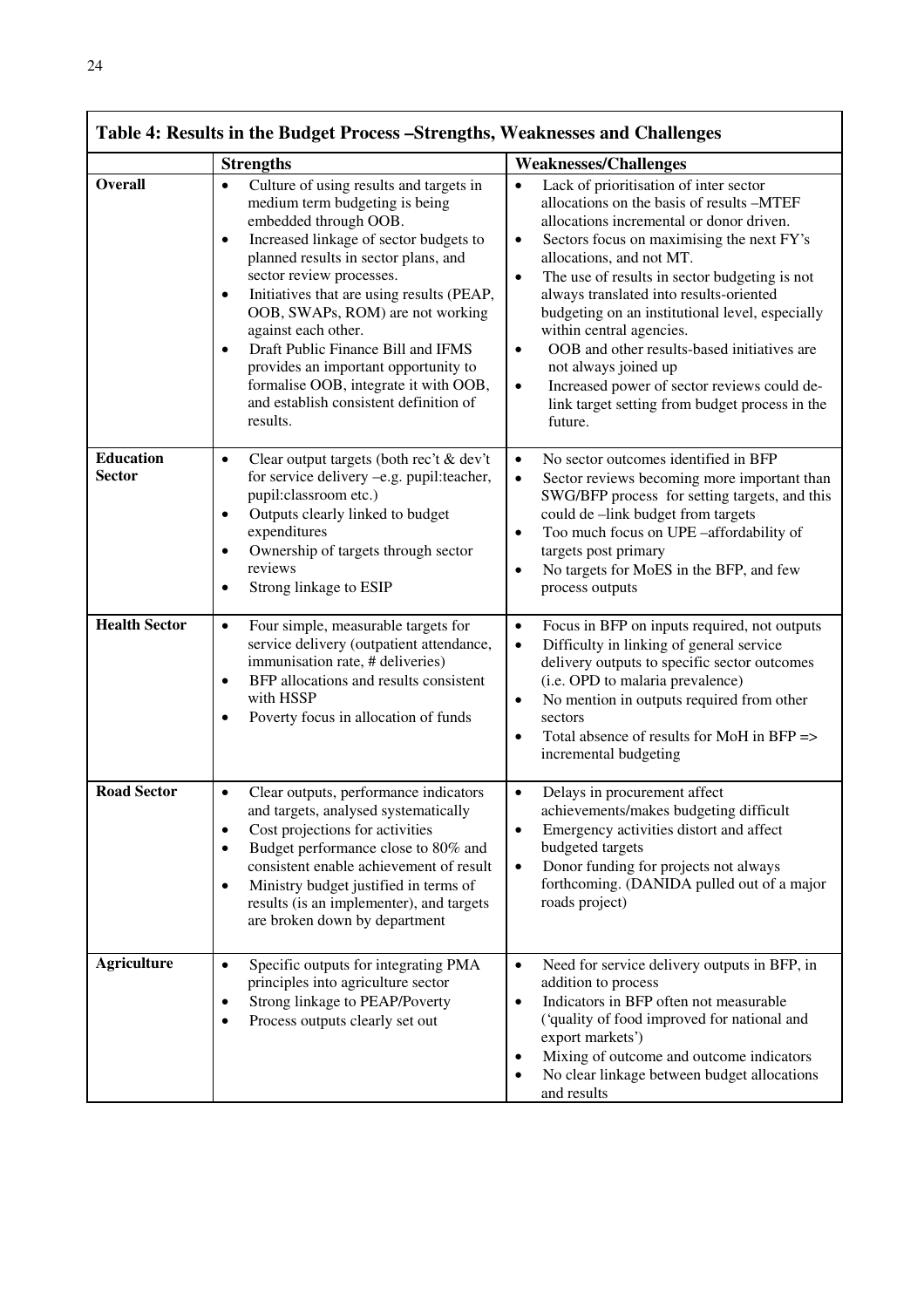**Table 4: Results in the Budget Process –Strengths, Weaknesses and Challenges**

| | Strengths | Weaknesses/Challenges |
|---|---|---|
| **Overall** | • Culture of using results and targets in medium term budgeting is being embedded through OOB.<br>• Increased linkage of sector budgets to planned results in sector plans, and sector review processes.<br>• Initiatives that are using results (PEAP, OOB, SWAPs, ROM) are not working against each other.<br>• Draft Public Finance Bill and IFMS provides an important opportunity to formalise OOB, integrate it with OOB, and establish consistent definition of results. | • Lack of prioritisation of inter sector allocations on the basis of results –MTEF allocations incremental or donor driven.<br>• Sectors focus on maximising the next FY's allocations, and not MT.<br>• The use of results in sector budgeting is not always translated into results-oriented budgeting on an institutional level, especially within central agencies.<br>• OOB and other results-based initiatives are not always joined up<br>• Increased power of sector reviews could de-link target setting from budget process in the future. |
| **Education Sector** | • Clear output targets (both rec't & dev't for service delivery –e.g. pupil:teacher, pupil:classroom etc.)<br>• Outputs clearly linked to budget expenditures<br>• Ownership of targets through sector reviews<br>• Strong linkage to ESIP | • No sector outcomes identified in BFP<br>• Sector reviews becoming more important than SWG/BFP process for setting targets, and this could de –link budget from targets<br>• Too much focus on UPE –affordability of targets post primary<br>• No targets for MoES in the BFP, and few process outputs |
| **Health Sector** | • Four simple, measurable targets for service delivery (outpatient attendance, immunisation rate, # deliveries)<br>• BFP allocations and results consistent with HSSP<br>• Poverty focus in allocation of funds | • Focus in BFP on inputs required, not outputs<br>• Difficulty in linking of general service delivery outputs to specific sector outcomes (i.e. OPD to malaria prevalence)<br>• No mention in outputs required from other sectors<br>• Total absence of results for MoH in BFP => incremental budgeting |
| **Road Sector** | • Clear outputs, performance indicators and targets, analysed systematically<br>• Cost projections for activities<br>• Budget performance close to 80% and consistent enable achievement of result<br>• Ministry budget justified in terms of results (is an implementer), and targets are broken down by department | • Delays in procurement affect achievements/makes budgeting difficult<br>• Emergency activities distort and affect budgeted targets<br>• Donor funding for projects not always forthcoming. (DANIDA pulled out of a major roads project) |
| **Agriculture** | • Specific outputs for integrating PMA principles into agriculture sector<br>• Strong linkage to PEAP/Poverty<br>• Process outputs clearly set out | • Need for service delivery outputs in BFP, in addition to process<br>• Indicators in BFP often not measurable ('quality of food improved for national and export markets')<br>• Mixing of outcome and outcome indicators<br>• No clear linkage between budget allocations and results |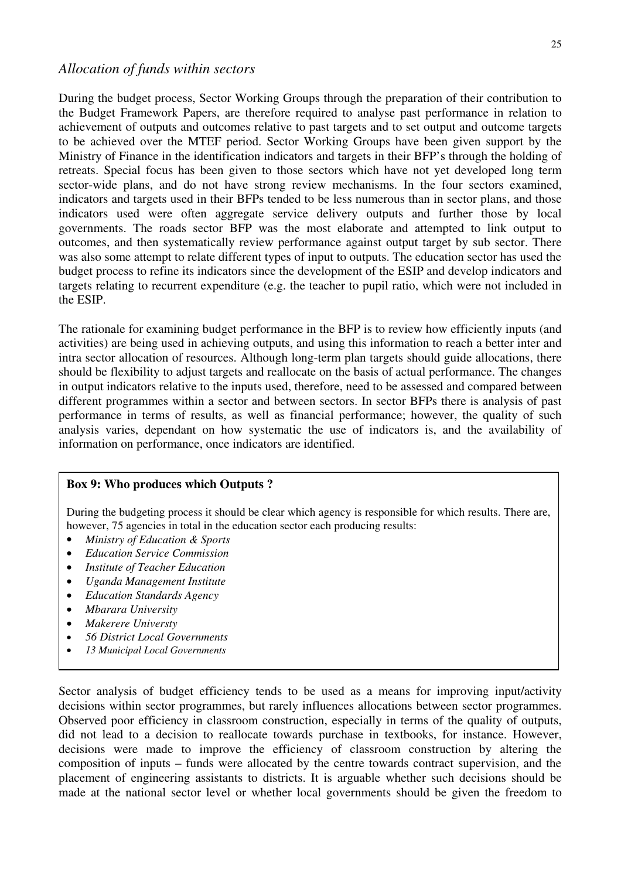## *Allocation of funds within sectors*

During the budget process, Sector Working Groups through the preparation of their contribution to the Budget Framework Papers, are therefore required to analyse past performance in relation to achievement of outputs and outcomes relative to past targets and to set output and outcome targets to be achieved over the MTEF period. Sector Working Groups have been given support by the Ministry of Finance in the identification indicators and targets in their BFP's through the holding of retreats. Special focus has been given to those sectors which have not yet developed long term sector-wide plans, and do not have strong review mechanisms. In the four sectors examined, indicators and targets used in their BFPs tended to be less numerous than in sector plans, and those indicators used were often aggregate service delivery outputs and further those by local governments. The roads sector BFP was the most elaborate and attempted to link output to outcomes, and then systematically review performance against output target by sub sector. There was also some attempt to relate different types of input to outputs. The education sector has used the budget process to refine its indicators since the development of the ESIP and develop indicators and targets relating to recurrent expenditure (e.g. the teacher to pupil ratio, which were not included in the ESIP.

The rationale for examining budget performance in the BFP is to review how efficiently inputs (and activities) are being used in achieving outputs, and using this information to reach a better inter and intra sector allocation of resources. Although long-term plan targets should guide allocations, there should be flexibility to adjust targets and reallocate on the basis of actual performance. The changes in output indicators relative to the inputs used, therefore, need to be assessed and compared between different programmes within a sector and between sectors. In sector BFPs there is analysis of past performance in terms of results, as well as financial performance; however, the quality of such analysis varies, dependant on how systematic the use of indicators is, and the availability of information on performance, once indicators are identified.

**Box 9: Who produces which Outputs ?**

During the budgeting process it should be clear which agency is responsible for which results. There are, however, 75 agencies in total in the education sector each producing results:

- *Ministry of Education & Sports*
- *Education Service Commission*
- *Institute of Teacher Education*
- *Uganda Management Institute*
- *Education Standards Agency*
- *Mbarara University*
- *Makerere Universty*
- *56 District Local Governments*
- *13 Municipal Local Governments*

Sector analysis of budget efficiency tends to be used as a means for improving input/activity decisions within sector programmes, but rarely influences allocations between sector programmes. Observed poor efficiency in classroom construction, especially in terms of the quality of outputs, did not lead to a decision to reallocate towards purchase in textbooks, for instance. However, decisions were made to improve the efficiency of classroom construction by altering the composition of inputs – funds were allocated by the centre towards contract supervision, and the placement of engineering assistants to districts. It is arguable whether such decisions should be made at the national sector level or whether local governments should be given the freedom to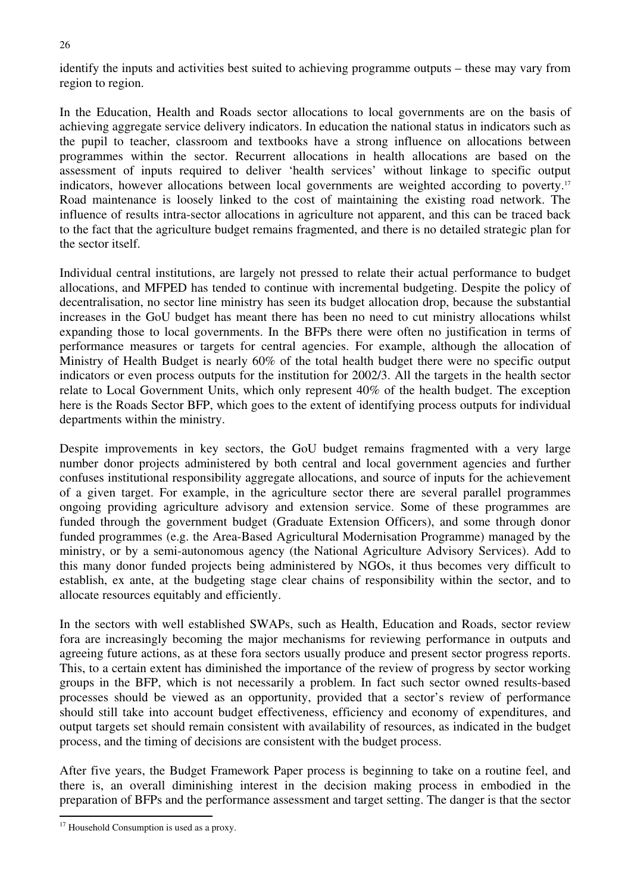identify the inputs and activities best suited to achieving programme outputs – these may vary from region to region.

In the Education, Health and Roads sector allocations to local governments are on the basis of achieving aggregate service delivery indicators. In education the national status in indicators such as the pupil to teacher, classroom and textbooks have a strong influence on allocations between programmes within the sector. Recurrent allocations in health allocations are based on the assessment of inputs required to deliver 'health services' without linkage to specific output indicators, however allocations between local governments are weighted according to poverty.[17] Road maintenance is loosely linked to the cost of maintaining the existing road network. The influence of results intra-sector allocations in agriculture not apparent, and this can be traced back to the fact that the agriculture budget remains fragmented, and there is no detailed strategic plan for the sector itself.

Individual central institutions, are largely not pressed to relate their actual performance to budget allocations, and MFPED has tended to continue with incremental budgeting. Despite the policy of decentralisation, no sector line ministry has seen its budget allocation drop, because the substantial increases in the GoU budget has meant there has been no need to cut ministry allocations whilst expanding those to local governments. In the BFPs there were often no justification in terms of performance measures or targets for central agencies. For example, although the allocation of Ministry of Health Budget is nearly 60% of the total health budget there were no specific output indicators or even process outputs for the institution for 2002/3. All the targets in the health sector relate to Local Government Units, which only represent 40% of the health budget. The exception here is the Roads Sector BFP, which goes to the extent of identifying process outputs for individual departments within the ministry.

Despite improvements in key sectors, the GoU budget remains fragmented with a very large number donor projects administered by both central and local government agencies and further confuses institutional responsibility aggregate allocations, and source of inputs for the achievement of a given target. For example, in the agriculture sector there are several parallel programmes ongoing providing agriculture advisory and extension service. Some of these programmes are funded through the government budget (Graduate Extension Officers), and some through donor funded programmes (e.g. the Area-Based Agricultural Modernisation Programme) managed by the ministry, or by a semi-autonomous agency (the National Agriculture Advisory Services). Add to this many donor funded projects being administered by NGOs, it thus becomes very difficult to establish, ex ante, at the budgeting stage clear chains of responsibility within the sector, and to allocate resources equitably and efficiently.

In the sectors with well established SWAPs, such as Health, Education and Roads, sector review fora are increasingly becoming the major mechanisms for reviewing performance in outputs and agreeing future actions, as at these fora sectors usually produce and present sector progress reports. This, to a certain extent has diminished the importance of the review of progress by sector working groups in the BFP, which is not necessarily a problem. In fact such sector owned results-based processes should be viewed as an opportunity, provided that a sector's review of performance should still take into account budget effectiveness, efficiency and economy of expenditures, and output targets set should remain consistent with availability of resources, as indicated in the budget process, and the timing of decisions are consistent with the budget process.

After five years, the Budget Framework Paper process is beginning to take on a routine feel, and there is, an overall diminishing interest in the decision making process in embodied in the preparation of BFPs and the performance assessment and target setting. The danger is that the sector

[17] Household Consumption is used as a proxy.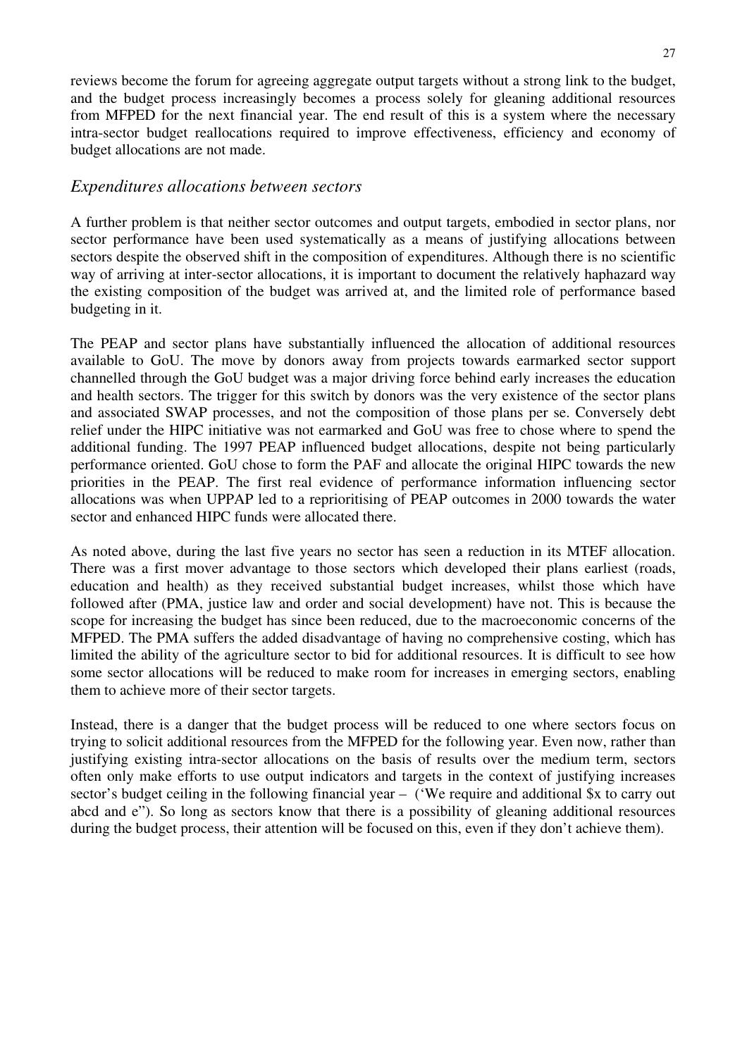reviews become the forum for agreeing aggregate output targets without a strong link to the budget, and the budget process increasingly becomes a process solely for gleaning additional resources from MFPED for the next financial year. The end result of this is a system where the necessary intra-sector budget reallocations required to improve effectiveness, efficiency and economy of budget allocations are not made.

### *Expenditures allocations between sectors*

A further problem is that neither sector outcomes and output targets, embodied in sector plans, nor sector performance have been used systematically as a means of justifying allocations between sectors despite the observed shift in the composition of expenditures. Although there is no scientific way of arriving at inter-sector allocations, it is important to document the relatively haphazard way the existing composition of the budget was arrived at, and the limited role of performance based budgeting in it.

The PEAP and sector plans have substantially influenced the allocation of additional resources available to GoU. The move by donors away from projects towards earmarked sector support channelled through the GoU budget was a major driving force behind early increases the education and health sectors. The trigger for this switch by donors was the very existence of the sector plans and associated SWAP processes, and not the composition of those plans per se. Conversely debt relief under the HIPC initiative was not earmarked and GoU was free to chose where to spend the additional funding. The 1997 PEAP influenced budget allocations, despite not being particularly performance oriented. GoU chose to form the PAF and allocate the original HIPC towards the new priorities in the PEAP. The first real evidence of performance information influencing sector allocations was when UPPAP led to a reprioritising of PEAP outcomes in 2000 towards the water sector and enhanced HIPC funds were allocated there.

As noted above, during the last five years no sector has seen a reduction in its MTEF allocation. There was a first mover advantage to those sectors which developed their plans earliest (roads, education and health) as they received substantial budget increases, whilst those which have followed after (PMA, justice law and order and social development) have not. This is because the scope for increasing the budget has since been reduced, due to the macroeconomic concerns of the MFPED. The PMA suffers the added disadvantage of having no comprehensive costing, which has limited the ability of the agriculture sector to bid for additional resources. It is difficult to see how some sector allocations will be reduced to make room for increases in emerging sectors, enabling them to achieve more of their sector targets.

Instead, there is a danger that the budget process will be reduced to one where sectors focus on trying to solicit additional resources from the MFPED for the following year. Even now, rather than justifying existing intra-sector allocations on the basis of results over the medium term, sectors often only make efforts to use output indicators and targets in the context of justifying increases sector's budget ceiling in the following financial year – ('We require and additional $x to carry out abcd and e"). So long as sectors know that there is a possibility of gleaning additional resources during the budget process, their attention will be focused on this, even if they don't achieve them).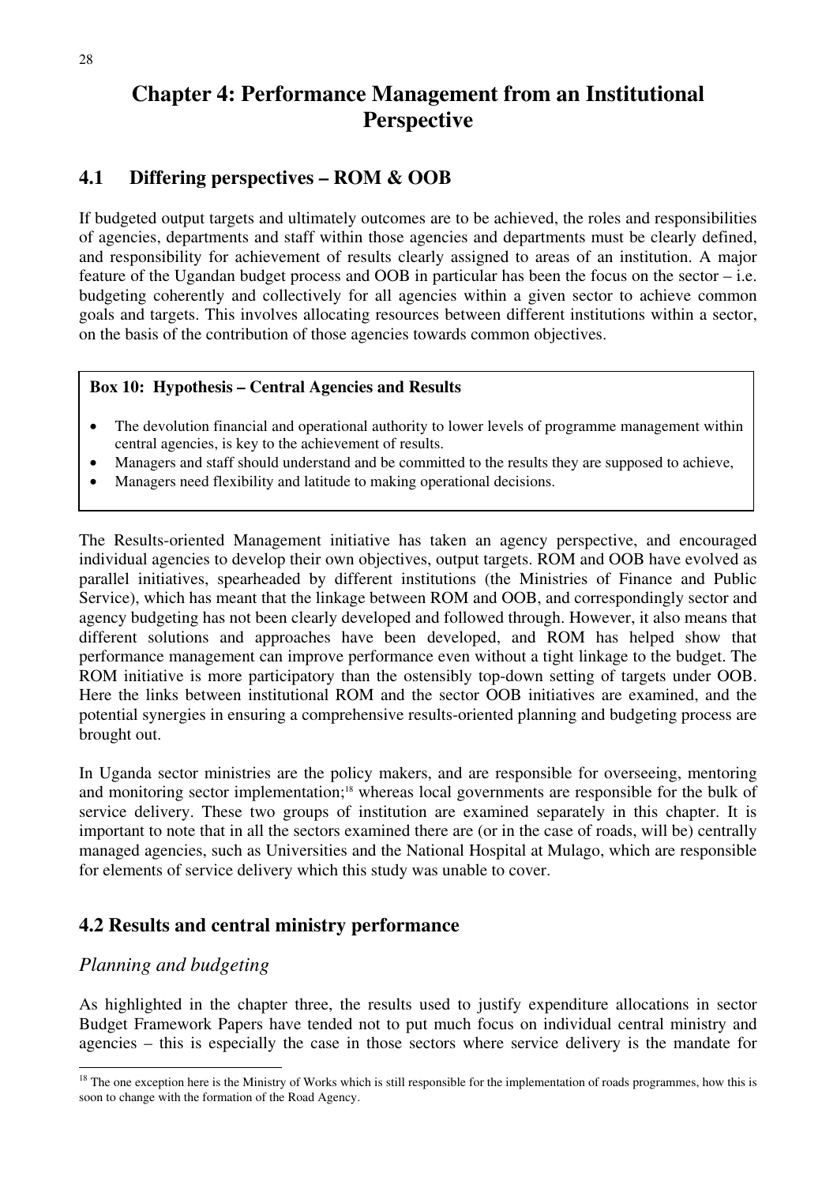# Chapter 4: Performance Management from an Institutional Perspective

## 4.1 Differing perspectives – ROM & OOB

If budgeted output targets and ultimately outcomes are to be achieved, the roles and responsibilities of agencies, departments and staff within those agencies and departments must be clearly defined, and responsibility for achievement of results clearly assigned to areas of an institution. A major feature of the Ugandan budget process and OOB in particular has been the focus on the sector – i.e. budgeting coherently and collectively for all agencies within a given sector to achieve common goals and targets. This involves allocating resources between different institutions within a sector, on the basis of the contribution of those agencies towards common objectives.

> **Box 10: Hypothesis – Central Agencies and Results**
>
> - The devolution financial and operational authority to lower levels of programme management within central agencies, is key to the achievement of results.
> - Managers and staff should understand and be committed to the results they are supposed to achieve,
> - Managers need flexibility and latitude to making operational decisions.

The Results-oriented Management initiative has taken an agency perspective, and encouraged individual agencies to develop their own objectives, output targets. ROM and OOB have evolved as parallel initiatives, spearheaded by different institutions (the Ministries of Finance and Public Service), which has meant that the linkage between ROM and OOB, and correspondingly sector and agency budgeting has not been clearly developed and followed through. However, it also means that different solutions and approaches have been developed, and ROM has helped show that performance management can improve performance even without a tight linkage to the budget. The ROM initiative is more participatory than the ostensibly top-down setting of targets under OOB. Here the links between institutional ROM and the sector OOB initiatives are examined, and the potential synergies in ensuring a comprehensive results-oriented planning and budgeting process are brought out.

In Uganda sector ministries are the policy makers, and are responsible for overseeing, mentoring and monitoring sector implementation;[18] whereas local governments are responsible for the bulk of service delivery. These two groups of institution are examined separately in this chapter. It is important to note that in all the sectors examined there are (or in the case of roads, will be) centrally managed agencies, such as Universities and the National Hospital at Mulago, which are responsible for elements of service delivery which this study was unable to cover.

## 4.2 Results and central ministry performance

### *Planning and budgeting*

As highlighted in the chapter three, the results used to justify expenditure allocations in sector Budget Framework Papers have tended not to put much focus on individual central ministry and agencies – this is especially the case in those sectors where service delivery is the mandate for

---

[18] The one exception here is the Ministry of Works which is still responsible for the implementation of roads programmes, how this is soon to change with the formation of the Road Agency.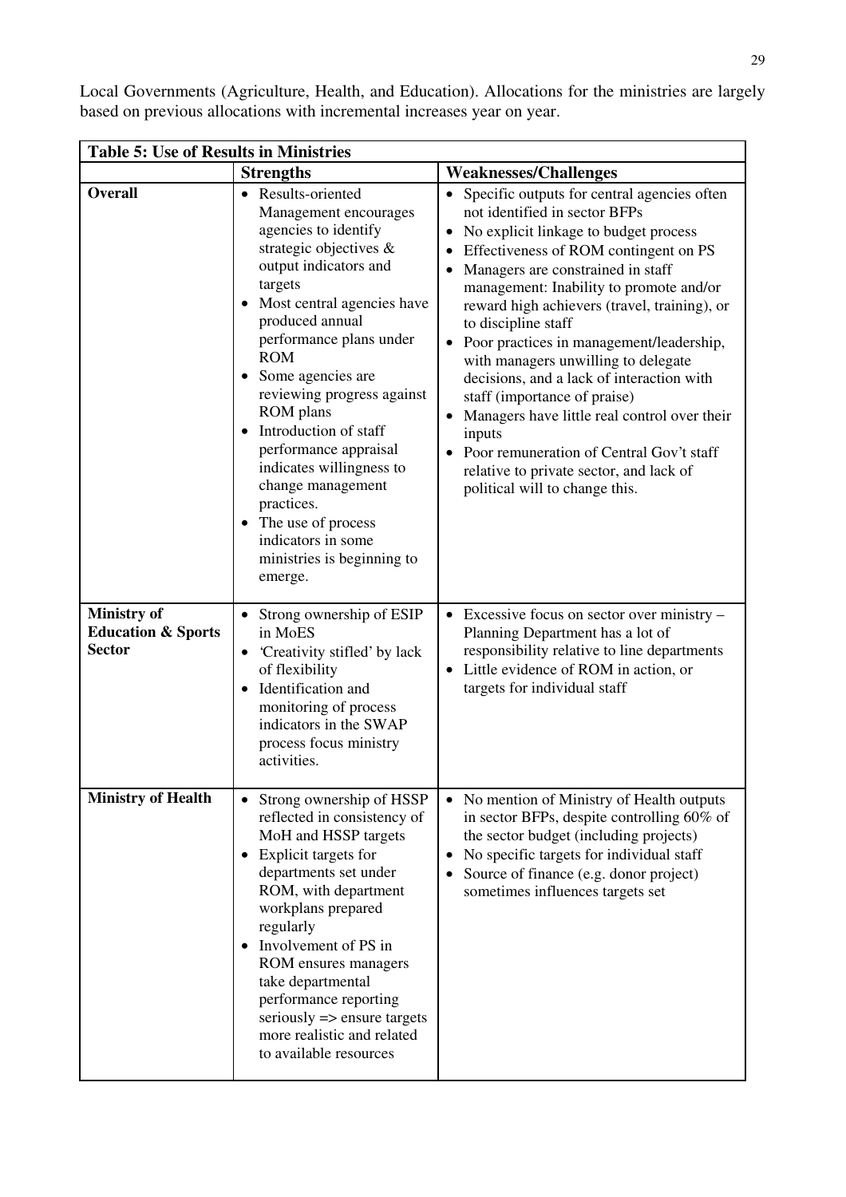Local Governments (Agriculture, Health, and Education). Allocations for the ministries are largely based on previous allocations with incremental increases year on year.

| **Table 5: Use of Results in Ministries** | | |
|---|---|---|
| | **Strengths** | **Weaknesses/Challenges** |
| **Overall** | • Results-oriented Management encourages agencies to identify strategic objectives & output indicators and targets<br>• Most central agencies have produced annual performance plans under the ROM<br>• Some agencies are reviewing progress against ROM plans<br>• Introduction of staff performance appraisal indicates willingness to change management practices.<br>• The use of process indicators in some ministries is beginning to emerge. | • Specific outputs for central agencies often not identified in sector BFPs<br>• No explicit linkage to budget process<br>• Effectiveness of ROM contingent on PS<br>• Managers are constrained in staff management: Inability to promote and/or reward high achievers (travel, training), or to discipline staff<br>• Poor practices in management/leadership, with managers unwilling to delegate decisions, and a lack of interaction with staff (importance of praise)<br>• Managers have little real control over their inputs<br>• Poor remuneration of Central Gov't staff relative to private sector, and lack of political will to change this. |
| **Ministry of Education & Sports Sector** | • Strong ownership of ESIP in MoES<br>• 'Creativity stifled' by lack of flexibility<br>• Identification and monitoring of process indicators in the SWAP process focus ministry activities. | • Excessive focus on sector over ministry – Planning Department has a lot of responsibility relative to line departments<br>• Little evidence of ROM in action, or targets for individual staff |
| **Ministry of Health** | • Strong ownership of HSSP reflected in consistency of MoH and HSSP targets<br>• Explicit targets for departments set under ROM, with department workplans prepared regularly<br>• Involvement of PS in ROM ensures managers take departmental performance reporting seriously => ensure targets more realistic and related to available resources | • No mention of Ministry of Health outputs in sector BFPs, despite controlling 60% of the sector budget (including projects)<br>• No specific targets for individual staff<br>• Source of finance (e.g. donor project) sometimes influences targets set |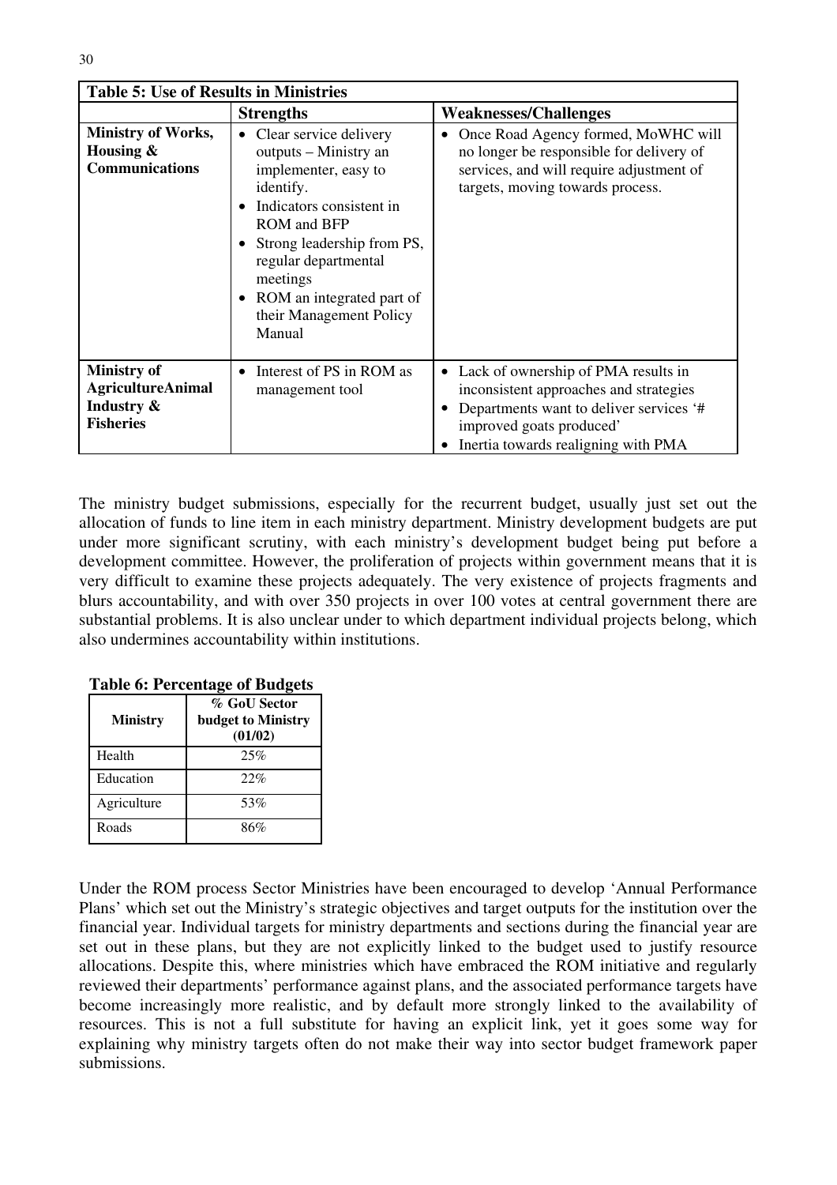**Table 5: Use of Results in Ministries**

| | Strengths | Weaknesses/Challenges |
|---|---|---|
| **Ministry of Works, Housing & Communications** | • Clear service delivery outputs – Ministry an implementer, easy to identify.<br>• Indicators consistent in ROM and BFP<br>• Strong leadership from PS, regular departmental meetings<br>• ROM an integrated part of their Management Policy Manual | • Once Road Agency formed, MoWHC will no longer be responsible for delivery of services, and will require adjustment of targets, moving towards process. |
| **Ministry of AgricultureAnimal Industry & Fisheries** | • Interest of PS in ROM as management tool | • Lack of ownership of PMA results in inconsistent approaches and strategies<br>• Departments want to deliver services '# improved goats produced'<br>• Inertia towards realigning with PMA |

The ministry budget submissions, especially for the recurrent budget, usually just set out the allocation of funds to line item in each ministry department. Ministry development budgets are put under more significant scrutiny, with each ministry's development budget being put before a development committee. However, the proliferation of projects within government means that it is very difficult to examine these projects adequately. The very existence of projects fragments and blurs accountability, and with over 350 projects in over 100 votes at central government there are substantial problems. It is also unclear under to which department individual projects belong, which also undermines accountability within institutions.

**Table 6: Percentage of Budgets**

| Ministry | % GoU Sector budget to Ministry (01/02) |
|---|---|
| Health | 25% |
| Education | 22% |
| Agriculture | 53% |
| Roads | 86% |

Under the ROM process Sector Ministries have been encouraged to develop 'Annual Performance Plans' which set out the Ministry's strategic objectives and target outputs for the institution over the financial year. Individual targets for ministry departments and sections during the financial year are set out in these plans, but they are not explicitly linked to the budget used to justify resource allocations. Despite this, where ministries which have embraced the ROM initiative and regularly reviewed their departments' performance against plans, and the associated performance targets have become increasingly more realistic, and by default more strongly linked to the availability of resources. This is not a full substitute for having an explicit link, yet it goes some way for explaining why ministry targets often do not make their way into sector budget framework paper submissions.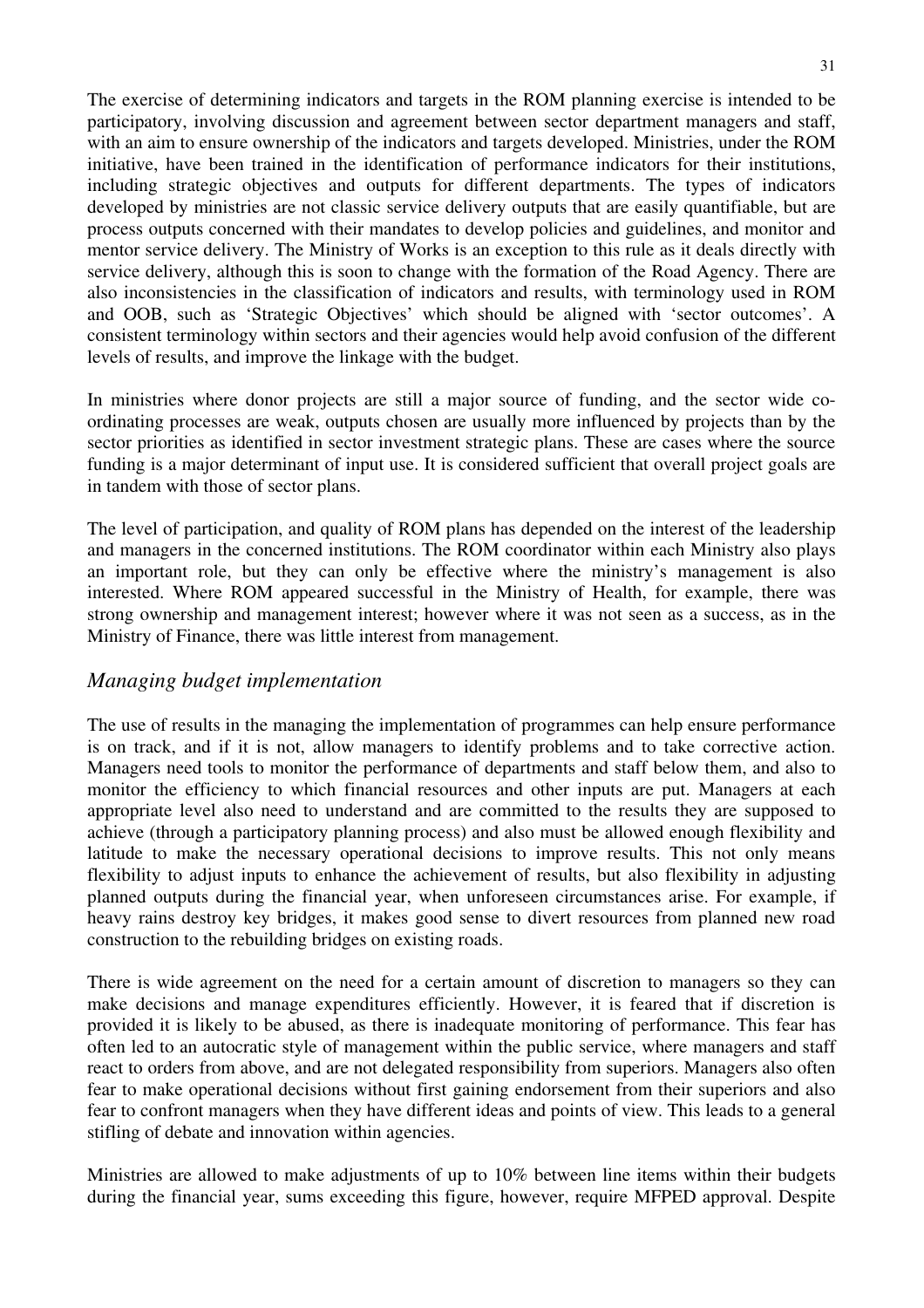The exercise of determining indicators and targets in the ROM planning exercise is intended to be participatory, involving discussion and agreement between sector department managers and staff, with an aim to ensure ownership of the indicators and targets developed. Ministries, under the ROM initiative, have been trained in the identification of performance indicators for their institutions, including strategic objectives and outputs for different departments. The types of indicators developed by ministries are not classic service delivery outputs that are easily quantifiable, but are process outputs concerned with their mandates to develop policies and guidelines, and monitor and mentor service delivery. The Ministry of Works is an exception to this rule as it deals directly with service delivery, although this is soon to change with the formation of the Road Agency. There are also inconsistencies in the classification of indicators and results, with terminology used in ROM and OOB, such as 'Strategic Objectives' which should be aligned with 'sector outcomes'. A consistent terminology within sectors and their agencies would help avoid confusion of the different levels of results, and improve the linkage with the budget.

In ministries where donor projects are still a major source of funding, and the sector wide co-ordinating processes are weak, outputs chosen are usually more influenced by projects than by the sector priorities as identified in sector investment strategic plans. These are cases where the source funding is a major determinant of input use. It is considered sufficient that overall project goals are in tandem with those of sector plans.

The level of participation, and quality of ROM plans has depended on the interest of the leadership and managers in the concerned institutions. The ROM coordinator within each Ministry also plays an important role, but they can only be effective where the ministry's management is also interested. Where ROM appeared successful in the Ministry of Health, for example, there was strong ownership and management interest; however where it was not seen as a success, as in the Ministry of Finance, there was little interest from management.

### *Managing budget implementation*

The use of results in the managing the implementation of programmes can help ensure performance is on track, and if it is not, allow managers to identify problems and to take corrective action. Managers need tools to monitor the performance of departments and staff below them, and also to monitor the efficiency to which financial resources and other inputs are put. Managers at each appropriate level also need to understand and are committed to the results they are supposed to achieve (through a participatory planning process) and also must be allowed enough flexibility and latitude to make the necessary operational decisions to improve results. This not only means flexibility to adjust inputs to enhance the achievement of results, but also flexibility in adjusting planned outputs during the financial year, when unforeseen circumstances arise. For example, if heavy rains destroy key bridges, it makes good sense to divert resources from planned new road construction to the rebuilding bridges on existing roads.

There is wide agreement on the need for a certain amount of discretion to managers so they can make decisions and manage expenditures efficiently. However, it is feared that if discretion is provided it is likely to be abused, as there is inadequate monitoring of performance. This fear has often led to an autocratic style of management within the public service, where managers and staff react to orders from above, and are not delegated responsibility from superiors. Managers also often fear to make operational decisions without first gaining endorsement from their superiors and also fear to confront managers when they have different ideas and points of view. This leads to a general stifling of debate and innovation within agencies.

Ministries are allowed to make adjustments of up to 10% between line items within their budgets during the financial year, sums exceeding this figure, however, require MFPED approval. Despite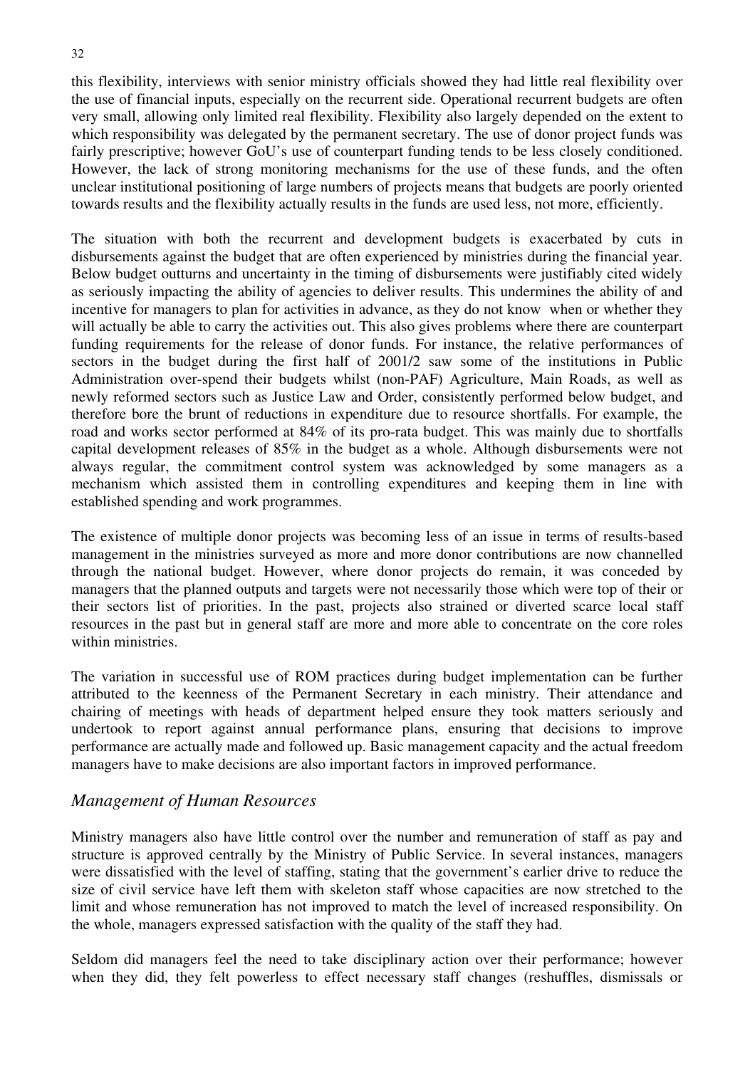this flexibility, interviews with senior ministry officials showed they had little real flexibility over the use of financial inputs, especially on the recurrent side. Operational recurrent budgets are often very small, allowing only limited real flexibility. Flexibility also largely depended on the extent to which responsibility was delegated by the permanent secretary. The use of donor project funds was fairly prescriptive; however GoU's use of counterpart funding tends to be less closely conditioned. However, the lack of strong monitoring mechanisms for the use of these funds, and the often unclear institutional positioning of large numbers of projects means that budgets are poorly oriented towards results and the flexibility actually results in the funds are used less, not more, efficiently.

The situation with both the recurrent and development budgets is exacerbated by cuts in disbursements against the budget that are often experienced by ministries during the financial year. Below budget outturns and uncertainty in the timing of disbursements were justifiably cited widely as seriously impacting the ability of agencies to deliver results. This undermines the ability of and incentive for managers to plan for activities in advance, as they do not know when or whether they will actually be able to carry the activities out. This also gives problems where there are counterpart funding requirements for the release of donor funds. For instance, the relative performances of sectors in the budget during the first half of 2001/2 saw some of the institutions in Public Administration over-spend their budgets whilst (non-PAF) Agriculture, Main Roads, as well as newly reformed sectors such as Justice Law and Order, consistently performed below budget, and therefore bore the brunt of reductions in expenditure due to resource shortfalls. For example, the road and works sector performed at 84% of its pro-rata budget. This was mainly due to shortfalls capital development releases of 85% in the budget as a whole. Although disbursements were not always regular, the commitment control system was acknowledged by some managers as a mechanism which assisted them in controlling expenditures and keeping them in line with established spending and work programmes.

The existence of multiple donor projects was becoming less of an issue in terms of results-based management in the ministries surveyed as more and more donor contributions are now channelled through the national budget. However, where donor projects do remain, it was conceded by managers that the planned outputs and targets were not necessarily those which were top of their or their sectors list of priorities. In the past, projects also strained or diverted scarce local staff resources in the past but in general staff are more and more able to concentrate on the core roles within ministries.

The variation in successful use of ROM practices during budget implementation can be further attributed to the keenness of the Permanent Secretary in each ministry. Their attendance and chairing of meetings with heads of department helped ensure they took matters seriously and undertook to report against annual performance plans, ensuring that decisions to improve performance are actually made and followed up. Basic management capacity and the actual freedom managers have to make decisions are also important factors in improved performance.

### *Management of Human Resources*

Ministry managers also have little control over the number and remuneration of staff as pay and structure is approved centrally by the Ministry of Public Service. In several instances, managers were dissatisfied with the level of staffing, stating that the government's earlier drive to reduce the size of civil service have left them with skeleton staff whose capacities are now stretched to the limit and whose remuneration has not improved to match the level of increased responsibility. On the whole, managers expressed satisfaction with the quality of the staff they had.

Seldom did managers feel the need to take disciplinary action over their performance; however when they did, they felt powerless to effect necessary staff changes (reshuffles, dismissals or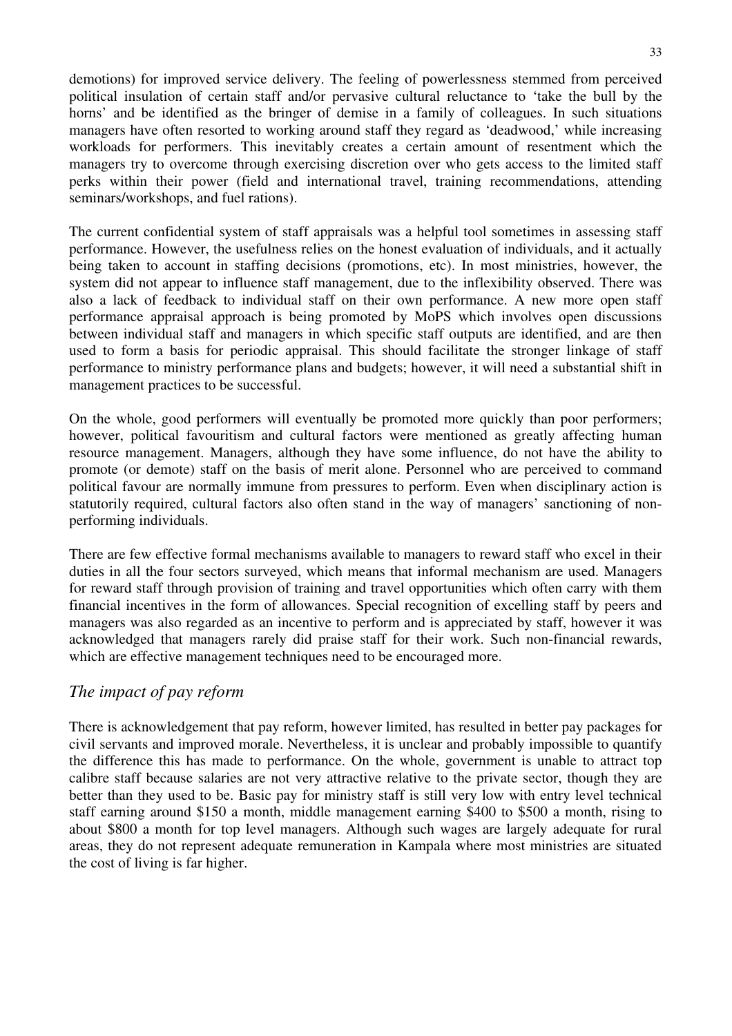demotions) for improved service delivery. The feeling of powerlessness stemmed from perceived political insulation of certain staff and/or pervasive cultural reluctance to 'take the bull by the horns' and be identified as the bringer of demise in a family of colleagues. In such situations managers have often resorted to working around staff they regard as 'deadwood,' while increasing workloads for performers. This inevitably creates a certain amount of resentment which the managers try to overcome through exercising discretion over who gets access to the limited staff perks within their power (field and international travel, training recommendations, attending seminars/workshops, and fuel rations).

The current confidential system of staff appraisals was a helpful tool sometimes in assessing staff performance. However, the usefulness relies on the honest evaluation of individuals, and it actually being taken to account in staffing decisions (promotions, etc). In most ministries, however, the system did not appear to influence staff management, due to the inflexibility observed. There was also a lack of feedback to individual staff on their own performance. A new more open staff performance appraisal approach is being promoted by MoPS which involves open discussions between individual staff and managers in which specific staff outputs are identified, and are then used to form a basis for periodic appraisal. This should facilitate the stronger linkage of staff performance to ministry performance plans and budgets; however, it will need a substantial shift in management practices to be successful.

On the whole, good performers will eventually be promoted more quickly than poor performers; however, political favouritism and cultural factors were mentioned as greatly affecting human resource management. Managers, although they have some influence, do not have the ability to promote (or demote) staff on the basis of merit alone. Personnel who are perceived to command political favour are normally immune from pressures to perform. Even when disciplinary action is statutorily required, cultural factors also often stand in the way of managers' sanctioning of non-performing individuals.

There are few effective formal mechanisms available to managers to reward staff who excel in their duties in all the four sectors surveyed, which means that informal mechanism are used. Managers for reward staff through provision of training and travel opportunities which often carry with them financial incentives in the form of allowances. Special recognition of excelling staff by peers and managers was also regarded as an incentive to perform and is appreciated by staff, however it was acknowledged that managers rarely did praise staff for their work. Such non-financial rewards, which are effective management techniques need to be encouraged more.

### *The impact of pay reform*

There is acknowledgement that pay reform, however limited, has resulted in better pay packages for civil servants and improved morale. Nevertheless, it is unclear and probably impossible to quantify the difference this has made to performance. On the whole, government is unable to attract top calibre staff because salaries are not very attractive relative to the private sector, though they are better than they used to be. Basic pay for ministry staff is still very low with entry level technical staff earning around $150 a month, middle management earning $400 to $500 a month, rising to about $800 a month for top level managers. Although such wages are largely adequate for rural areas, they do not represent adequate remuneration in Kampala where most ministries are situated the cost of living is far higher.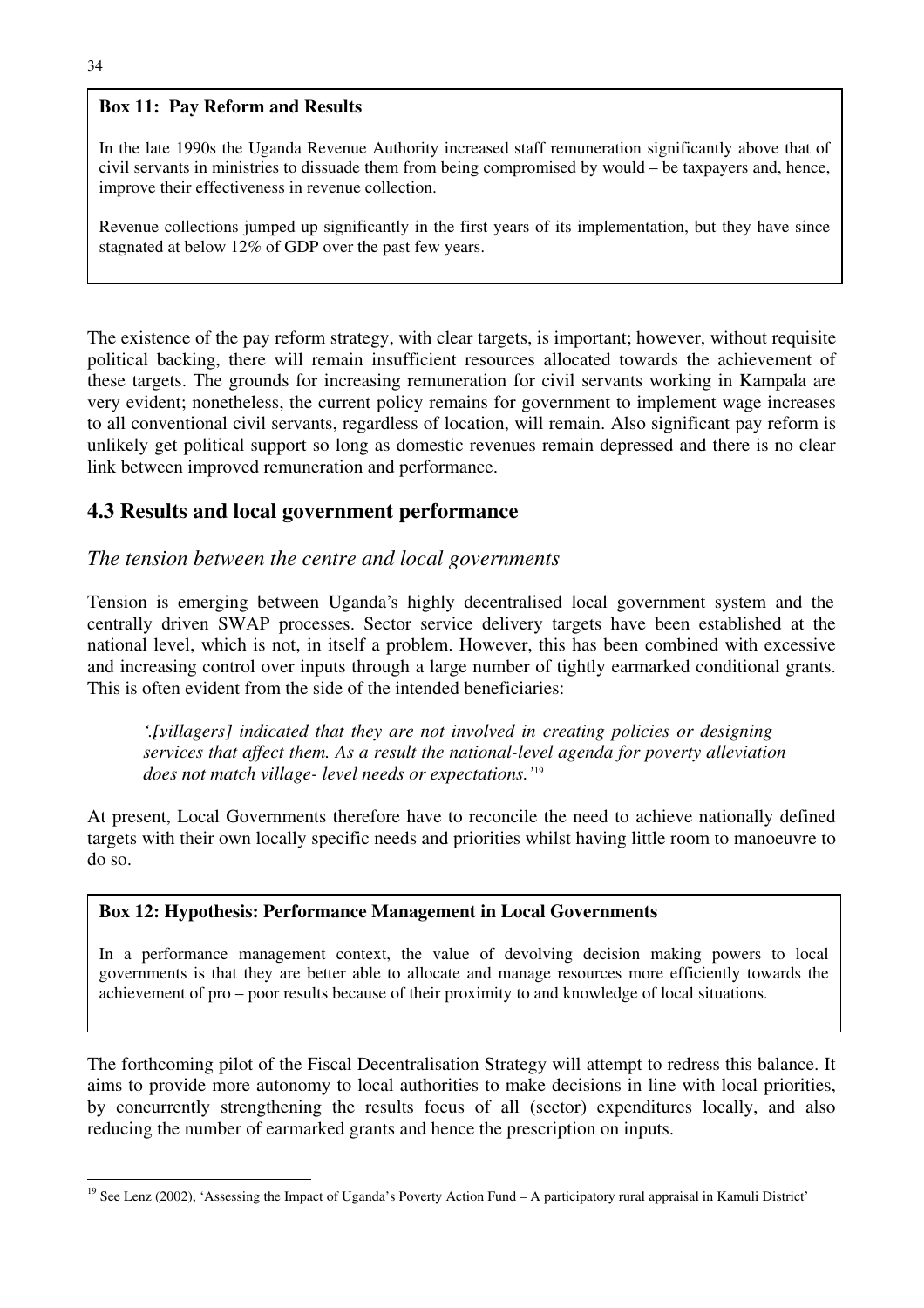**Box 11: Pay Reform and Results**

In the late 1990s the Uganda Revenue Authority increased staff remuneration significantly above that of civil servants in ministries to dissuade them from being compromised by would – be taxpayers and, hence, improve their effectiveness in revenue collection.

Revenue collections jumped up significantly in the first years of its implementation, but they have since stagnated at below 12% of GDP over the past few years.

The existence of the pay reform strategy, with clear targets, is important; however, without requisite political backing, there will remain insufficient resources allocated towards the achievement of these targets. The grounds for increasing remuneration for civil servants working in Kampala are very evident; nonetheless, the current policy remains for government to implement wage increases to all conventional civil servants, regardless of location, will remain. Also significant pay reform is unlikely get political support so long as domestic revenues remain depressed and there is no clear link between improved remuneration and performance.

## 4.3 Results and local government performance

### *The tension between the centre and local governments*

Tension is emerging between Uganda's highly decentralised local government system and the centrally driven SWAP processes. Sector service delivery targets have been established at the national level, which is not, in itself a problem. However, this has been combined with excessive and increasing control over inputs through a large number of tightly earmarked conditional grants. This is often evident from the side of the intended beneficiaries:

> *'.[villagers] indicated that they are not involved in creating policies or designing services that affect them. As a result the national-level agenda for poverty alleviation does not match village- level needs or expectations.'*[19]

At present, Local Governments therefore have to reconcile the need to achieve nationally defined targets with their own locally specific needs and priorities whilst having little room to manoeuvre to do so.

**Box 12: Hypothesis: Performance Management in Local Governments**

In a performance management context, the value of devolving decision making powers to local governments is that they are better able to allocate and manage resources more efficiently towards the achievement of pro – poor results because of their proximity to and knowledge of local situations.

The forthcoming pilot of the Fiscal Decentralisation Strategy will attempt to redress this balance. It aims to provide more autonomy to local authorities to make decisions in line with local priorities, by concurrently strengthening the results focus of all (sector) expenditures locally, and also reducing the number of earmarked grants and hence the prescription on inputs.

---

[19] See Lenz (2002), 'Assessing the Impact of Uganda's Poverty Action Fund – A participatory rural appraisal in Kamuli District'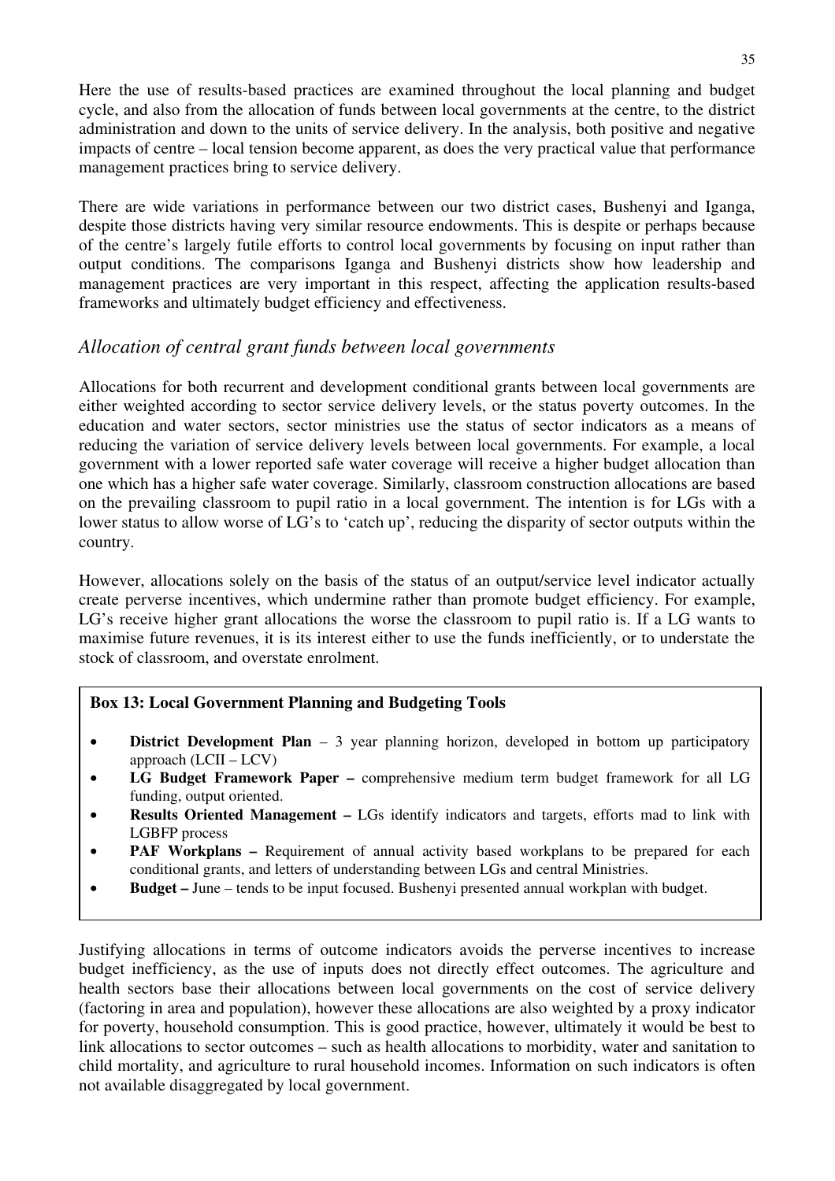Here the use of results-based practices are examined throughout the local planning and budget cycle, and also from the allocation of funds between local governments at the centre, to the district administration and down to the units of service delivery. In the analysis, both positive and negative impacts of centre – local tension become apparent, as does the very practical value that performance management practices bring to service delivery.

There are wide variations in performance between our two district cases, Bushenyi and Iganga, despite those districts having very similar resource endowments. This is despite or perhaps because of the centre's largely futile efforts to control local governments by focusing on input rather than output conditions. The comparisons Iganga and Bushenyi districts show how leadership and management practices are very important in this respect, affecting the application results-based frameworks and ultimately budget efficiency and effectiveness.

### *Allocation of central grant funds between local governments*

Allocations for both recurrent and development conditional grants between local governments are either weighted according to sector service delivery levels, or the status poverty outcomes. In the education and water sectors, sector ministries use the status of sector indicators as a means of reducing the variation of service delivery levels between local governments. For example, a local government with a lower reported safe water coverage will receive a higher budget allocation than one which has a higher safe water coverage. Similarly, classroom construction allocations are based on the prevailing classroom to pupil ratio in a local government. The intention is for LGs with a lower status to allow worse of LG's to 'catch up', reducing the disparity of sector outputs within the country.

However, allocations solely on the basis of the status of an output/service level indicator actually create perverse incentives, which undermine rather than promote budget efficiency. For example, LG's receive higher grant allocations the worse the classroom to pupil ratio is. If a LG wants to maximise future revenues, it is its interest either to use the funds inefficiently, or to understate the stock of classroom, and overstate enrolment.

> **Box 13: Local Government Planning and Budgeting Tools**
>
> - **District Development Plan** – 3 year planning horizon, developed in bottom up participatory approach (LCII – LCV)
> - **LG Budget Framework Paper –** comprehensive medium term budget framework for all LG funding, output oriented.
> - **Results Oriented Management –** LGs identify indicators and targets, efforts mad to link with LGBFP process
> - **PAF Workplans –** Requirement of annual activity based workplans to be prepared for each conditional grants, and letters of understanding between LGs and central Ministries.
> - **Budget –** June – tends to be input focused. Bushenyi presented annual workplan with budget.

Justifying allocations in terms of outcome indicators avoids the perverse incentives to increase budget inefficiency, as the use of inputs does not directly effect outcomes. The agriculture and health sectors base their allocations between local governments on the cost of service delivery (factoring in area and population), however these allocations are also weighted by a proxy indicator for poverty, household consumption. This is good practice, however, ultimately it would be best to link allocations to sector outcomes – such as health allocations to morbidity, water and sanitation to child mortality, and agriculture to rural household incomes. Information on such indicators is often not available disaggregated by local government.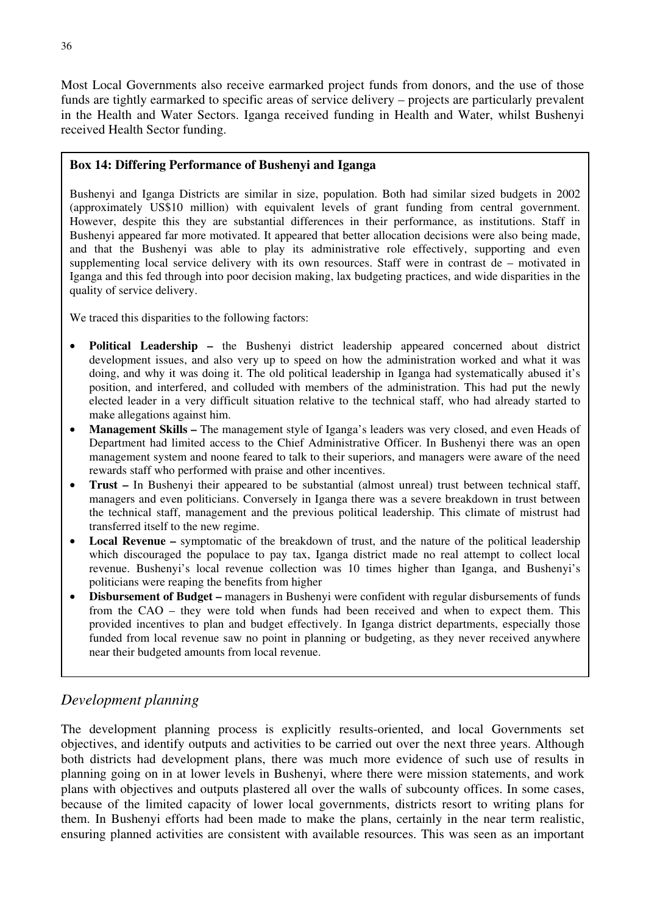Most Local Governments also receive earmarked project funds from donors, and the use of those funds are tightly earmarked to specific areas of service delivery – projects are particularly prevalent in the Health and Water Sectors. Iganga received funding in Health and Water, whilst Bushenyi received Health Sector funding.

> **Box 14: Differing Performance of Bushenyi and Iganga**
>
> Bushenyi and Iganga Districts are similar in size, population. Both had similar sized budgets in 2002 (approximately US$10 million) with equivalent levels of grant funding from central government. However, despite this they are substantial differences in their performance, as institutions. Staff in Bushenyi appeared far more motivated. It appeared that better allocation decisions were also being made, and that the Bushenyi was able to play its administrative role effectively, supporting and even supplementing local service delivery with its own resources. Staff were in contrast de – motivated in Iganga and this fed through into poor decision making, lax budgeting practices, and wide disparities in the quality of service delivery.
>
> We traced this disparities to the following factors:
>
> - **Political Leadership –** the Bushenyi district leadership appeared concerned about district development issues, and also very up to speed on how the administration worked and what it was doing, and why it was doing it. The old political leadership in Iganga had systematically abused it's position, and interfered, and colluded with members of the administration. This had put the newly elected leader in a very difficult situation relative to the technical staff, who had already started to make allegations against him.
> - **Management Skills –** The management style of Iganga's leaders was very closed, and even Heads of Department had limited access to the Chief Administrative Officer. In Bushenyi there was an open management system and noone feared to talk to their superiors, and managers were aware of the need rewards staff who performed with praise and other incentives.
> - **Trust –** In Bushenyi their appeared to be substantial (almost unreal) trust between technical staff, managers and even politicians. Conversely in Iganga there was a severe breakdown in trust between the technical staff, management and the previous political leadership. This climate of mistrust had transferred itself to the new regime.
> - **Local Revenue –** symptomatic of the breakdown of trust, and the nature of the political leadership which discouraged the populace to pay tax, Iganga district made no real attempt to collect local revenue. Bushenyi's local revenue collection was 10 times higher than Iganga, and Bushenyi's politicians were reaping the benefits from higher
> - **Disbursement of Budget –** managers in Bushenyi were confident with regular disbursements of funds from the CAO – they were told when funds had been received and when to expect them. This provided incentives to plan and budget effectively. In Iganga district departments, especially those funded from local revenue saw no point in planning or budgeting, as they never received anywhere near their budgeted amounts from local revenue.

## *Development planning*

The development planning process is explicitly results-oriented, and local Governments set objectives, and identify outputs and activities to be carried out over the next three years. Although both districts had development plans, there was much more evidence of such use of results in planning going on in at lower levels in Bushenyi, where there were mission statements, and work plans with objectives and outputs plastered all over the walls of subcounty offices. In some cases, because of the limited capacity of lower local governments, districts resort to writing plans for them. In Bushenyi efforts had been made to make the plans, certainly in the near term realistic, ensuring planned activities are consistent with available resources. This was seen as an important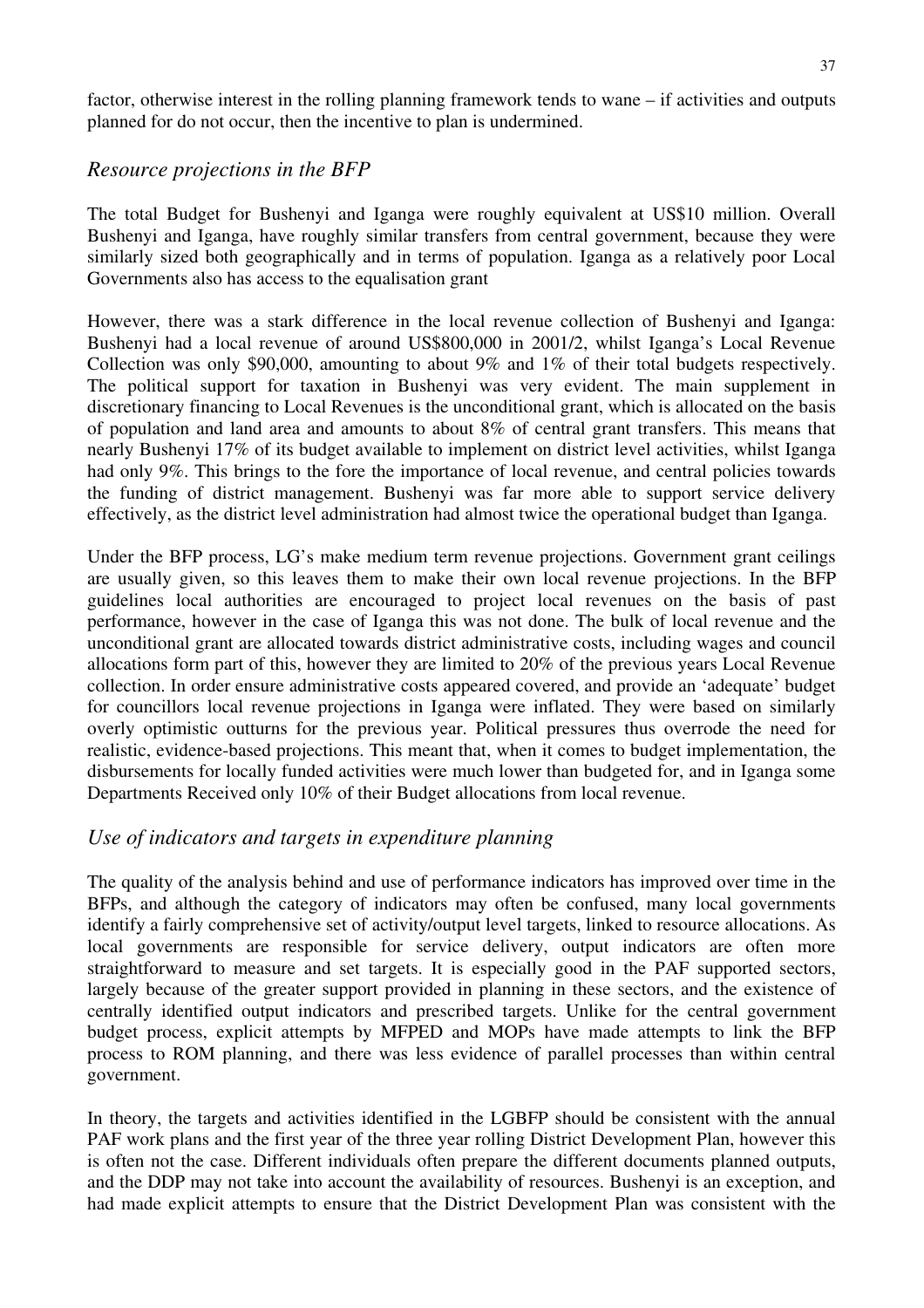factor, otherwise interest in the rolling planning framework tends to wane – if activities and outputs planned for do not occur, then the incentive to plan is undermined.

### *Resource projections in the BFP*

The total Budget for Bushenyi and Iganga were roughly equivalent at US$10 million. Overall Bushenyi and Iganga, have roughly similar transfers from central government, because they were similarly sized both geographically and in terms of population. Iganga as a relatively poor Local Governments also has access to the equalisation grant

However, there was a stark difference in the local revenue collection of Bushenyi and Iganga: Bushenyi had a local revenue of around US$800,000 in 2001/2, whilst Iganga's Local Revenue Collection was only $90,000, amounting to about 9% and 1% of their total budgets respectively. The political support for taxation in Bushenyi was very evident. The main supplement in discretionary financing to Local Revenues is the unconditional grant, which is allocated on the basis of population and land area and amounts to about 8% of central grant transfers. This means that nearly Bushenyi 17% of its budget available to implement on district level activities, whilst Iganga had only 9%. This brings to the fore the importance of local revenue, and central policies towards the funding of district management. Bushenyi was far more able to support service delivery effectively, as the district level administration had almost twice the operational budget than Iganga.

Under the BFP process, LG's make medium term revenue projections. Government grant ceilings are usually given, so this leaves them to make their own local revenue projections. In the BFP guidelines local authorities are encouraged to project local revenues on the basis of past performance, however in the case of Iganga this was not done. The bulk of local revenue and the unconditional grant are allocated towards district administrative costs, including wages and council allocations form part of this, however they are limited to 20% of the previous years Local Revenue collection. In order ensure administrative costs appeared covered, and provide an 'adequate' budget for councillors local revenue projections in Iganga were inflated. They were based on similarly overly optimistic outturns for the previous year. Political pressures thus overrode the need for realistic, evidence-based projections. This meant that, when it comes to budget implementation, the disbursements for locally funded activities were much lower than budgeted for, and in Iganga some Departments Received only 10% of their Budget allocations from local revenue.

### *Use of indicators and targets in expenditure planning*

The quality of the analysis behind and use of performance indicators has improved over time in the BFPs, and although the category of indicators may often be confused, many local governments identify a fairly comprehensive set of activity/output level targets, linked to resource allocations. As local governments are responsible for service delivery, output indicators are often more straightforward to measure and set targets. It is especially good in the PAF supported sectors, largely because of the greater support provided in planning in these sectors, and the existence of centrally identified output indicators and prescribed targets. Unlike for the central government budget process, explicit attempts by MFPED and MOPs have made attempts to link the BFP process to ROM planning, and there was less evidence of parallel processes than within central government.

In theory, the targets and activities identified in the LGBFP should be consistent with the annual PAF work plans and the first year of the three year rolling District Development Plan, however this is often not the case. Different individuals often prepare the different documents planned outputs, and the DDP may not take into account the availability of resources. Bushenyi is an exception, and had made explicit attempts to ensure that the District Development Plan was consistent with the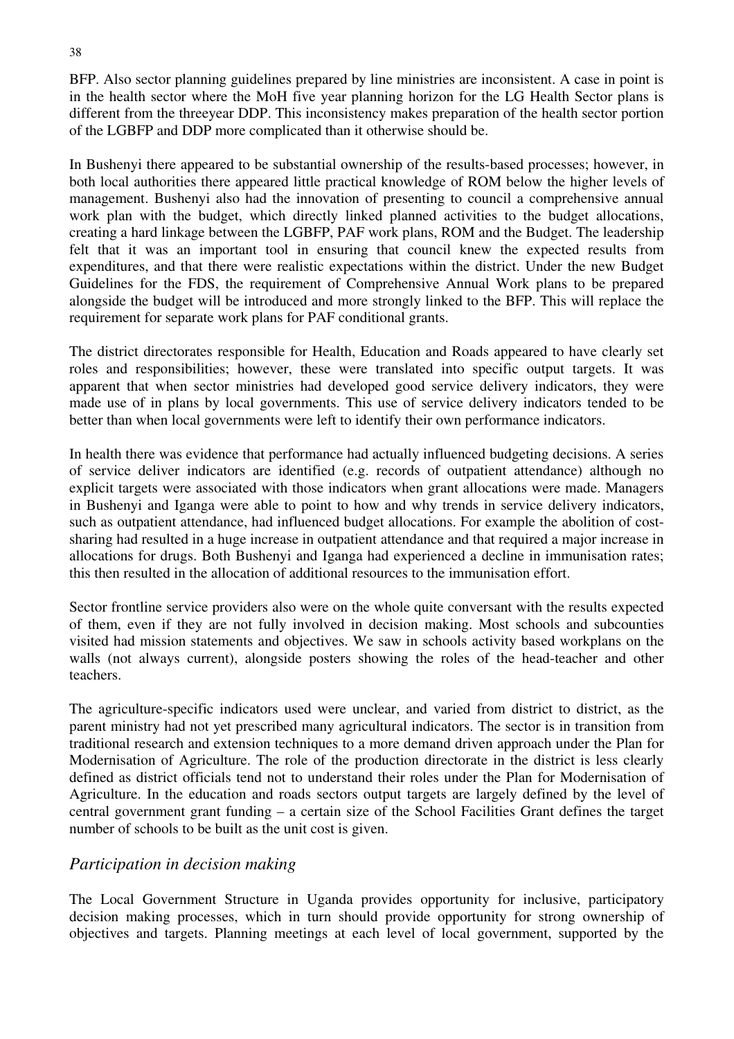BFP. Also sector planning guidelines prepared by line ministries are inconsistent. A case in point is in the health sector where the MoH five year planning horizon for the LG Health Sector plans is different from the threeyear DDP. This inconsistency makes preparation of the health sector portion of the LGBFP and DDP more complicated than it otherwise should be.

In Bushenyi there appeared to be substantial ownership of the results-based processes; however, in both local authorities there appeared little practical knowledge of ROM below the higher levels of management. Bushenyi also had the innovation of presenting to council a comprehensive annual work plan with the budget, which directly linked planned activities to the budget allocations, creating a hard linkage between the LGBFP, PAF work plans, ROM and the Budget. The leadership felt that it was an important tool in ensuring that council knew the expected results from expenditures, and that there were realistic expectations within the district. Under the new Budget Guidelines for the FDS, the requirement of Comprehensive Annual Work plans to be prepared alongside the budget will be introduced and more strongly linked to the BFP. This will replace the requirement for separate work plans for PAF conditional grants.

The district directorates responsible for Health, Education and Roads appeared to have clearly set roles and responsibilities; however, these were translated into specific output targets. It was apparent that when sector ministries had developed good service delivery indicators, they were made use of in plans by local governments. This use of service delivery indicators tended to be better than when local governments were left to identify their own performance indicators.

In health there was evidence that performance had actually influenced budgeting decisions. A series of service deliver indicators are identified (e.g. records of outpatient attendance) although no explicit targets were associated with those indicators when grant allocations were made. Managers in Bushenyi and Iganga were able to point to how and why trends in service delivery indicators, such as outpatient attendance, had influenced budget allocations. For example the abolition of cost-sharing had resulted in a huge increase in outpatient attendance and that required a major increase in allocations for drugs. Both Bushenyi and Iganga had experienced a decline in immunisation rates; this then resulted in the allocation of additional resources to the immunisation effort.

Sector frontline service providers also were on the whole quite conversant with the results expected of them, even if they are not fully involved in decision making. Most schools and subcounties visited had mission statements and objectives. We saw in schools activity based workplans on the walls (not always current), alongside posters showing the roles of the head-teacher and other teachers.

The agriculture-specific indicators used were unclear, and varied from district to district, as the parent ministry had not yet prescribed many agricultural indicators. The sector is in transition from traditional research and extension techniques to a more demand driven approach under the Plan for Modernisation of Agriculture. The role of the production directorate in the district is less clearly defined as district officials tend not to understand their roles under the Plan for Modernisation of Agriculture. In the education and roads sectors output targets are largely defined by the level of central government grant funding – a certain size of the School Facilities Grant defines the target number of schools to be built as the unit cost is given.

## *Participation in decision making*

The Local Government Structure in Uganda provides opportunity for inclusive, participatory decision making processes, which in turn should provide opportunity for strong ownership of objectives and targets. Planning meetings at each level of local government, supported by the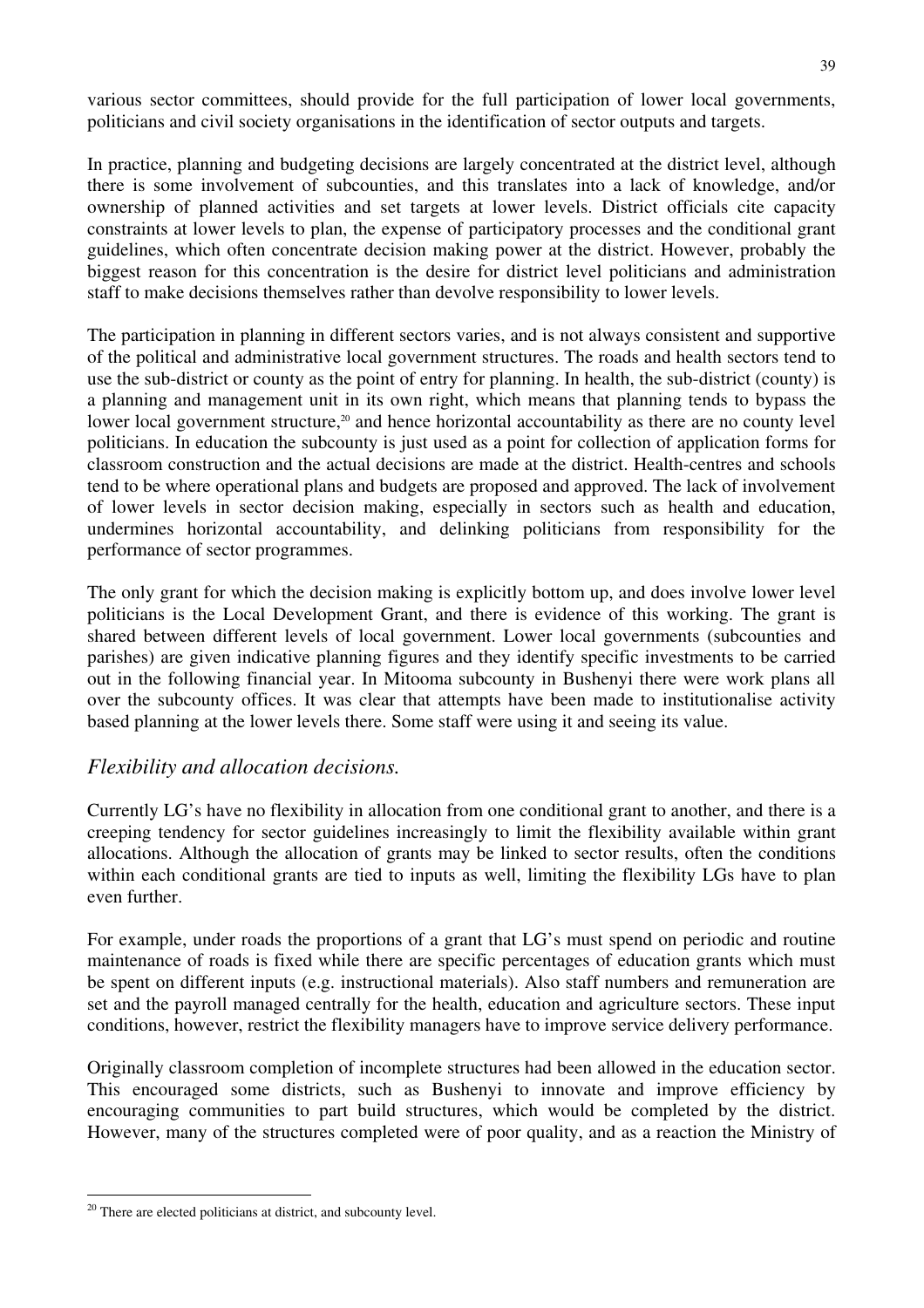various sector committees, should provide for the full participation of lower local governments, politicians and civil society organisations in the identification of sector outputs and targets.

In practice, planning and budgeting decisions are largely concentrated at the district level, although there is some involvement of subcounties, and this translates into a lack of knowledge, and/or ownership of planned activities and set targets at lower levels. District officials cite capacity constraints at lower levels to plan, the expense of participatory processes and the conditional grant guidelines, which often concentrate decision making power at the district. However, probably the biggest reason for this concentration is the desire for district level politicians and administration staff to make decisions themselves rather than devolve responsibility to lower levels.

The participation in planning in different sectors varies, and is not always consistent and supportive of the political and administrative local government structures. The roads and health sectors tend to use the sub-district or county as the point of entry for planning. In health, the sub-district (county) is a planning and management unit in its own right, which means that planning tends to bypass the lower local government structure,[20] and hence horizontal accountability as there are no county level politicians. In education the subcounty is just used as a point for collection of application forms for classroom construction and the actual decisions are made at the district. Health-centres and schools tend to be where operational plans and budgets are proposed and approved. The lack of involvement of lower levels in sector decision making, especially in sectors such as health and education, undermines horizontal accountability, and delinking politicians from responsibility for the performance of sector programmes.

The only grant for which the decision making is explicitly bottom up, and does involve lower level politicians is the Local Development Grant, and there is evidence of this working. The grant is shared between different levels of local government. Lower local governments (subcounties and parishes) are given indicative planning figures and they identify specific investments to be carried out in the following financial year. In Mitooma subcounty in Bushenyi there were work plans all over the subcounty offices. It was clear that attempts have been made to institutionalise activity based planning at the lower levels there. Some staff were using it and seeing its value.

### *Flexibility and allocation decisions.*

Currently LG's have no flexibility in allocation from one conditional grant to another, and there is a creeping tendency for sector guidelines increasingly to limit the flexibility available within grant allocations. Although the allocation of grants may be linked to sector results, often the conditions within each conditional grants are tied to inputs as well, limiting the flexibility LGs have to plan even further.

For example, under roads the proportions of a grant that LG's must spend on periodic and routine maintenance of roads is fixed while there are specific percentages of education grants which must be spent on different inputs (e.g. instructional materials). Also staff numbers and remuneration are set and the payroll managed centrally for the health, education and agriculture sectors. These input conditions, however, restrict the flexibility managers have to improve service delivery performance.

Originally classroom completion of incomplete structures had been allowed in the education sector. This encouraged some districts, such as Bushenyi to innovate and improve efficiency by encouraging communities to part build structures, which would be completed by the district. However, many of the structures completed were of poor quality, and as a reaction the Ministry of

---

[20] There are elected politicians at district, and subcounty level.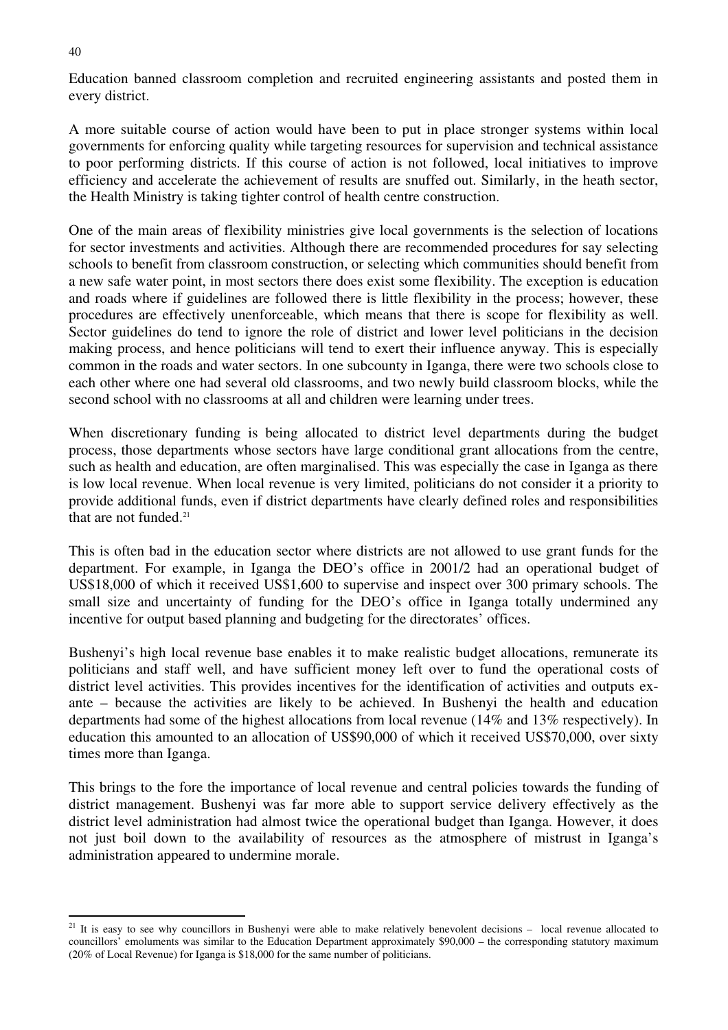Education banned classroom completion and recruited engineering assistants and posted them in every district.

A more suitable course of action would have been to put in place stronger systems within local governments for enforcing quality while targeting resources for supervision and technical assistance to poor performing districts. If this course of action is not followed, local initiatives to improve efficiency and accelerate the achievement of results are snuffed out. Similarly, in the heath sector, the Health Ministry is taking tighter control of health centre construction.

One of the main areas of flexibility ministries give local governments is the selection of locations for sector investments and activities. Although there are recommended procedures for say selecting schools to benefit from classroom construction, or selecting which communities should benefit from a new safe water point, in most sectors there does exist some flexibility. The exception is education and roads where if guidelines are followed there is little flexibility in the process; however, these procedures are effectively unenforceable, which means that there is scope for flexibility as well. Sector guidelines do tend to ignore the role of district and lower level politicians in the decision making process, and hence politicians will tend to exert their influence anyway. This is especially common in the roads and water sectors. In one subcounty in Iganga, there were two schools close to each other where one had several old classrooms, and two newly build classroom blocks, while the second school with no classrooms at all and children were learning under trees.

When discretionary funding is being allocated to district level departments during the budget process, those departments whose sectors have large conditional grant allocations from the centre, such as health and education, are often marginalised. This was especially the case in Iganga as there is low local revenue. When local revenue is very limited, politicians do not consider it a priority to provide additional funds, even if district departments have clearly defined roles and responsibilities that are not funded.[21]

This is often bad in the education sector where districts are not allowed to use grant funds for the department. For example, in Iganga the DEO's office in 2001/2 had an operational budget of US$18,000 of which it received US$1,600 to supervise and inspect over 300 primary schools. The small size and uncertainty of funding for the DEO's office in Iganga totally undermined any incentive for output based planning and budgeting for the directorates' offices.

Bushenyi's high local revenue base enables it to make realistic budget allocations, remunerate its politicians and staff well, and have sufficient money left over to fund the operational costs of district level activities. This provides incentives for the identification of activities and outputs ex-ante – because the activities are likely to be achieved. In Bushenyi the health and education departments had some of the highest allocations from local revenue (14% and 13% respectively). In education this amounted to an allocation of US$90,000 of which it received US$70,000, over sixty times more than Iganga.

This brings to the fore the importance of local revenue and central policies towards the funding of district management. Bushenyi was far more able to support service delivery effectively as the district level administration had almost twice the operational budget than Iganga. However, it does not just boil down to the availability of resources as the atmosphere of mistrust in Iganga's administration appeared to undermine morale.

---

[21] It is easy to see why councillors in Bushenyi were able to make relatively benevolent decisions – local revenue allocated to councillors' emoluments was similar to the Education Department approximately $90,000 – the corresponding statutory maximum (20% of Local Revenue) for Iganga is $18,000 for the same number of politicians.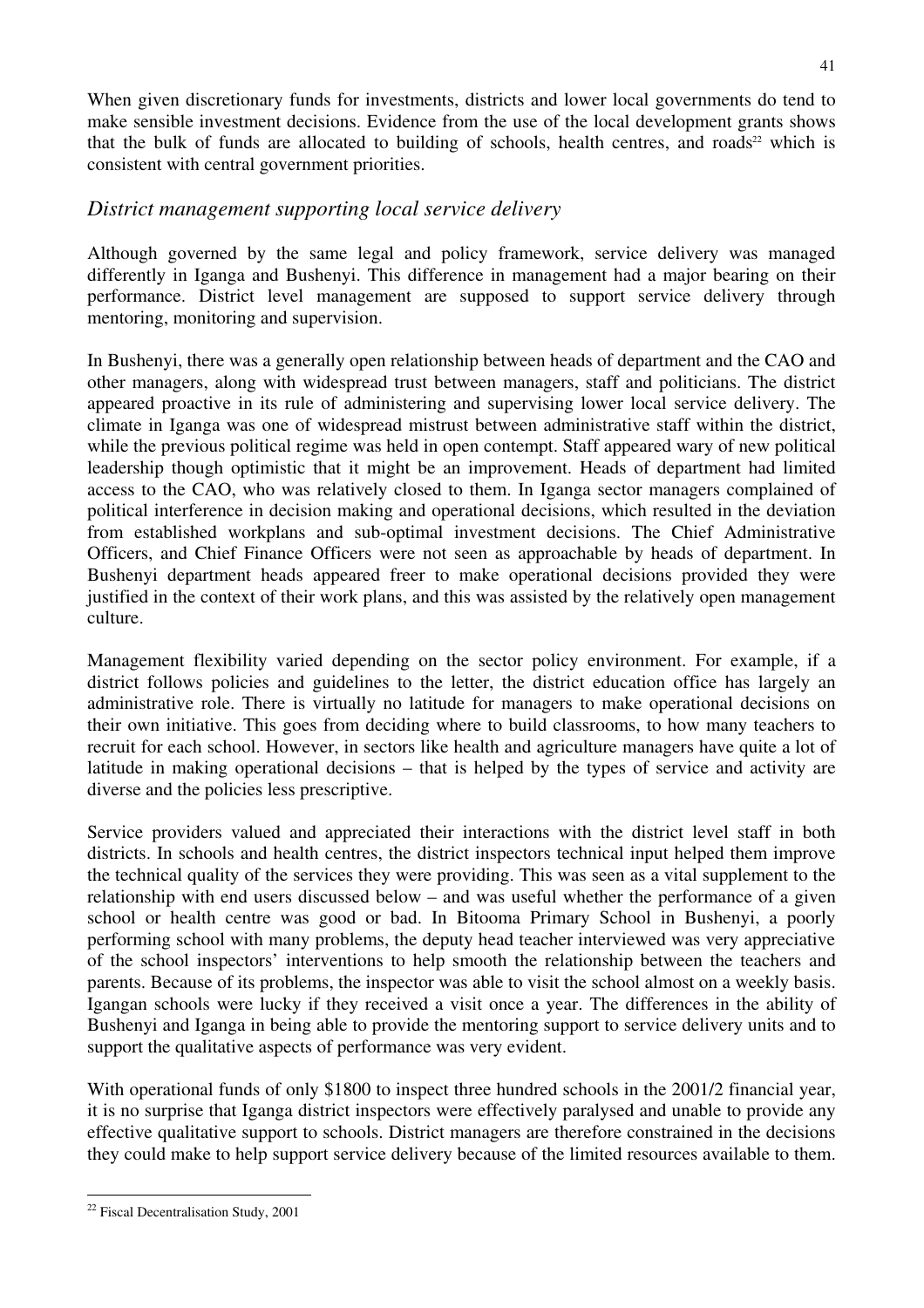When given discretionary funds for investments, districts and lower local governments do tend to make sensible investment decisions. Evidence from the use of the local development grants shows that the bulk of funds are allocated to building of schools, health centres, and roads[22] which is consistent with central government priorities.

## *District management supporting local service delivery*

Although governed by the same legal and policy framework, service delivery was managed differently in Iganga and Bushenyi. This difference in management had a major bearing on their performance. District level management are supposed to support service delivery through mentoring, monitoring and supervision.

In Bushenyi, there was a generally open relationship between heads of department and the CAO and other managers, along with widespread trust between managers, staff and politicians. The district appeared proactive in its rule of administering and supervising lower local service delivery. The climate in Iganga was one of widespread mistrust between administrative staff within the district, while the previous political regime was held in open contempt. Staff appeared wary of new political leadership though optimistic that it might be an improvement. Heads of department had limited access to the CAO, who was relatively closed to them. In Iganga sector managers complained of political interference in decision making and operational decisions, which resulted in the deviation from established workplans and sub-optimal investment decisions. The Chief Administrative Officers, and Chief Finance Officers were not seen as approachable by heads of department. In Bushenyi department heads appeared freer to make operational decisions provided they were justified in the context of their work plans, and this was assisted by the relatively open management culture.

Management flexibility varied depending on the sector policy environment. For example, if a district follows policies and guidelines to the letter, the district education office has largely an administrative role. There is virtually no latitude for managers to make operational decisions on their own initiative. This goes from deciding where to build classrooms, to how many teachers to recruit for each school. However, in sectors like health and agriculture managers have quite a lot of latitude in making operational decisions – that is helped by the types of service and activity are diverse and the policies less prescriptive.

Service providers valued and appreciated their interactions with the district level staff in both districts. In schools and health centres, the district inspectors technical input helped them improve the technical quality of the services they were providing. This was seen as a vital supplement to the relationship with end users discussed below – and was useful whether the performance of a given school or health centre was good or bad. In Bitooma Primary School in Bushenyi, a poorly performing school with many problems, the deputy head teacher interviewed was very appreciative of the school inspectors' interventions to help smooth the relationship between the teachers and parents. Because of its problems, the inspector was able to visit the school almost on a weekly basis. Igangan schools were lucky if they received a visit once a year. The differences in the ability of Bushenyi and Iganga in being able to provide the mentoring support to service delivery units and to support the qualitative aspects of performance was very evident.

With operational funds of only \$1800 to inspect three hundred schools in the 2001/2 financial year, it is no surprise that Iganga district inspectors were effectively paralysed and unable to provide any effective qualitative support to schools. District managers are therefore constrained in the decisions they could make to help support service delivery because of the limited resources available to them.

---

[22] Fiscal Decentralisation Study, 2001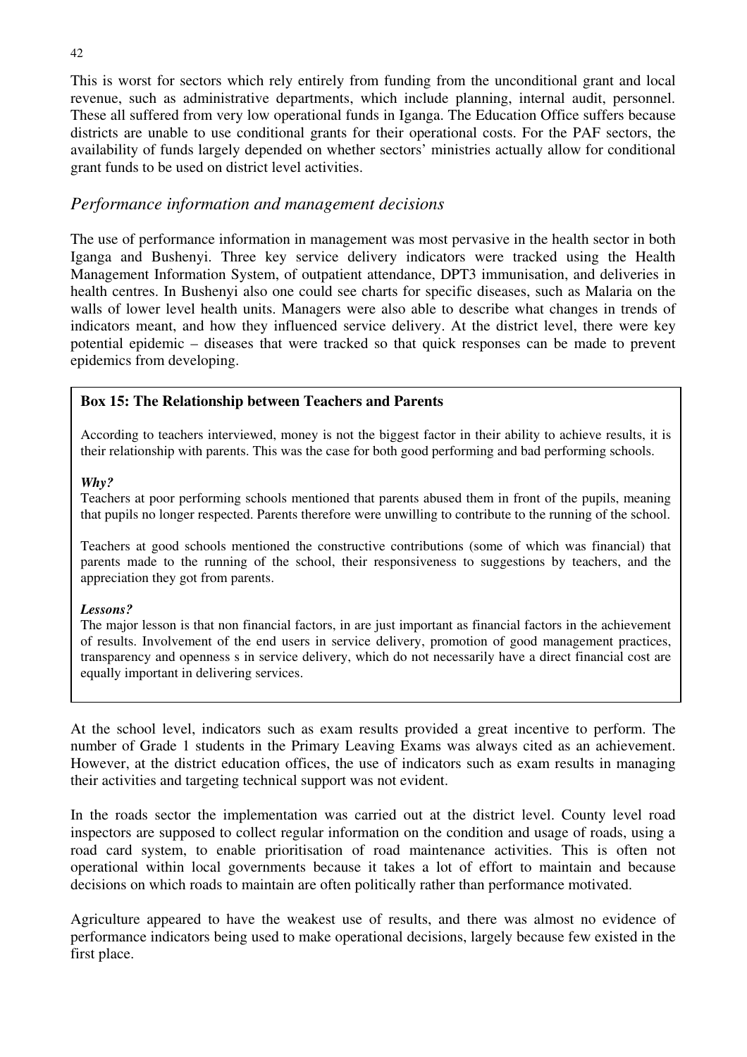This is worst for sectors which rely entirely from funding from the unconditional grant and local revenue, such as administrative departments, which include planning, internal audit, personnel. These all suffered from very low operational funds in Iganga. The Education Office suffers because districts are unable to use conditional grants for their operational costs. For the PAF sectors, the availability of funds largely depended on whether sectors' ministries actually allow for conditional grant funds to be used on district level activities.

## *Performance information and management decisions*

The use of performance information in management was most pervasive in the health sector in both Iganga and Bushenyi. Three key service delivery indicators were tracked using the Health Management Information System, of outpatient attendance, DPT3 immunisation, and deliveries in health centres. In Bushenyi also one could see charts for specific diseases, such as Malaria on the walls of lower level health units. Managers were also able to describe what changes in trends of indicators meant, and how they influenced service delivery. At the district level, there were key potential epidemic – diseases that were tracked so that quick responses can be made to prevent epidemics from developing.

> **Box 15: The Relationship between Teachers and Parents**
>
> According to teachers interviewed, money is not the biggest factor in their ability to achieve results, it is their relationship with parents. This was the case for both good performing and bad performing schools.
>
> ***Why?***
>
> Teachers at poor performing schools mentioned that parents abused them in front of the pupils, meaning that pupils no longer respected. Parents therefore were unwilling to contribute to the running of the school.
>
> Teachers at good schools mentioned the constructive contributions (some of which was financial) that parents made to the running of the school, their responsiveness to suggestions by teachers, and the appreciation they got from parents.
>
> ***Lessons?***
>
> The major lesson is that non financial factors, in are just important as financial factors in the achievement of results. Involvement of the end users in service delivery, promotion of good management practices, transparency and openness s in service delivery, which do not necessarily have a direct financial cost are equally important in delivering services.

At the school level, indicators such as exam results provided a great incentive to perform. The number of Grade 1 students in the Primary Leaving Exams was always cited as an achievement. However, at the district education offices, the use of indicators such as exam results in managing their activities and targeting technical support was not evident.

In the roads sector the implementation was carried out at the district level. County level road inspectors are supposed to collect regular information on the condition and usage of roads, using a road card system, to enable prioritisation of road maintenance activities. This is often not operational within local governments because it takes a lot of effort to maintain and because decisions on which roads to maintain are often politically rather than performance motivated.

Agriculture appeared to have the weakest use of results, and there was almost no evidence of performance indicators being used to make operational decisions, largely because few existed in the first place.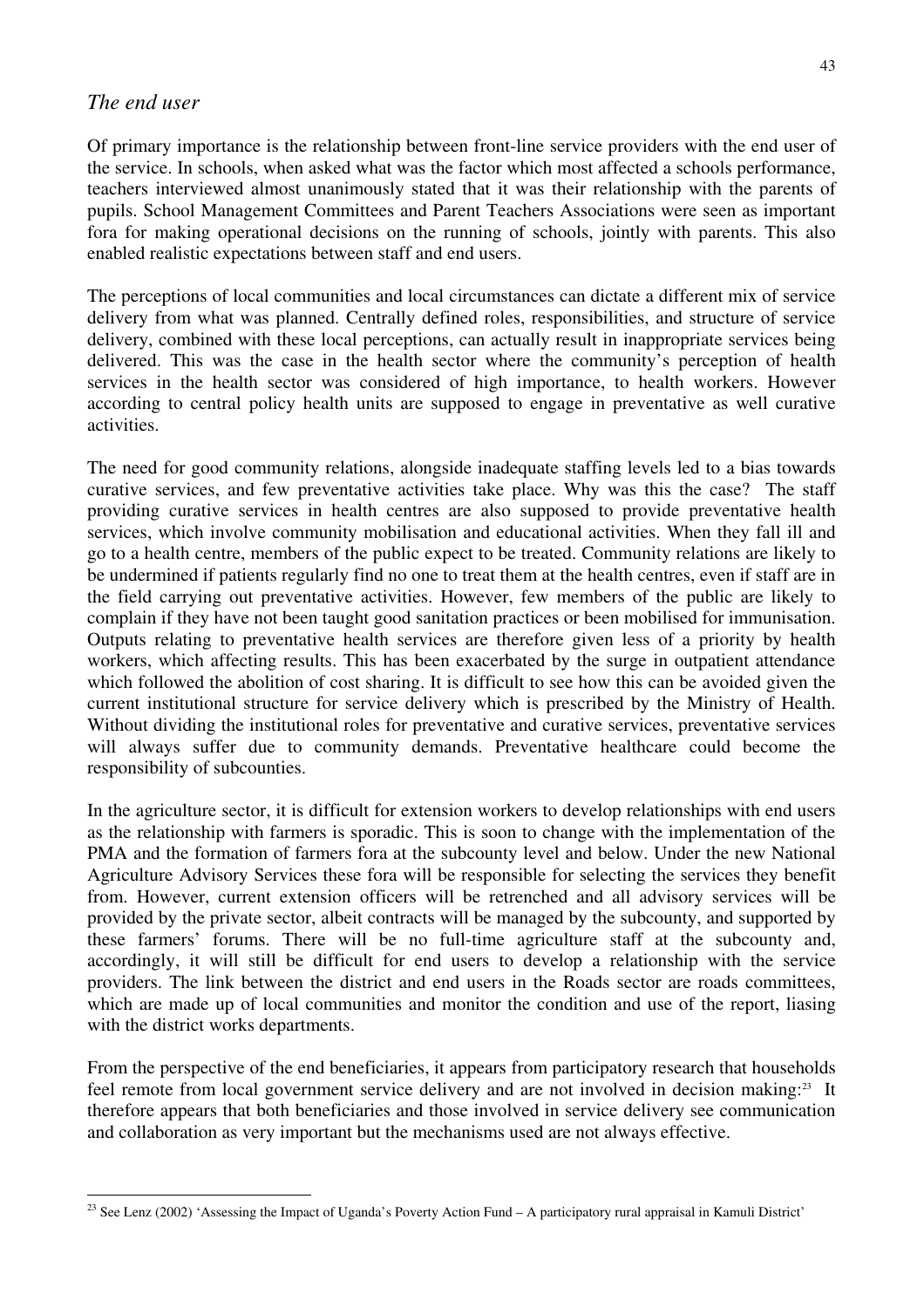## *The end user*

Of primary importance is the relationship between front-line service providers with the end user of the service. In schools, when asked what was the factor which most affected a schools performance, teachers interviewed almost unanimously stated that it was their relationship with the parents of pupils. School Management Committees and Parent Teachers Associations were seen as important fora for making operational decisions on the running of schools, jointly with parents. This also enabled realistic expectations between staff and end users.

The perceptions of local communities and local circumstances can dictate a different mix of service delivery from what was planned. Centrally defined roles, responsibilities, and structure of service delivery, combined with these local perceptions, can actually result in inappropriate services being delivered. This was the case in the health sector where the community's perception of health services in the health sector was considered of high importance, to health workers. However according to central policy health units are supposed to engage in preventative as well curative activities.

The need for good community relations, alongside inadequate staffing levels led to a bias towards curative services, and few preventative activities take place. Why was this the case? The staff providing curative services in health centres are also supposed to provide preventative health services, which involve community mobilisation and educational activities. When they fall ill and go to a health centre, members of the public expect to be treated. Community relations are likely to be undermined if patients regularly find no one to treat them at the health centres, even if staff are in the field carrying out preventative activities. However, few members of the public are likely to complain if they have not been taught good sanitation practices or been mobilised for immunisation. Outputs relating to preventative health services are therefore given less of a priority by health workers, which affecting results. This has been exacerbated by the surge in outpatient attendance which followed the abolition of cost sharing. It is difficult to see how this can be avoided given the current institutional structure for service delivery which is prescribed by the Ministry of Health. Without dividing the institutional roles for preventative and curative services, preventative services will always suffer due to community demands. Preventative healthcare could become the responsibility of subcounties.

In the agriculture sector, it is difficult for extension workers to develop relationships with end users as the relationship with farmers is sporadic. This is soon to change with the implementation of the PMA and the formation of farmers fora at the subcounty level and below. Under the new National Agriculture Advisory Services these fora will be responsible for selecting the services they benefit from. However, current extension officers will be retrenched and all advisory services will be provided by the private sector, albeit contracts will be managed by the subcounty, and supported by these farmers' forums. There will be no full-time agriculture staff at the subcounty and, accordingly, it will still be difficult for end users to develop a relationship with the service providers. The link between the district and end users in the Roads sector are roads committees, which are made up of local communities and monitor the condition and use of the report, liasing with the district works departments.

From the perspective of the end beneficiaries, it appears from participatory research that households feel remote from local government service delivery and are not involved in decision making:[23] It therefore appears that both beneficiaries and those involved in service delivery see communication and collaboration as very important but the mechanisms used are not always effective.

[23] See Lenz (2002) 'Assessing the Impact of Uganda's Poverty Action Fund – A participatory rural appraisal in Kamuli District'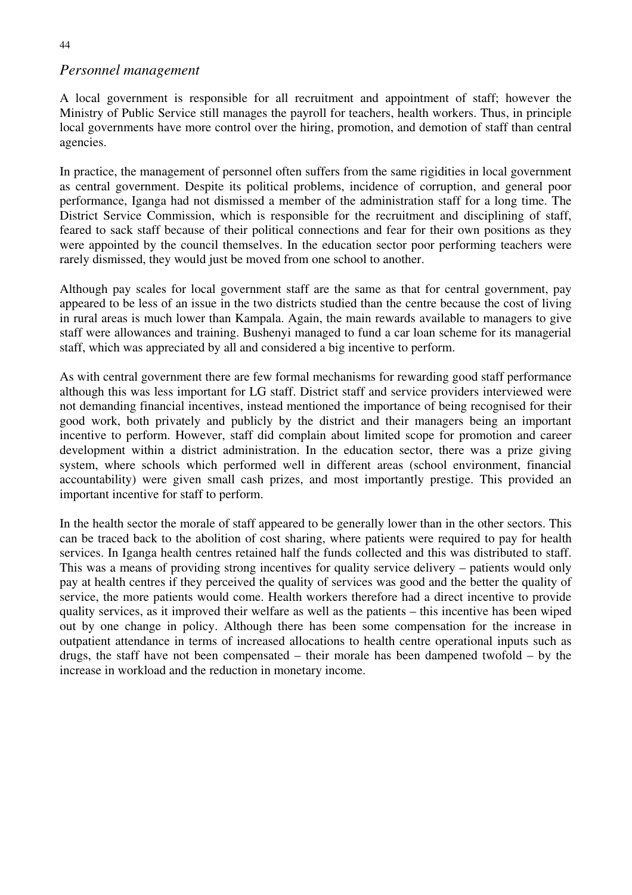### *Personnel management*

A local government is responsible for all recruitment and appointment of staff; however the Ministry of Public Service still manages the payroll for teachers, health workers. Thus, in principle local governments have more control over the hiring, promotion, and demotion of staff than central agencies.

In practice, the management of personnel often suffers from the same rigidities in local government as central government. Despite its political problems, incidence of corruption, and general poor performance, Iganga had not dismissed a member of the administration staff for a long time. The District Service Commission, which is responsible for the recruitment and disciplining of staff, feared to sack staff because of their political connections and fear for their own positions as they were appointed by the council themselves. In the education sector poor performing teachers were rarely dismissed, they would just be moved from one school to another.

Although pay scales for local government staff are the same as that for central government, pay appeared to be less of an issue in the two districts studied than the centre because the cost of living in rural areas is much lower than Kampala. Again, the main rewards available to managers to give staff were allowances and training. Bushenyi managed to fund a car loan scheme for its managerial staff, which was appreciated by all and considered a big incentive to perform.

As with central government there are few formal mechanisms for rewarding good staff performance although this was less important for LG staff. District staff and service providers interviewed were not demanding financial incentives, instead mentioned the importance of being recognised for their good work, both privately and publicly by the district and their managers being an important incentive to perform. However, staff did complain about limited scope for promotion and career development within a district administration. In the education sector, there was a prize giving system, where schools which performed well in different areas (school environment, financial accountability) were given small cash prizes, and most importantly prestige. This provided an important incentive for staff to perform.

In the health sector the morale of staff appeared to be generally lower than in the other sectors. This can be traced back to the abolition of cost sharing, where patients were required to pay for health services. In Iganga health centres retained half the funds collected and this was distributed to staff. This was a means of providing strong incentives for quality service delivery – patients would only pay at health centres if they perceived the quality of services was good and the better the quality of service, the more patients would come. Health workers therefore had a direct incentive to provide quality services, as it improved their welfare as well as the patients – this incentive has been wiped out by one change in policy. Although there has been some compensation for the increase in outpatient attendance in terms of increased allocations to health centre operational inputs such as drugs, the staff have not been compensated – their morale has been dampened twofold – by the increase in workload and the reduction in monetary income.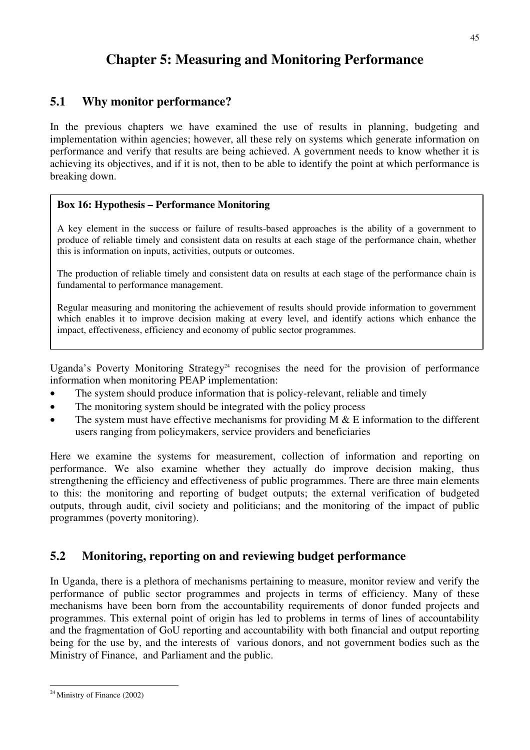# Chapter 5: Measuring and Monitoring Performance

## 5.1 Why monitor performance?

In the previous chapters we have examined the use of results in planning, budgeting and implementation within agencies; however, all these rely on systems which generate information on performance and verify that results are being achieved. A government needs to know whether it is achieving its objectives, and if it is not, then to be able to identify the point at which performance is breaking down.

> **Box 16: Hypothesis – Performance Monitoring**
>
> A key element in the success or failure of results-based approaches is the ability of a government to produce of reliable timely and consistent data on results at each stage of the performance chain, whether this is information on inputs, activities, outputs or outcomes.
>
> The production of reliable timely and consistent data on results at each stage of the performance chain is fundamental to performance management.
>
> Regular measuring and monitoring the achievement of results should provide information to government which enables it to improve decision making at every level, and identify actions which enhance the impact, effectiveness, efficiency and economy of public sector programmes.

Uganda's Poverty Monitoring Strategy[24] recognises the need for the provision of performance information when monitoring PEAP implementation:

- The system should produce information that is policy-relevant, reliable and timely
- The monitoring system should be integrated with the policy process
- The system must have effective mechanisms for providing M & E information to the different users ranging from policymakers, service providers and beneficiaries

Here we examine the systems for measurement, collection of information and reporting on performance. We also examine whether they actually do improve decision making, thus strengthening the efficiency and effectiveness of public programmes. There are three main elements to this: the monitoring and reporting of budget outputs; the external verification of budgeted outputs, through audit, civil society and politicians; and the monitoring of the impact of public programmes (poverty monitoring).

## 5.2 Monitoring, reporting on and reviewing budget performance

In Uganda, there is a plethora of mechanisms pertaining to measure, monitor review and verify the performance of public sector programmes and projects in terms of efficiency. Many of these mechanisms have been born from the accountability requirements of donor funded projects and programmes. This external point of origin has led to problems in terms of lines of accountability and the fragmentation of GoU reporting and accountability with both financial and output reporting being for the use by, and the interests of various donors, and not government bodies such as the Ministry of Finance, and Parliament and the public.

---

[24] Ministry of Finance (2002)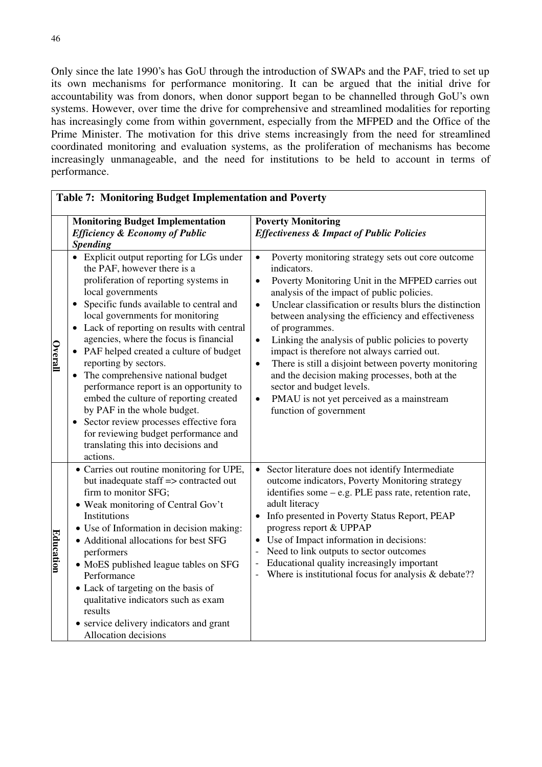Only since the late 1990's has GoU through the introduction of SWAPs and the PAF, tried to set up its own mechanisms for performance monitoring. It can be argued that the initial drive for accountability was from donors, when donor support began to be channelled through GoU's own systems. However, over time the drive for comprehensive and streamlined modalities for reporting has increasingly come from within government, especially from the MFPED and the Office of the Prime Minister. The motivation for this drive stems increasingly from the need for streamlined coordinated monitoring and evaluation systems, as the proliferation of mechanisms has become increasingly unmanageable, and the need for institutions to be held to account in terms of performance.

**Table 7: Monitoring Budget Implementation and Poverty**

| | **Monitoring Budget Implementation** ***Efficiency & Economy of Public Spending*** | **Poverty Monitoring** ***Effectiveness & Impact of Public Policies*** |
|---|---|---|
| **Overall** | • Explicit output reporting for LGs under the PAF, however there is a proliferation of reporting systems in local governments<br>• Specific funds available to central and local governments for monitoring<br>• Lack of reporting on results with central agencies, where the focus is financial<br>• PAF helped created a culture of budget reporting by sectors.<br>• The comprehensive national budget performance report is an opportunity to embed the culture of reporting created by PAF in the whole budget.<br>• Sector review processes effective fora for reviewing budget performance and translating this into decisions and actions. | • Poverty monitoring strategy sets out core outcome indicators.<br>• Poverty Monitoring Unit in the MFPED carries out analysis of the impact of public policies.<br>• Unclear classification or results blurs the distinction between analysing the efficiency and effectiveness of programmes.<br>• Linking the analysis of public policies to poverty impact is therefore not always carried out.<br>• There is still a disjoint between poverty monitoring and the decision making processes, both at the sector and budget levels.<br>• PMAU is not yet perceived as a mainstream function of government |
| **Education** | • Carries out routine monitoring for UPE, but inadequate staff => contracted out firm to monitor SFG;<br>• Weak monitoring of Central Gov't Institutions<br>• Use of Information in decision making:<br>• Additional allocations for best SFG performers<br>• MoES published league tables on SFG Performance<br>• Lack of targeting on the basis of qualitative indicators such as exam results<br>• service delivery indicators and grant Allocation decisions | • Sector literature does not identify Intermediate outcome indicators, Poverty Monitoring strategy identifies some – e.g. PLE pass rate, retention rate, adult literacy<br>• Info presented in Poverty Status Report, PEAP progress report & UPPAP<br>• Use of Impact information in decisions:<br>- Need to link outputs to sector outcomes<br>- Educational quality increasingly important<br>- Where is institutional focus for analysis & debate?? |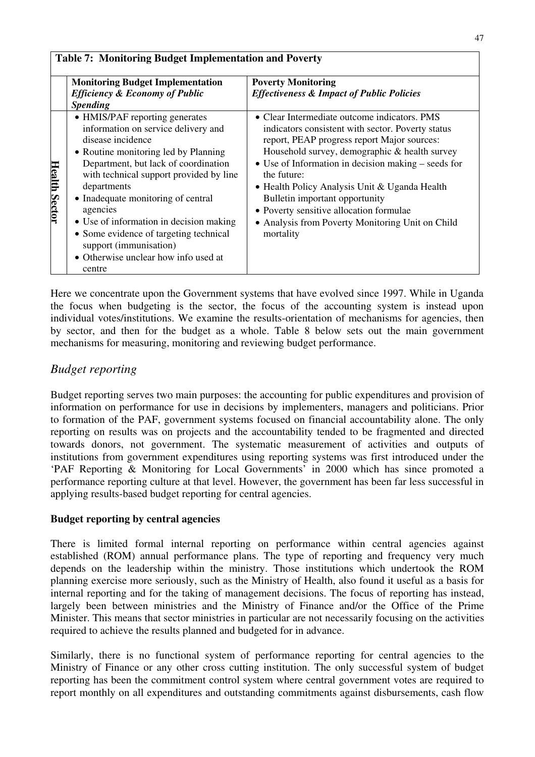**Table 7: Monitoring Budget Implementation and Poverty**

| | **Monitoring Budget Implementation** *Efficiency & Economy of Public Spending* | **Poverty Monitoring** *Effectiveness & Impact of Public Policies* |
|---|---|---|
| **Health Sector** | • HMIS/PAF reporting generates information on service delivery and disease incidence<br>• Routine monitoring led by Planning Department, but lack of coordination with technical support provided by line departments<br>• Inadequate monitoring of central agencies<br>• Use of information in decision making<br>• Some evidence of targeting technical support (immunisation)<br>• Otherwise unclear how info used at centre | • Clear Intermediate outcome indicators. PMS indicators consistent with sector. Poverty status report, PEAP progress report Major sources: Household survey, demographic & health survey<br>• Use of Information in decision making – seeds for the future:<br>• Health Policy Analysis Unit & Uganda Health Bulletin important opportunity<br>• Poverty sensitive allocation formulae<br>• Analysis from Poverty Monitoring Unit on Child mortality |

Here we concentrate upon the Government systems that have evolved since 1997. While in Uganda the focus when budgeting is the sector, the focus of the accounting system is instead upon individual votes/institutions. We examine the results-orientation of mechanisms for agencies, then by sector, and then for the budget as a whole. Table 8 below sets out the main government mechanisms for measuring, monitoring and reviewing budget performance.

## *Budget reporting*

Budget reporting serves two main purposes: the accounting for public expenditures and provision of information on performance for use in decisions by implementers, managers and politicians. Prior to formation of the PAF, government systems focused on financial accountability alone. The only reporting on results was on projects and the accountability tended to be fragmented and directed towards donors, not government. The systematic measurement of activities and outputs of institutions from government expenditures using reporting systems was first introduced under the 'PAF Reporting & Monitoring for Local Governments' in 2000 which has since promoted a performance reporting culture at that level. However, the government has been far less successful in applying results-based budget reporting for central agencies.

### Budget reporting by central agencies

There is limited formal internal reporting on performance within central agencies against established (ROM) annual performance plans. The type of reporting and frequency very much depends on the leadership within the ministry. Those institutions which undertook the ROM planning exercise more seriously, such as the Ministry of Health, also found it useful as a basis for internal reporting and for the taking of management decisions. The focus of reporting has instead, largely been between ministries and the Ministry of Finance and/or the Office of the Prime Minister. This means that sector ministries in particular are not necessarily focusing on the activities required to achieve the results planned and budgeted for in advance.

Similarly, there is no functional system of performance reporting for central agencies to the Ministry of Finance or any other cross cutting institution. The only successful system of budget reporting has been the commitment control system where central government votes are required to report monthly on all expenditures and outstanding commitments against disbursements, cash flow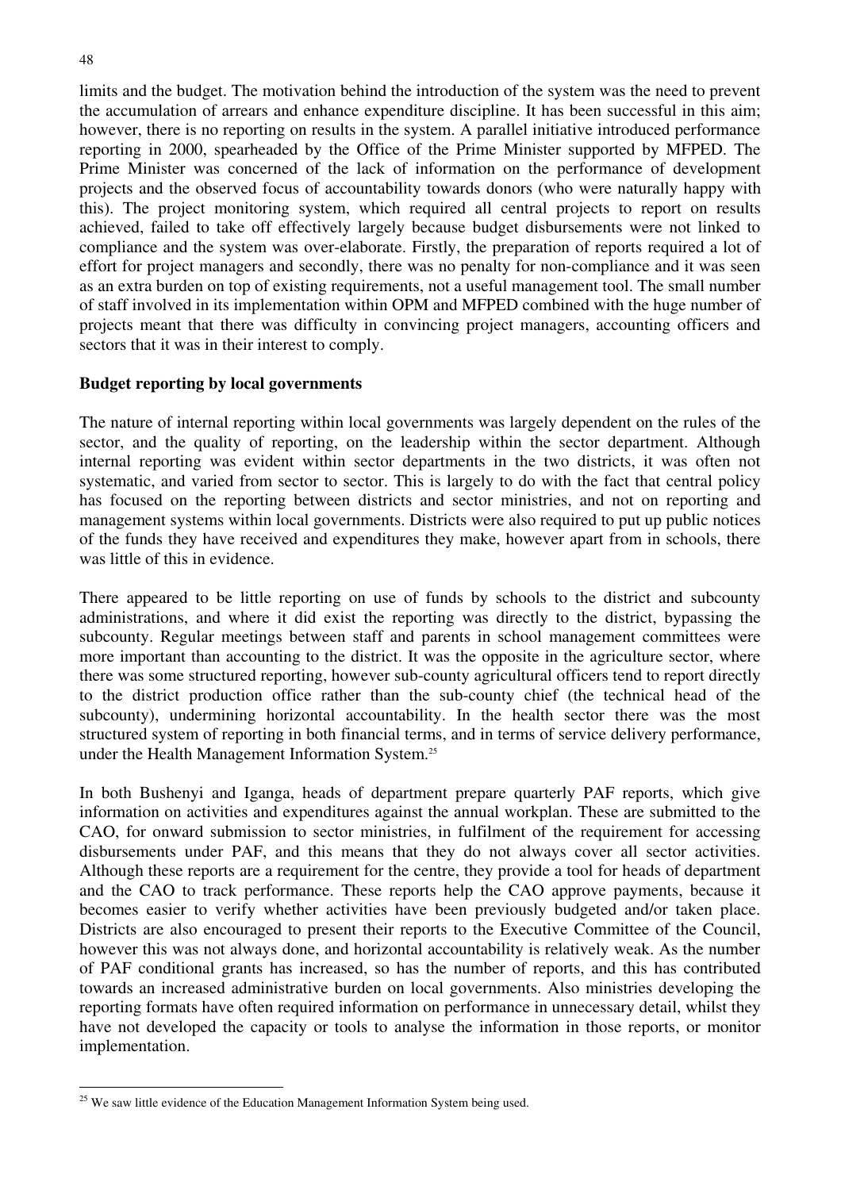limits and the budget. The motivation behind the introduction of the system was the need to prevent the accumulation of arrears and enhance expenditure discipline. It has been successful in this aim; however, there is no reporting on results in the system. A parallel initiative introduced performance reporting in 2000, spearheaded by the Office of the Prime Minister supported by MFPED. The Prime Minister was concerned of the lack of information on the performance of development projects and the observed focus of accountability towards donors (who were naturally happy with this). The project monitoring system, which required all central projects to report on results achieved, failed to take off effectively largely because budget disbursements were not linked to compliance and the system was over-elaborate. Firstly, the preparation of reports required a lot of effort for project managers and secondly, there was no penalty for non-compliance and it was seen as an extra burden on top of existing requirements, not a useful management tool. The small number of staff involved in its implementation within OPM and MFPED combined with the huge number of projects meant that there was difficulty in convincing project managers, accounting officers and sectors that it was in their interest to comply.

**Budget reporting by local governments**

The nature of internal reporting within local governments was largely dependent on the rules of the sector, and the quality of reporting, on the leadership within the sector department. Although internal reporting was evident within sector departments in the two districts, it was often not systematic, and varied from sector to sector. This is largely to do with the fact that central policy has focused on the reporting between districts and sector ministries, and not on reporting and management systems within local governments. Districts were also required to put up public notices of the funds they have received and expenditures they make, however apart from in schools, there was little of this in evidence.

There appeared to be little reporting on use of funds by schools to the district and subcounty administrations, and where it did exist the reporting was directly to the district, bypassing the subcounty. Regular meetings between staff and parents in school management committees were more important than accounting to the district. It was the opposite in the agriculture sector, where there was some structured reporting, however sub-county agricultural officers tend to report directly to the district production office rather than the sub-county chief (the technical head of the subcounty), undermining horizontal accountability. In the health sector there was the most structured system of reporting in both financial terms, and in terms of service delivery performance, under the Health Management Information System.[25]

In both Bushenyi and Iganga, heads of department prepare quarterly PAF reports, which give information on activities and expenditures against the annual workplan. These are submitted to the CAO, for onward submission to sector ministries, in fulfilment of the requirement for accessing disbursements under PAF, and this means that they do not always cover all sector activities. Although these reports are a requirement for the centre, they provide a tool for heads of department and the CAO to track performance. These reports help the CAO approve payments, because it becomes easier to verify whether activities have been previously budgeted and/or taken place. Districts are also encouraged to present their reports to the Executive Committee of the Council, however this was not always done, and horizontal accountability is relatively weak. As the number of PAF conditional grants has increased, so has the number of reports, and this has contributed towards an increased administrative burden on local governments. Also ministries developing the reporting formats have often required information on performance in unnecessary detail, whilst they have not developed the capacity or tools to analyse the information in those reports, or monitor implementation.

---

[25] We saw little evidence of the Education Management Information System being used.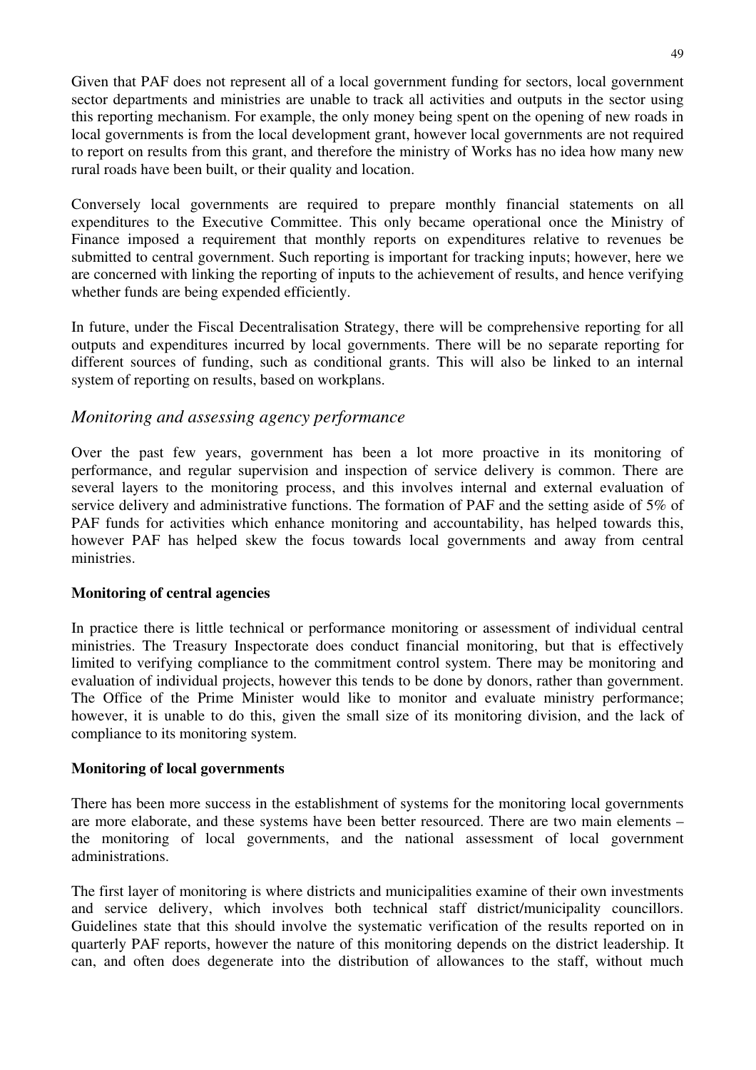Given that PAF does not represent all of a local government funding for sectors, local government sector departments and ministries are unable to track all activities and outputs in the sector using this reporting mechanism. For example, the only money being spent on the opening of new roads in local governments is from the local development grant, however local governments are not required to report on results from this grant, and therefore the ministry of Works has no idea how many new rural roads have been built, or their quality and location.

Conversely local governments are required to prepare monthly financial statements on all expenditures to the Executive Committee. This only became operational once the Ministry of Finance imposed a requirement that monthly reports on expenditures relative to revenues be submitted to central government. Such reporting is important for tracking inputs; however, here we are concerned with linking the reporting of inputs to the achievement of results, and hence verifying whether funds are being expended efficiently.

In future, under the Fiscal Decentralisation Strategy, there will be comprehensive reporting for all outputs and expenditures incurred by local governments. There will be no separate reporting for different sources of funding, such as conditional grants. This will also be linked to an internal system of reporting on results, based on workplans.

## *Monitoring and assessing agency performance*

Over the past few years, government has been a lot more proactive in its monitoring of performance, and regular supervision and inspection of service delivery is common. There are several layers to the monitoring process, and this involves internal and external evaluation of service delivery and administrative functions. The formation of PAF and the setting aside of 5% of PAF funds for activities which enhance monitoring and accountability, has helped towards this, however PAF has helped skew the focus towards local governments and away from central ministries.

**Monitoring of central agencies**

In practice there is little technical or performance monitoring or assessment of individual central ministries. The Treasury Inspectorate does conduct financial monitoring, but that is effectively limited to verifying compliance to the commitment control system. There may be monitoring and evaluation of individual projects, however this tends to be done by donors, rather than government. The Office of the Prime Minister would like to monitor and evaluate ministry performance; however, it is unable to do this, given the small size of its monitoring division, and the lack of compliance to its monitoring system.

**Monitoring of local governments**

There has been more success in the establishment of systems for the monitoring local governments are more elaborate, and these systems have been better resourced. There are two main elements – the monitoring of local governments, and the national assessment of local government administrations.

The first layer of monitoring is where districts and municipalities examine of their own investments and service delivery, which involves both technical staff district/municipality councillors. Guidelines state that this should involve the systematic verification of the results reported on in quarterly PAF reports, however the nature of this monitoring depends on the district leadership. It can, and often does degenerate into the distribution of allowances to the staff, without much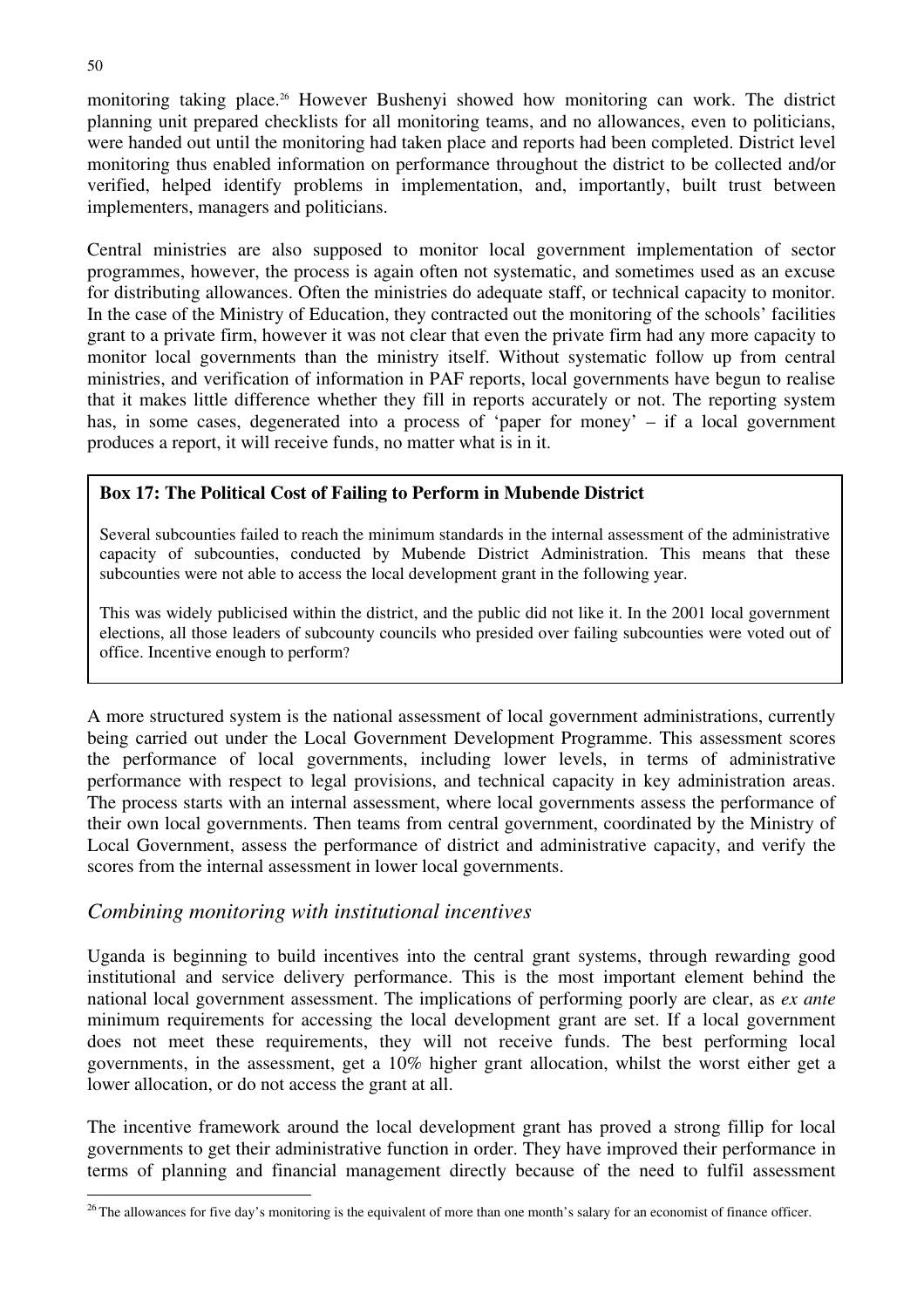monitoring taking place.[26] However Bushenyi showed how monitoring can work. The district planning unit prepared checklists for all monitoring teams, and no allowances, even to politicians, were handed out until the monitoring had taken place and reports had been completed. District level monitoring thus enabled information on performance throughout the district to be collected and/or verified, helped identify problems in implementation, and, importantly, built trust between implementers, managers and politicians.

Central ministries are also supposed to monitor local government implementation of sector programmes, however, the process is again often not systematic, and sometimes used as an excuse for distributing allowances. Often the ministries do adequate staff, or technical capacity to monitor. In the case of the Ministry of Education, they contracted out the monitoring of the schools' facilities grant to a private firm, however it was not clear that even the private firm had any more capacity to monitor local governments than the ministry itself. Without systematic follow up from central ministries, and verification of information in PAF reports, local governments have begun to realise that it makes little difference whether they fill in reports accurately or not. The reporting system has, in some cases, degenerated into a process of 'paper for money' – if a local government produces a report, it will receive funds, no matter what is in it.

> **Box 17: The Political Cost of Failing to Perform in Mubende District**
>
> Several subcounties failed to reach the minimum standards in the internal assessment of the administrative capacity of subcounties, conducted by Mubende District Administration. This means that these subcounties were not able to access the local development grant in the following year.
>
> This was widely publicised within the district, and the public did not like it. In the 2001 local government elections, all those leaders of subcounty councils who presided over failing subcounties were voted out of office. Incentive enough to perform?

A more structured system is the national assessment of local government administrations, currently being carried out under the Local Government Development Programme. This assessment scores the performance of local governments, including lower levels, in terms of administrative performance with respect to legal provisions, and technical capacity in key administration areas. The process starts with an internal assessment, where local governments assess the performance of their own local governments. Then teams from central government, coordinated by the Ministry of Local Government, assess the performance of district and administrative capacity, and verify the scores from the internal assessment in lower local governments.

### *Combining monitoring with institutional incentives*

Uganda is beginning to build incentives into the central grant systems, through rewarding good institutional and service delivery performance. This is the most important element behind the national local government assessment. The implications of performing poorly are clear, as *ex ante* minimum requirements for accessing the local development grant are set. If a local government does not meet these requirements, they will not receive funds. The best performing local governments, in the assessment, get a 10% higher grant allocation, whilst the worst either get a lower allocation, or do not access the grant at all.

The incentive framework around the local development grant has proved a strong fillip for local governments to get their administrative function in order. They have improved their performance in terms of planning and financial management directly because of the need to fulfil assessment

[26] The allowances for five day's monitoring is the equivalent of more than one month's salary for an economist of finance officer.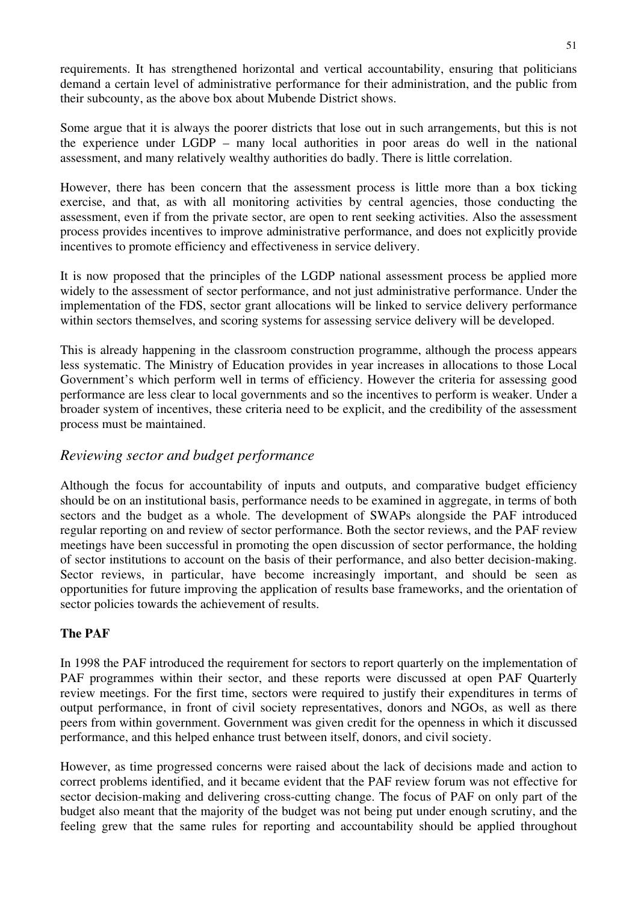requirements. It has strengthened horizontal and vertical accountability, ensuring that politicians demand a certain level of administrative performance for their administration, and the public from their subcounty, as the above box about Mubende District shows.

Some argue that it is always the poorer districts that lose out in such arrangements, but this is not the experience under LGDP – many local authorities in poor areas do well in the national assessment, and many relatively wealthy authorities do badly. There is little correlation.

However, there has been concern that the assessment process is little more than a box ticking exercise, and that, as with all monitoring activities by central agencies, those conducting the assessment, even if from the private sector, are open to rent seeking activities. Also the assessment process provides incentives to improve administrative performance, and does not explicitly provide incentives to promote efficiency and effectiveness in service delivery.

It is now proposed that the principles of the LGDP national assessment process be applied more widely to the assessment of sector performance, and not just administrative performance. Under the implementation of the FDS, sector grant allocations will be linked to service delivery performance within sectors themselves, and scoring systems for assessing service delivery will be developed.

This is already happening in the classroom construction programme, although the process appears less systematic. The Ministry of Education provides in year increases in allocations to those Local Government's which perform well in terms of efficiency. However the criteria for assessing good performance are less clear to local governments and so the incentives to perform is weaker. Under a broader system of incentives, these criteria need to be explicit, and the credibility of the assessment process must be maintained.

## *Reviewing sector and budget performance*

Although the focus for accountability of inputs and outputs, and comparative budget efficiency should be on an institutional basis, performance needs to be examined in aggregate, in terms of both sectors and the budget as a whole. The development of SWAPs alongside the PAF introduced regular reporting on and review of sector performance. Both the sector reviews, and the PAF review meetings have been successful in promoting the open discussion of sector performance, the holding of sector institutions to account on the basis of their performance, and also better decision-making. Sector reviews, in particular, have become increasingly important, and should be seen as opportunities for future improving the application of results base frameworks, and the orientation of sector policies towards the achievement of results.

**The PAF**

In 1998 the PAF introduced the requirement for sectors to report quarterly on the implementation of PAF programmes within their sector, and these reports were discussed at open PAF Quarterly review meetings. For the first time, sectors were required to justify their expenditures in terms of output performance, in front of civil society representatives, donors and NGOs, as well as there peers from within government. Government was given credit for the openness in which it discussed performance, and this helped enhance trust between itself, donors, and civil society.

However, as time progressed concerns were raised about the lack of decisions made and action to correct problems identified, and it became evident that the PAF review forum was not effective for sector decision-making and delivering cross-cutting change. The focus of PAF on only part of the budget also meant that the majority of the budget was not being put under enough scrutiny, and the feeling grew that the same rules for reporting and accountability should be applied throughout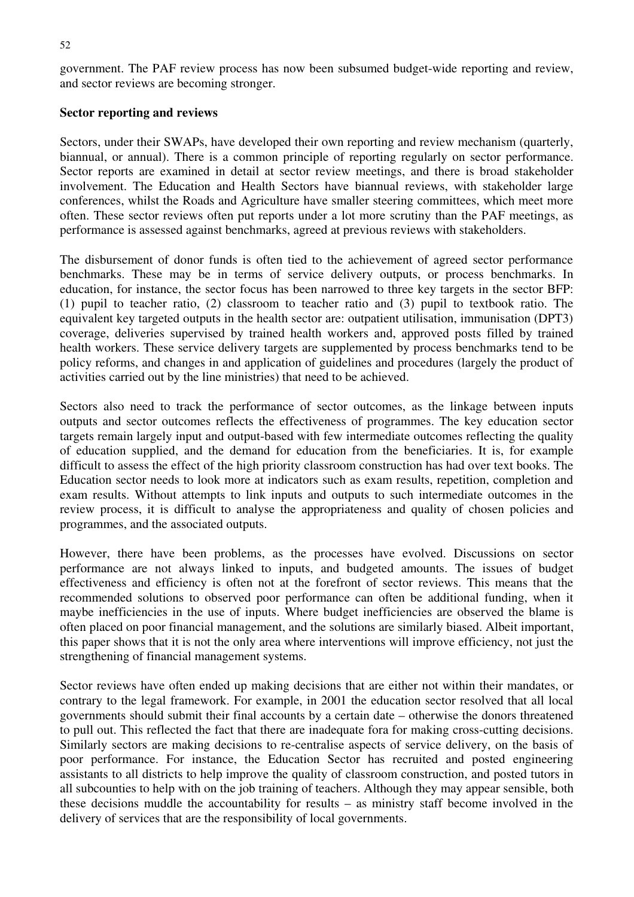government. The PAF review process has now been subsumed budget-wide reporting and review, and sector reviews are becoming stronger.

**Sector reporting and reviews**

Sectors, under their SWAPs, have developed their own reporting and review mechanism (quarterly, biannual, or annual). There is a common principle of reporting regularly on sector performance. Sector reports are examined in detail at sector review meetings, and there is broad stakeholder involvement. The Education and Health Sectors have biannual reviews, with stakeholder large conferences, whilst the Roads and Agriculture have smaller steering committees, which meet more often. These sector reviews often put reports under a lot more scrutiny than the PAF meetings, as performance is assessed against benchmarks, agreed at previous reviews with stakeholders.

The disbursement of donor funds is often tied to the achievement of agreed sector performance benchmarks. These may be in terms of service delivery outputs, or process benchmarks. In education, for instance, the sector focus has been narrowed to three key targets in the sector BFP: (1) pupil to teacher ratio, (2) classroom to teacher ratio and (3) pupil to textbook ratio. The equivalent key targeted outputs in the health sector are: outpatient utilisation, immunisation (DPT3) coverage, deliveries supervised by trained health workers and, approved posts filled by trained health workers. These service delivery targets are supplemented by process benchmarks tend to be policy reforms, and changes in and application of guidelines and procedures (largely the product of activities carried out by the line ministries) that need to be achieved.

Sectors also need to track the performance of sector outcomes, as the linkage between inputs outputs and sector outcomes reflects the effectiveness of programmes. The key education sector targets remain largely input and output-based with few intermediate outcomes reflecting the quality of education supplied, and the demand for education from the beneficiaries. It is, for example difficult to assess the effect of the high priority classroom construction has had over text books. The Education sector needs to look more at indicators such as exam results, repetition, completion and exam results. Without attempts to link inputs and outputs to such intermediate outcomes in the review process, it is difficult to analyse the appropriateness and quality of chosen policies and programmes, and the associated outputs.

However, there have been problems, as the processes have evolved. Discussions on sector performance are not always linked to inputs, and budgeted amounts. The issues of budget effectiveness and efficiency is often not at the forefront of sector reviews. This means that the recommended solutions to observed poor performance can often be additional funding, when it maybe inefficiencies in the use of inputs. Where budget inefficiencies are observed the blame is often placed on poor financial management, and the solutions are similarly biased. Albeit important, this paper shows that it is not the only area where interventions will improve efficiency, not just the strengthening of financial management systems.

Sector reviews have often ended up making decisions that are either not within their mandates, or contrary to the legal framework. For example, in 2001 the education sector resolved that all local governments should submit their final accounts by a certain date – otherwise the donors threatened to pull out. This reflected the fact that there are inadequate fora for making cross-cutting decisions. Similarly sectors are making decisions to re-centralise aspects of service delivery, on the basis of poor performance. For instance, the Education Sector has recruited and posted engineering assistants to all districts to help improve the quality of classroom construction, and posted tutors in all subcounties to help with on the job training of teachers. Although they may appear sensible, both these decisions muddle the accountability for results – as ministry staff become involved in the delivery of services that are the responsibility of local governments.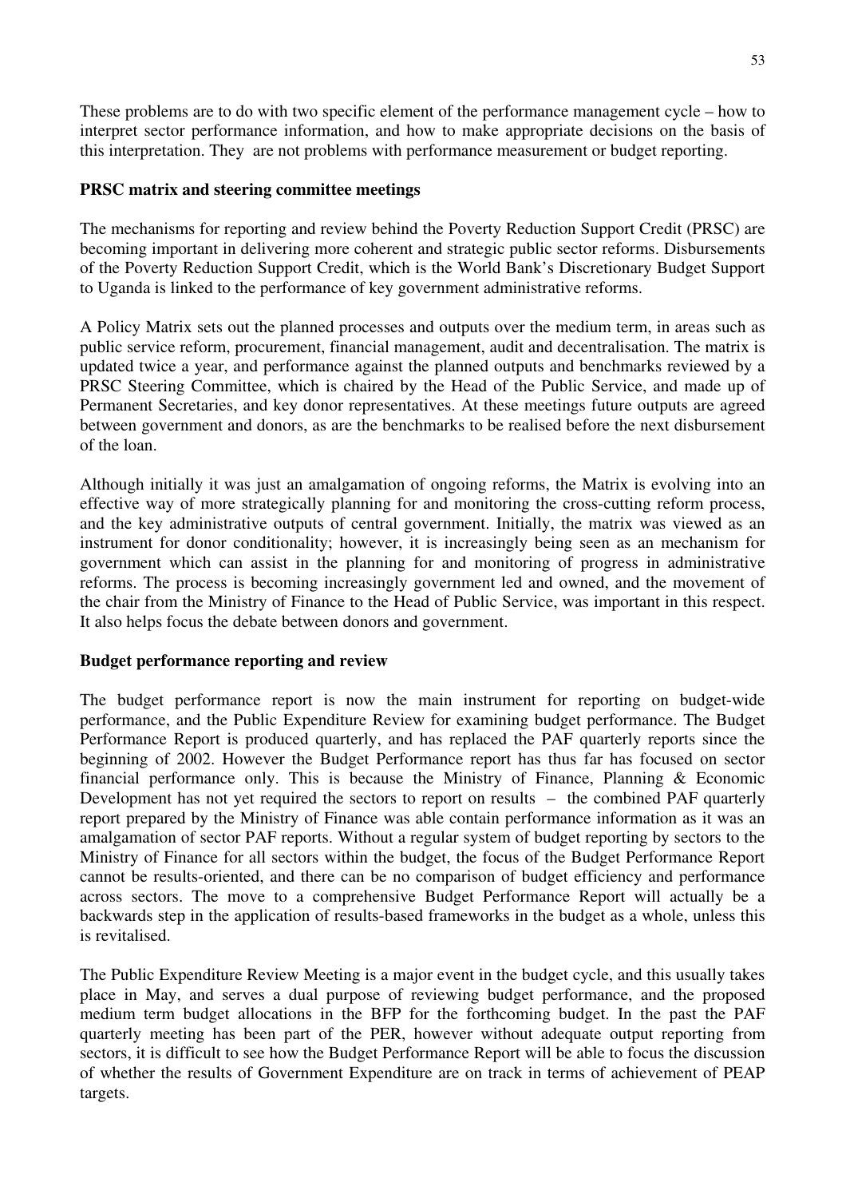These problems are to do with two specific element of the performance management cycle – how to interpret sector performance information, and how to make appropriate decisions on the basis of this interpretation. They are not problems with performance measurement or budget reporting.

**PRSC matrix and steering committee meetings**

The mechanisms for reporting and review behind the Poverty Reduction Support Credit (PRSC) are becoming important in delivering more coherent and strategic public sector reforms. Disbursements of the Poverty Reduction Support Credit, which is the World Bank's Discretionary Budget Support to Uganda is linked to the performance of key government administrative reforms.

A Policy Matrix sets out the planned processes and outputs over the medium term, in areas such as public service reform, procurement, financial management, audit and decentralisation. The matrix is updated twice a year, and performance against the planned outputs and benchmarks reviewed by a PRSC Steering Committee, which is chaired by the Head of the Public Service, and made up of Permanent Secretaries, and key donor representatives. At these meetings future outputs are agreed between government and donors, as are the benchmarks to be realised before the next disbursement of the loan.

Although initially it was just an amalgamation of ongoing reforms, the Matrix is evolving into an effective way of more strategically planning for and monitoring the cross-cutting reform process, and the key administrative outputs of central government. Initially, the matrix was viewed as an instrument for donor conditionality; however, it is increasingly being seen as an mechanism for government which can assist in the planning for and monitoring of progress in administrative reforms. The process is becoming increasingly government led and owned, and the movement of the chair from the Ministry of Finance to the Head of Public Service, was important in this respect. It also helps focus the debate between donors and government.

**Budget performance reporting and review**

The budget performance report is now the main instrument for reporting on budget-wide performance, and the Public Expenditure Review for examining budget performance. The Budget Performance Report is produced quarterly, and has replaced the PAF quarterly reports since the beginning of 2002. However the Budget Performance report has thus far has focused on sector financial performance only. This is because the Ministry of Finance, Planning & Economic Development has not yet required the sectors to report on results – the combined PAF quarterly report prepared by the Ministry of Finance was able contain performance information as it was an amalgamation of sector PAF reports. Without a regular system of budget reporting by sectors to the Ministry of Finance for all sectors within the budget, the focus of the Budget Performance Report cannot be results-oriented, and there can be no comparison of budget efficiency and performance across sectors. The move to a comprehensive Budget Performance Report will actually be a backwards step in the application of results-based frameworks in the budget as a whole, unless this is revitalised.

The Public Expenditure Review Meeting is a major event in the budget cycle, and this usually takes place in May, and serves a dual purpose of reviewing budget performance, and the proposed medium term budget allocations in the BFP for the forthcoming budget. In the past the PAF quarterly meeting has been part of the PER, however without adequate output reporting from sectors, it is difficult to see how the Budget Performance Report will be able to focus the discussion of whether the results of Government Expenditure are on track in terms of achievement of PEAP targets.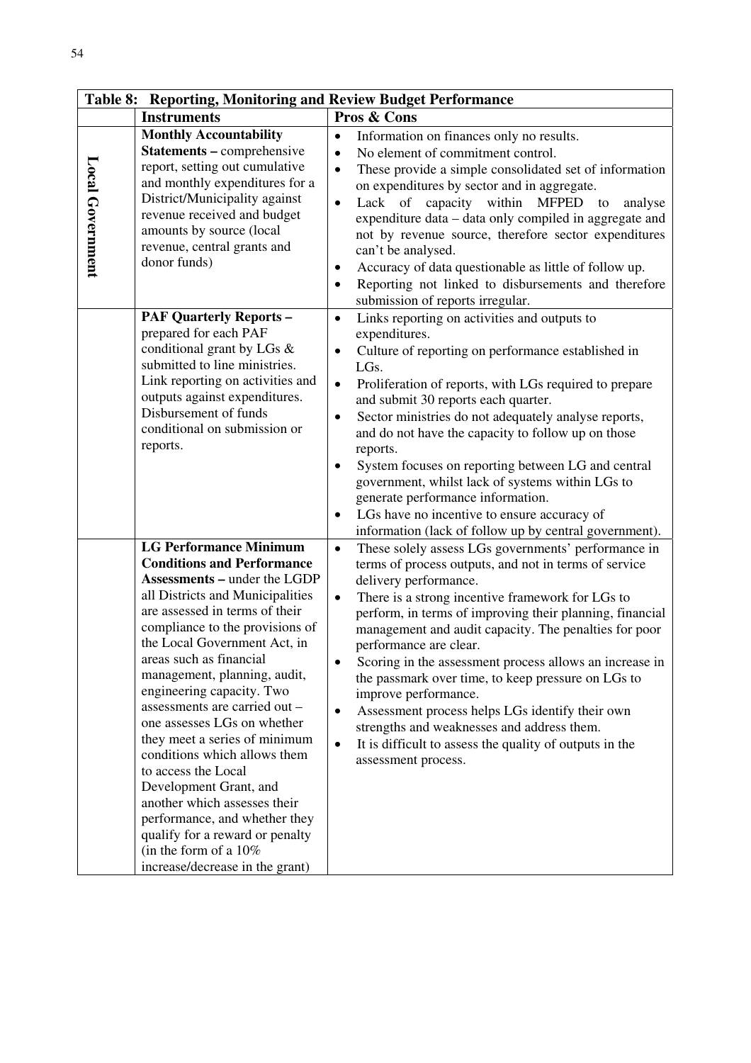| Table 8: Reporting, Monitoring and Review Budget Performance | | |
|---|---|---|
| | **Instruments** | **Pros & Cons** |
| **Local Government** | **Monthly Accountability Statements –** comprehensive report, setting out cumulative and monthly expenditures for a District/Municipality against revenue received and budget amounts by source (local revenue, central grants and donor funds) | • Information on finances only no results.<br>• No element of commitment control.<br>• These provide a simple consolidated set of information on expenditures by sector and in aggregate.<br>• Lack of capacity within MFPED to analyse expenditure data – data only compiled in aggregate and not by revenue source, therefore sector expenditures can't be analysed.<br>• Accuracy of data questionable as little of follow up.<br>• Reporting not linked to disbursements and therefore submission of reports irregular. |
| | **PAF Quarterly Reports –** prepared for each PAF conditional grant by LGs & submitted to line ministries. Link reporting on activities and outputs against expenditures. Disbursement of funds conditional on submission or reports. | • Links reporting on activities and outputs to expenditures.<br>• Culture of reporting on performance established in LGs.<br>• Proliferation of reports, with LGs required to prepare and submit 30 reports each quarter.<br>• Sector ministries do not adequately analyse reports, and do not have the capacity to follow up on those reports.<br>• System focuses on reporting between LG and central government, whilst lack of systems within LGs to generate performance information.<br>• LGs have no incentive to ensure accuracy of information (lack of follow up by central government). |
| | **LG Performance Minimum Conditions and Performance Assessments –** under the LGDP all Districts and Municipalities are assessed in terms of their compliance to the provisions of the Local Government Act, in areas such as financial management, planning, audit, engineering capacity. Two assessments are carried out – one assesses LGs on whether they meet a series of minimum conditions which allows them to access the Local Development Grant, and another which assesses their performance, and whether they qualify for a reward or penalty (in the form of a 10% increase/decrease in the grant) | • These solely assess LGs governments' performance in terms of process outputs, and not in terms of service delivery performance.<br>• There is a strong incentive framework for LGs to perform, in terms of improving their planning, financial management and audit capacity. The penalties for poor performance are clear.<br>• Scoring in the assessment process allows an increase in the passmark over time, to keep pressure on LGs to improve performance.<br>• Assessment process helps LGs identify their own strengths and weaknesses and address them.<br>• It is difficult to assess the quality of outputs in the assessment process. |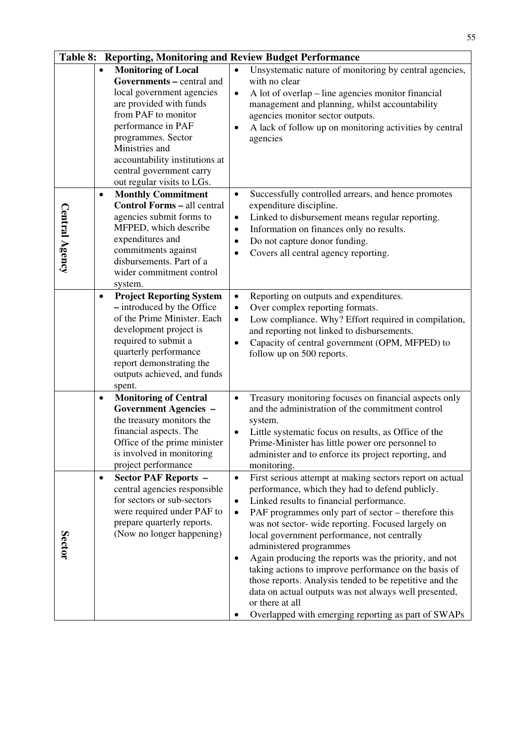| Table 8: Reporting, Monitoring and Review Budget Performance | | |
|---|---|---|
| | • **Monitoring of Local Governments –** central and local government agencies are provided with funds from PAF to monitor performance in PAF programmes. Sector Ministries and accountability institutions at central government carry out regular visits to LGs. | • Unsystematic nature of monitoring by central agencies, with no clear<br>• A lot of overlap – line agencies monitor financial management and planning, whilst accountability agencies monitor sector outputs.<br>• A lack of follow up on monitoring activities by central agencies |
| **Central Agency** | • **Monthly Commitment Control Forms –** all central agencies submit forms to MFPED, which describe expenditures and commitments against disbursements. Part of a wider commitment control system. | • Successfully controlled arrears, and hence promotes expenditure discipline.<br>• Linked to disbursement means regular reporting.<br>• Information on finances only no results.<br>• Do not capture donor funding.<br>• Covers all central agency reporting. |
| | • **Project Reporting System –** introduced by the Office of the Prime Minister. Each development project is required to submit a quarterly performance report demonstrating the outputs achieved, and funds spent. | • Reporting on outputs and expenditures.<br>• Over complex reporting formats.<br>• Low compliance. Why? Effort required in compilation, and reporting not linked to disbursements.<br>• Capacity of central government (OPM, MFPED) to follow up on 500 reports. |
| | • **Monitoring of Central Government Agencies –** the treasury monitors the financial aspects. The Office of the prime minister is involved in monitoring project performance | • Treasury monitoring focuses on financial aspects only and the administration of the commitment control system.<br>• Little systematic focus on results, as Office of the Prime-Minister has little power ore personnel to administer and to enforce its project reporting, and monitoring. |
| **Sector** | • **Sector PAF Reports –** central agencies responsible for sectors or sub-sectors were required under PAF to prepare quarterly reports. (Now no longer happening) | • First serious attempt at making sectors report on actual performance, which they had to defend publicly.<br>• Linked results to financial performance.<br>• PAF programmes only part of sector – therefore this was not sector- wide reporting. Focused largely on local government performance, not centrally administered programmes<br>• Again producing the reports was the priority, and not taking actions to improve performance on the basis of those reports. Analysis tended to be repetitive and the data on actual outputs was not always well presented, or there at all<br>• Overlapped with emerging reporting as part of SWAPs |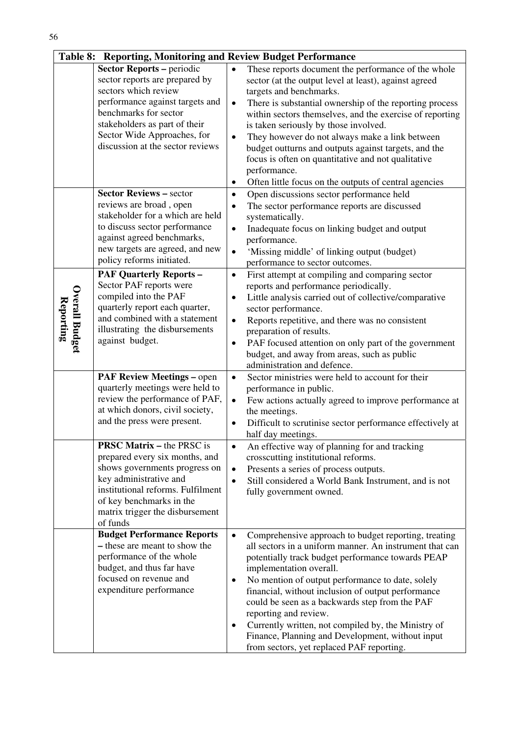| Table 8: Reporting, Monitoring and Review Budget Performance | | |
|---|---|---|
| | **Sector Reports –** periodic sector reports are prepared by sectors which review performance against targets and benchmarks for sector stakeholders as part of their Sector Wide Approaches, for discussion at the sector reviews | • These reports document the performance of the whole sector (at the output level at least), against agreed targets and benchmarks.<br>• There is substantial ownership of the reporting process within sectors themselves, and the exercise of reporting is taken seriously by those involved.<br>• They however do not always make a link between budget outturns and outputs against targets, and the focus is often on quantitative and not qualitative performance.<br>• Often little focus on the outputs of central agencies |
| | **Sector Reviews –** sector reviews are broad , open stakeholder for a which are held to discuss sector performance against agreed benchmarks, new targets are agreed, and new policy reforms initiated. | • Open discussions sector performance held<br>• The sector performance reports are discussed systematically.<br>• Inadequate focus on linking budget and output performance.<br>• 'Missing middle' of linking output (budget) performance to sector outcomes. |
| **Overall Budget Reporting** | **PAF Quarterly Reports –** Sector PAF reports were compiled into the PAF quarterly report each quarter, and combined with a statement illustrating the disbursements against budget. | • First attempt at compiling and comparing sector reports and performance periodically.<br>• Little analysis carried out of collective/comparative sector performance.<br>• Reports repetitive, and there was no consistent preparation of results.<br>• PAF focused attention on only part of the government budget, and away from areas, such as public administration and defence. |
| | **PAF Review Meetings –** open quarterly meetings were held to review the performance of PAF, at which donors, civil society, and the press were present. | • Sector ministries were held to account for their performance in public.<br>• Few actions actually agreed to improve performance at the meetings.<br>• Difficult to scrutinise sector performance effectively at half day meetings. |
| | **PRSC Matrix –** the PRSC is prepared every six months, and shows governments progress on key administrative and institutional reforms. Fulfilment of key benchmarks in the matrix trigger the disbursement of funds | • An effective way of planning for and tracking crosscutting institutional reforms.<br>• Presents a series of process outputs.<br>• Still considered a World Bank Instrument, and is not fully government owned. |
| | **Budget Performance Reports –** these are meant to show the performance of the whole budget, and thus far have focused on revenue and expenditure performance | • Comprehensive approach to budget reporting, treating all sectors in a uniform manner. An instrument that can potentially track budget performance towards PEAP implementation overall.<br>• No mention of output performance to date, solely financial, without inclusion of output performance could be seen as a backwards step from the PAF reporting and review.<br>• Currently written, not compiled by, the Ministry of Finance, Planning and Development, without input from sectors, yet replaced PAF reporting. |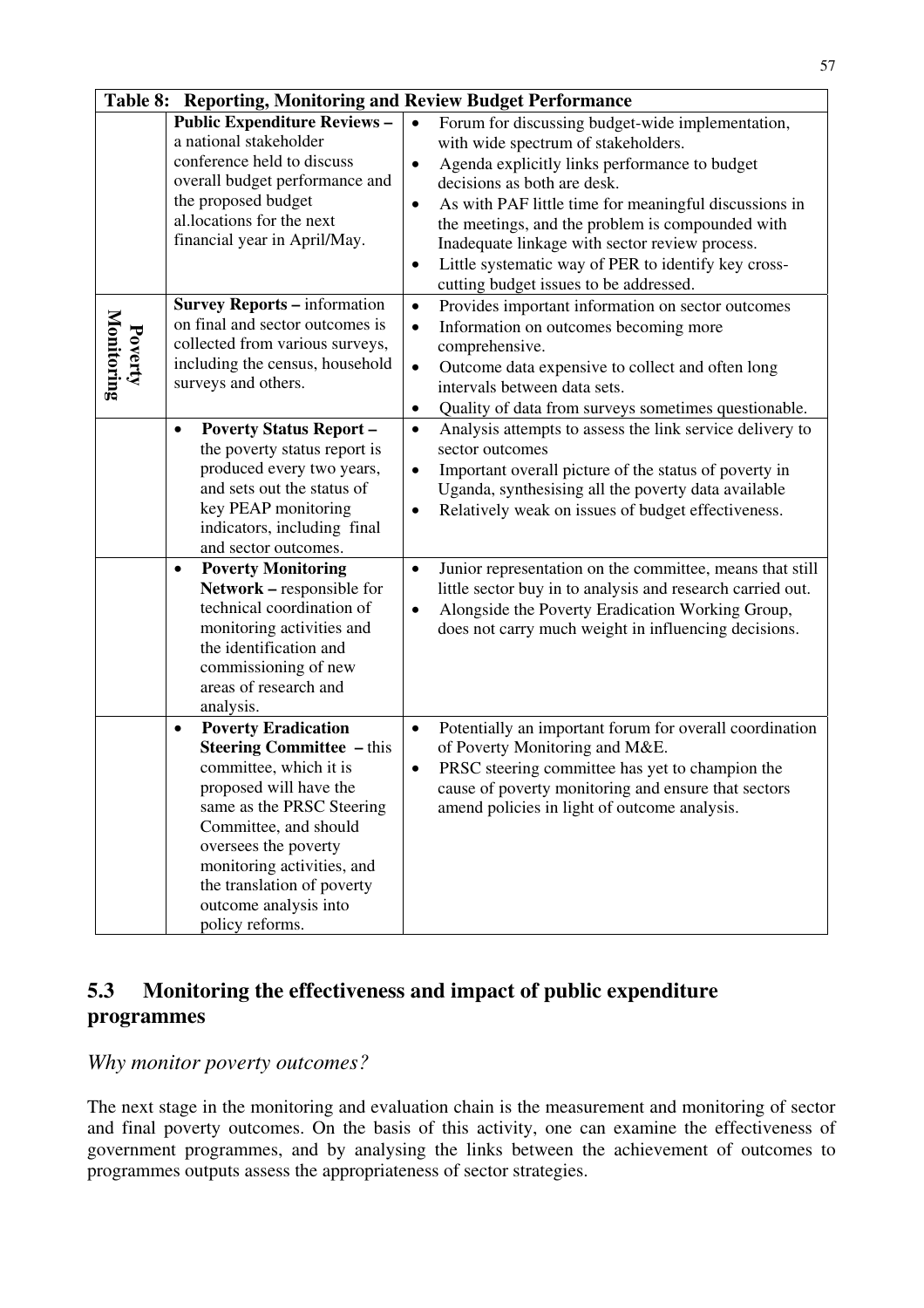| Table 8: Reporting, Monitoring and Review Budget Performance | | |
|---|---|---|
| | **Public Expenditure Reviews –** a national stakeholder conference held to discuss overall budget performance and the proposed budget al.locations for the next financial year in April/May. | • Forum for discussing budget-wide implementation, with wide spectrum of stakeholders.<br>• Agenda explicitly links performance to budget decisions as both are desk.<br>• As with PAF little time for meaningful discussions in the meetings, and the problem is compounded with Inadequate linkage with sector review process.<br>• Little systematic way of PER to identify key cross-cutting budget issues to be addressed. |
| **Poverty Monitoring** | **Survey Reports –** information on final and sector outcomes is collected from various surveys, including the census, household surveys and others. | • Provides important information on sector outcomes<br>• Information on outcomes becoming more comprehensive.<br>• Outcome data expensive to collect and often long intervals between data sets.<br>• Quality of data from surveys sometimes questionable. |
| | • **Poverty Status Report –** the poverty status report is produced every two years, and sets out the status of key PEAP monitoring indicators, including final and sector outcomes. | • Analysis attempts to assess the link service delivery to sector outcomes<br>• Important overall picture of the status of poverty in Uganda, synthesising all the poverty data available<br>• Relatively weak on issues of budget effectiveness. |
| | • **Poverty Monitoring Network –** responsible for technical coordination of monitoring activities and the identification and commissioning of new areas of research and analysis. | • Junior representation on the committee, means that still little sector buy in to analysis and research carried out.<br>• Alongside the Poverty Eradication Working Group, does not carry much weight in influencing decisions. |
| | • **Poverty Eradication Steering Committee –** this committee, which it is proposed will have the same as the PRSC Steering Committee, and should oversees the poverty monitoring activities, and the translation of poverty outcome analysis into policy reforms. | • Potentially an important forum for overall coordination of Poverty Monitoring and M&E.<br>• PRSC steering committee has yet to champion the cause of poverty monitoring and ensure that sectors amend policies in light of outcome analysis. |

## 5.3 Monitoring the effectiveness and impact of public expenditure programmes

### *Why monitor poverty outcomes?*

The next stage in the monitoring and evaluation chain is the measurement and monitoring of sector and final poverty outcomes. On the basis of this activity, one can examine the effectiveness of government programmes, and by analysing the links between the achievement of outcomes to programmes outputs assess the appropriateness of sector strategies.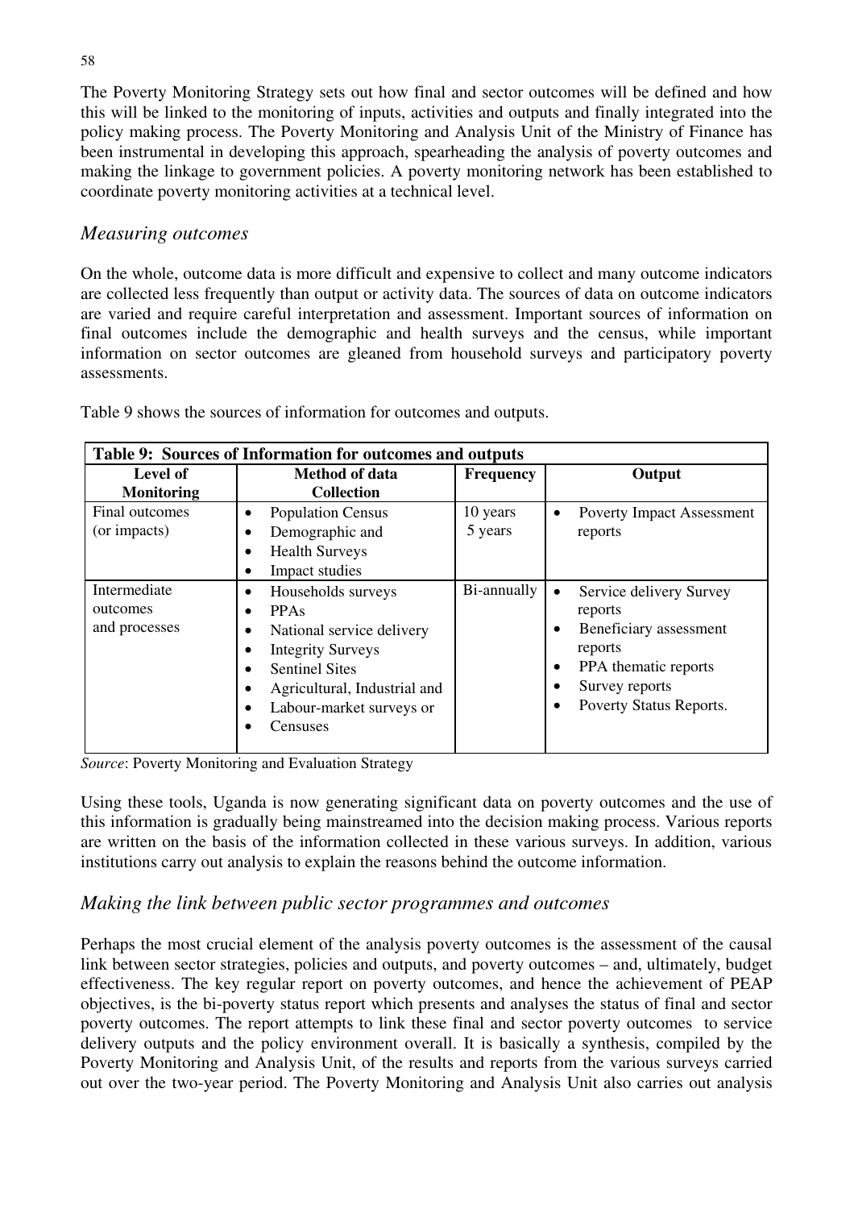The Poverty Monitoring Strategy sets out how final and sector outcomes will be defined and how this will be linked to the monitoring of inputs, activities and outputs and finally integrated into the policy making process. The Poverty Monitoring and Analysis Unit of the Ministry of Finance has been instrumental in developing this approach, spearheading the analysis of poverty outcomes and making the linkage to government policies. A poverty monitoring network has been established to coordinate poverty monitoring activities at a technical level.

### *Measuring outcomes*

On the whole, outcome data is more difficult and expensive to collect and many outcome indicators are collected less frequently than output or activity data. The sources of data on outcome indicators are varied and require careful interpretation and assessment. Important sources of information on final outcomes include the demographic and health surveys and the census, while important information on sector outcomes are gleaned from household surveys and participatory poverty assessments.

Table 9 shows the sources of information for outcomes and outputs.

**Table 9: Sources of Information for outcomes and outputs**

| Level of Monitoring | Method of data Collection | Frequency | Output |
|---|---|---|---|
| Final outcomes (or impacts) | • Population Census<br>• Demographic and<br>• Health Surveys<br>• Impact studies | 10 years<br>5 years | • Poverty Impact Assessment reports |
| Intermediate outcomes and processes | • Households surveys<br>• PPAs<br>• National service delivery<br>• Integrity Surveys<br>• Sentinel Sites<br>• Agricultural, Industrial and<br>• Labour-market surveys or<br>• Censuses | Bi-annually | • Service delivery Survey reports<br>• Beneficiary assessment reports<br>• PPA thematic reports<br>• Survey reports<br>• Poverty Status Reports. |

*Source*: Poverty Monitoring and Evaluation Strategy

Using these tools, Uganda is now generating significant data on poverty outcomes and the use of this information is gradually being mainstreamed into the decision making process. Various reports are written on the basis of the information collected in these various surveys. In addition, various institutions carry out analysis to explain the reasons behind the outcome information.

### *Making the link between public sector programmes and outcomes*

Perhaps the most crucial element of the analysis poverty outcomes is the assessment of the causal link between sector strategies, policies and outputs, and poverty outcomes – and, ultimately, budget effectiveness. The key regular report on poverty outcomes, and hence the achievement of PEAP objectives, is the bi-poverty status report which presents and analyses the status of final and sector poverty outcomes. The report attempts to link these final and sector poverty outcomes to service delivery outputs and the policy environment overall. It is basically a synthesis, compiled by the Poverty Monitoring and Analysis Unit, of the results and reports from the various surveys carried out over the two-year period. The Poverty Monitoring and Analysis Unit also carries out analysis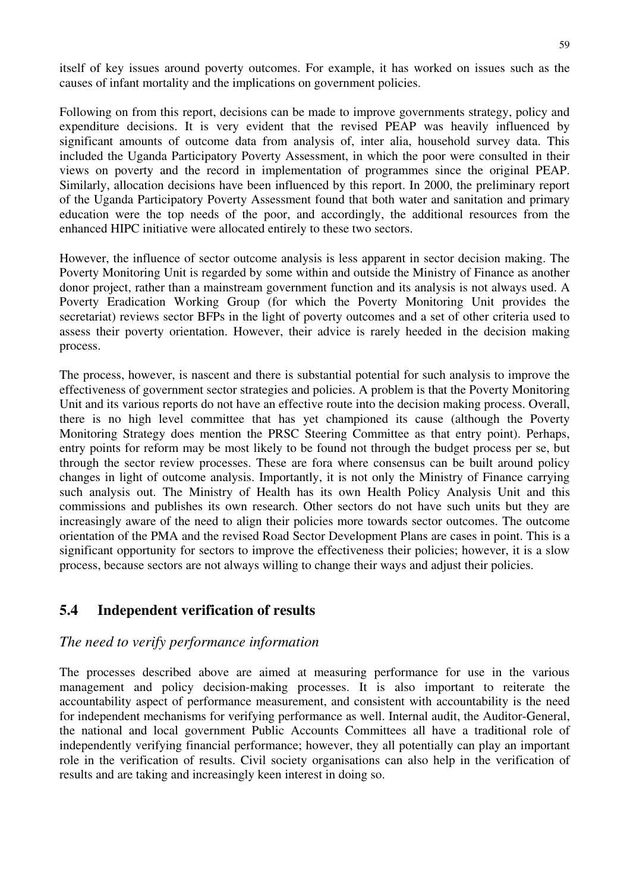itself of key issues around poverty outcomes. For example, it has worked on issues such as the causes of infant mortality and the implications on government policies.

Following on from this report, decisions can be made to improve governments strategy, policy and expenditure decisions. It is very evident that the revised PEAP was heavily influenced by significant amounts of outcome data from analysis of, inter alia, household survey data. This included the Uganda Participatory Poverty Assessment, in which the poor were consulted in their views on poverty and the record in implementation of programmes since the original PEAP. Similarly, allocation decisions have been influenced by this report. In 2000, the preliminary report of the Uganda Participatory Poverty Assessment found that both water and sanitation and primary education were the top needs of the poor, and accordingly, the additional resources from the enhanced HIPC initiative were allocated entirely to these two sectors.

However, the influence of sector outcome analysis is less apparent in sector decision making. The Poverty Monitoring Unit is regarded by some within and outside the Ministry of Finance as another donor project, rather than a mainstream government function and its analysis is not always used. A Poverty Eradication Working Group (for which the Poverty Monitoring Unit provides the secretariat) reviews sector BFPs in the light of poverty outcomes and a set of other criteria used to assess their poverty orientation. However, their advice is rarely heeded in the decision making process.

The process, however, is nascent and there is substantial potential for such analysis to improve the effectiveness of government sector strategies and policies. A problem is that the Poverty Monitoring Unit and its various reports do not have an effective route into the decision making process. Overall, there is no high level committee that has yet championed its cause (although the Poverty Monitoring Strategy does mention the PRSC Steering Committee as that entry point). Perhaps, entry points for reform may be most likely to be found not through the budget process per se, but through the sector review processes. These are fora where consensus can be built around policy changes in light of outcome analysis. Importantly, it is not only the Ministry of Finance carrying such analysis out. The Ministry of Health has its own Health Policy Analysis Unit and this commissions and publishes its own research. Other sectors do not have such units but they are increasingly aware of the need to align their policies more towards sector outcomes. The outcome orientation of the PMA and the revised Road Sector Development Plans are cases in point. This is a significant opportunity for sectors to improve the effectiveness their policies; however, it is a slow process, because sectors are not always willing to change their ways and adjust their policies.

## 5.4 Independent verification of results

### *The need to verify performance information*

The processes described above are aimed at measuring performance for use in the various management and policy decision-making processes. It is also important to reiterate the accountability aspect of performance measurement, and consistent with accountability is the need for independent mechanisms for verifying performance as well. Internal audit, the Auditor-General, the national and local government Public Accounts Committees all have a traditional role of independently verifying financial performance; however, they all potentially can play an important role in the verification of results. Civil society organisations can also help in the verification of results and are taking and increasingly keen interest in doing so.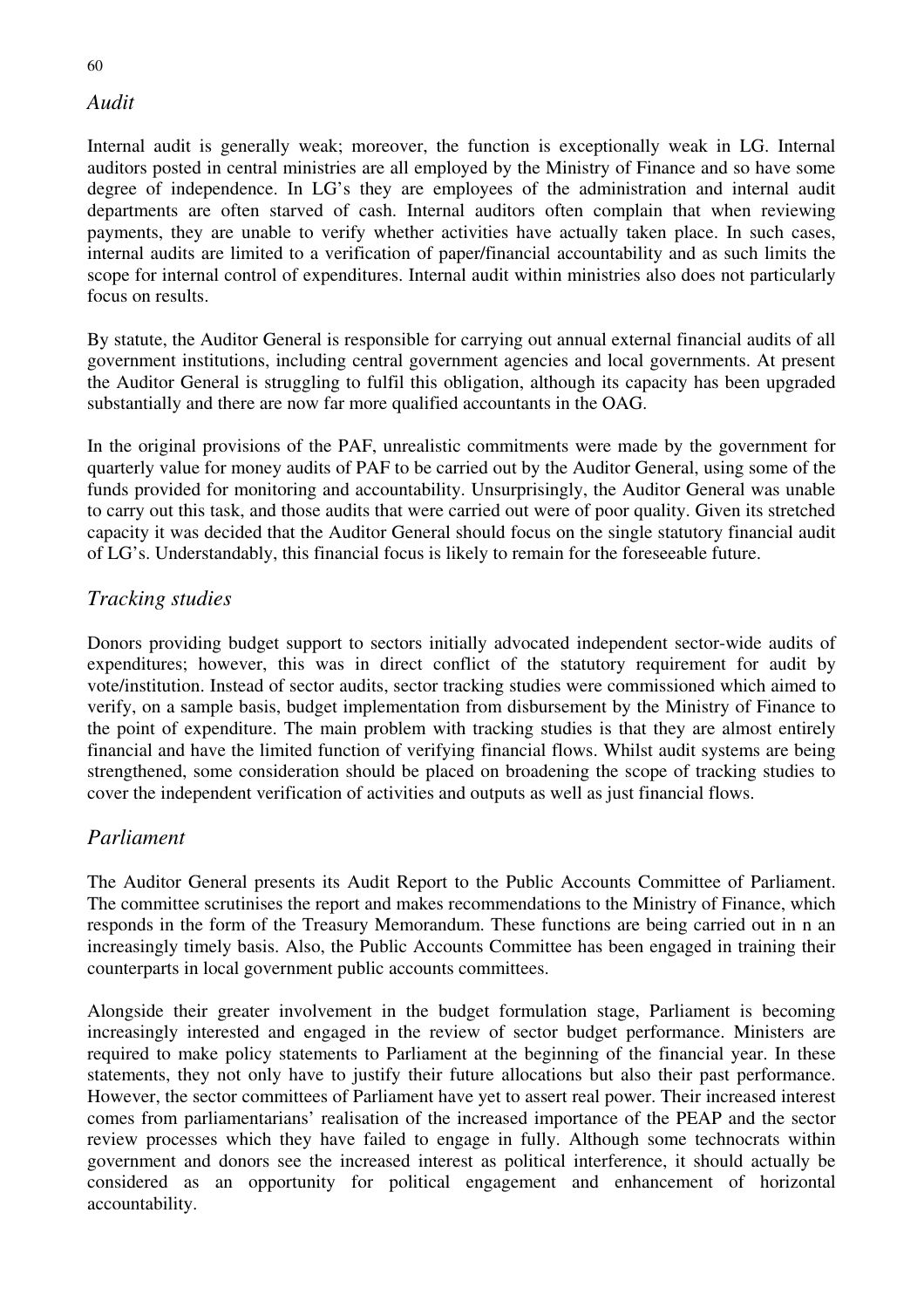## *Audit*

Internal audit is generally weak; moreover, the function is exceptionally weak in LG. Internal auditors posted in central ministries are all employed by the Ministry of Finance and so have some degree of independence. In LG's they are employees of the administration and internal audit departments are often starved of cash. Internal auditors often complain that when reviewing payments, they are unable to verify whether activities have actually taken place. In such cases, internal audits are limited to a verification of paper/financial accountability and as such limits the scope for internal control of expenditures. Internal audit within ministries also does not particularly focus on results.

By statute, the Auditor General is responsible for carrying out annual external financial audits of all government institutions, including central government agencies and local governments. At present the Auditor General is struggling to fulfil this obligation, although its capacity has been upgraded substantially and there are now far more qualified accountants in the OAG.

In the original provisions of the PAF, unrealistic commitments were made by the government for quarterly value for money audits of PAF to be carried out by the Auditor General, using some of the funds provided for monitoring and accountability. Unsurprisingly, the Auditor General was unable to carry out this task, and those audits that were carried out were of poor quality. Given its stretched capacity it was decided that the Auditor General should focus on the single statutory financial audit of LG's. Understandably, this financial focus is likely to remain for the foreseeable future.

## *Tracking studies*

Donors providing budget support to sectors initially advocated independent sector-wide audits of expenditures; however, this was in direct conflict of the statutory requirement for audit by vote/institution. Instead of sector audits, sector tracking studies were commissioned which aimed to verify, on a sample basis, budget implementation from disbursement by the Ministry of Finance to the point of expenditure. The main problem with tracking studies is that they are almost entirely financial and have the limited function of verifying financial flows. Whilst audit systems are being strengthened, some consideration should be placed on broadening the scope of tracking studies to cover the independent verification of activities and outputs as well as just financial flows.

## *Parliament*

The Auditor General presents its Audit Report to the Public Accounts Committee of Parliament. The committee scrutinises the report and makes recommendations to the Ministry of Finance, which responds in the form of the Treasury Memorandum. These functions are being carried out in n an increasingly timely basis. Also, the Public Accounts Committee has been engaged in training their counterparts in local government public accounts committees.

Alongside their greater involvement in the budget formulation stage, Parliament is becoming increasingly interested and engaged in the review of sector budget performance. Ministers are required to make policy statements to Parliament at the beginning of the financial year. In these statements, they not only have to justify their future allocations but also their past performance. However, the sector committees of Parliament have yet to assert real power. Their increased interest comes from parliamentarians' realisation of the increased importance of the PEAP and the sector review processes which they have failed to engage in fully. Although some technocrats within government and donors see the increased interest as political interference, it should actually be considered as an opportunity for political engagement and enhancement of horizontal accountability.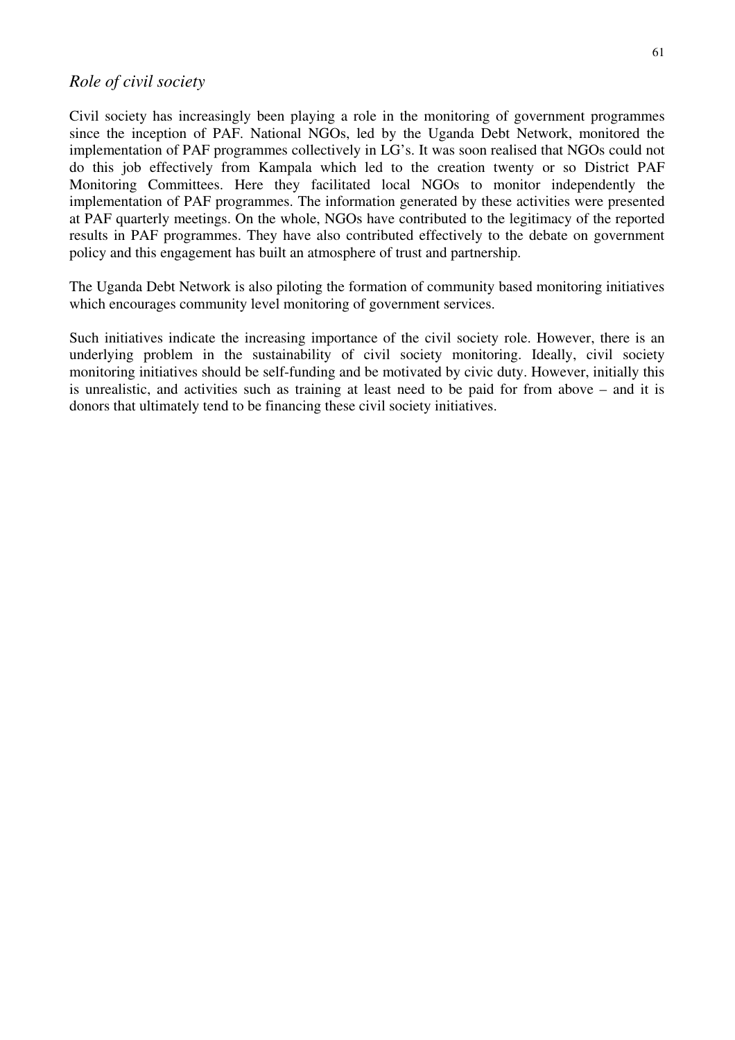*Role of civil society*

Civil society has increasingly been playing a role in the monitoring of government programmes since the inception of PAF. National NGOs, led by the Uganda Debt Network, monitored the implementation of PAF programmes collectively in LG's. It was soon realised that NGOs could not do this job effectively from Kampala which led to the creation twenty or so District PAF Monitoring Committees. Here they facilitated local NGOs to monitor independently the implementation of PAF programmes. The information generated by these activities were presented at PAF quarterly meetings. On the whole, NGOs have contributed to the legitimacy of the reported results in PAF programmes. They have also contributed effectively to the debate on government policy and this engagement has built an atmosphere of trust and partnership.

The Uganda Debt Network is also piloting the formation of community based monitoring initiatives which encourages community level monitoring of government services.

Such initiatives indicate the increasing importance of the civil society role. However, there is an underlying problem in the sustainability of civil society monitoring. Ideally, civil society monitoring initiatives should be self-funding and be motivated by civic duty. However, initially this is unrealistic, and activities such as training at least need to be paid for from above – and it is donors that ultimately tend to be financing these civil society initiatives.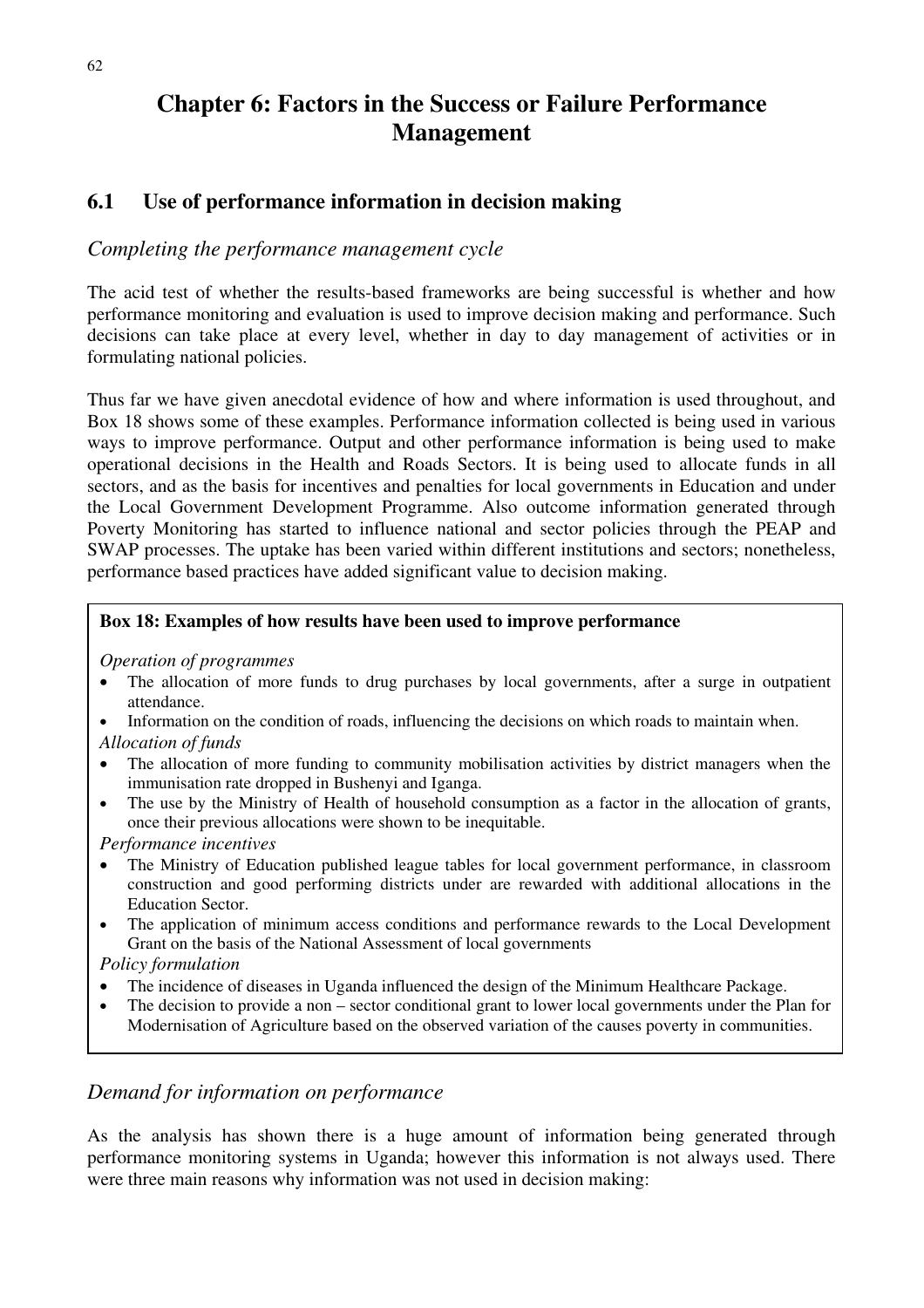# Chapter 6: Factors in the Success or Failure Performance Management

## 6.1 Use of performance information in decision making

### *Completing the performance management cycle*

The acid test of whether the results-based frameworks are being successful is whether and how performance monitoring and evaluation is used to improve decision making and performance. Such decisions can take place at every level, whether in day to day management of activities or in formulating national policies.

Thus far we have given anecdotal evidence of how and where information is used throughout, and Box 18 shows some of these examples. Performance information collected is being used in various ways to improve performance. Output and other performance information is being used to make operational decisions in the Health and Roads Sectors. It is being used to allocate funds in all sectors, and as the basis for incentives and penalties for local governments in Education and under the Local Government Development Programme. Also outcome information generated through Poverty Monitoring has started to influence national and sector policies through the PEAP and SWAP processes. The uptake has been varied within different institutions and sectors; nonetheless, performance based practices have added significant value to decision making.

**Box 18: Examples of how results have been used to improve performance**

*Operation of programmes*

- The allocation of more funds to drug purchases by local governments, after a surge in outpatient attendance.
- Information on the condition of roads, influencing the decisions on which roads to maintain when.

*Allocation of funds*

- The allocation of more funding to community mobilisation activities by district managers when the immunisation rate dropped in Bushenyi and Iganga.
- The use by the Ministry of Health of household consumption as a factor in the allocation of grants, once their previous allocations were shown to be inequitable.

*Performance incentives*

- The Ministry of Education published league tables for local government performance, in classroom construction and good performing districts under are rewarded with additional allocations in the Education Sector.
- The application of minimum access conditions and performance rewards to the Local Development Grant on the basis of the National Assessment of local governments

*Policy formulation*

- The incidence of diseases in Uganda influenced the design of the Minimum Healthcare Package.
- The decision to provide a non – sector conditional grant to lower local governments under the Plan for Modernisation of Agriculture based on the observed variation of the causes poverty in communities.

### *Demand for information on performance*

As the analysis has shown there is a huge amount of information being generated through performance monitoring systems in Uganda; however this information is not always used. There were three main reasons why information was not used in decision making: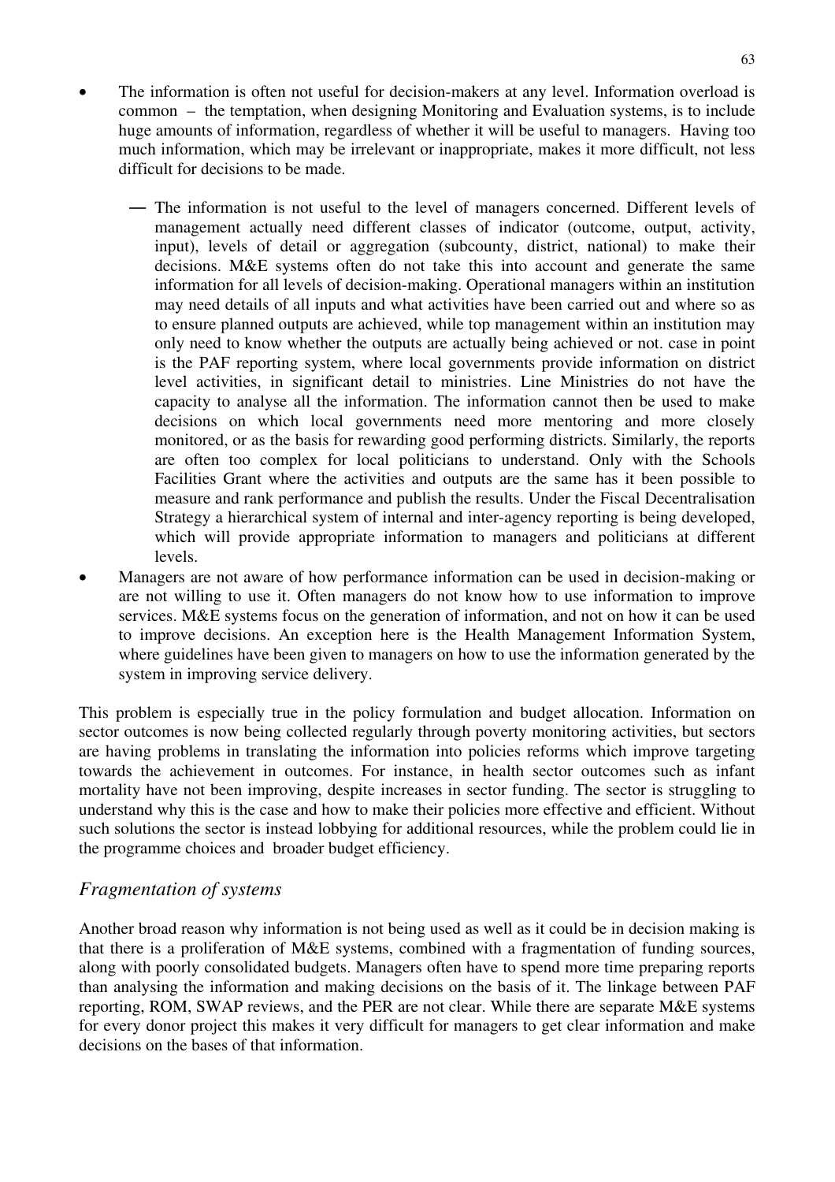- The information is often not useful for decision-makers at any level. Information overload is common – the temptation, when designing Monitoring and Evaluation systems, is to include huge amounts of information, regardless of whether it will be useful to managers. Having too much information, which may be irrelevant or inappropriate, makes it more difficult, not less difficult for decisions to be made.

  — The information is not useful to the level of managers concerned. Different levels of management actually need different classes of indicator (outcome, output, activity, input), levels of detail or aggregation (subcounty, district, national) to make their decisions. M&E systems often do not take this into account and generate the same information for all levels of decision-making. Operational managers within an institution may need details of all inputs and what activities have been carried out and where so as to ensure planned outputs are achieved, while top management within an institution may only need to know whether the outputs are actually being achieved or not. case in point is the PAF reporting system, where local governments provide information on district level activities, in significant detail to ministries. Line Ministries do not have the capacity to analyse all the information. The information cannot then be used to make decisions on which local governments need more mentoring and more closely monitored, or as the basis for rewarding good performing districts. Similarly, the reports are often too complex for local politicians to understand. Only with the Schools Facilities Grant where the activities and outputs are the same has it been possible to measure and rank performance and publish the results. Under the Fiscal Decentralisation Strategy a hierarchical system of internal and inter-agency reporting is being developed, which will provide appropriate information to managers and politicians at different levels.

- Managers are not aware of how performance information can be used in decision-making or are not willing to use it. Often managers do not know how to use information to improve services. M&E systems focus on the generation of information, and not on how it can be used to improve decisions. An exception here is the Health Management Information System, where guidelines have been given to managers on how to use the information generated by the system in improving service delivery.

This problem is especially true in the policy formulation and budget allocation. Information on sector outcomes is now being collected regularly through poverty monitoring activities, but sectors are having problems in translating the information into policies reforms which improve targeting towards the achievement in outcomes. For instance, in health sector outcomes such as infant mortality have not been improving, despite increases in sector funding. The sector is struggling to understand why this is the case and how to make their policies more effective and efficient. Without such solutions the sector is instead lobbying for additional resources, while the problem could lie in the programme choices and broader budget efficiency.

### *Fragmentation of systems*

Another broad reason why information is not being used as well as it could be in decision making is that there is a proliferation of M&E systems, combined with a fragmentation of funding sources, along with poorly consolidated budgets. Managers often have to spend more time preparing reports than analysing the information and making decisions on the basis of it. The linkage between PAF reporting, ROM, SWAP reviews, and the PER are not clear. While there are separate M&E systems for every donor project this makes it very difficult for managers to get clear information and make decisions on the bases of that information.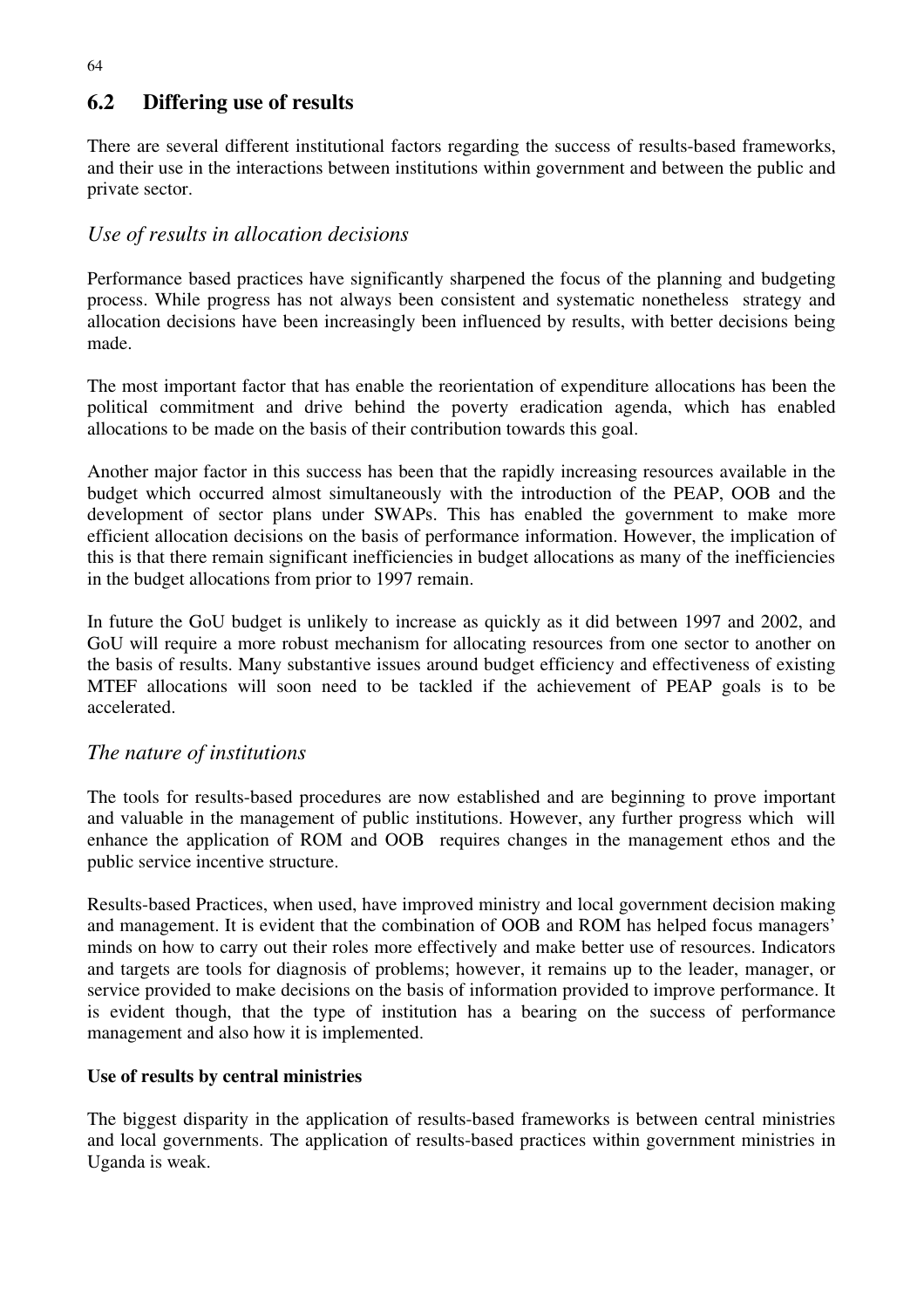## 6.2 Differing use of results

There are several different institutional factors regarding the success of results-based frameworks, and their use in the interactions between institutions within government and between the public and private sector.

### *Use of results in allocation decisions*

Performance based practices have significantly sharpened the focus of the planning and budgeting process. While progress has not always been consistent and systematic nonetheless strategy and allocation decisions have been increasingly been influenced by results, with better decisions being made.

The most important factor that has enable the reorientation of expenditure allocations has been the political commitment and drive behind the poverty eradication agenda, which has enabled allocations to be made on the basis of their contribution towards this goal.

Another major factor in this success has been that the rapidly increasing resources available in the budget which occurred almost simultaneously with the introduction of the PEAP, OOB and the development of sector plans under SWAPs. This has enabled the government to make more efficient allocation decisions on the basis of performance information. However, the implication of this is that there remain significant inefficiencies in budget allocations as many of the inefficiencies in the budget allocations from prior to 1997 remain.

In future the GoU budget is unlikely to increase as quickly as it did between 1997 and 2002, and GoU will require a more robust mechanism for allocating resources from one sector to another on the basis of results. Many substantive issues around budget efficiency and effectiveness of existing MTEF allocations will soon need to be tackled if the achievement of PEAP goals is to be accelerated.

### *The nature of institutions*

The tools for results-based procedures are now established and are beginning to prove important and valuable in the management of public institutions. However, any further progress which will enhance the application of ROM and OOB requires changes in the management ethos and the public service incentive structure.

Results-based Practices, when used, have improved ministry and local government decision making and management. It is evident that the combination of OOB and ROM has helped focus managers' minds on how to carry out their roles more effectively and make better use of resources. Indicators and targets are tools for diagnosis of problems; however, it remains up to the leader, manager, or service provided to make decisions on the basis of information provided to improve performance. It is evident though, that the type of institution has a bearing on the success of performance management and also how it is implemented.

**Use of results by central ministries**

The biggest disparity in the application of results-based frameworks is between central ministries and local governments. The application of results-based practices within government ministries in Uganda is weak.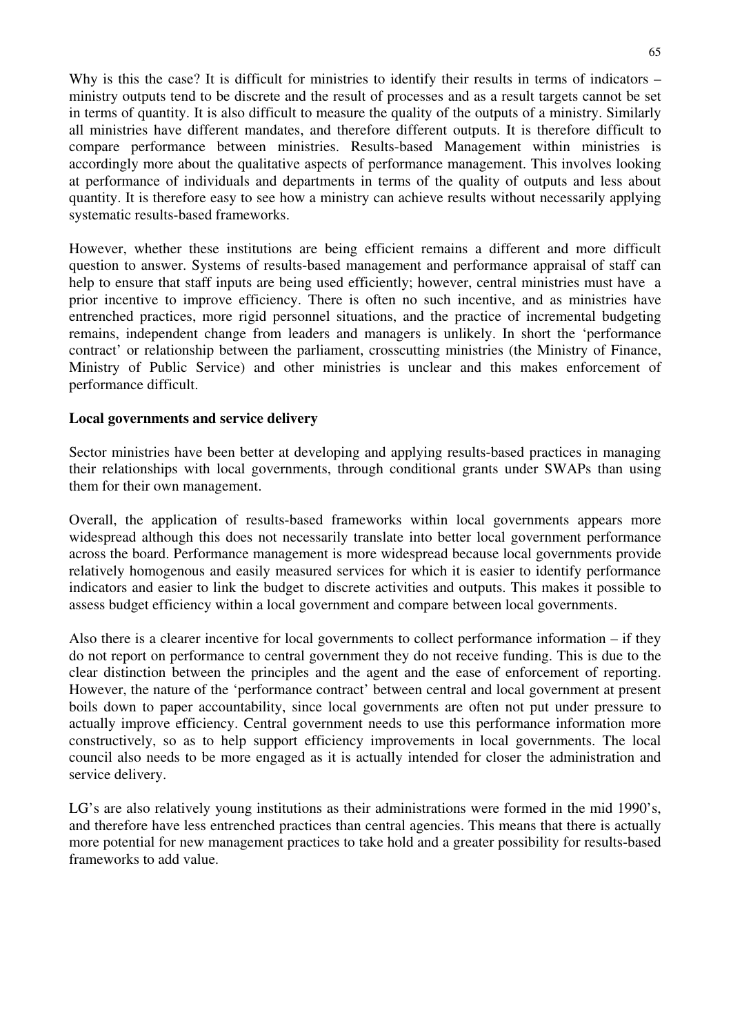Why is this the case? It is difficult for ministries to identify their results in terms of indicators – ministry outputs tend to be discrete and the result of processes and as a result targets cannot be set in terms of quantity. It is also difficult to measure the quality of the outputs of a ministry. Similarly all ministries have different mandates, and therefore different outputs. It is therefore difficult to compare performance between ministries. Results-based Management within ministries is accordingly more about the qualitative aspects of performance management. This involves looking at performance of individuals and departments in terms of the quality of outputs and less about quantity. It is therefore easy to see how a ministry can achieve results without necessarily applying systematic results-based frameworks.

However, whether these institutions are being efficient remains a different and more difficult question to answer. Systems of results-based management and performance appraisal of staff can help to ensure that staff inputs are being used efficiently; however, central ministries must have a prior incentive to improve efficiency. There is often no such incentive, and as ministries have entrenched practices, more rigid personnel situations, and the practice of incremental budgeting remains, independent change from leaders and managers is unlikely. In short the 'performance contract' or relationship between the parliament, crosscutting ministries (the Ministry of Finance, Ministry of Public Service) and other ministries is unclear and this makes enforcement of performance difficult.

**Local governments and service delivery**

Sector ministries have been better at developing and applying results-based practices in managing their relationships with local governments, through conditional grants under SWAPs than using them for their own management.

Overall, the application of results-based frameworks within local governments appears more widespread although this does not necessarily translate into better local government performance across the board. Performance management is more widespread because local governments provide relatively homogenous and easily measured services for which it is easier to identify performance indicators and easier to link the budget to discrete activities and outputs. This makes it possible to assess budget efficiency within a local government and compare between local governments.

Also there is a clearer incentive for local governments to collect performance information – if they do not report on performance to central government they do not receive funding. This is due to the clear distinction between the principles and the agent and the ease of enforcement of reporting. However, the nature of the 'performance contract' between central and local government at present boils down to paper accountability, since local governments are often not put under pressure to actually improve efficiency. Central government needs to use this performance information more constructively, so as to help support efficiency improvements in local governments. The local council also needs to be more engaged as it is actually intended for closer the administration and service delivery.

LG's are also relatively young institutions as their administrations were formed in the mid 1990's, and therefore have less entrenched practices than central agencies. This means that there is actually more potential for new management practices to take hold and a greater possibility for results-based frameworks to add value.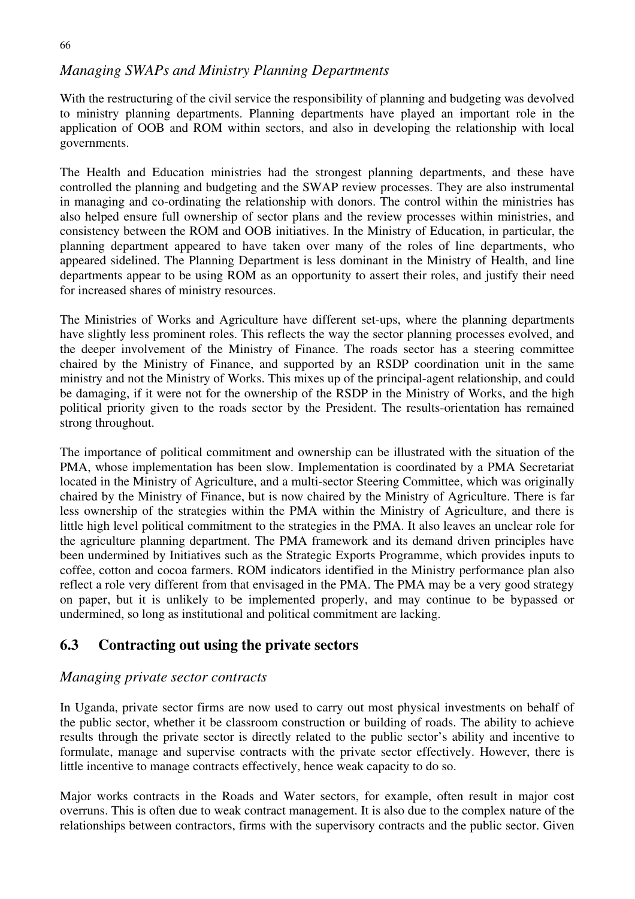*Managing SWAPs and Ministry Planning Departments*

With the restructuring of the civil service the responsibility of planning and budgeting was devolved to ministry planning departments. Planning departments have played an important role in the application of OOB and ROM within sectors, and also in developing the relationship with local governments.

The Health and Education ministries had the strongest planning departments, and these have controlled the planning and budgeting and the SWAP review processes. They are also instrumental in managing and co-ordinating the relationship with donors. The control within the ministries has also helped ensure full ownership of sector plans and the review processes within ministries, and consistency between the ROM and OOB initiatives. In the Ministry of Education, in particular, the planning department appeared to have taken over many of the roles of line departments, who appeared sidelined. The Planning Department is less dominant in the Ministry of Health, and line departments appear to be using ROM as an opportunity to assert their roles, and justify their need for increased shares of ministry resources.

The Ministries of Works and Agriculture have different set-ups, where the planning departments have slightly less prominent roles. This reflects the way the sector planning processes evolved, and the deeper involvement of the Ministry of Finance. The roads sector has a steering committee chaired by the Ministry of Finance, and supported by an RSDP coordination unit in the same ministry and not the Ministry of Works. This mixes up of the principal-agent relationship, and could be damaging, if it were not for the ownership of the RSDP in the Ministry of Works, and the high political priority given to the roads sector by the President. The results-orientation has remained strong throughout.

The importance of political commitment and ownership can be illustrated with the situation of the PMA, whose implementation has been slow. Implementation is coordinated by a PMA Secretariat located in the Ministry of Agriculture, and a multi-sector Steering Committee, which was originally chaired by the Ministry of Finance, but is now chaired by the Ministry of Agriculture. There is far less ownership of the strategies within the PMA within the Ministry of Agriculture, and there is little high level political commitment to the strategies in the PMA. It also leaves an unclear role for the agriculture planning department. The PMA framework and its demand driven principles have been undermined by Initiatives such as the Strategic Exports Programme, which provides inputs to coffee, cotton and cocoa farmers. ROM indicators identified in the Ministry performance plan also reflect a role very different from that envisaged in the PMA. The PMA may be a very good strategy on paper, but it is unlikely to be implemented properly, and may continue to be bypassed or undermined, so long as institutional and political commitment are lacking.

## 6.3 Contracting out using the private sectors

*Managing private sector contracts*

In Uganda, private sector firms are now used to carry out most physical investments on behalf of the public sector, whether it be classroom construction or building of roads. The ability to achieve results through the private sector is directly related to the public sector's ability and incentive to formulate, manage and supervise contracts with the private sector effectively. However, there is little incentive to manage contracts effectively, hence weak capacity to do so.

Major works contracts in the Roads and Water sectors, for example, often result in major cost overruns. This is often due to weak contract management. It is also due to the complex nature of the relationships between contractors, firms with the supervisory contracts and the public sector. Given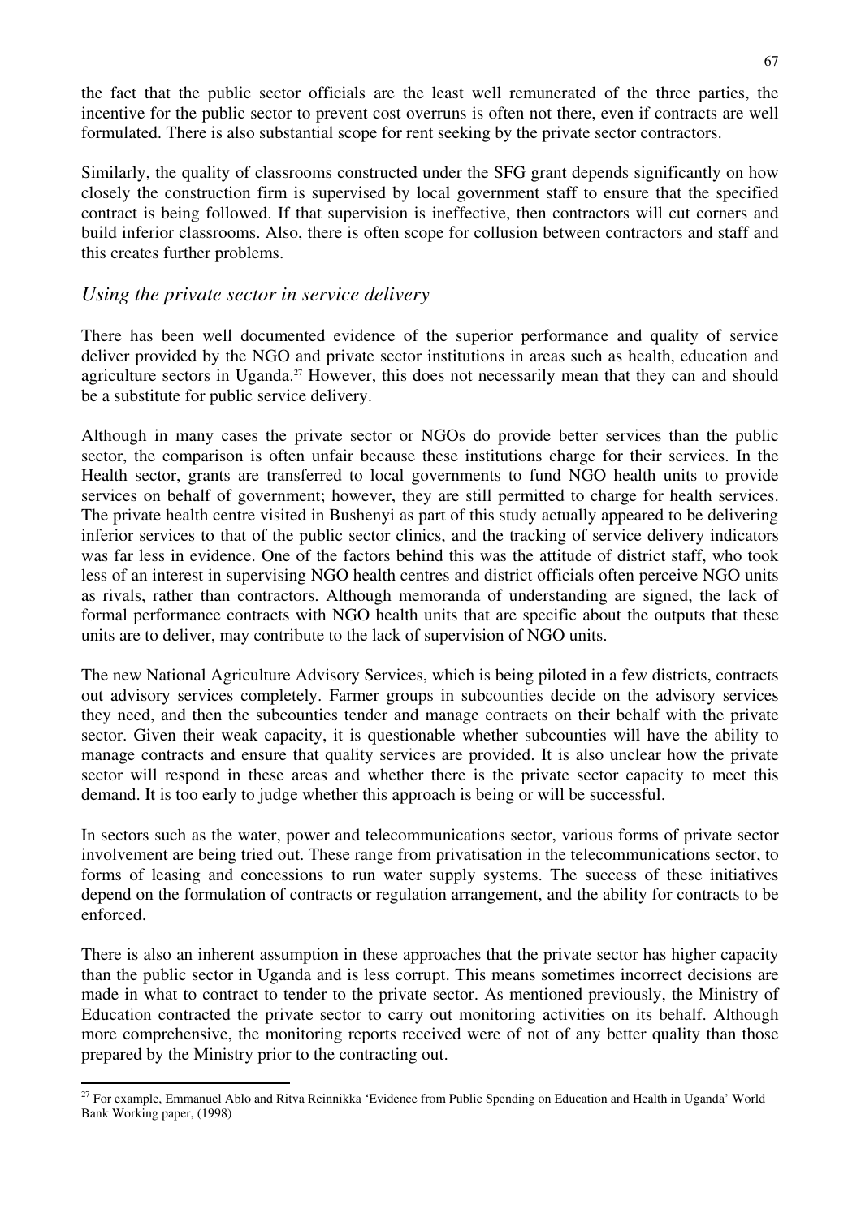the fact that the public sector officials are the least well remunerated of the three parties, the incentive for the public sector to prevent cost overruns is often not there, even if contracts are well formulated. There is also substantial scope for rent seeking by the private sector contractors.

Similarly, the quality of classrooms constructed under the SFG grant depends significantly on how closely the construction firm is supervised by local government staff to ensure that the specified contract is being followed. If that supervision is ineffective, then contractors will cut corners and build inferior classrooms. Also, there is often scope for collusion between contractors and staff and this creates further problems.

### *Using the private sector in service delivery*

There has been well documented evidence of the superior performance and quality of service deliver provided by the NGO and private sector institutions in areas such as health, education and agriculture sectors in Uganda.[27] However, this does not necessarily mean that they can and should be a substitute for public service delivery.

Although in many cases the private sector or NGOs do provide better services than the public sector, the comparison is often unfair because these institutions charge for their services. In the Health sector, grants are transferred to local governments to fund NGO health units to provide services on behalf of government; however, they are still permitted to charge for health services. The private health centre visited in Bushenyi as part of this study actually appeared to be delivering inferior services to that of the public sector clinics, and the tracking of service delivery indicators was far less in evidence. One of the factors behind this was the attitude of district staff, who took less of an interest in supervising NGO health centres and district officials often perceive NGO units as rivals, rather than contractors. Although memoranda of understanding are signed, the lack of formal performance contracts with NGO health units that are specific about the outputs that these units are to deliver, may contribute to the lack of supervision of NGO units.

The new National Agriculture Advisory Services, which is being piloted in a few districts, contracts out advisory services completely. Farmer groups in subcounties decide on the advisory services they need, and then the subcounties tender and manage contracts on their behalf with the private sector. Given their weak capacity, it is questionable whether subcounties will have the ability to manage contracts and ensure that quality services are provided. It is also unclear how the private sector will respond in these areas and whether there is the private sector capacity to meet this demand. It is too early to judge whether this approach is being or will be successful.

In sectors such as the water, power and telecommunications sector, various forms of private sector involvement are being tried out. These range from privatisation in the telecommunications sector, to forms of leasing and concessions to run water supply systems. The success of these initiatives depend on the formulation of contracts or regulation arrangement, and the ability for contracts to be enforced.

There is also an inherent assumption in these approaches that the private sector has higher capacity than the public sector in Uganda and is less corrupt. This means sometimes incorrect decisions are made in what to contract to tender to the private sector. As mentioned previously, the Ministry of Education contracted the private sector to carry out monitoring activities on its behalf. Although more comprehensive, the monitoring reports received were of not of any better quality than those prepared by the Ministry prior to the contracting out.

---

[27] For example, Emmanuel Ablo and Ritva Reinnikka 'Evidence from Public Spending on Education and Health in Uganda' World Bank Working paper, (1998)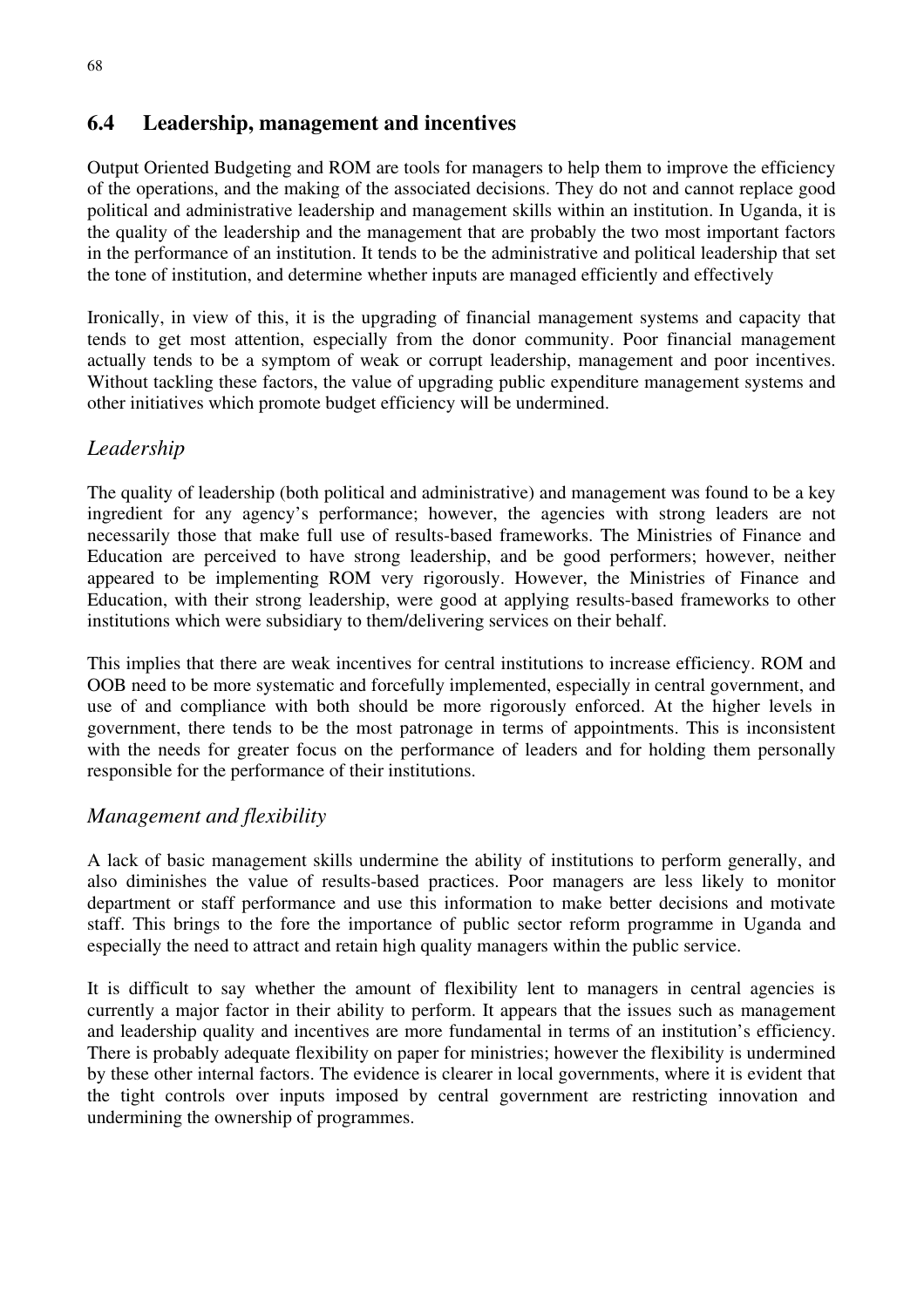## 6.4 Leadership, management and incentives

Output Oriented Budgeting and ROM are tools for managers to help them to improve the efficiency of the operations, and the making of the associated decisions. They do not and cannot replace good political and administrative leadership and management skills within an institution. In Uganda, it is the quality of the leadership and the management that are probably the two most important factors in the performance of an institution. It tends to be the administrative and political leadership that set the tone of institution, and determine whether inputs are managed efficiently and effectively

Ironically, in view of this, it is the upgrading of financial management systems and capacity that tends to get most attention, especially from the donor community. Poor financial management actually tends to be a symptom of weak or corrupt leadership, management and poor incentives. Without tackling these factors, the value of upgrading public expenditure management systems and other initiatives which promote budget efficiency will be undermined.

### *Leadership*

The quality of leadership (both political and administrative) and management was found to be a key ingredient for any agency's performance; however, the agencies with strong leaders are not necessarily those that make full use of results-based frameworks. The Ministries of Finance and Education are perceived to have strong leadership, and be good performers; however, neither appeared to be implementing ROM very rigorously. However, the Ministries of Finance and Education, with their strong leadership, were good at applying results-based frameworks to other institutions which were subsidiary to them/delivering services on their behalf.

This implies that there are weak incentives for central institutions to increase efficiency. ROM and OOB need to be more systematic and forcefully implemented, especially in central government, and use of and compliance with both should be more rigorously enforced. At the higher levels in government, there tends to be the most patronage in terms of appointments. This is inconsistent with the needs for greater focus on the performance of leaders and for holding them personally responsible for the performance of their institutions.

### *Management and flexibility*

A lack of basic management skills undermine the ability of institutions to perform generally, and also diminishes the value of results-based practices. Poor managers are less likely to monitor department or staff performance and use this information to make better decisions and motivate staff. This brings to the fore the importance of public sector reform programme in Uganda and especially the need to attract and retain high quality managers within the public service.

It is difficult to say whether the amount of flexibility lent to managers in central agencies is currently a major factor in their ability to perform. It appears that the issues such as management and leadership quality and incentives are more fundamental in terms of an institution's efficiency. There is probably adequate flexibility on paper for ministries; however the flexibility is undermined by these other internal factors. The evidence is clearer in local governments, where it is evident that the tight controls over inputs imposed by central government are restricting innovation and undermining the ownership of programmes.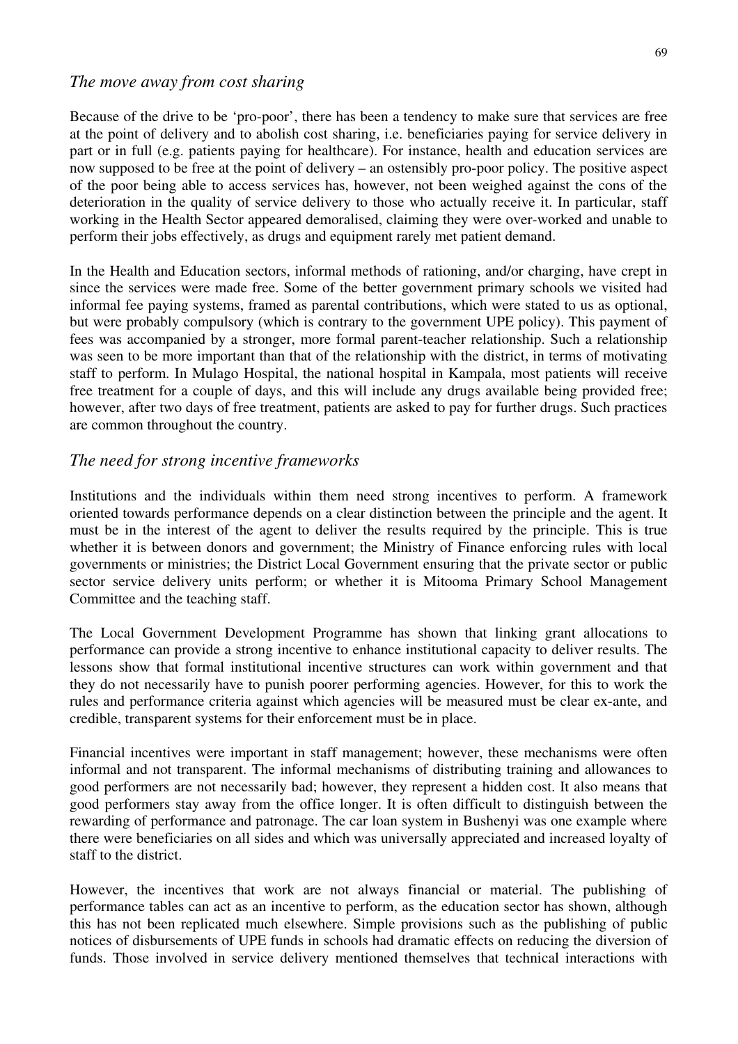## *The move away from cost sharing*

Because of the drive to be 'pro-poor', there has been a tendency to make sure that services are free at the point of delivery and to abolish cost sharing, i.e. beneficiaries paying for service delivery in part or in full (e.g. patients paying for healthcare). For instance, health and education services are now supposed to be free at the point of delivery – an ostensibly pro-poor policy. The positive aspect of the poor being able to access services has, however, not been weighed against the cons of the deterioration in the quality of service delivery to those who actually receive it. In particular, staff working in the Health Sector appeared demoralised, claiming they were over-worked and unable to perform their jobs effectively, as drugs and equipment rarely met patient demand.

In the Health and Education sectors, informal methods of rationing, and/or charging, have crept in since the services were made free. Some of the better government primary schools we visited had informal fee paying systems, framed as parental contributions, which were stated to us as optional, but were probably compulsory (which is contrary to the government UPE policy). This payment of fees was accompanied by a stronger, more formal parent-teacher relationship. Such a relationship was seen to be more important than that of the relationship with the district, in terms of motivating staff to perform. In Mulago Hospital, the national hospital in Kampala, most patients will receive free treatment for a couple of days, and this will include any drugs available being provided free; however, after two days of free treatment, patients are asked to pay for further drugs. Such practices are common throughout the country.

## *The need for strong incentive frameworks*

Institutions and the individuals within them need strong incentives to perform. A framework oriented towards performance depends on a clear distinction between the principle and the agent. It must be in the interest of the agent to deliver the results required by the principle. This is true whether it is between donors and government; the Ministry of Finance enforcing rules with local governments or ministries; the District Local Government ensuring that the private sector or public sector service delivery units perform; or whether it is Mitooma Primary School Management Committee and the teaching staff.

The Local Government Development Programme has shown that linking grant allocations to performance can provide a strong incentive to enhance institutional capacity to deliver results. The lessons show that formal institutional incentive structures can work within government and that they do not necessarily have to punish poorer performing agencies. However, for this to work the rules and performance criteria against which agencies will be measured must be clear ex-ante, and credible, transparent systems for their enforcement must be in place.

Financial incentives were important in staff management; however, these mechanisms were often informal and not transparent. The informal mechanisms of distributing training and allowances to good performers are not necessarily bad; however, they represent a hidden cost. It also means that good performers stay away from the office longer. It is often difficult to distinguish between the rewarding of performance and patronage. The car loan system in Bushenyi was one example where there were beneficiaries on all sides and which was universally appreciated and increased loyalty of staff to the district.

However, the incentives that work are not always financial or material. The publishing of performance tables can act as an incentive to perform, as the education sector has shown, although this has not been replicated much elsewhere. Simple provisions such as the publishing of public notices of disbursements of UPE funds in schools had dramatic effects on reducing the diversion of funds. Those involved in service delivery mentioned themselves that technical interactions with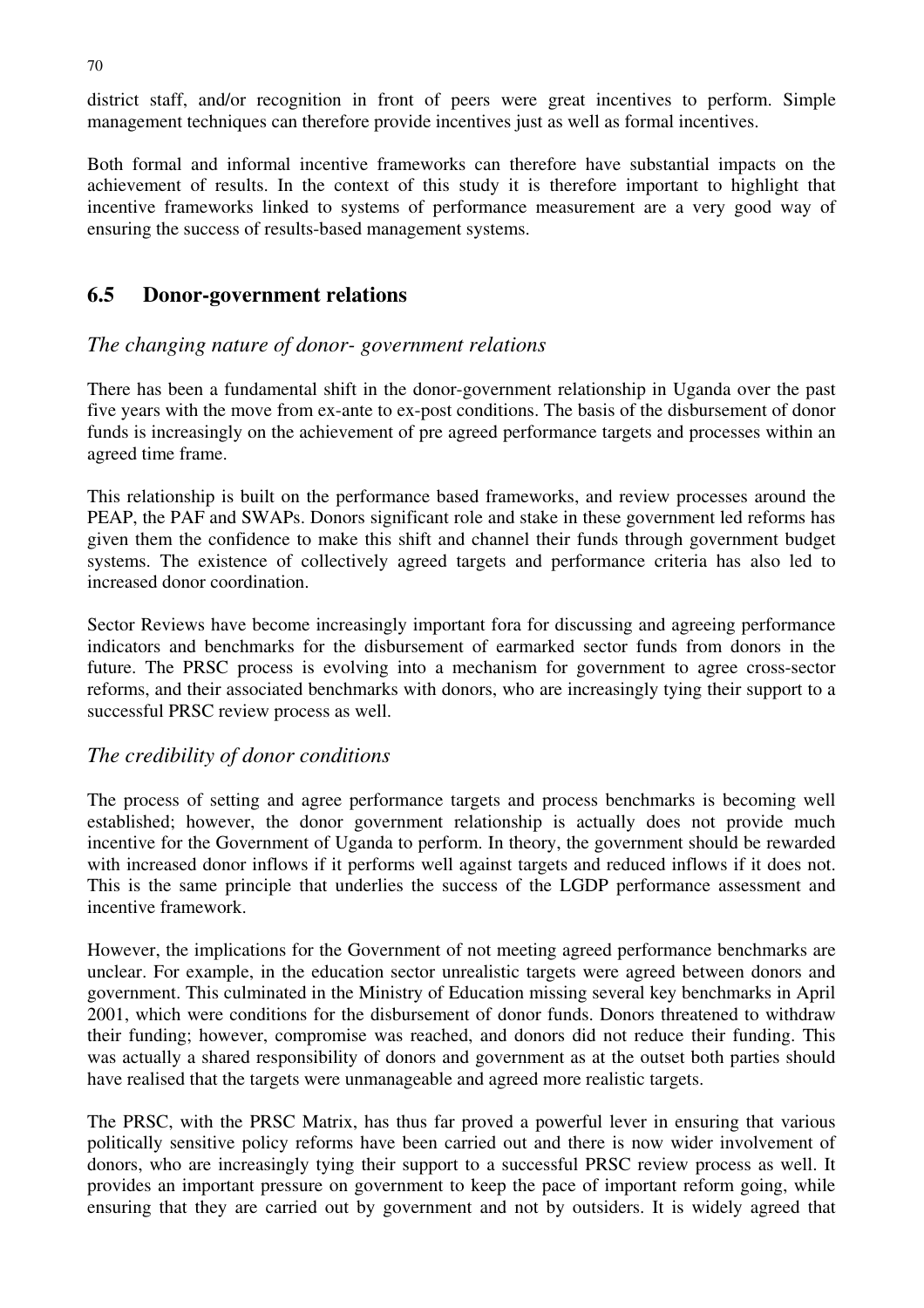district staff, and/or recognition in front of peers were great incentives to perform. Simple management techniques can therefore provide incentives just as well as formal incentives.

Both formal and informal incentive frameworks can therefore have substantial impacts on the achievement of results. In the context of this study it is therefore important to highlight that incentive frameworks linked to systems of performance measurement are a very good way of ensuring the success of results-based management systems.

## 6.5 Donor-government relations

### *The changing nature of donor- government relations*

There has been a fundamental shift in the donor-government relationship in Uganda over the past five years with the move from ex-ante to ex-post conditions. The basis of the disbursement of donor funds is increasingly on the achievement of pre agreed performance targets and processes within an agreed time frame.

This relationship is built on the performance based frameworks, and review processes around the PEAP, the PAF and SWAPs. Donors significant role and stake in these government led reforms has given them the confidence to make this shift and channel their funds through government budget systems. The existence of collectively agreed targets and performance criteria has also led to increased donor coordination.

Sector Reviews have become increasingly important fora for discussing and agreeing performance indicators and benchmarks for the disbursement of earmarked sector funds from donors in the future. The PRSC process is evolving into a mechanism for government to agree cross-sector reforms, and their associated benchmarks with donors, who are increasingly tying their support to a successful PRSC review process as well.

### *The credibility of donor conditions*

The process of setting and agree performance targets and process benchmarks is becoming well established; however, the donor government relationship is actually does not provide much incentive for the Government of Uganda to perform. In theory, the government should be rewarded with increased donor inflows if it performs well against targets and reduced inflows if it does not. This is the same principle that underlies the success of the LGDP performance assessment and incentive framework.

However, the implications for the Government of not meeting agreed performance benchmarks are unclear. For example, in the education sector unrealistic targets were agreed between donors and government. This culminated in the Ministry of Education missing several key benchmarks in April 2001, which were conditions for the disbursement of donor funds. Donors threatened to withdraw their funding; however, compromise was reached, and donors did not reduce their funding. This was actually a shared responsibility of donors and government as at the outset both parties should have realised that the targets were unmanageable and agreed more realistic targets.

The PRSC, with the PRSC Matrix, has thus far proved a powerful lever in ensuring that various politically sensitive policy reforms have been carried out and there is now wider involvement of donors, who are increasingly tying their support to a successful PRSC review process as well. It provides an important pressure on government to keep the pace of important reform going, while ensuring that they are carried out by government and not by outsiders. It is widely agreed that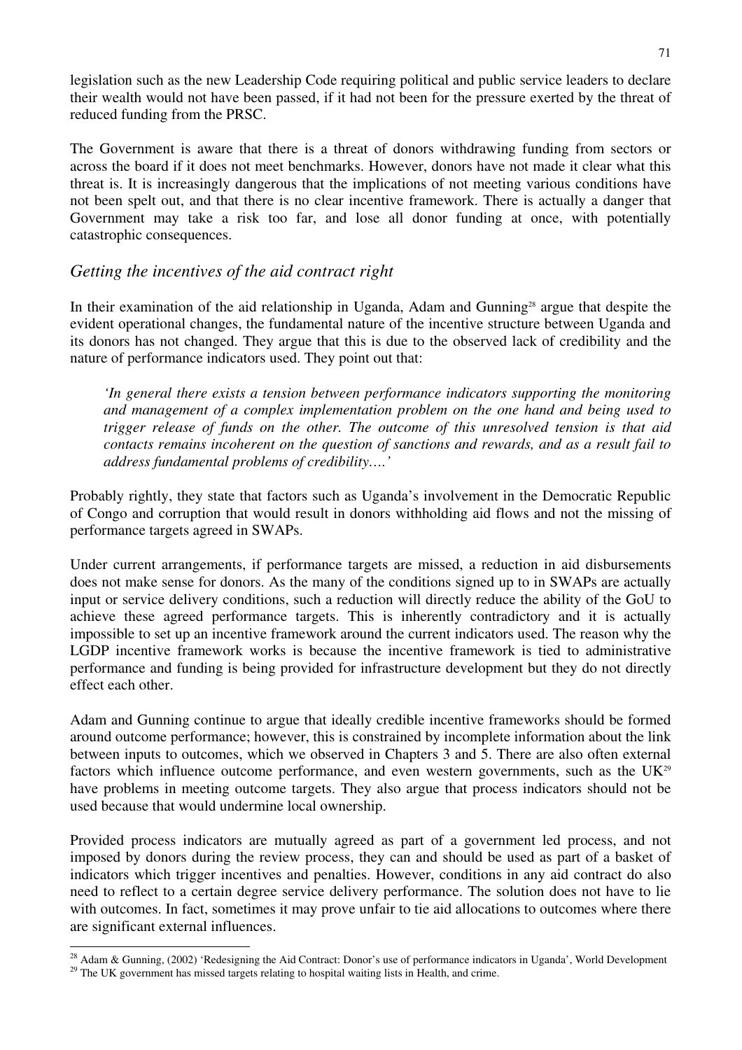legislation such as the new Leadership Code requiring political and public service leaders to declare their wealth would not have been passed, if it had not been for the pressure exerted by the threat of reduced funding from the PRSC.

The Government is aware that there is a threat of donors withdrawing funding from sectors or across the board if it does not meet benchmarks. However, donors have not made it clear what this threat is. It is increasingly dangerous that the implications of not meeting various conditions have not been spelt out, and that there is no clear incentive framework. There is actually a danger that Government may take a risk too far, and lose all donor funding at once, with potentially catastrophic consequences.

### *Getting the incentives of the aid contract right*

In their examination of the aid relationship in Uganda, Adam and Gunning[28] argue that despite the evident operational changes, the fundamental nature of the incentive structure between Uganda and its donors has not changed. They argue that this is due to the observed lack of credibility and the nature of performance indicators used. They point out that:

> *'In general there exists a tension between performance indicators supporting the monitoring and management of a complex implementation problem on the one hand and being used to trigger release of funds on the other. The outcome of this unresolved tension is that aid contacts remains incoherent on the question of sanctions and rewards, and as a result fail to address fundamental problems of credibility….'*

Probably rightly, they state that factors such as Uganda's involvement in the Democratic Republic of Congo and corruption that would result in donors withholding aid flows and not the missing of performance targets agreed in SWAPs.

Under current arrangements, if performance targets are missed, a reduction in aid disbursements does not make sense for donors. As the many of the conditions signed up to in SWAPs are actually input or service delivery conditions, such a reduction will directly reduce the ability of the GoU to achieve these agreed performance targets. This is inherently contradictory and it is actually impossible to set up an incentive framework around the current indicators used. The reason why the LGDP incentive framework works is because the incentive framework is tied to administrative performance and funding is being provided for infrastructure development but they do not directly effect each other.

Adam and Gunning continue to argue that ideally credible incentive frameworks should be formed around outcome performance; however, this is constrained by incomplete information about the link between inputs to outcomes, which we observed in Chapters 3 and 5. There are also often external factors which influence outcome performance, and even western governments, such as the UK[29] have problems in meeting outcome targets. They also argue that process indicators should not be used because that would undermine local ownership.

Provided process indicators are mutually agreed as part of a government led process, and not imposed by donors during the review process, they can and should be used as part of a basket of indicators which trigger incentives and penalties. However, conditions in any aid contract do also need to reflect to a certain degree service delivery performance. The solution does not have to lie with outcomes. In fact, sometimes it may prove unfair to tie aid allocations to outcomes where there are significant external influences.

---

[28] Adam & Gunning, (2002) 'Redesigning the Aid Contract: Donor's use of performance indicators in Uganda', World Development

[29] The UK government has missed targets relating to hospital waiting lists in Health, and crime.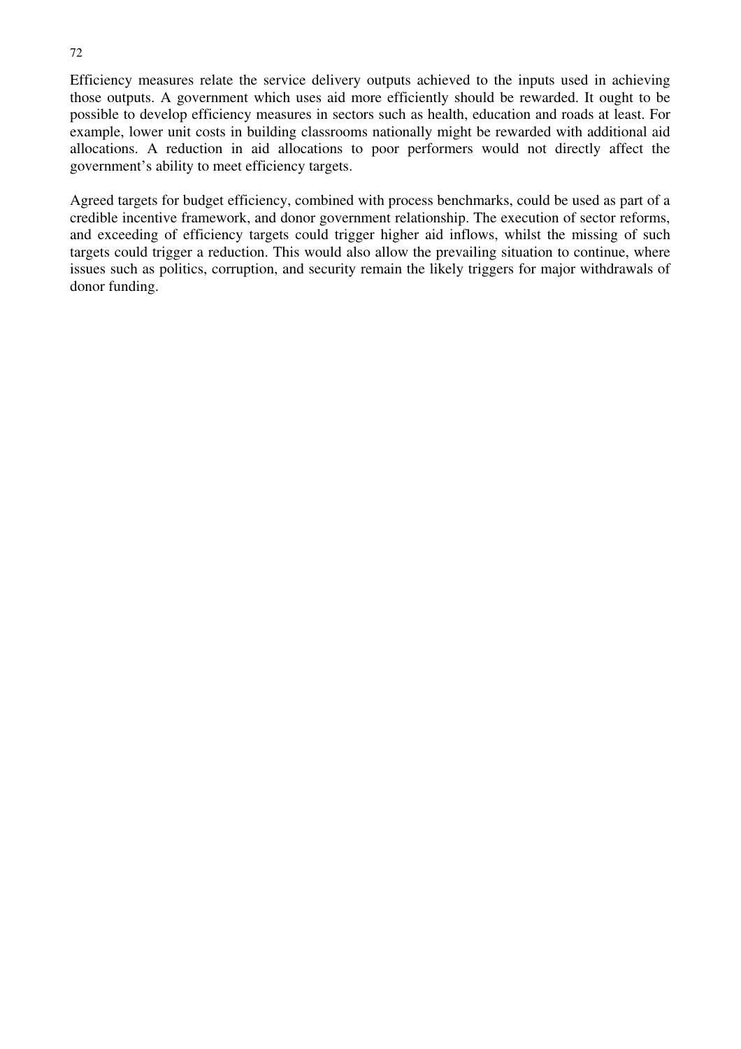Efficiency measures relate the service delivery outputs achieved to the inputs used in achieving those outputs. A government which uses aid more efficiently should be rewarded. It ought to be possible to develop efficiency measures in sectors such as health, education and roads at least. For example, lower unit costs in building classrooms nationally might be rewarded with additional aid allocations. A reduction in aid allocations to poor performers would not directly affect the government's ability to meet efficiency targets.

Agreed targets for budget efficiency, combined with process benchmarks, could be used as part of a credible incentive framework, and donor government relationship. The execution of sector reforms, and exceeding of efficiency targets could trigger higher aid inflows, whilst the missing of such targets could trigger a reduction. This would also allow the prevailing situation to continue, where issues such as politics, corruption, and security remain the likely triggers for major withdrawals of donor funding.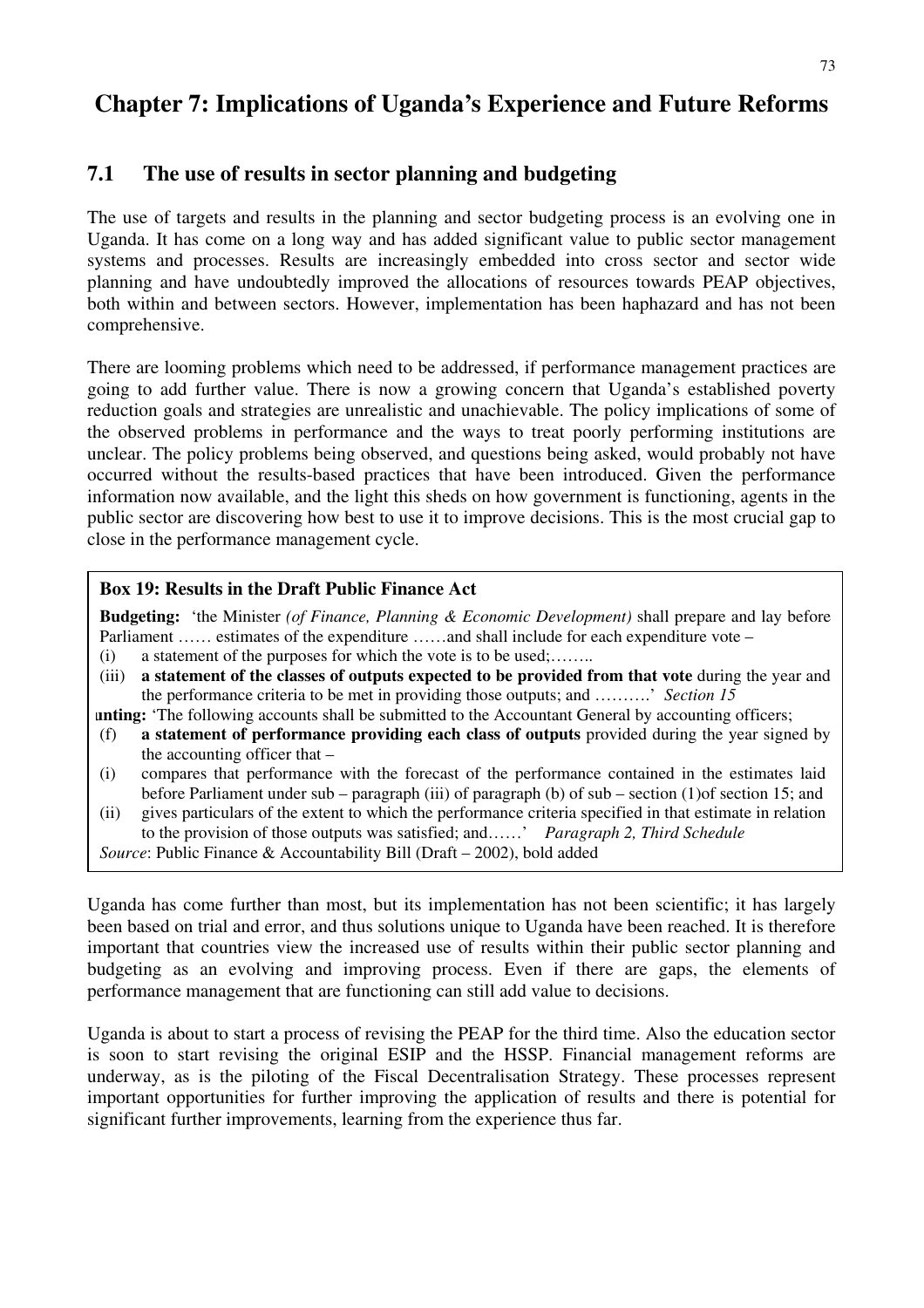# Chapter 7: Implications of Uganda's Experience and Future Reforms

## 7.1 The use of results in sector planning and budgeting

The use of targets and results in the planning and sector budgeting process is an evolving one in Uganda. It has come on a long way and has added significant value to public sector management systems and processes. Results are increasingly embedded into cross sector and sector wide planning and have undoubtedly improved the allocations of resources towards PEAP objectives, both within and between sectors. However, implementation has been haphazard and has not been comprehensive.

There are looming problems which need to be addressed, if performance management practices are going to add further value. There is now a growing concern that Uganda's established poverty reduction goals and strategies are unrealistic and unachievable. The policy implications of some of the observed problems in performance and the ways to treat poorly performing institutions are unclear. The policy problems being observed, and questions being asked, would probably not have occurred without the results-based practices that have been introduced. Given the performance information now available, and the light this sheds on how government is functioning, agents in the public sector are discovering how best to use it to improve decisions. This is the most crucial gap to close in the performance management cycle.

**Box 19: Results in the Draft Public Finance Act**

**Budgeting:** 'the Minister *(of Finance, Planning & Economic Development)* shall prepare and lay before Parliament …… estimates of the expenditure ……and shall include for each expenditure vote –

(i) a statement of the purposes for which the vote is to be used;……..

(iii) **a statement of the classes of outputs expected to be provided from that vote** during the year and the performance criteria to be met in providing those outputs; and ……….' *Section 15*

**unting:** 'The following accounts shall be submitted to the Accountant General by accounting officers;

(f) **a statement of performance providing each class of outputs** provided during the year signed by the accounting officer that –

(i) compares that performance with the forecast of the performance contained in the estimates laid before Parliament under sub – paragraph (iii) of paragraph (b) of sub – section (1)of section 15; and

(ii) gives particulars of the extent to which the performance criteria specified in that estimate in relation to the provision of those outputs was satisfied; and……' *Paragraph 2, Third Schedule*

*Source*: Public Finance & Accountability Bill (Draft – 2002), bold added

Uganda has come further than most, but its implementation has not been scientific; it has largely been based on trial and error, and thus solutions unique to Uganda have been reached. It is therefore important that countries view the increased use of results within their public sector planning and budgeting as an evolving and improving process. Even if there are gaps, the elements of performance management that are functioning can still add value to decisions.

Uganda is about to start a process of revising the PEAP for the third time. Also the education sector is soon to start revising the original ESIP and the HSSP. Financial management reforms are underway, as is the piloting of the Fiscal Decentralisation Strategy. These processes represent important opportunities for further improving the application of results and there is potential for significant further improvements, learning from the experience thus far.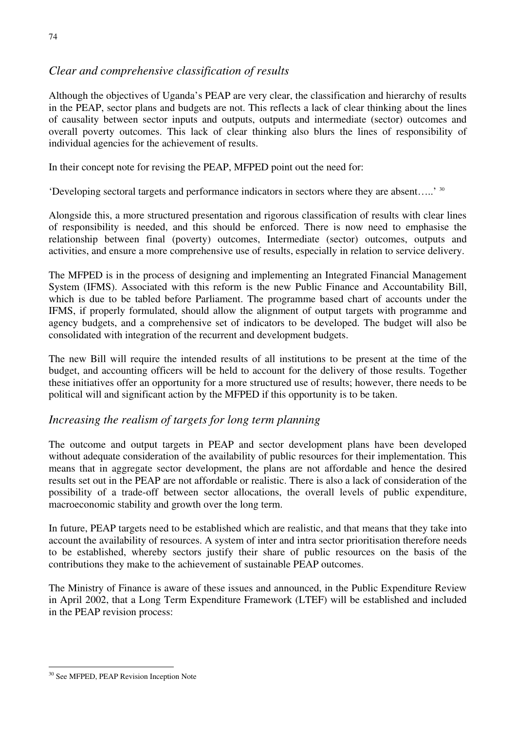### *Clear and comprehensive classification of results*

Although the objectives of Uganda's PEAP are very clear, the classification and hierarchy of results in the PEAP, sector plans and budgets are not. This reflects a lack of clear thinking about the lines of causality between sector inputs and outputs, outputs and intermediate (sector) outcomes and overall poverty outcomes. This lack of clear thinking also blurs the lines of responsibility of individual agencies for the achievement of results.

In their concept note for revising the PEAP, MFPED point out the need for:

'Developing sectoral targets and performance indicators in sectors where they are absent…..' [30]

Alongside this, a more structured presentation and rigorous classification of results with clear lines of responsibility is needed, and this should be enforced. There is now need to emphasise the relationship between final (poverty) outcomes, Intermediate (sector) outcomes, outputs and activities, and ensure a more comprehensive use of results, especially in relation to service delivery.

The MFPED is in the process of designing and implementing an Integrated Financial Management System (IFMS). Associated with this reform is the new Public Finance and Accountability Bill, which is due to be tabled before Parliament. The programme based chart of accounts under the IFMS, if properly formulated, should allow the alignment of output targets with programme and agency budgets, and a comprehensive set of indicators to be developed. The budget will also be consolidated with integration of the recurrent and development budgets.

The new Bill will require the intended results of all institutions to be present at the time of the budget, and accounting officers will be held to account for the delivery of those results. Together these initiatives offer an opportunity for a more structured use of results; however, there needs to be political will and significant action by the MFPED if this opportunity is to be taken.

### *Increasing the realism of targets for long term planning*

The outcome and output targets in PEAP and sector development plans have been developed without adequate consideration of the availability of public resources for their implementation. This means that in aggregate sector development, the plans are not affordable and hence the desired results set out in the PEAP are not affordable or realistic. There is also a lack of consideration of the possibility of a trade-off between sector allocations, the overall levels of public expenditure, macroeconomic stability and growth over the long term.

In future, PEAP targets need to be established which are realistic, and that means that they take into account the availability of resources. A system of inter and intra sector prioritisation therefore needs to be established, whereby sectors justify their share of public resources on the basis of the contributions they make to the achievement of sustainable PEAP outcomes.

The Ministry of Finance is aware of these issues and announced, in the Public Expenditure Review in April 2002, that a Long Term Expenditure Framework (LTEF) will be established and included in the PEAP revision process:

---

[30] See MFPED, PEAP Revision Inception Note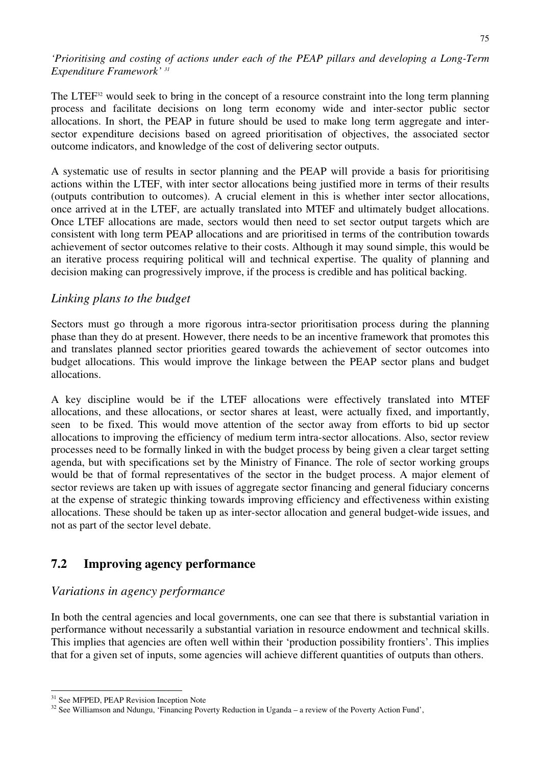*'Prioritising and costing of actions under each of the PEAP pillars and developing a Long-Term Expenditure Framework'* [31]

The LTEF[32] would seek to bring in the concept of a resource constraint into the long term planning process and facilitate decisions on long term economy wide and inter-sector public sector allocations. In short, the PEAP in future should be used to make long term aggregate and inter-sector expenditure decisions based on agreed prioritisation of objectives, the associated sector outcome indicators, and knowledge of the cost of delivering sector outputs.

A systematic use of results in sector planning and the PEAP will provide a basis for prioritising actions within the LTEF, with inter sector allocations being justified more in terms of their results (outputs contribution to outcomes). A crucial element in this is whether inter sector allocations, once arrived at in the LTEF, are actually translated into MTEF and ultimately budget allocations. Once LTEF allocations are made, sectors would then need to set sector output targets which are consistent with long term PEAP allocations and are prioritised in terms of the contribution towards achievement of sector outcomes relative to their costs. Although it may sound simple, this would be an iterative process requiring political will and technical expertise. The quality of planning and decision making can progressively improve, if the process is credible and has political backing.

### *Linking plans to the budget*

Sectors must go through a more rigorous intra-sector prioritisation process during the planning phase than they do at present. However, there needs to be an incentive framework that promotes this and translates planned sector priorities geared towards the achievement of sector outcomes into budget allocations. This would improve the linkage between the PEAP sector plans and budget allocations.

A key discipline would be if the LTEF allocations were effectively translated into MTEF allocations, and these allocations, or sector shares at least, were actually fixed, and importantly, seen to be fixed. This would move attention of the sector away from efforts to bid up sector allocations to improving the efficiency of medium term intra-sector allocations. Also, sector review processes need to be formally linked in with the budget process by being given a clear target setting agenda, but with specifications set by the Ministry of Finance. The role of sector working groups would be that of formal representatives of the sector in the budget process. A major element of sector reviews are taken up with issues of aggregate sector financing and general fiduciary concerns at the expense of strategic thinking towards improving efficiency and effectiveness within existing allocations. These should be taken up as inter-sector allocation and general budget-wide issues, and not as part of the sector level debate.

## 7.2 Improving agency performance

### *Variations in agency performance*

In both the central agencies and local governments, one can see that there is substantial variation in performance without necessarily a substantial variation in resource endowment and technical skills. This implies that agencies are often well within their 'production possibility frontiers'. This implies that for a given set of inputs, some agencies will achieve different quantities of outputs than others.

---

[31] See MFPED, PEAP Revision Inception Note

[32] See Williamson and Ndungu, 'Financing Poverty Reduction in Uganda – a review of the Poverty Action Fund',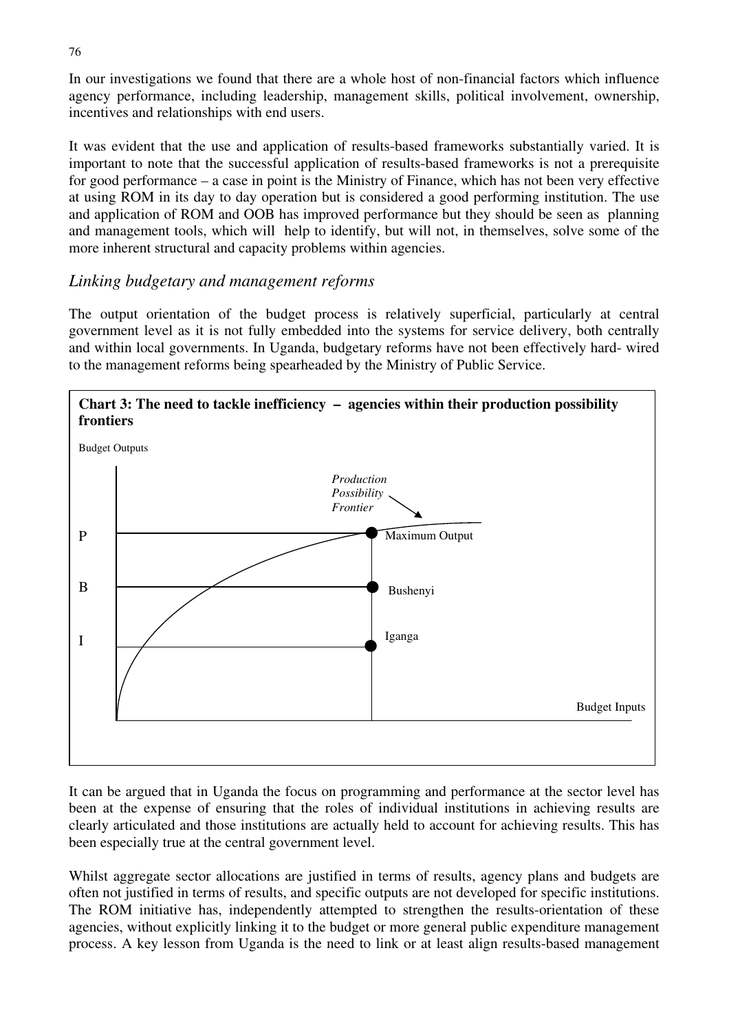In our investigations we found that there are a whole host of non-financial factors which influence agency performance, including leadership, management skills, political involvement, ownership, incentives and relationships with end users.

It was evident that the use and application of results-based frameworks substantially varied. It is important to note that the successful application of results-based frameworks is not a prerequisite for good performance – a case in point is the Ministry of Finance, which has not been very effective at using ROM in its day to day operation but is considered a good performing institution. The use and application of ROM and OOB has improved performance but they should be seen as planning and management tools, which will help to identify, but will not, in themselves, solve some of the more inherent structural and capacity problems within agencies.

## *Linking budgetary and management reforms*

The output orientation of the budget process is relatively superficial, particularly at central government level as it is not fully embedded into the systems for service delivery, both centrally and within local governments. In Uganda, budgetary reforms have not been effectively hard- wired to the management reforms being spearheaded by the Ministry of Public Service.

**Chart 3: The need to tackle inefficiency – agencies within their production possibility frontiers**

Budget Outputs

*Production Possibility Frontier*

P — Maximum Output

B — Bushenyi

I — Iganga

Budget Inputs

It can be argued that in Uganda the focus on programming and performance at the sector level has been at the expense of ensuring that the roles of individual institutions in achieving results are clearly articulated and those institutions are actually held to account for achieving results. This has been especially true at the central government level.

Whilst aggregate sector allocations are justified in terms of results, agency plans and budgets are often not justified in terms of results, and specific outputs are not developed for specific institutions. The ROM initiative has, independently attempted to strengthen the results-orientation of these agencies, without explicitly linking it to the budget or more general public expenditure management process. A key lesson from Uganda is the need to link or at least align results-based management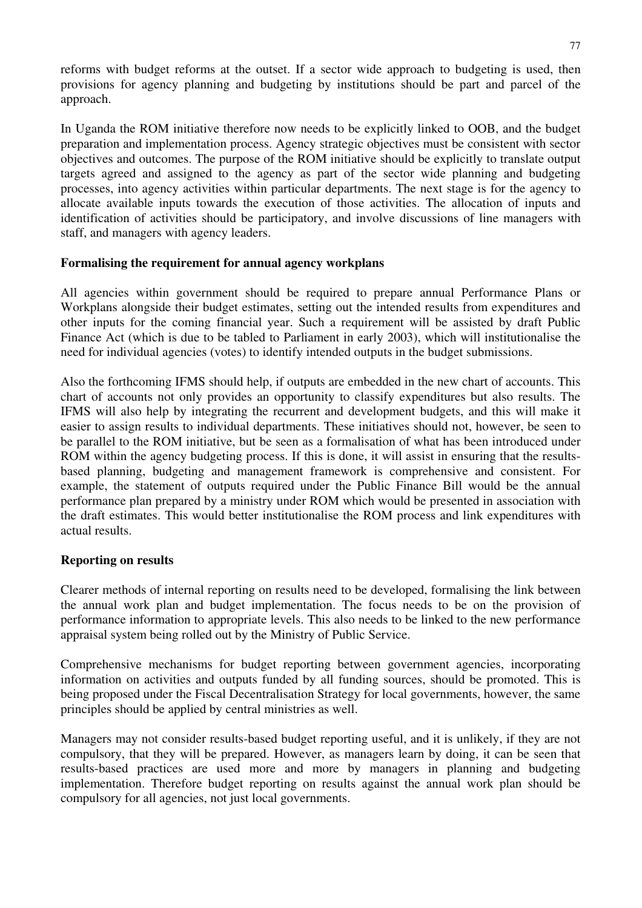reforms with budget reforms at the outset. If a sector wide approach to budgeting is used, then provisions for agency planning and budgeting by institutions should be part and parcel of the approach.

In Uganda the ROM initiative therefore now needs to be explicitly linked to OOB, and the budget preparation and implementation process. Agency strategic objectives must be consistent with sector objectives and outcomes. The purpose of the ROM initiative should be explicitly to translate output targets agreed and assigned to the agency as part of the sector wide planning and budgeting processes, into agency activities within particular departments. The next stage is for the agency to allocate available inputs towards the execution of those activities. The allocation of inputs and identification of activities should be participatory, and involve discussions of line managers with staff, and managers with agency leaders.

**Formalising the requirement for annual agency workplans**

All agencies within government should be required to prepare annual Performance Plans or Workplans alongside their budget estimates, setting out the intended results from expenditures and other inputs for the coming financial year. Such a requirement will be assisted by draft Public Finance Act (which is due to be tabled to Parliament in early 2003), which will institutionalise the need for individual agencies (votes) to identify intended outputs in the budget submissions.

Also the forthcoming IFMS should help, if outputs are embedded in the new chart of accounts. This chart of accounts not only provides an opportunity to classify expenditures but also results. The IFMS will also help by integrating the recurrent and development budgets, and this will make it easier to assign results to individual departments. These initiatives should not, however, be seen to be parallel to the ROM initiative, but be seen as a formalisation of what has been introduced under ROM within the agency budgeting process. If this is done, it will assist in ensuring that the results-based planning, budgeting and management framework is comprehensive and consistent. For example, the statement of outputs required under the Public Finance Bill would be the annual performance plan prepared by a ministry under ROM which would be presented in association with the draft estimates. This would better institutionalise the ROM process and link expenditures with actual results.

**Reporting on results**

Clearer methods of internal reporting on results need to be developed, formalising the link between the annual work plan and budget implementation. The focus needs to be on the provision of performance information to appropriate levels. This also needs to be linked to the new performance appraisal system being rolled out by the Ministry of Public Service.

Comprehensive mechanisms for budget reporting between government agencies, incorporating information on activities and outputs funded by all funding sources, should be promoted. This is being proposed under the Fiscal Decentralisation Strategy for local governments, however, the same principles should be applied by central ministries as well.

Managers may not consider results-based budget reporting useful, and it is unlikely, if they are not compulsory, that they will be prepared. However, as managers learn by doing, it can be seen that results-based practices are used more and more by managers in planning and budgeting implementation. Therefore budget reporting on results against the annual work plan should be compulsory for all agencies, not just local governments.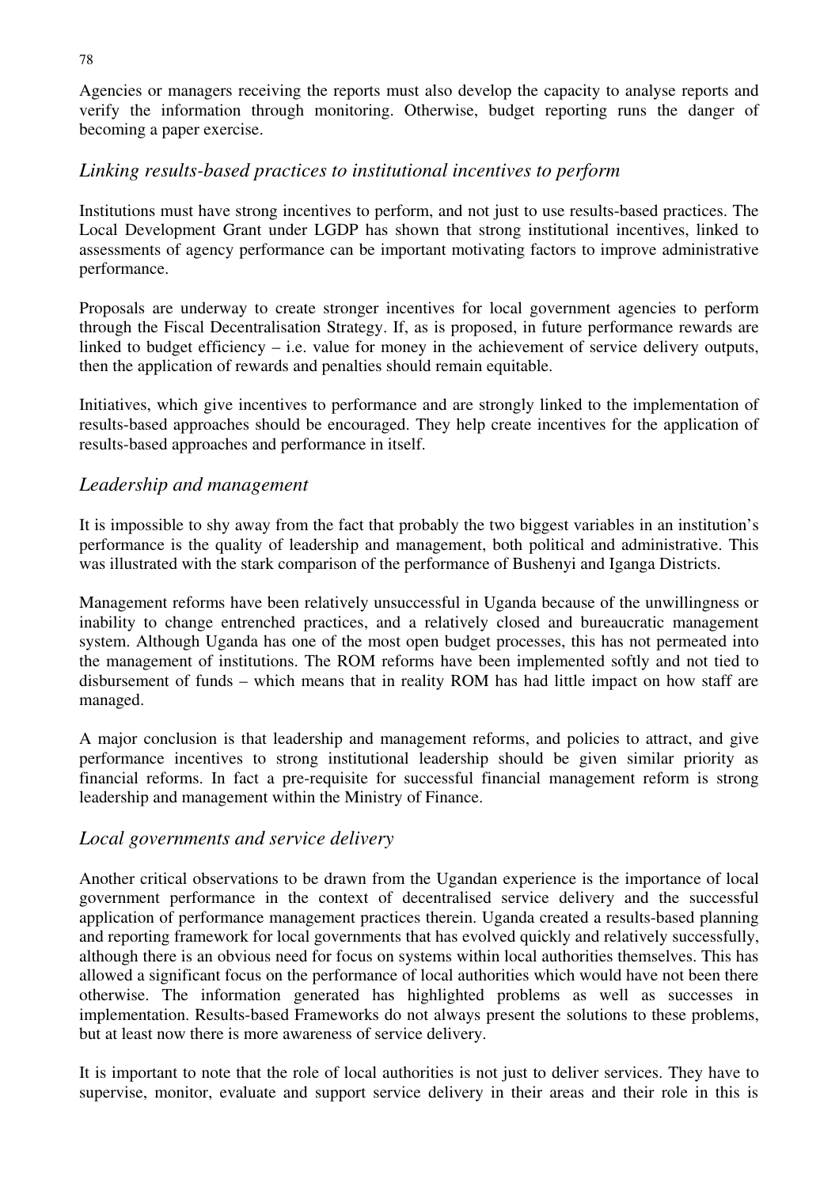Agencies or managers receiving the reports must also develop the capacity to analyse reports and verify the information through monitoring. Otherwise, budget reporting runs the danger of becoming a paper exercise.

### *Linking results-based practices to institutional incentives to perform*

Institutions must have strong incentives to perform, and not just to use results-based practices. The Local Development Grant under LGDP has shown that strong institutional incentives, linked to assessments of agency performance can be important motivating factors to improve administrative performance.

Proposals are underway to create stronger incentives for local government agencies to perform through the Fiscal Decentralisation Strategy. If, as is proposed, in future performance rewards are linked to budget efficiency – i.e. value for money in the achievement of service delivery outputs, then the application of rewards and penalties should remain equitable.

Initiatives, which give incentives to performance and are strongly linked to the implementation of results-based approaches should be encouraged. They help create incentives for the application of results-based approaches and performance in itself.

### *Leadership and management*

It is impossible to shy away from the fact that probably the two biggest variables in an institution's performance is the quality of leadership and management, both political and administrative. This was illustrated with the stark comparison of the performance of Bushenyi and Iganga Districts.

Management reforms have been relatively unsuccessful in Uganda because of the unwillingness or inability to change entrenched practices, and a relatively closed and bureaucratic management system. Although Uganda has one of the most open budget processes, this has not permeated into the management of institutions. The ROM reforms have been implemented softly and not tied to disbursement of funds – which means that in reality ROM has had little impact on how staff are managed.

A major conclusion is that leadership and management reforms, and policies to attract, and give performance incentives to strong institutional leadership should be given similar priority as financial reforms. In fact a pre-requisite for successful financial management reform is strong leadership and management within the Ministry of Finance.

### *Local governments and service delivery*

Another critical observations to be drawn from the Ugandan experience is the importance of local government performance in the context of decentralised service delivery and the successful application of performance management practices therein. Uganda created a results-based planning and reporting framework for local governments that has evolved quickly and relatively successfully, although there is an obvious need for focus on systems within local authorities themselves. This has allowed a significant focus on the performance of local authorities which would have not been there otherwise. The information generated has highlighted problems as well as successes in implementation. Results-based Frameworks do not always present the solutions to these problems, but at least now there is more awareness of service delivery.

It is important to note that the role of local authorities is not just to deliver services. They have to supervise, monitor, evaluate and support service delivery in their areas and their role in this is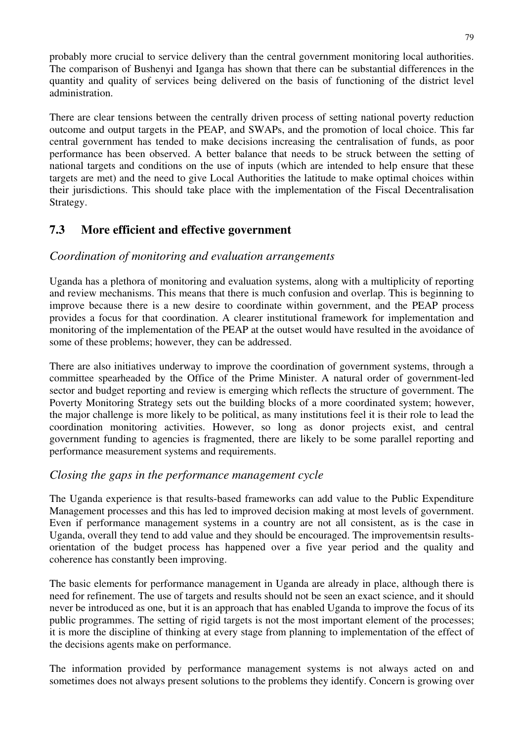probably more crucial to service delivery than the central government monitoring local authorities. The comparison of Bushenyi and Iganga has shown that there can be substantial differences in the quantity and quality of services being delivered on the basis of functioning of the district level administration.

There are clear tensions between the centrally driven process of setting national poverty reduction outcome and output targets in the PEAP, and SWAPs, and the promotion of local choice. This far central government has tended to make decisions increasing the centralisation of funds, as poor performance has been observed. A better balance that needs to be struck between the setting of national targets and conditions on the use of inputs (which are intended to help ensure that these targets are met) and the need to give Local Authorities the latitude to make optimal choices within their jurisdictions. This should take place with the implementation of the Fiscal Decentralisation Strategy.

## 7.3 More efficient and effective government

### *Coordination of monitoring and evaluation arrangements*

Uganda has a plethora of monitoring and evaluation systems, along with a multiplicity of reporting and review mechanisms. This means that there is much confusion and overlap. This is beginning to improve because there is a new desire to coordinate within government, and the PEAP process provides a focus for that coordination. A clearer institutional framework for implementation and monitoring of the implementation of the PEAP at the outset would have resulted in the avoidance of some of these problems; however, they can be addressed.

There are also initiatives underway to improve the coordination of government systems, through a committee spearheaded by the Office of the Prime Minister. A natural order of government-led sector and budget reporting and review is emerging which reflects the structure of government. The Poverty Monitoring Strategy sets out the building blocks of a more coordinated system; however, the major challenge is more likely to be political, as many institutions feel it is their role to lead the coordination monitoring activities. However, so long as donor projects exist, and central government funding to agencies is fragmented, there are likely to be some parallel reporting and performance measurement systems and requirements.

### *Closing the gaps in the performance management cycle*

The Uganda experience is that results-based frameworks can add value to the Public Expenditure Management processes and this has led to improved decision making at most levels of government. Even if performance management systems in a country are not all consistent, as is the case in Uganda, overall they tend to add value and they should be encouraged. The improvementsin results-orientation of the budget process has happened over a five year period and the quality and coherence has constantly been improving.

The basic elements for performance management in Uganda are already in place, although there is need for refinement. The use of targets and results should not be seen an exact science, and it should never be introduced as one, but it is an approach that has enabled Uganda to improve the focus of its public programmes. The setting of rigid targets is not the most important element of the processes; it is more the discipline of thinking at every stage from planning to implementation of the effect of the decisions agents make on performance.

The information provided by performance management systems is not always acted on and sometimes does not always present solutions to the problems they identify. Concern is growing over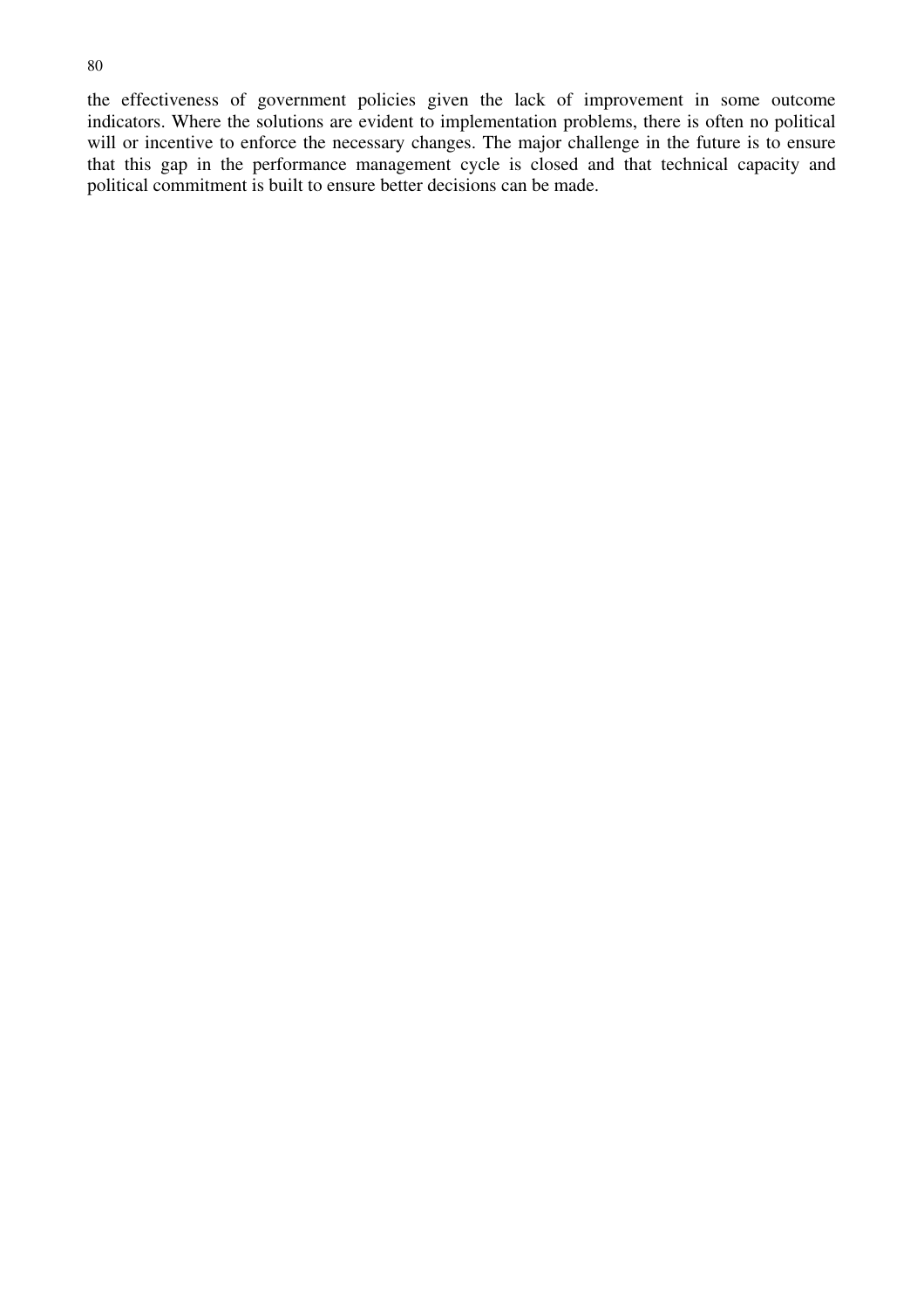the effectiveness of government policies given the lack of improvement in some outcome indicators. Where the solutions are evident to implementation problems, there is often no political will or incentive to enforce the necessary changes. The major challenge in the future is to ensure that this gap in the performance management cycle is closed and that technical capacity and political commitment is built to ensure better decisions can be made.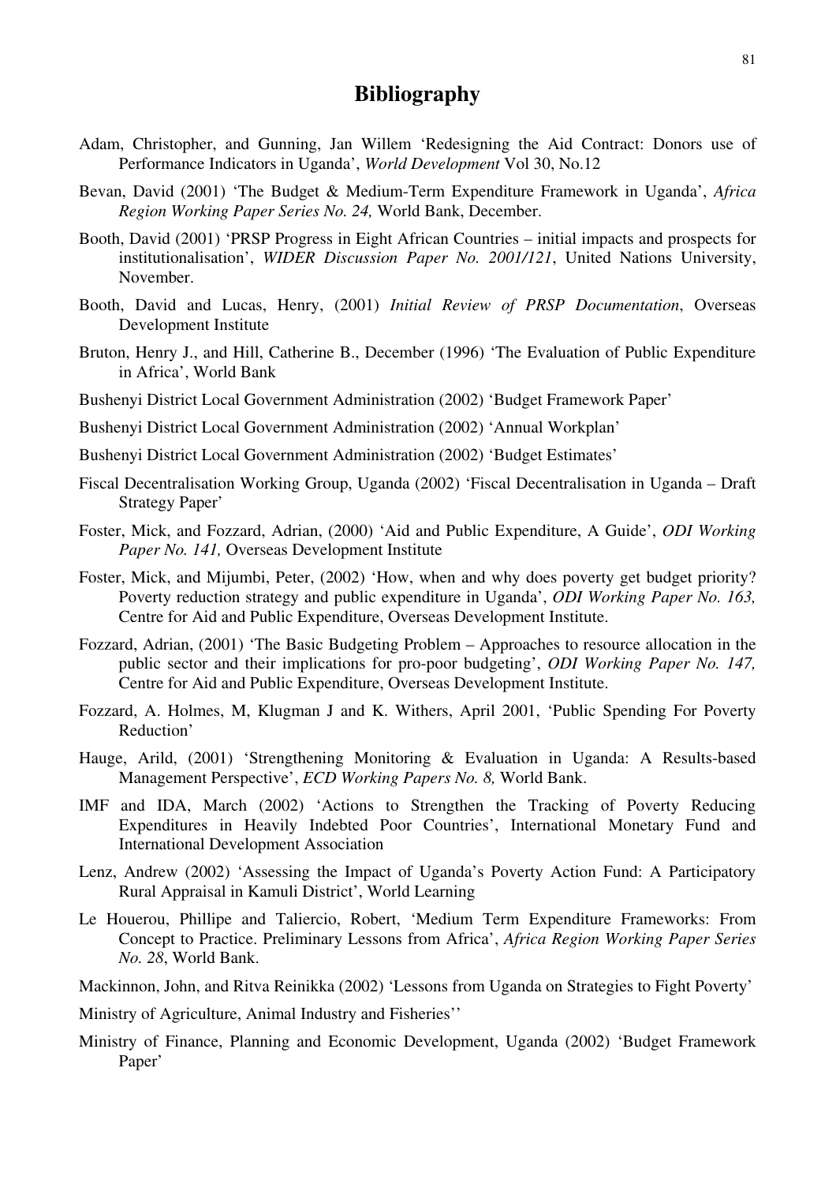# Bibliography

Adam, Christopher, and Gunning, Jan Willem 'Redesigning the Aid Contract: Donors use of Performance Indicators in Uganda', *World Development* Vol 30, No.12

Bevan, David (2001) 'The Budget & Medium-Term Expenditure Framework in Uganda', *Africa Region Working Paper Series No. 24,* World Bank, December.

Booth, David (2001) 'PRSP Progress in Eight African Countries – initial impacts and prospects for institutionalisation', *WIDER Discussion Paper No. 2001/121*, United Nations University, November.

Booth, David and Lucas, Henry, (2001) *Initial Review of PRSP Documentation*, Overseas Development Institute

Bruton, Henry J., and Hill, Catherine B., December (1996) 'The Evaluation of Public Expenditure in Africa', World Bank

Bushenyi District Local Government Administration (2002) 'Budget Framework Paper'

Bushenyi District Local Government Administration (2002) 'Annual Workplan'

Bushenyi District Local Government Administration (2002) 'Budget Estimates'

Fiscal Decentralisation Working Group, Uganda (2002) 'Fiscal Decentralisation in Uganda – Draft Strategy Paper'

Foster, Mick, and Fozzard, Adrian, (2000) 'Aid and Public Expenditure, A Guide', *ODI Working Paper No. 141,* Overseas Development Institute

Foster, Mick, and Mijumbi, Peter, (2002) 'How, when and why does poverty get budget priority? Poverty reduction strategy and public expenditure in Uganda', *ODI Working Paper No. 163,* Centre for Aid and Public Expenditure, Overseas Development Institute.

Fozzard, Adrian, (2001) 'The Basic Budgeting Problem – Approaches to resource allocation in the public sector and their implications for pro-poor budgeting', *ODI Working Paper No. 147,* Centre for Aid and Public Expenditure, Overseas Development Institute.

Fozzard, A. Holmes, M, Klugman J and K. Withers, April 2001, 'Public Spending For Poverty Reduction'

Hauge, Arild, (2001) 'Strengthening Monitoring & Evaluation in Uganda: A Results-based Management Perspective', *ECD Working Papers No. 8,* World Bank.

IMF and IDA, March (2002) 'Actions to Strengthen the Tracking of Poverty Reducing Expenditures in Heavily Indebted Poor Countries', International Monetary Fund and International Development Association

Lenz, Andrew (2002) 'Assessing the Impact of Uganda's Poverty Action Fund: A Participatory Rural Appraisal in Kamuli District', World Learning

Le Houerou, Phillipe and Taliercio, Robert, 'Medium Term Expenditure Frameworks: From Concept to Practice. Preliminary Lessons from Africa', *Africa Region Working Paper Series No. 28*, World Bank.

Mackinnon, John, and Ritva Reinikka (2002) 'Lessons from Uganda on Strategies to Fight Poverty'

Ministry of Agriculture, Animal Industry and Fisheries''

Ministry of Finance, Planning and Economic Development, Uganda (2002) 'Budget Framework Paper'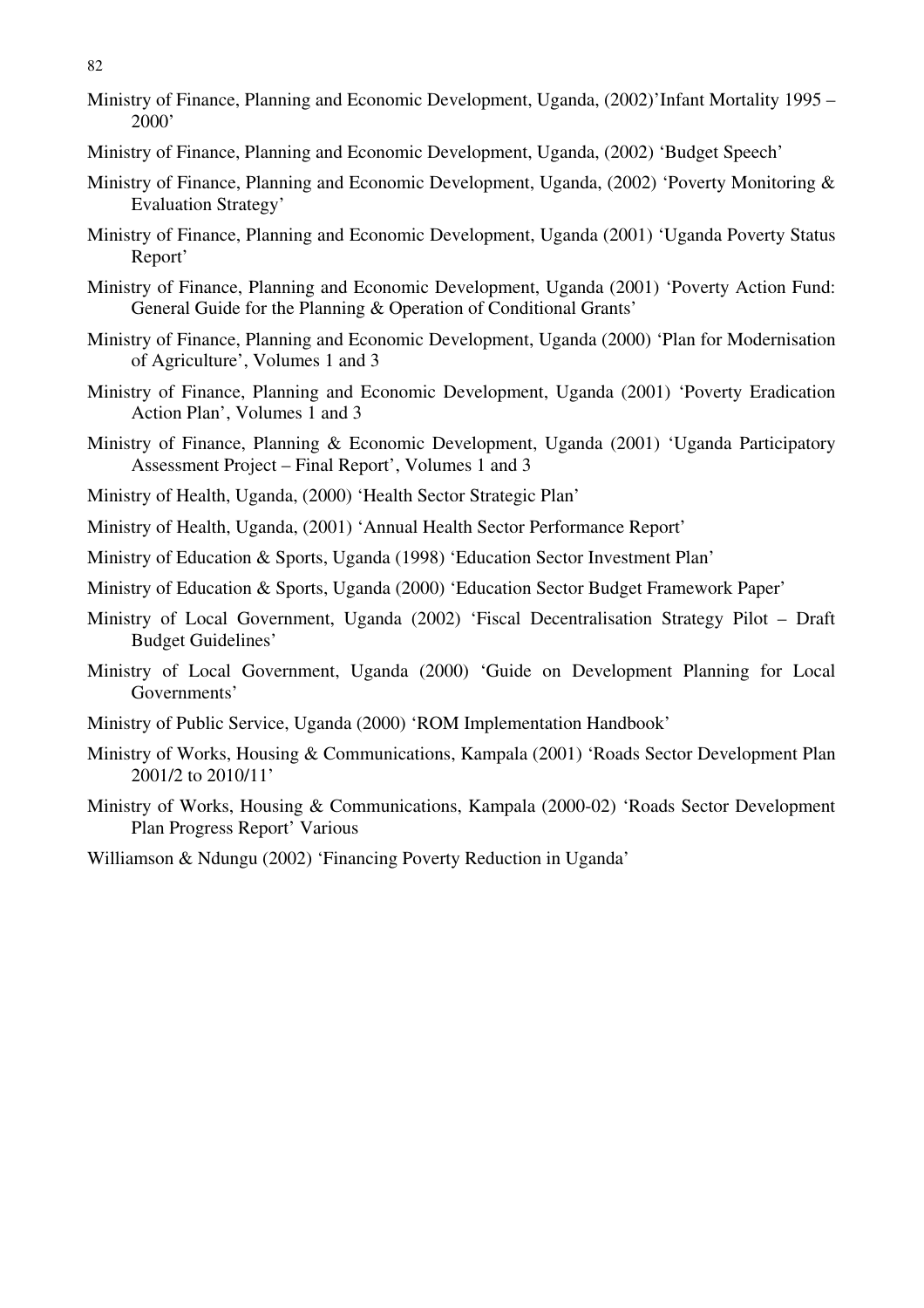Ministry of Finance, Planning and Economic Development, Uganda, (2002)'Infant Mortality 1995 – 2000'

Ministry of Finance, Planning and Economic Development, Uganda, (2002) 'Budget Speech'

Ministry of Finance, Planning and Economic Development, Uganda, (2002) 'Poverty Monitoring & Evaluation Strategy'

Ministry of Finance, Planning and Economic Development, Uganda (2001) 'Uganda Poverty Status Report'

Ministry of Finance, Planning and Economic Development, Uganda (2001) 'Poverty Action Fund: General Guide for the Planning & Operation of Conditional Grants'

Ministry of Finance, Planning and Economic Development, Uganda (2000) 'Plan for Modernisation of Agriculture', Volumes 1 and 3

Ministry of Finance, Planning and Economic Development, Uganda (2001) 'Poverty Eradication Action Plan', Volumes 1 and 3

Ministry of Finance, Planning & Economic Development, Uganda (2001) 'Uganda Participatory Assessment Project – Final Report', Volumes 1 and 3

Ministry of Health, Uganda, (2000) 'Health Sector Strategic Plan'

Ministry of Health, Uganda, (2001) 'Annual Health Sector Performance Report'

Ministry of Education & Sports, Uganda (1998) 'Education Sector Investment Plan'

Ministry of Education & Sports, Uganda (2000) 'Education Sector Budget Framework Paper'

Ministry of Local Government, Uganda (2002) 'Fiscal Decentralisation Strategy Pilot – Draft Budget Guidelines'

Ministry of Local Government, Uganda (2000) 'Guide on Development Planning for Local Governments'

Ministry of Public Service, Uganda (2000) 'ROM Implementation Handbook'

Ministry of Works, Housing & Communications, Kampala (2001) 'Roads Sector Development Plan 2001/2 to 2010/11'

Ministry of Works, Housing & Communications, Kampala (2000-02) 'Roads Sector Development Plan Progress Report' Various

Williamson & Ndungu (2002) 'Financing Poverty Reduction in Uganda'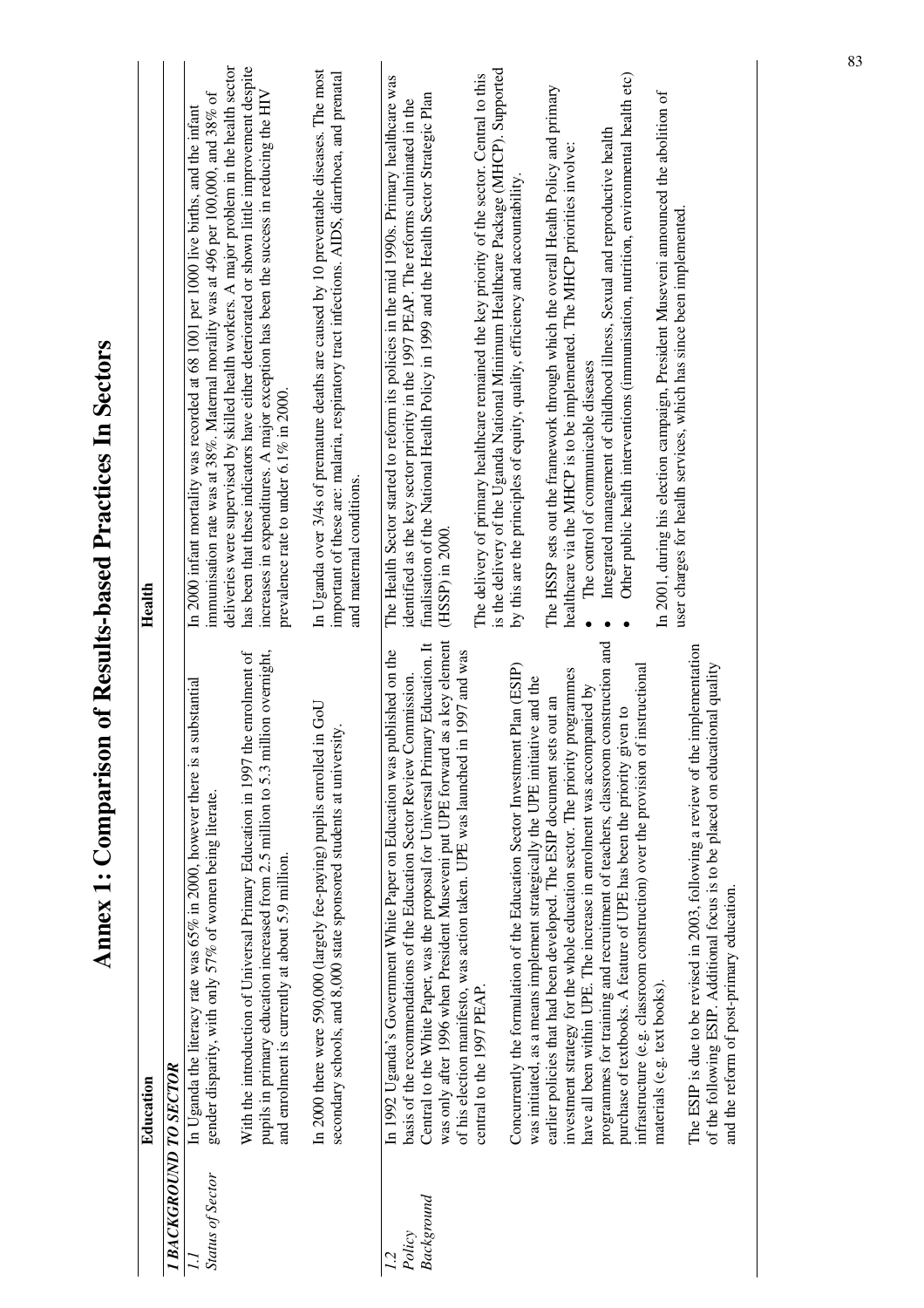# Annex 1: Comparison of Results-based Practices In Sectors

| | Education | Health |
|---|---|---|
| ***1 BACKGROUND TO SECTOR*** | | |
| *1.1 Status of Sector* | In Uganda the literacy rate was 65% in 2000, however there is a substantial gender disparity, with only 57% of women being literate.<br><br>With the introduction of Universal Primary Education in 1997 the enrolment of pupils in primary education increased from 2.5 million to 5.3 million overnight, and enrolment is currently at about 5.9 million.<br><br>In 2000 there were 590,000 (largely fee-paying) pupils enrolled in GoU secondary schools, and 8,000 state sponsored students at university. | In 2000 infant mortality was recorded at 68 1001 per 1000 live births, and the infant immunisation rate was at 38%. Maternal morality was at 496 per 100,000, and 38% of deliveries were supervised by skilled health workers. A major problem in the health sector has been that these indicators have either deteriorated or shown little improvement despite increases in expenditures. A major exception has been the success in reducing the HIV prevalence rate to under 6.1% in 2000.<br><br>In Uganda over 3/4s of premature deaths are caused by 10 preventable diseases. The most important of these are: malaria, respiratory tract infections. AIDS, diarrhoea, and prenatal and maternal conditions. |
| *1.2 Policy Background* | In 1992 Uganda's Government White Paper on Education was published on the basis of the recommendations of the Education Sector Review Commission. Central to the White Paper, was the proposal for Universal Primary Education. It was only after 1996 when President Museveni put UPE forward as a key element of his election manifesto, was action taken. UPE was launched in 1997 and was central to the 1997 PEAP.<br><br>Concurrently the formulation of the Education Sector Investment Plan (ESIP) was initiated, as a means implement strategically the UPE initiative and the earlier policies that had been developed. The ESIP document sets out an investment strategy for the whole education sector. The priority programmes have all been within UPE. The increase in enrolment was accompanied by programmes for training and recruitment of teachers, classroom construction and purchase of textbooks. A feature of UPE has been the priority given to infrastructure (e.g. classroom construction) over the provision of instructional materials (e.g. text books).<br><br>The ESIP is due to be revised in 2003, following a review of the implementation of the following ESIP. Additional focus is to be placed on educational quality and the reform of post-primary education. | The Health Sector started to reform its policies in the mid 1990s. Primary healthcare was identified as the key sector priority in the 1997 PEAP. The reforms culminated in the finalisation of the National Health Policy in 1999 and the Health Sector Strategic Plan (HSSP) in 2000.<br><br>The delivery of primary healthcare remained the key priority of the sector. Central to this is the delivery of the Uganda National Minimum Healthcare Package (MHCP). Supported by this are the principles of equity, quality, efficiency and accountability.<br><br>The HSSP sets out the framework through which the overall Health Policy and primary healthcare via the MHCP is to be implemented. The MHCP priorities involve:<br>• The control of communicable diseases<br>• Integrated management of childhood illness, Sexual and reproductive health<br>• Other public health interventions (immunisation, nutrition, environmental health etc)<br><br>In 2001, during his election campaign, President Museveni announced the abolition of user charges for health services, which has since been implemented. |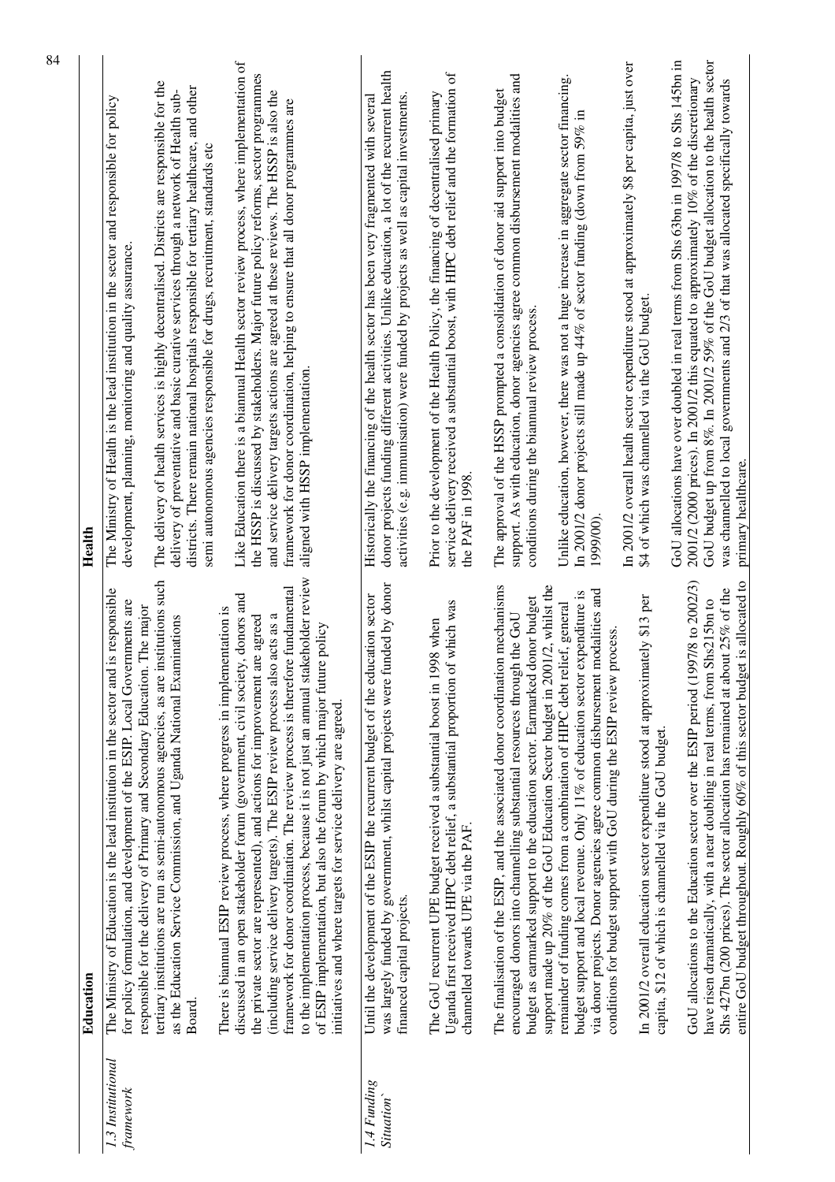| | Education | Health |
|---|---|---|
| *1.3 Institutional framework* | The Ministry of Education is the lead institution in the sector and is responsible for policy formulation, and development of the ESIP. Local Governments are responsible for the delivery of Primary and Secondary Education. The major tertiary institutions are run as semi-autonomous agencies, as are institutions such as the Education Service Commission, and Uganda National Examinations Board.<br><br>There is biannual ESIP review process, where progress in implementation is discussed in an open stakeholder forum (government, civil society, donors and the private sector are represented), and actions for improvement are agreed (including service delivery targets). The ESIP review process also acts as a framework for donor coordination. The review process is therefore fundamental to the implementation process, because it is not just an annual stakeholder review of ESIP implementation, but also the forum by which major future policy initiatives and where targets for service delivery are agreed. | The Ministry of Health is the lead institution in the sector and responsible for policy development, planning, monitoring and quality assurance.<br><br>The delivery of health services is highly decentralised. Districts are responsible for the delivery of preventative and basic curative services through a network of Health sub-districts. There remain national hospitals responsible for tertiary healthcare, and other semi autonomous agencies responsible for drugs, recruitment, standards etc<br><br>Like Education there is a biannual Health sector review process, where implementation of the HSSP is discussed by stakeholders. Major future policy reforms, sector programmes and service delivery targets actions are agreed at these reviews. The HSSP is also the framework for donor coordination, helping to ensure that all donor programmes are aligned with HSSP implementation. |
| *1.4 Funding Situation`* | Until the development of the ESIP the recurrent budget of the education sector was largely funded by government, whilst capital projects were funded by donor financed capital projects.<br><br>The GoU recurrent UPE budget received a substantial boost in 1998 when Uganda first received HIPC debt relief, a substantial proportion of which was channelled towards UPE via the PAF.<br><br>The finalisation of the ESIP, and the associated donor coordination mechanisms encouraged donors into channelling substantial resources through the GoU budget as earmarked support to the education sector. Earmarked donor budget support made up 20% of the GoU Education Sector budget in 2001/2, whilst the remainder of funding comes from a combination of HIPC debt relief, general budget support and local revenue. Only 11% of education sector expenditure is via donor projects. Donor agencies agree common disbursement modalities and conditions for budget support with GoU during the ESIP review process.<br><br>In 2001/2 overall education sector expenditure stood at approximately $13 per capita, $12 of which is channelled via the GoU budget.<br><br>GoU allocations to the Education sector over the ESIP period (1997/8 to 2002/3) have risen dramatically, with a near doubling in real terms, from Shs215bn to Shs 427bn (200 prices). The sector allocation has remained at about 25% of the entire GoU budget throughout. Roughly 60% of this sector budget is allocated to | Historically the financing of the health sector has been very fragmented with several donor projects funding different activities. Unlike education, a lot of the recurrent health activities (e.g. immunisation) were funded by projects as well as capital investments.<br><br>Prior to the development of the Health Policy, the financing of decentralised primary service delivery received a substantial boost, with HIPC debt relief and the formation of the PAF in 1998.<br><br>The approval of the HSSP prompted a consolidation of donor aid support into budget support. As with education, donor agencies agree common disbursement modalities and conditions during the biannual review process.<br><br>Unlike education, however, there was not a huge increase in aggregate sector financing. In 2001/2 donor projects still made up 44% of sector funding (down from 59% in 1999/00).<br><br>In 2001/2 overall health sector expenditure stood at approximately $8 per capita, just over $4 of which was channelled via the GoU budget.<br><br>GoU allocations have over doubled in real terms from Shs 63bn in 1997/8 to Shs 145bn in 2001/2 (2000 prices). In 2001/2 this equated to approximately 10% of the discretionary GoU budget up from 8%. In 2001/2 59% of the GoU budget allocation to the health sector was channelled to local governments and 2/3 of that was allocated specifically towards primary healthcare. |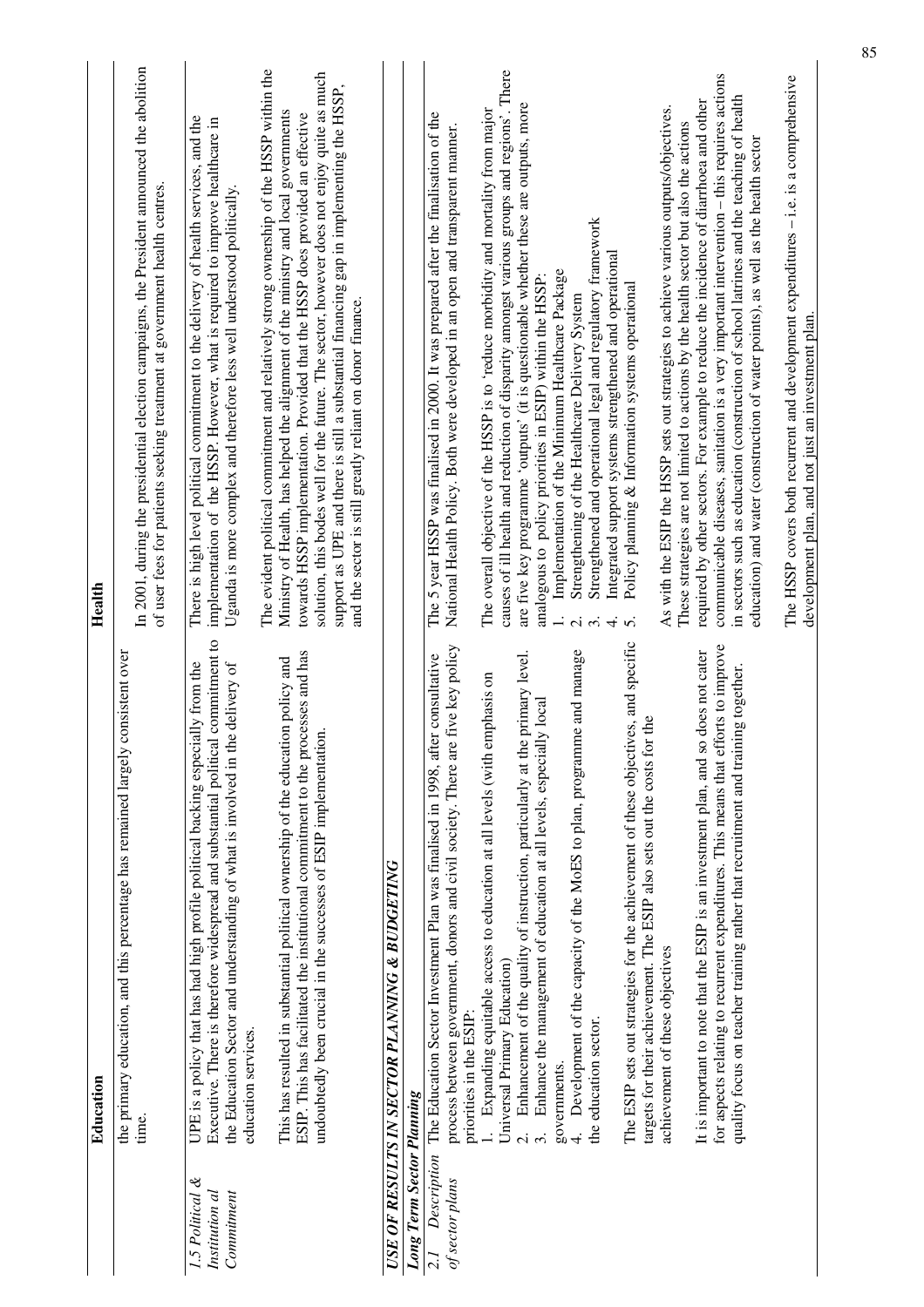| | Education | Health |
|---|---|---|
| | the primary education, and this percentage has remained largely consistent over time. | In 2001, during the presidential election campaigns, the President announced the abolition of user fees for patients seeking treatment at government health centres. |
| *1.5 Political & Institution al Commitment* | UPE is a policy that has had high profile political backing especially from the Executive. There is therefore widespread and substantial political commitment to the Education Sector and understanding of what is involved in the delivery of education services.<br><br>This has resulted in substantial political ownership of the education policy and ESIP. This has facilitated the institutional commitment to the processes and has undoubtedly been crucial in the successes of ESIP implementation. | There is high level political commitment to the delivery of health services, and the implementation of the HSSP. However, what is required to improve healthcare in Uganda is more complex and therefore less well understood politically.<br><br>The evident political commitment and relatively strong ownership of the HSSP within the Ministry of Health, has helped the alignment of the ministry and local governments towards HSSP implementation. Provided that the HSSP does provided an effective solution, this bodes well for the future. The sector, however does not enjoy quite as much support as UPE and there is still a substantial financing gap in implementing the HSSP, and the sector is still greatly reliant on donor finance. |
| ***USE OF RESULTS IN SECTOR PLANNING & BUDGETING*** | | |
| ***Long Term Sector Planning*** | | |
| *2.1 Description of sector plans* | The Education Sector Investment Plan was finalised in 1998, after consultative process between government, donors and civil society. There are five key policy priorities in the ESIP:<br>1. Expanding equitable access to education at all levels (with emphasis on Universal Primary Education)<br>2. Enhancement of the quality of instruction, particularly at the primary level.<br>3. Enhance the management of education at all levels, especially local governments.<br>4. Development of the capacity of the MoES to plan, programme and manage the education sector.<br><br>The ESIP sets out strategies for the achievement of these objectives, and specific targets for their achievement. The ESIP also sets out the costs for the achievement of these objectives<br><br>It is important to note that the ESIP is an investment plan, and so does not cater for aspects relating to recurrent expenditures. This means that efforts to improve quality focus on teacher training rather that recruitment and training together. | The 5 year HSSP was finalised in 2000. It was prepared after the finalisation of the National Health Policy. Both were developed in an open and transparent manner.<br><br>The overall objective of the HSSP is to 'reduce morbidity and mortality from major causes of ill health and reduction of disparity amongst various groups and regions'. There are five key programme 'outputs' (it is questionable whether these are outputs, more analogous to policy priorities in ESIP) within the HSSP:<br>1. Implementation of the Minimum Healthcare Package<br>2. Strengthening of the Healthcare Delivery System<br>3. Strengthened and operational legal and regulatory framework<br>4. Integrated support systems strengthened and operational<br>5. Policy planning & Information systems operational<br><br>As with the ESIP the HSSP sets out strategies to achieve various outputs/objectives. These strategies are not limited to actions by the health sector but also the actions required by other sectors. For example to reduce the incidence of diarrhoea and other communicable diseases, sanitation is a very important intervention – this requires actions in sectors such as education (construction of school latrines and the teaching of health education) and water (construction of water points), as well as the health sector<br><br>The HSSP covers both recurrent and development expenditures – i.e. is a comprehensive development plan, and not just an investment plan. |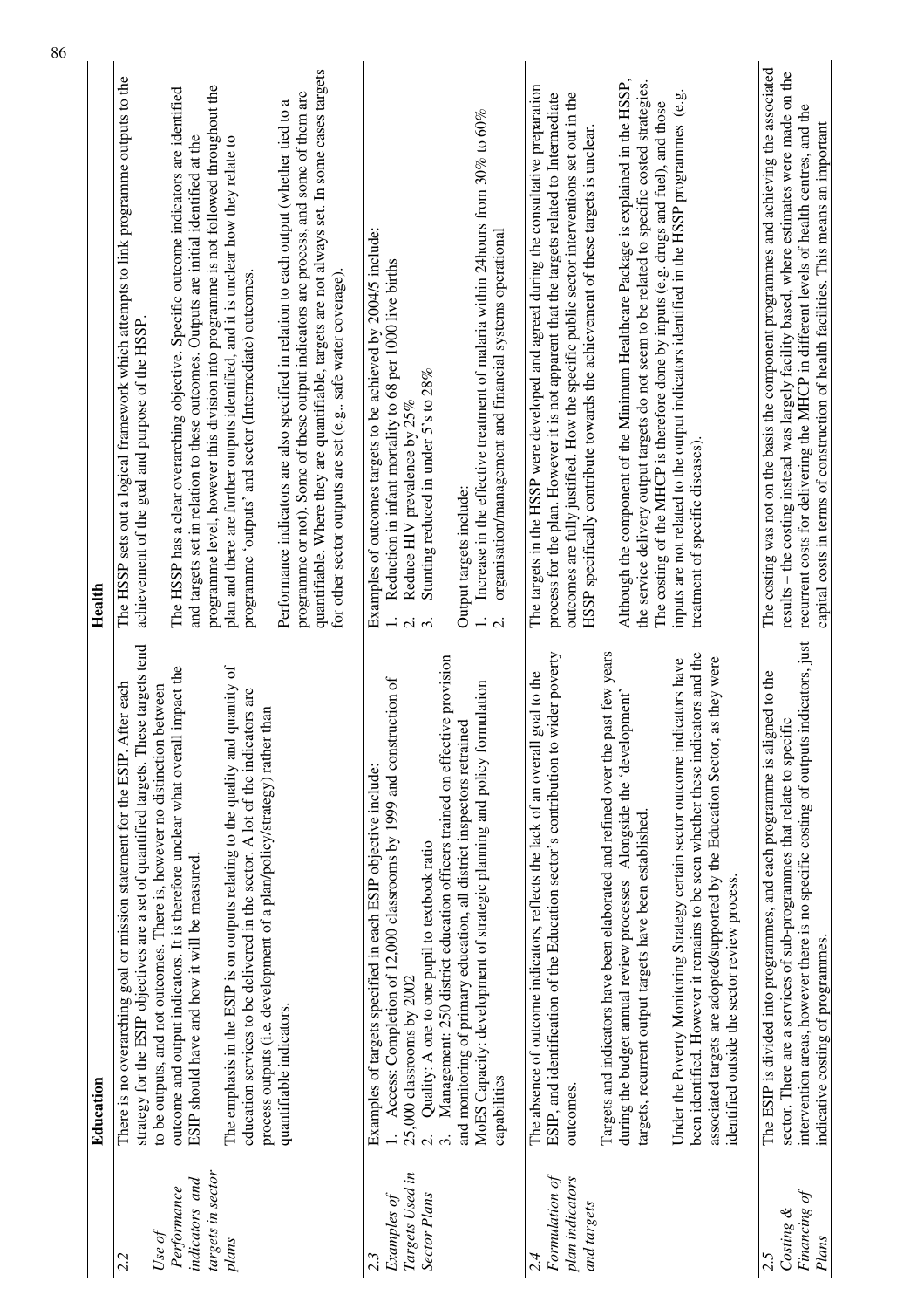|  | Education | Health |
|---|---|---|
| 2.2<br><br>*Use of Performance indicators and targets in sector plans* | There is no overarching goal or mission statement for the ESIP. After each strategy for the ESIP objectives are a set of quantified targets. These targets tend to be outputs, and not outcomes. There is, however no distinction between outcome and output indicators. It is therefore unclear what overall impact the ESIP should have and how it will be measured.<br><br>The emphasis in the ESIP is on outputs relating to the quality and quantity of education services to be delivered in the sector. A lot of the indicators are process outputs (i.e. development of a plan/policy/strategy) rather than quantifiable indicators. | The HSSP sets out a logical framework which attempts to link programme outputs to the achievement of the goal and purpose of the HSSP.<br><br>The HSSP has a clear overarching objective. Specific outcome indicators are identified and targets set in relation to these outcomes. Outputs are initial identified at the programme level, however this division into programme is not followed throughout the plan and there are further outputs identified, and it is unclear how they relate to programme 'outputs' and sector (Intermediate) outcomes.<br><br>Performance indicators are also specified in relation to each output (whether tied to a programme or not). Some of these output indicators are process, and some of them are quantifiable. Where they are quantifiable, targets are not always set. In some cases targets for other sector outputs are set (e.g.. safe water coverage). |
| 2.3<br><br>*Examples of Targets Used in Sector Plans* | Examples of targets specified in each ESIP objective include:<br>1. Access: Completion of 12,000 classrooms by 1999 and construction of 25,000 classrooms by 2002<br>2. Quality: A one to one pupil to textbook ratio<br>3. Management: 250 district education officers trained on effective provision and monitoring of primary education, all district inspectors retrained<br>MoES Capacity: development of strategic planning and policy formulation capabilities | Examples of outcomes targets to be achieved by 2004/5 include:<br>1. Reduction in infant mortality to 68 per 1000 live births<br>2. Reduce HIV prevalence by 25%<br>3. Stunting reduced in under 5's to 28%<br><br>Output targets include:<br>1. Increase in the effective treatment of malaria within 24hours from 30% to 60%<br>2. organisation/management and financial systems operational |
| 2.4<br><br>*Formulation of plan indicators and targets* | The absence of outcome indicators, reflects the lack of an overall goal to the ESIP, and identification of the Education sector's contribution to wider poverty outcomes.<br><br>Targets and indicators have been elaborated and refined over the past few years during the budget annual review processes. Alongside the 'development' targets, recurrent output targets have been established.<br><br>Under the Poverty Monitoring Strategy certain sector outcome indicators have been identified. However it remains to be seen whether these indicators and the associated targets are adopted/supported by the Education Sector, as they were identified outside the sector review process. | The targets in the HSSP were developed and agreed during the consultative preparation process for the plan. However it is not apparent that the targets related to Intermediate outcomes are fully justified. How the specific public sector interventions set out in the HSSP specifically contribute towards the achievement of these targets is unclear.<br><br>Although the component of the Minimum Healthcare Package is explained in the HSSP, the service delivery output targets do not seem to be related to specific costed strategies. The costing of the MHCP is therefore done by inputs (e.g. drugs and fuel), and those inputs are not related to the output indicators identified in the HSSP programmes (e.g. treatment of specific diseases). |
| 2.5<br><br>*Costing & Financing of Plans* | The ESIP is divided into programmes, and each programme is aligned to the sector. There are a services of sub-programmes that relate to specific intervention areas, however there is no specific costing of outputs indicators, just indicative costing of programmes. | The costing was not on the basis the component programmes and achieving the associated results – the costing instead was largely facility based, where estimates were made on the recurrent costs for delivering the MHCP in different levels of health centres, and the capital costs in terms of construction of health facilities. This means an important |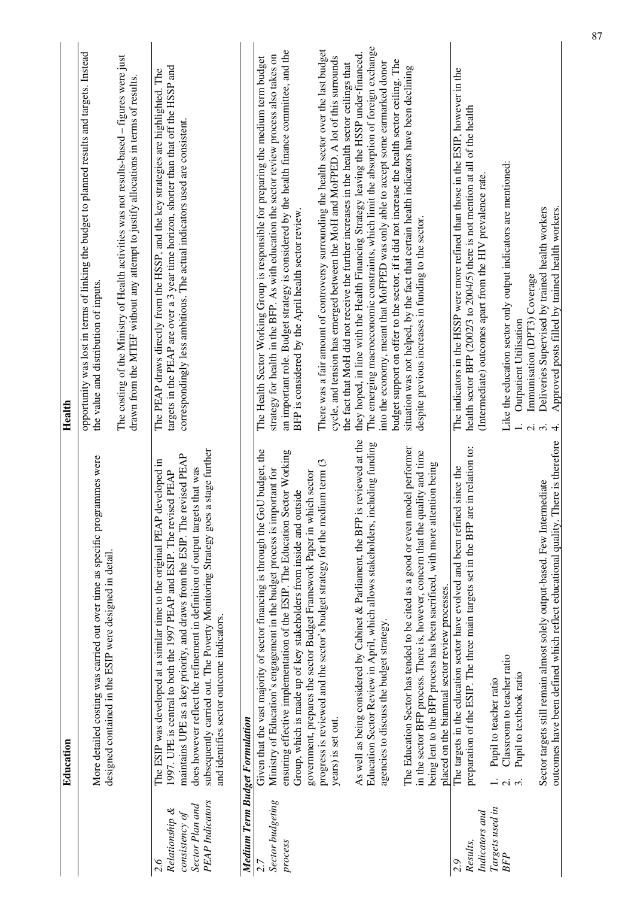| | Education | Health |
|---|---|---|
| | More detailed costing was carried out over time as specific programmes were designed contained in the ESIP were designed in detail. | opportunity was lost in terms of linking the budget to planned results and targets. Instead the value and distribution of inputs.<br><br>The costing of the Ministry of Health activities was not results-based – figures were just drawn from the MTEF without any attempt to justify allocations in terms of results. |
| 2.6 *Relationship & consistency of Sector Plan and PEAP Indicators* | The ESIP was developed at a similar time to the original PEAP developed in 1997. UPE is central to both the 1997 PEAP and ESIP. The revised PEAP maintains UPE as a key priority, and draws from the ESIP. The revised PEAP does however reflect the refinement in definition of output targets that was subsequently carried out. The Poverty Monitoring Strategy goes a stage further and identifies sector outcome indicators. | The PEAP draws directly from the HSSP, and the key strategies are highlighted. The targets in the PEAP are over a 3 year time horizon, shorter than that off the HSSP and correspondingly less ambitious. The actual indicators used are consistent. |
| ***Medium Term Budget Formulation*** | | |
| 2.7 *Sector budgeting process* | Given that the vast majority of sector financing is through the GoU budget, the Ministry of Education's engagement in the budget process is important for ensuring effective implementation of the ESIP. The Education Sector Working Group, which is made up of key stakeholders from inside and outside government, prepares the sector Budget Framework Paper in which sector progress is reviewed and the sector's budget strategy for the medium term (3 years) is set out.<br><br>As well as being considered by Cabinet & Parliament, the BFP is reviewed at the Education Sector Review in April, which allows stakeholders, including funding agencies to discuss the budget strategy.<br><br>The Education Sector has tended to be cited as a good or even model performer in the sector BFP process. There is, however, concern that the quality and time being lent to the BFP process has been sacrificed, with more attention being placed on the biannual sector review processes. | The Health Sector Working Group is responsible for preparing the medium term budget strategy for health in the BFP. As with education the sector review process also takes on an important role. Budget strategy is considered by the health finance committee, and the BFP is considered by the April health sector review.<br><br>There was a fair amount of controversy surrounding the health sector over the last budget cycle, and tension has emerged between the MoH and MoFPED. A lot of this surrounds the fact that MoH did not receive the further increases in the health sector ceilings that they hoped, in line with the Health Financing Strategy leaving the HSSP under-financed. The emerging macroeconomic constraints, which limit the absorption of foreign exchange into the economy, meant that MoFPED was only able to accept some earmarked donor budget support on offer to the sector, if it did not increase the health sector ceiling. The situation was not helped, by the fact that certain health indicators have been declining despite previous increases in funding to the sector. |
| 2.9 *Results, Indicators and Targets used in BFP* | The targets in the education sector have evolved and been refined since the preparation of the ESIP. The three main targets set in the BFP are in relation to:<br><br>1. Pupil to teacher ratio<br>2. Classroom to teacher ratio<br>3. Pupil to textbook ratio<br><br>Sector targets still remain almost solely output-based. Few Intermediate outcomes have been defined which reflect educational quality. There is therefore | The indicators in the HSSP were more refined than those in the ESIP, however in the health sector BFP (2002/3 to 2004/5) there is not mention at all of the health (Intermediate) outcomes apart from the HIV prevalence rate.<br><br>Like the education sector only output indicators are mentioned:<br><br>1. Outpatient Utilisation<br>2. Immunisation (DPT3) Coverage<br>3. Deliveries Supervised by trained health workers<br>4. Approved posts filled by trained health workers. |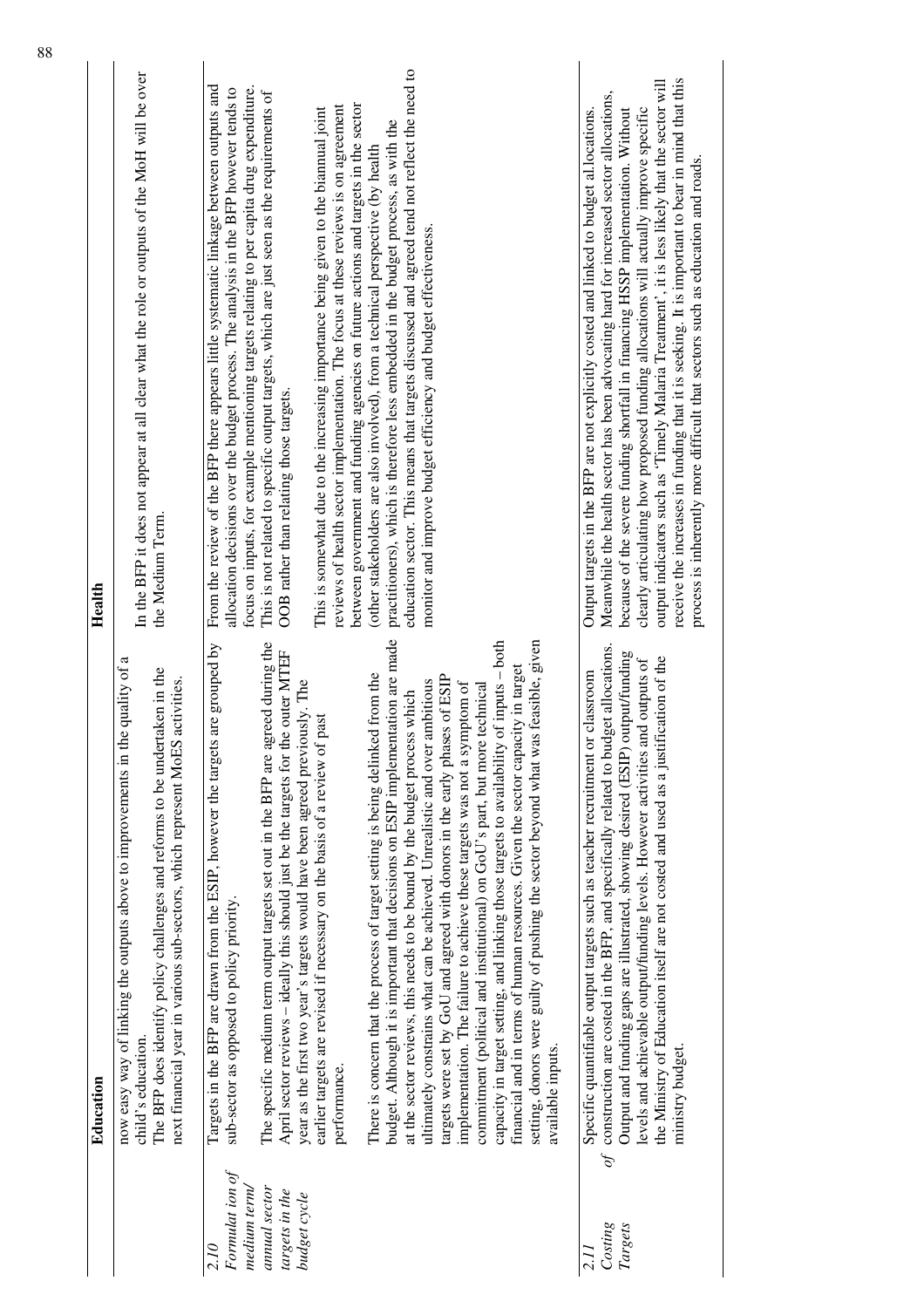| | Education | Health |
|---|---|---|
| | now easy way of linking the outputs above to improvements in the quality of a child's education.<br>The BFP does identify policy challenges and reforms to be undertaken in the next financial year in various sub-sectors, which represent MoES activities. | In the BFP it does not appear at all clear what the role or outputs of the MoH will be over the Medium Term. |
| *2.10 Formulat ion of medium term/ annual sector targets in the budget cycle* | Targets in the BFP are drawn from the ESIP, however the targets are grouped by sub-sector as opposed to policy priority.<br><br>The specific medium term output targets set out in the BFP are agreed during the April sector reviews – ideally this should just be the targets for the outer MTEF year as the first two year's targets would have been agreed previously. The earlier targets are revised if necessary on the basis of a review of past performance.<br><br>There is concern that the process of target setting is being delinked from the budget. Although it is important that decisions on ESIP implementation are made at the sector reviews, this needs to be bound by the budget process which ultimately constrains what can be achieved. Unrealistic and over ambitious targets were set by GoU and agreed with donors in the early phases of ESIP implementation. The failure to achieve these targets was not a symptom of commitment (political and institutional) on GoU's part, but more technical capacity in target setting, and linking those targets to availability of inputs – both financial and in terms of human resources. Given the sector capacity in target setting, donors were guilty of pushing the sector beyond what was feasible, given available inputs. | From the review of the BFP there appears little systematic linkage between outputs and allocation decisions over the budget process. The analysis in the BFP however tends to focus on inputs, for example mentioning targets relating to per capita drug expenditure. This is not related to specific output targets, which are just seen as the requirements of OOB rather than relating those targets.<br><br>This is somewhat due to the increasing importance being given to the biannual joint reviews of health sector implementation. The focus at these reviews is on agreement between government and funding agencies on future actions and targets in the sector (other stakeholders are also involved), from a technical perspective (by health practitioners), which is therefore less embedded in the budget process, as with the education sector. This means that targets discussed and agreed tend not reflect the need to monitor and improve budget efficiency and budget effectiveness. |
| *2.11 Costing of Targets* | Specific quantifiable output targets such as teacher recruitment or classroom construction are costed in the BFP, and specifically related to budget allocations. Output and funding gaps are illustrated, showing desired (ESIP) output/funding levels and achievable output/funding levels. However activities and outputs of the Ministry of Education itself are not costed and used as a justification of the ministry budget. | Output targets in the BFP are not explicitly costed and linked to budget al.locations. Meanwhile the health sector has been advocating hard for increased sector allocations, because of the severe funding shortfall in financing HSSP implementation. Without clearly articulating how proposed funding allocations will actually improve specific output indicators such as 'Timely Malaria Treatment', it is less likely that the sector will receive the increases in funding that it is seeking. It is important to bear in mind that this process is inherently more difficult that sectors such as education and roads. |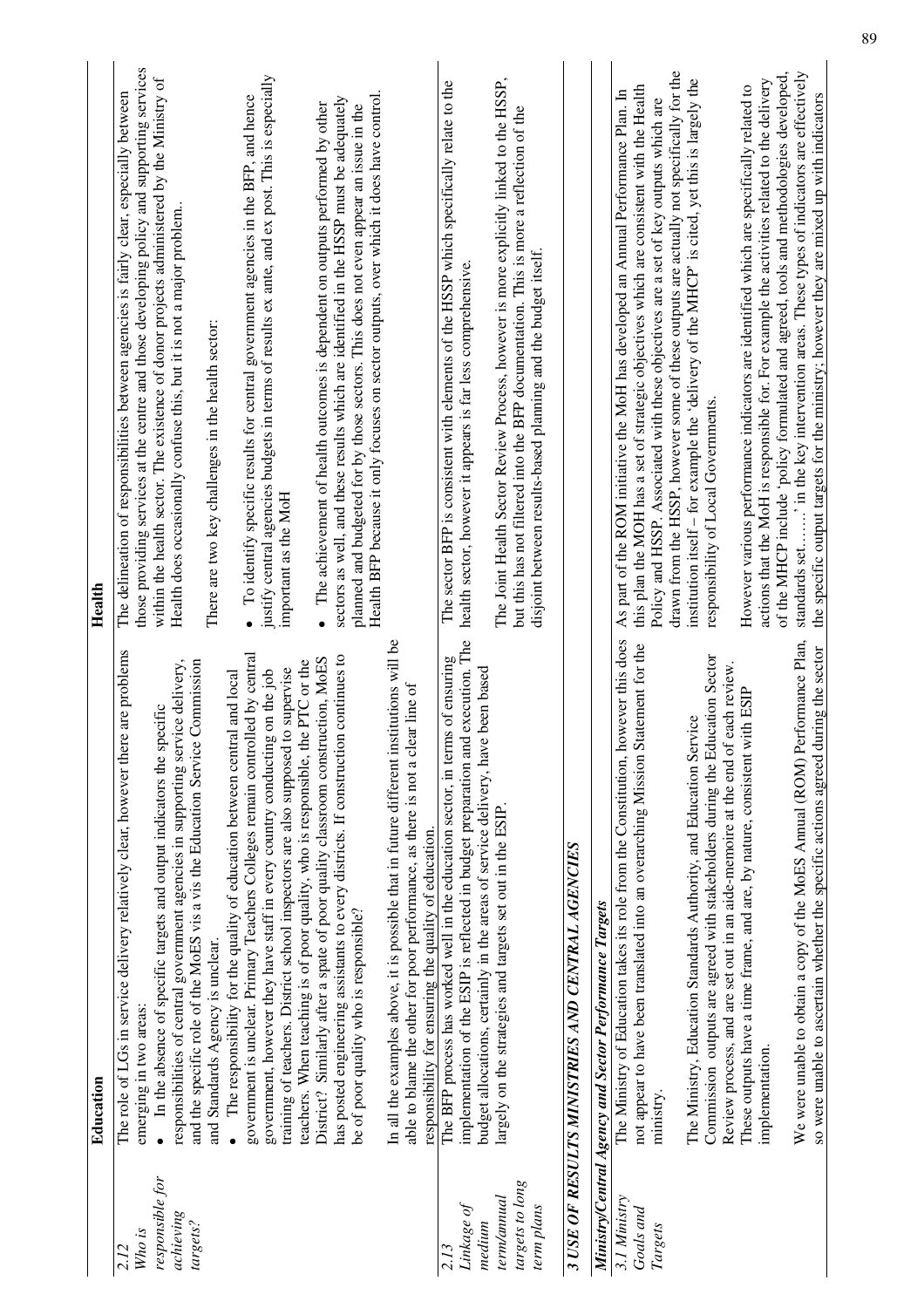| | Education | Health |
|---|---|---|
| *2.12 Who is responsible for achieving targets?* | The role of LGs in service delivery relatively clear, however there are problems emerging in two areas:<br>• In the absence of specific targets and output indicators the specific responsibilities of central government agencies in supporting service delivery, and the specific role of the MoES vis a vis the Education Service Commission and Standards Agency is unclear.<br>• The responsibility for the quality of education between central and local government is unclear. Primary Teachers Colleges remain controlled by central government, however they have staff in every country conducting on the job training of teachers. District school inspectors are also supposed to supervise teachers. When teaching is of poor quality, who is responsible, the PTC or the District? Similarly after a spate of poor quality classroom construction, MoES has posted engineering assistants to every districts. If construction continues to be of poor quality who is responsible?<br><br>In all the examples above, it is possible that in future different institutions will be able to blame the other for poor performance, as there is not a clear line of responsibility for ensuring the quality of education. | The delineation of responsibilities between agencies is fairly clear, especially between those providing services at the centre and those developing policy and supporting services within the health sector. The existence of donor projects administered by the Ministry of Health does occasionally confuse this, but it is not a major problem.<br><br>There are two key challenges in the health sector:<br>• To identify specific results for central government agencies in the BFP, and hence justify central agencies budgets in terms of results ex ante, and ex post. This is especially important as the MoH<br>• The achievement of health outcomes is dependent on outputs performed by other sectors as well, and these results which are identified in the HSSP must be adequately planned and budgeted for by those sectors. This does not even appear an issue in the Health BFP because it only focuses on sector outputs, over which it does have control. |
| *2.13 Linkage of medium term/annual targets to long term plans* | The BFP process has worked well in the education sector, in terms of ensuring implementation of the ESIP is reflected in budget preparation and execution. The budget allocations, certainly in the areas of service delivery, have been based largely on the strategies and targets set out in the ESIP. | The sector BFP is consistent with elements of the HSSP which specifically relate to the health sector, however it appears is far less comprehensive.<br><br>The Joint Health Sector Review Process, however is more explicitly linked to the HSSP, but this has not filtered into the BFP documentation. This is more a reflection of the disjoint between results-based planning and the budget itself. |
| ***3 USE OF RESULTS MINISTRIES AND CENTRAL AGENCIES*** | | |
| ***Ministry/Central Agency and Sector Performance Targets*** | | |
| *3.1 Ministry Goals and Targets* | The Ministry of Education takes its role from the Constitution, however this does not appear to have been translated into an overarching Mission Statement for the ministry.<br><br>The Ministry, Education Standards Authority, and Education Service Commission outputs are agreed with stakeholders during the Education Sector Review process, and are set out in an aide-memoire at the end of each review. These outputs have a time frame, and are, by nature, consistent with ESIP implementation.<br><br>We were unable to obtain a copy of the MoES Annual (ROM) Performance Plan, so were unable to ascertain whether the specific actions agreed during the sector | As part of the ROM initiative the MoH has developed an Annual Performance Plan. In this plan the MOH has a set of strategic objectives which are consistent with the Health Policy and HSSP. Associated with these objectives are a set of key outputs which are drawn from the HSSP, however some of these outputs are actually not specifically for the institution itself – for example the 'delivery of the MHCP' is cited, yet this is largely the responsibility of Local Governments.<br><br>However various performance indicators are identified which are specifically related to actions that the MoH is responsible for. For example the activities related to the delivery of the MHCP include 'policy formulated and agreed, tools and methodologies developed, standards set……' in the key intervention areas. These types of indicators are effectively the specific output targets for the ministry; however they are mixed up with indicators |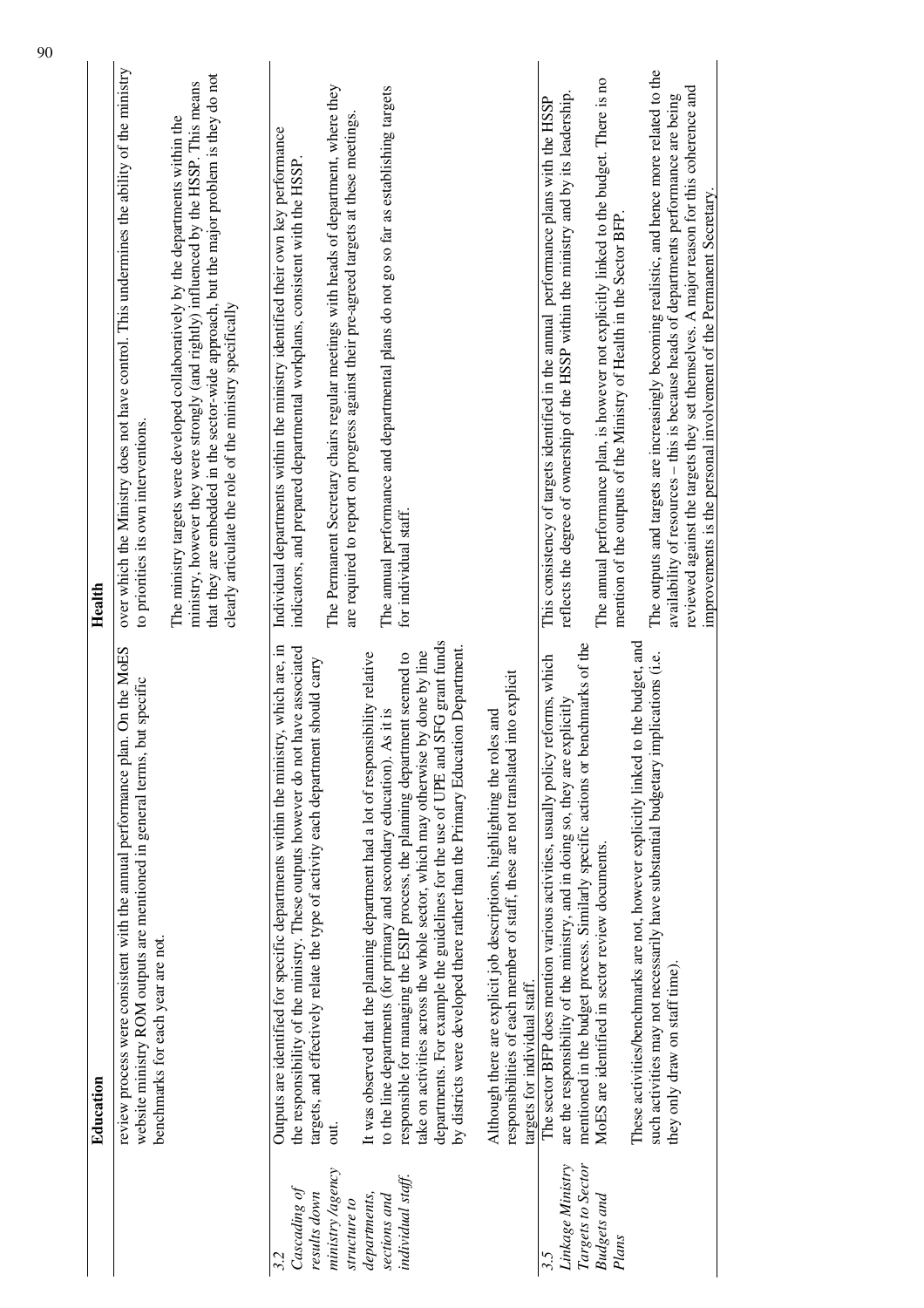| | Education | Health |
|---|---|---|
| | review process were consistent with the annual performance plan. On the MoES website ministry ROM outputs are mentioned in general terms, but specific benchmarks for each year are not. | over which the Ministry does not have control. This undermines the ability of the ministry to priorities its own interventions.<br><br>The ministry targets were developed collaboratively by the departments within the ministry, however they were strongly (and rightly) influenced by the HSSP. This means that they are embedded in the sector-wide approach, but the major problem is they do not clearly articulate the role of the ministry specifically |
| 3.2 *Cascading of results down ministry/agency structure to departments, sections and individual staff.* | Outputs are identified for specific departments within the ministry, which are, in the responsibility of the ministry. These outputs however do not have associated targets, and effectively relate the type of activity each department should carry out.<br><br>It was observed that the planning department had a lot of responsibility relative to the line departments (for primary and secondary education). As it is responsible for managing the ESIP process, the planning department seemed to take on activities across the whole sector, which may otherwise by done by line departments. For example the guidelines for the use of UPE and SFG grant funds by districts were developed there rather than the Primary Education Department.<br><br>Although there are explicit job descriptions, highlighting the roles and responsibilities of each member of staff, these are not translated into explicit targets for individual staff. | Individual departments within the ministry identified their own key performance indicators, and prepared departmental workplans, consistent with the HSSP.<br><br>The Permanent Secretary chairs regular meetings with heads of department, where they are required to report on progress against their pre-agreed targets at these meetings.<br><br>The annual performance and departmental plans do not go so far as establishing targets for individual staff. |
| 3.5 *Linkage Ministry Targets to Sector Budgets and Plans* | The sector BFP does mention various activities, usually policy reforms, which are the responsibility of the ministry, and in doing so, they are explicitly mentioned in the budget process. Similarly specific actions or benchmarks of the MoES are identified in sector review documents.<br><br>These activities/benchmarks are not, however explicitly linked to the budget, and such activities may not necessarily have substantial budgetary implications (i.e. they only draw on staff time). | This consistency of targets identified in the annual performance plans with the HSSP reflects the degree of ownership of the HSSP within the ministry and by its leadership.<br><br>The annual performance plan, is however not explicitly linked to the budget. There is no mention of the outputs of the Ministry of Health in the Sector BFP.<br><br>The outputs and targets are increasingly becoming realistic, and hence more related to the availability of resources – this is because heads of departments performance are being reviewed against the targets they set themselves. A major reason for this coherence and improvements is the personal involvement of the Permanent Secretary. |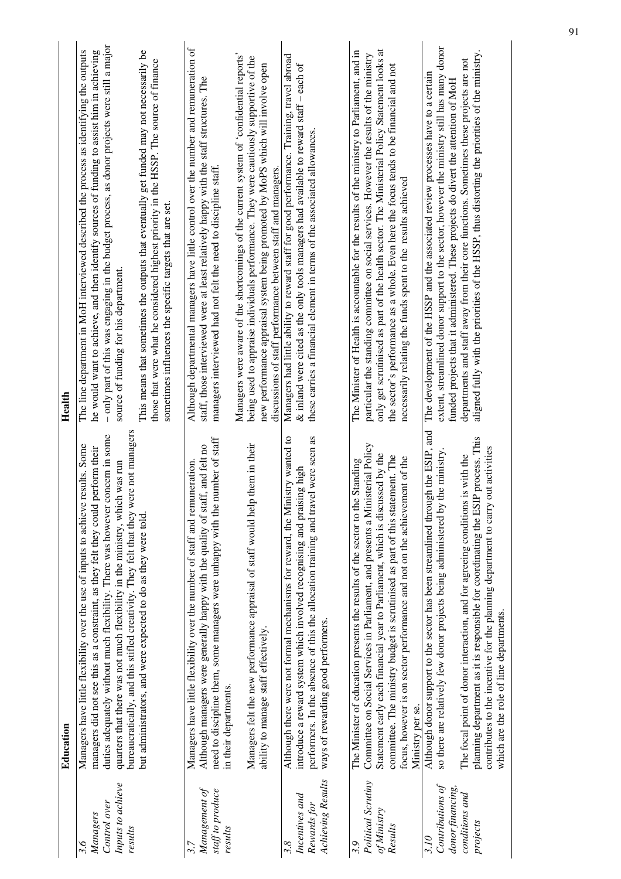| | Education | Health |
|---|---|---|
| 3.6 *Managers Control over Inputs to achieve results* | Managers have little flexibility over the use of inputs to achieve results. Some managers did not see this as a constraint, as they felt they could perform their duties adequately without much flexibility. There was however concern in some quarters that there was not much flexibility in the ministry, which was run bureaucratically, and this stifled creativity. They felt that they were not managers but administrators, and were expected to do as they were told. | The line department in MoH interviewed described the process as identifying the outputs he would want to achieve, and then identify sources of funding to assist him in achieving – only part of this was engaging in the budget process, as donor projects were still a major source of funding for his department.<br><br>This means that sometimes the outputs that eventually get funded may not necessarily be those that were what he considered highest priority in the HSSP. The source of finance sometimes influences the specific targets that are set. |
| 3.7 *Management of staff to produce results* | Managers have little flexibility over the number of staff and remuneration. Although managers were generally happy with the quality of staff, and felt no need to discipline them, some managers were unhappy with the number of staff in their departments.<br><br>Managers felt the new performance appraisal of staff would help them in their ability to manage staff effectively. | Although departmental managers have little control over the number and remuneration of staff, those interviewed were at least relatively happy with the staff structures. The managers interviewed had not felt the need to discipline staff.<br><br>Managers were aware of the shortcomings of the current system of 'confidential reports' being used to appraise individuals performance. They were cautiously supportive of the new performance appraisal system being promoted by MoPS which will involve open discussions of staff performance between staff and managers. |
| 3.8 *Incentives and Rewards for Achieving Results* | Although there were not formal mechanisms for reward, the Ministry wanted to introduce a reward system which involved recognising and praising high performers. In the absence of this the allocation training and travel were seen as ways of rewarding good performers. | Managers had little ability to reward staff for good performance. Training, travel abroad & inland were cited as the only tools managers had available to reward staff – each of these carries a financial element in terms of the associated allowances. |
| 3.9 *Political Scrutiny of Ministry Results* | The Minister of education presents the results of the sector to the Standing Committee on Social Services in Parliament, and presents a Ministerial Policy Statement early each financial year to Parliament, which is discussed by the committee. The ministry budget is scrutinised as part of this statement. The focus, however is on sector performance and not on the achievement of the Ministry per se. | The Minister of Health is accountable for the results of the ministry to Parliament, and in particular the standing committee on social services. However the results of the ministry only get scrutinised as part of the health sector. The Ministerial Policy Statement looks at the sector's performance as a whole. Even here the focus tends to be financial and not necessarily relating the funds spent to the results achieved |
| 3.10 *Contributions of donor financing, conditions and projects* | Although donor support to the sector has been streamlined through the ESIP, and so there are relatively few donor projects being administered by the ministry.<br><br>The focal point of donor interaction, and for agreeing conditions is with the planning department as it is responsible for coordinating the ESIP process. This contributes to the incentive for the planning department to carry out activities which are the role of line departments. | The development of the HSSP and the associated review processes have to a certain extent, streamlined donor support to the sector, however the ministry still has many donor funded projects that it administered. These projects do divert the attention of MoH departments and staff away from their core functions. Sometimes these projects are not aligned fully with the priorities of the HSSP, thus distorting the priorities of the ministry. |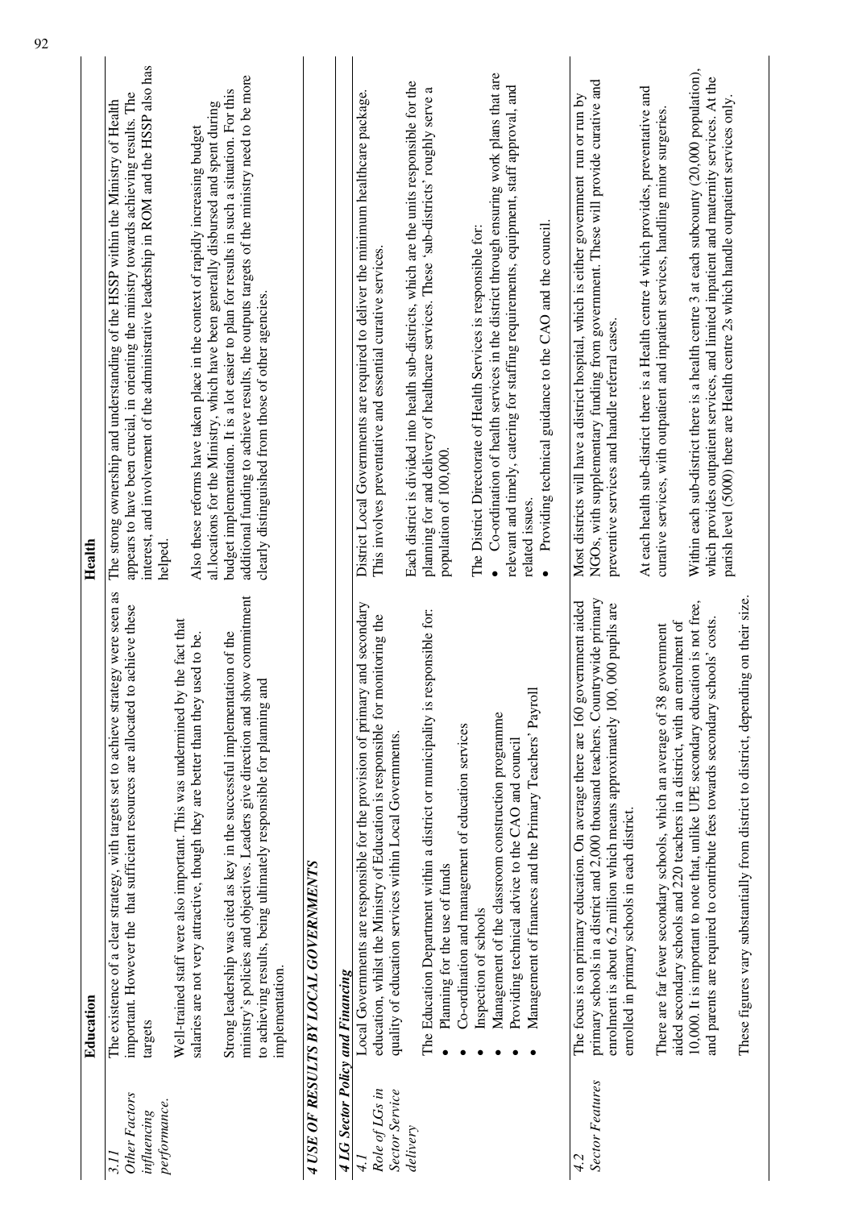| | Education | Health |
|---|---|---|
| *3.11 Other Factors influencing performance.* | The existence of a clear strategy, with targets set to achieve strategy were seen as important. However the that sufficient resources are allocated to achieve these targets<br><br>Well-trained staff were also important. This was undermined by the fact that salaries are not very attractive, though they are better than they used to be.<br><br>Strong leadership was cited as key in the successful implementation of the ministry's policies and objectives. Leaders give direction and show commitment to achieving results, being ultimately responsible for planning and implementation. | The strong ownership and understanding of the HSSP within the Ministry of Health appears to have been crucial, in orienting the ministry towards achieving results. The interest, and involvement of the administrative leadership in ROM and the HSSP also has helped.<br><br>Also these reforms have taken place in the context of rapidly increasing budget al.locations for the Ministry, which have been generally disbursed and spent during budget implementation. It is a lot easier to plan for results in such a situation. For this additional funding to achieve results, the outputs targets of the ministry need to be more clearly distinguished from those of other agencies. |
| ***4 USE OF RESULTS BY LOCAL GOVERNMENTS*** | | |
| ***4 LG Sector Policy and Financing*** | | |
| *4.1 Role of LGs in Sector Service delivery* | Local Governments are responsible for the provision of primary and secondary education, whilst the Ministry of Education is responsible for monitoring the quality of education services within Local Governments.<br><br>The Education Department within a district or municipality is responsible for:<br>• Planning for the use of funds<br>• Co-ordination and management of education services<br>• Inspection of schools<br>• Management of the classroom construction programme<br>• Providing technical advice to the CAO and council<br>• Management of finances and the Primary Teachers' Payroll | District Local Governments are required to deliver the minimum healthcare package. This involves preventative and essential curative services.<br><br>Each district is divided into health sub-districts, which are the units responsible for the planning for and delivery of healthcare services. These 'sub-districts' roughly serve a population of 100,000.<br><br>The District Directorate of Health Services is responsible for:<br>• Co-ordination of health services in the district through ensuring work plans that are relevant and timely, catering for staffing requirements, equipment, staff approval, and related issues.<br>• Providing technical guidance to the CAO and the council. |
| *4.2 Sector Features* | The focus is on primary education. On average there are 160 government aided primary schools in a district and 2,000 thousand teachers. Countrywide primary enrolment is about 6.2 million which means approximately 100, 000 pupils are enrolled in primary schools in each district.<br><br>There are far fewer secondary schools, which an average of 38 government aided secondary schools and 220 teachers in a district, with an enrolment of 10,000. It is important to note that, unlike UPE secondary education is not free, and parents are required to contribute fees towards secondary schools' costs.<br><br>These figures vary substantially from district to district, depending on their size. | Most districts will have a district hospital, which is either government run or run by NGOs, with supplementary funding from government. These will provide curative and preventive services and handle referral cases.<br><br>At each health sub-district there is a Health centre 4 which provides, preventative and curative services, with outpatient and inpatient services, handling minor surgeries.<br><br>Within each sub-district there is a health centre 3 at each subcounty (20,000 population), which provides outpatient services, and limited inpatient and maternity services. At the parish level (5000) there are Health centre 2s which handle outpatient services only. |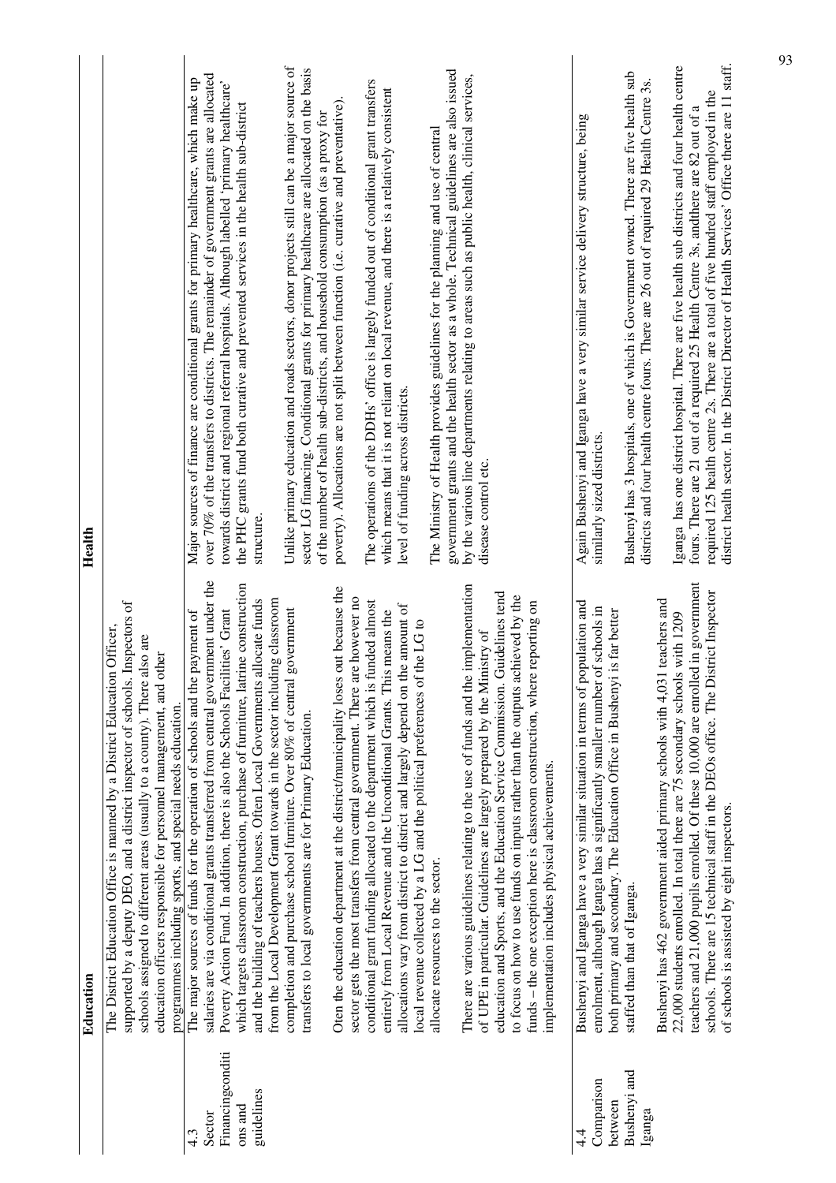| | Education | Health |
|---|---|---|
| | The District Education Office is manned by a District Education Officer, supported by a deputy DEO, and a district inspector of schools. Inspectors of schools assigned to different areas (usually to a county). There also are education officers responsible for personnel management, and other programmes including sports, and special needs education. | |
| 4.3 Sector Financingconditions and guidelines | The major sources of funds for the operation of schools and the payment of salaries are via conditional grants transferred from central government under the Poverty Action Fund. In addition, there is also the Schools Facilities' Grant which targets classroom construction, purchase of furniture, latrine construction and the building of teachers houses. Often Local Governments allocate funds from the Local Development Grant towards in the sector including classroom completion and purchase school furniture. Over 80% of central government transfers to local governments are for Primary Education.<br><br>Oten the education department at the district/municipality loses out because the sector gets the most transfers from central government. There are however no conditional grant funding allocated to the department which is funded almost entirely from Local Revenue and the Unconditional Grants. This means the allocations vary from district to district and largely depend on the amount of local revenue collected by a LG and the political preferences of the LG to allocate resources to the sector.<br><br>There are various guidelines relating to the use of funds and the implementation of UPE in particular. Guidelines are largely prepared by the Ministry of education and Sports, and the Education Service Commission. Guidelines tend to focus on how to use funds on inputs rather than the outputs achieved by the funds – the one exception here is classroom construction, where reporting on implementation includes physical achievements. | Major sources of finance are conditional grants for primary healthcare, which make up over 70% of the transfers to districts. The remainder of government grants are allocated towards district and regional referral hospitals. Although labelled 'primary healthcare' the PHC grants fund both curative and prevented services in the health sub-district structure.<br><br>Unlike primary education and roads sectors, donor projects still can be a major source of sector LG financing. Conditional grants for primary healthcare are allocated on the basis of the number of health sub-districts, and household consumption (as a proxy for poverty). Allocations are not split between function (i.e. curative and preventative).<br><br>The operations of the DDHs' office is largely funded out of conditional grant transfers which means that it is not reliant on local revenue, and there is a relatively consistent level of funding across districts.<br><br>The Ministry of Health provides guidelines for the planning and use of central government grants and the health sector as a whole. Technical guidelines are also issued by the various line departments relating to areas such as public health, clinical services, disease control etc. |
| 4.4 Comparison between Bushenyi and Iganga | Bushenyi and Iganga have a very similar situation in terms of population and enrolment, although Iganga has a significantly smaller number of schools in both primary and secondary. The Education Office in Bushenyi is far better staffed than that of Iganga.<br><br>Bushenyi has 462 government aided primary schools with 4,031 teachers and 22,000 students enrolled. In total there are 75 secondary schools with 1209 teachers and 21,000 pupils enrolled. Of these 10,000 are enrolled in government schools. There are 15 technical staff in the DEOs office. The District Inspector of schools is assisted by eight inspectors. | Again Bushenyi and Iganga have a very similar service delivery structure, being similarly sized districts.<br><br>Bushenyi has 3 hospitals, one of which is Government owned. There are five health sub districts and four health centre fours. There are 26 out of required 29 Health Centre 3s.<br><br>Iganga has one district hospital. There are five health sub districts and four health centre fours. There are 21 out of a required 25 Health Centre 3s, andthere are 82 out of a required 125 health centre 2s. There are a total of five hundred staff employed in the district health sector. In the District Director of Health Services' Office there are 11 staff. |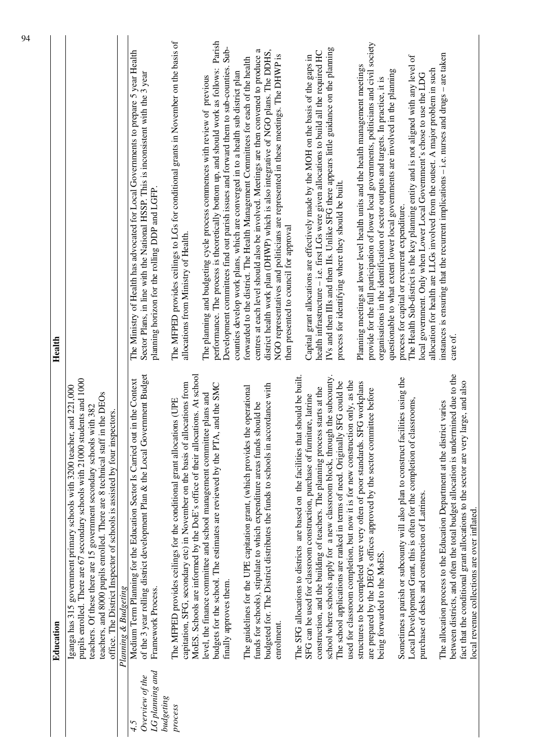| | Education | Health |
|---|---|---|
| | Iganga has 315 government primary schools with 3200 teacher, and 221,000 pupils enrolled. There are 67 secondary schools with 21000 students and 1000 teachers. Of these there are 15 government secondary schools with 382 teachers, and 8000 pupils enrolled. There are 8 technical staff in the DEOs office. The District Inspector of schools is assisted by four inspectors. | |
| | *Planning & Budgeting* | |
| 4.5 *Overview of the LG planning and budgeting process* | Medium Term Planning for the Education Sector Is Carried out in the Context of the 3 year rolling district development Plan & the Local Government Budget Framework Process.<br><br>The MFPED provides ceilings for the conditional grant allocations (UPE capitation, SFG, secondary etc) in November on the basis of allocations from MoES. Schools are informed by the DoE's office of their allocations. At school level, the finance committee and school management committee plans and budgets for the school. The estimates are reviewed by the PTA, and the SMC finally approves them.<br><br>The guidelines for the UPE capitation grant, (which provides the operational funds for schools), stipulate to which expenditure areas funds should be budgeted for. The District distributes the funds to schools in accordance with enrolment.<br><br>The SFG allocations to districts are based on the facilities that should be built. SFG can be used for classroom construction, purchase of furniture, latrine construction, and the building of teachers. The planning process starts at the school where schools apply for a new classroom block, through the subcounty. The school applications are ranked in terms of need. Originally SFG could be used for classroom completion, but now it is for new construction only, as the structures to be completed were very often of poor standards. SFG workplans are prepared by the DEO's offices approved by the sector committee before being forwarded to the MoES.<br><br>Sometimes a parish or subcounty will also plan to construct facilities using the Local Development Grant, this is often for the completion of classrooms, purchase of desks and construction of Latrines.<br><br>The allocation process to the Education Department at the district varies between districts, and often the total budget allocation is undermined due to the fact that the conditional grant allocations to the sector are very large, and also local revenue collections are over inflated. | The Ministry of Health has advocated for Local Governments to prepare 5 year Health Sector Plans, in line with the National HSSP. This is inconsistent with the 3 year planning horizon for the rolling DDP and LGFP.<br><br>The MFPED provides ceilings to LGs for conditional grants in November on the basis of allocations from Ministry of Health.<br><br>The planning and budgeting cycle process commences with review of previous performance. The process is theoretically bottom up, and should work as follows: Parish Development committees find out parish issues and forward them to sub-counties. Sub-counties develop work plans, which are converged in to a health sub district plan forwarded to the district. The Health Management Committees for each of the health centres at each level should also be involved. Meetings are then convened to produce a district health work plan (DHWP) which is also integrative of NGO plans. The DDHS, NGO representatives and politicians are represented in these meetings. The DHWP is then presented to council for approval<br><br>Capital grant allocations are effectively made by the MOH on the basis of the gaps in health infrastructure – i.e. first LGs were given allocations to build all the required HC IVs and then IIIs and then IIs. Unlike SFG there appears little guidance on the planning process for identifying where they should be built.<br><br>Planning meetings at lower level health units and the health management meetings provide for the full participation of lower local governments, politicians and civil society organisations in the identification of sector outputs and targets. In practice, it is questionable to what extent lower local governments are involved in the planning process for capital or recurrent expenditure.<br>The Health Sub-district is the key planning entity and is not aligned with any level of local government. Only when Lower Local Government's chose to use the LDG allocation for health are LLGs involved from the outset. A major problem in such instances is ensuring that the recurrent implications – i.e. nurses and drugs – are taken care of. |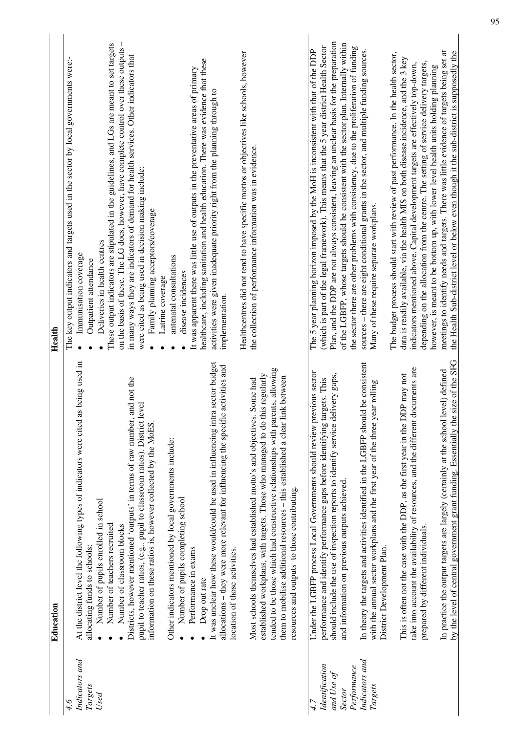| | Education | Health |
|---|---|---|
| *4.6 Indicators and Targets Used* | At the district level the following types of indicators were cited as being used in allocating funds to schools:<br>• Number of pupils enrolled in school<br>• Number of teachers recruited<br>• Number of classroom blocks<br>Districts, however mentioned 'outputs' in terms of raw number, and not the pupil to teacher ratios, (e.g.. pupil to classroom ratios). District level information on these ratios is, however collected by the MoES.<br><br>Other indicators mentioned by local governments include:<br>• Number of pupils completing school<br>• Performance in exams<br>• Drop out rate<br>It was unclear how these would/could be used in influencing intra sector budget allocations – they were more relevant for influencing the specific activities and location of those activities.<br><br>Most schools themselves had established motto's and objectives. Some had established workplans, with targets. Those who managed to do this regularly tended to be those which had constructive relationships with parents, allowing them to mobilise additional resources – this established a clear link between resources and outputs to those contributing. | The key output indicators and targets used in the sector by local governments were:-<br>• Immunisation coverage<br>• Outpatient attendance<br>• Deliveries in health centres<br>These output indicators are stipulated in the guidelines, and LGs are meant to set targets on the basis of these. The LG does, however, have complete control over these outputs – in many ways they are indicators of demand for health services. Other indicators that were cited as being used in decision making include:<br>• Family planning acceptors/coverage<br>• Latrine coverage<br>• antenatal consultations<br>• disease incidences<br>It was apparent there was little use of outputs in the preventative areas of primary healthcare, including sanitation and health education. There was evidence that these activities were given inadequate priority right from the planning through to implementation.<br><br>Healthcentres did not tend to have specific mottos or objectives like schools, however the collection of performance information was in evidence. |
| *4.7 Identification and Use of Sector Performance Indicators and Targets* | Under the LGBFP process Local Governments should review previous sector performance and identify performance gaps before identifying targets. This should include the use of inspection reports to identify service delivery gaps, and information on previous outputs achieved.<br><br>In theory the targets and activities identified in the LGBFP should be consistent with the annual sector workplans and the first year of the three year rolling District Development Plan.<br><br>This is often not the case with the DDP, as the first year in the DDP may not take into account the availability of resources, and the different documents are prepared by different individuals.<br><br>In practice the output targets are largely (certainly at the school level) defined by the level of central government grant funding. Essentially the size of the SFG | The 5 year planning horizon imposed by the MoH is inconsistent with that of the DDP (which is part of the legal framework). This means that the 5 year district Health Sector Plan, and the DDP are not always consistent, leaving an unclear basis for the preparation of the LGBFP, whose targets should be consistent with the sector plan. Internally within the sector there are other problems with consistency, due to the proliferation of funding sources – there are eight conditional grants in the sector, and multiple funding sources. Many of these require separate workplans.<br><br>The budget process should start with review of past performance. In the health sector, data is readily available, via the health MIS on both disease incidence, and the 3 key indicators mentioned above. Capital development targets are effectively top-down, depending on the allocation from the centre. The setting of service delivery targets, however, is meant to be bottom up, with lower level health units holding planning meetings to identify needs and targets. There was little evidence of targets being set at the Health Sub-district level or below even though it the sub-district is supposedly the |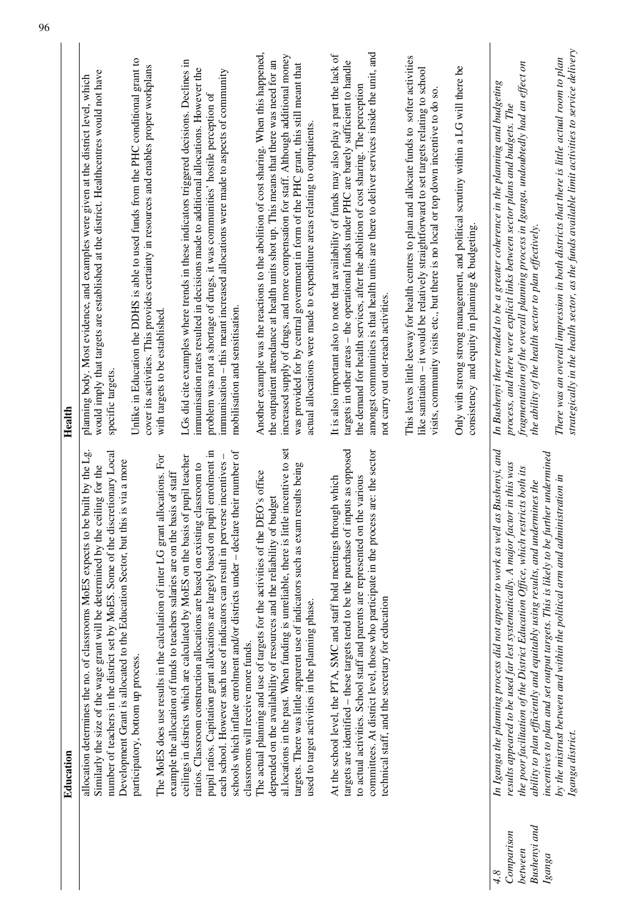| | Education | Health |
|---|---|---|
| | allocation determines the no. of classrooms MoES expects to be built by the Lg. Similarly the size of the wage grant will be determined by the ceiling for the number of teachers in the district set by MoES. Some of the discretionary Local Development Grant is allocated to the Education Sector, but this is via a more participatory, bottom up process.<br><br>The MoES does use results in the calculation of inter LG grant allocations. For example the allocation of funds to teachers salaries are on the basis of staff ceilings in districts which are calculated by MoES on the basis of pupil teacher ratios. Classroom construction allocations are based on existing classroom to pupil ratios. Capitation grant allocations are largely based on pupil enrolment in each school. However such use of indicators can result in perverse incentives – schools which inflate enrolment and/or districts under – declare their number of classrooms will receive more funds.<br><br>The actual planning and use of targets for the activities of the DEO's office depended on the availability of resources and the reliability of budget al.locations in the past. When funding is unreliable, there is little incentive to set targets. There was little apparent use of indicators such as exam results being used to target activities in the planning phase.<br><br>At the school level, the PTA, SMC and staff hold meetings through which targets are identified – these targets tend to be the purchase of inputs as opposed to actual activities. School staff and parents are represented on the various committees. At district level, those who participate in the process are: the sector technical staff, and the secretary for education | planning body. Most evidence, and examples were given at the district level, which would imply that targets are established at the district. Healthcentres would not have specific targets.<br><br>Unlike in Education the DDHS is able to used funds from the PHC conditional grant to cover its activities. This provides certainty in resources and enables proper workplans with targets to be established.<br><br>LGs did cite examples where trends in these indicators triggered decisions. Declines in immunisation rates resulted in decisions made to additional allocations. However the problem was not a shortage of drugs, it was communities' hostile perception of immunisation – this meant increased allocations were made to aspects of community mobilisation and sensitisation.<br><br>Another example was the reactions to the abolition of cost sharing. When this happened, the outpatient attendance at health units shot up. This means that there was need for an increased supply of drugs, and more compensation for staff. Although additional money was provided for by central government in form of the PHC grant, this still meant that actual allocations were made to expenditure areas relating to outpatients.<br><br>It is also important also to note that availability of funds may also play a part the lack of targets in other areas – the operational funds under PHC are barely sufficient to handle the demand for health services, after the abolition of cost sharing. The perception amongst communities is that health units are there to deliver services inside the unit, and not carry out out-reach activities.<br><br>This leaves little leeway for health centres to plan and allocate funds to softer activities like sanitation – it would be relatively straightforward to set targets relating to school visits, community visits etc., but there is no local or top down incentive to do so.<br><br>Only with strong management, and political scrutiny within a LG will there be consistency and equity in planning & budgeting. |
| *4.8 Comparison between Bushenyi and Iganga* | *In Iganga the planning process did not appear to work as well as Bushenyi, and results appeared to be used far lest systematically. A major factor in this was the poor facilitation of the District Education Office, which restricts both its ability to plan efficiently and equitably using results, and undermines the incentives to plan and set output targets. This is likely to be further undermined by the mistrust between and within the political arm and administration in Iganga district.* | *In Bushenyi there tended to be a greater coherence in the planning and budgeting process, and there were explicit links between sector plans and budgets. The fragmentation of the overall planning process in Iganga, undoubtedly had an effect on the ability of the health sector to plan effectively.*<br><br>*There was an overall impression in both districts that there is little actual room to plan strategically in the health sector, as the funds available limit activities to service delivery* |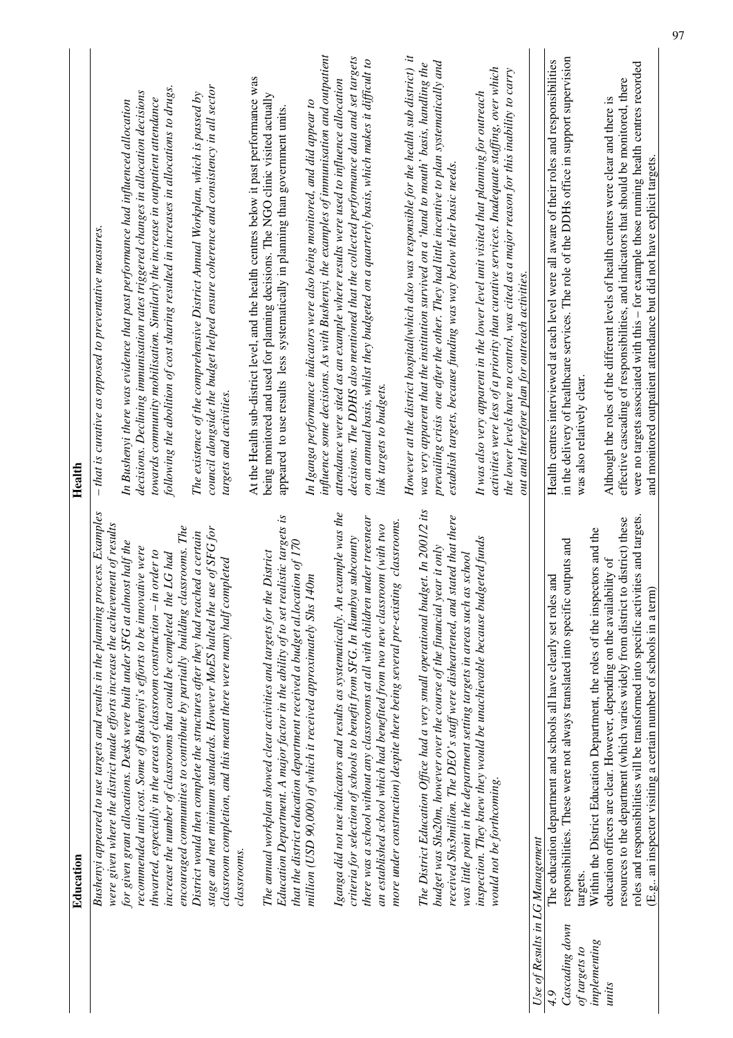| | Education | Health |
|---|---|---|
| | *Bushenyi appeared to use targets and results in the planning process. Examples were given where the district made efforts increase the achievement of results for given grant allocations. Desks were built under SFG at almost half the recommended unit cost. Some of Bushenyi's efforts to be innovative were thwarted, especially in the areas of classroom construction – in order to increase the number of classrooms that could be completed the LG had encouraged communities to contribute by partially building classrooms. The District would then complete the structures after they had reached a certain stage and met minimum standards. However MoES halted the use of SFG for classroom completion, and this meant there were many half completed classrooms.*<br><br>*The annual workplan showed clear activities and targets for the District Education Department. A major factor in the ability of to set realistic targets is that the district education department received a budget al.location of 170 million (USD 90,000) of which it received approximately Shs 140m*<br><br>*Iganga did not use indicators and results as systematically. An example was the criteria for selection of schools to benefit from SFG. In Ikumbya subcounty there was a school without any classrooms at all with children under treesnear an established school which had benefited from two new classroom (with two more under construction) despite there being several pre-existing classrooms.*<br><br>*The District Education Office had a very small operational budget. In 2001/2 its budget was Shs20m, however over the course of the financial year it only received Shs3million. The DEO's staff were disheartened, and stated that there was little point in the department setting targets in areas such as school inspection. They knew they would be unachievable because budgeted funds would not be forthcoming.* | *– that is curative as opposed to preventative measures.*<br><br>*In Bushenyi there was evidence that past performance had influenced allocation decisions. Declining immunisation rates triggered changes in allocation decisions towards community mobilisation. Similarly the increase in outpatient attendance following the abolition of cost sharing resulted in increases in allocations to drugs.*<br><br>*The existence of the comprehensive District Annual Workplan, which is passed by council alongside the budget helped ensure coherence and consistency in all sector targets and activities.*<br><br>At the Health sub-district level, and the health centres below it past performance was being monitored and used for planning decisions. The NGO clinic visited actually appeared to use results less systematically in planning than government units.<br><br>*In Iganga performance indicators were also being monitored, and did appear to influence some decisions. As with Bushenyi, the examples of immunisation and outpatient attendance were sited as an example where results were used to influence allocation decisions. The DDHS also mentioned that the collected performance data and set targets on an annual basis, whilst they budgeted on a quarterly basis, which makes it difficult to link targets to budgets.*<br><br>*However at the district hospital(which also was responsible for the health sub district) it was very apparent that the institution survived on a 'hand to mouth' basis, handling the prevailing crisis one after the other. They had little incentive to plan systematically and establish targets, because funding was way below their basic needs.*<br><br>*It was also very apparent in the lower level unit visited that planning for outreach activities were less of a priority than curative services. Inadequate staffing, over which the lower levels have no control, was cited as a major reason for this inability to carry out and therefore plan for outreach activities.* |
| *Use of Results in LG Management* | | |
| *4.9 Cascading down of targets to implementing units* | The education department and schools all have clearly set roles and responsibilities. These were not always translated into specific outputs and targets.<br>Within the District Education Department, the roles of the inspectors and the education officers are clear. However, depending on the availability of resources to the department (which varies widely from district to district) these roles and responsibilities will be transformed into specific activities and targets. (E.g., an inspector visiting a certain number of schools in a term) | Health centres interviewed at each level were all aware of their roles and responsibilities in the delivery of healthcare services. The role of the DDHs office in support supervision was also relatively clear.<br><br>Although the roles of the different levels of health centres were clear and there is effective cascading of responsibilities, and indicators that should be monitored, there were no targets associated with this – for example those running health centres recorded and monitored outpatient attendance but did not have explicit targets. |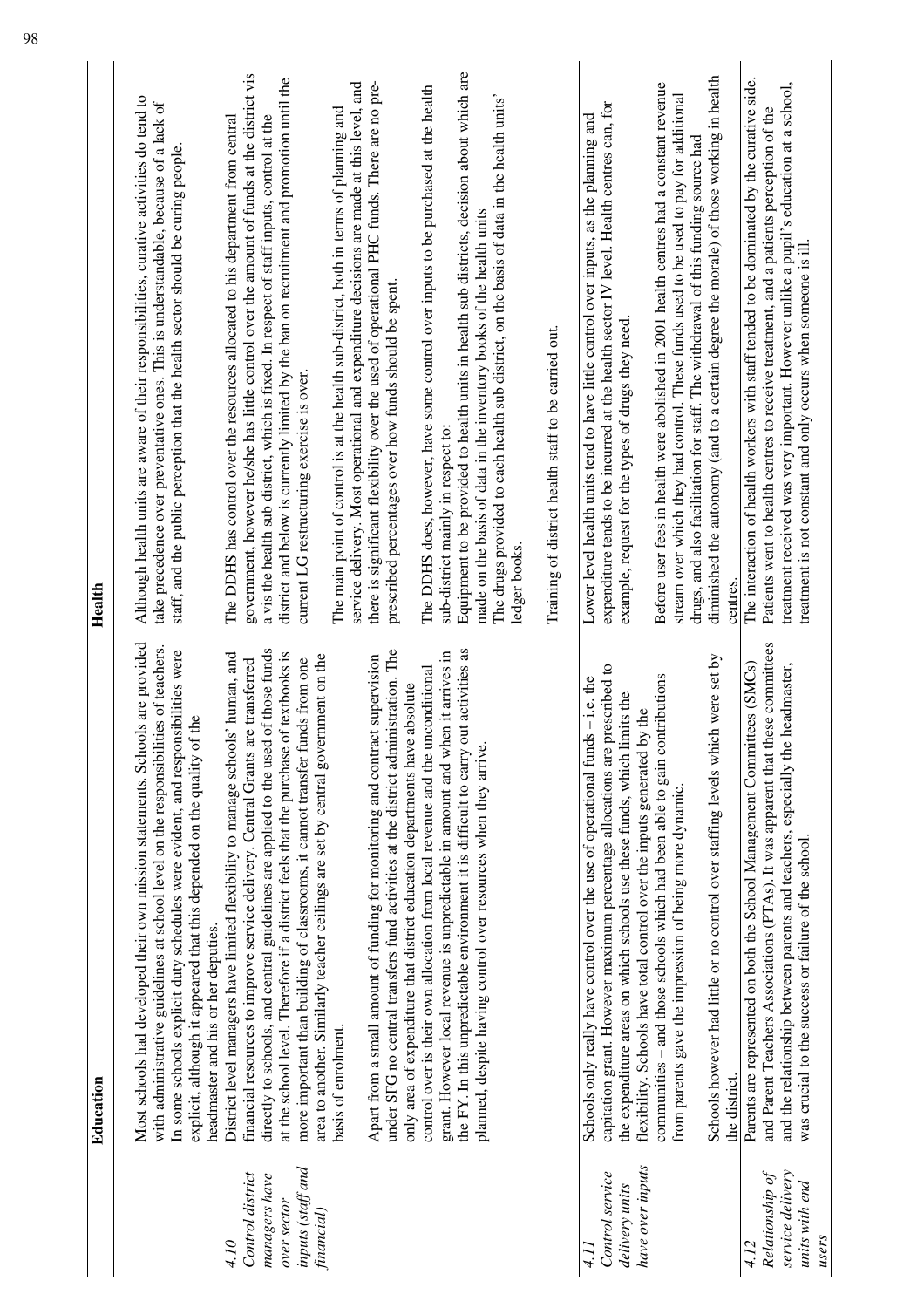| | Education | Health |
|---|---|---|
| | Most schools had developed their own mission statements. Schools are provided with administrative guidelines at school level on the responsibilities of teachers. In some schools explicit duty schedules were evident, and responsibilities were explicit, although it appeared that this depended on the quality of the headmaster and his or her deputies. | Although health units are aware of their responsibilities, curative activities do tend to take precedence over preventative ones. This is understandable, because of a lack of staff, and the public perception that the health sector should be curing people. |
| *4.10 Control district managers have over sector inputs (staff and financial)* | District level managers have limited flexibility to manage schools' human, and financial resources to improve service delivery. Central Grants are transferred directly to schools, and central guidelines are applied to the used of those funds at the school level. Therefore if a district feels that the purchase of textbooks is more important than building of classrooms, it cannot transfer funds from one area to another. Similarly teacher ceilings are set by central government on the basis of enrolment.<br><br>Apart from a small amount of funding for monitoring and contract supervision under SFG no central transfers fund activities at the district administration. The only area of expenditure that district education departments have absolute control over is their own allocation from local revenue and the unconditional grant. However local revenue is unpredictable in amount and when it arrives in the FY. In this unpredictable environment it is difficult to carry out activities as planned, despite having control over resources when they arrive. | The DDHS has control over the resources allocated to his department from central government, however he/she has little control over the amount of funds at the district vis a vis the health sub district, which is fixed. In respect of staff inputs, control at the district and below is currently limited by the ban on recruitment and promotion until the current LG restructuring exercise is over.<br><br>The main point of control is at the health sub-district, both in terms of planning and service delivery. Most operational and expenditure decisions are made at this level, and there is significant flexibility over the used of operational PHC funds. There are no pre-prescribed percentages over how funds should be spent.<br><br>The DDHS does, however, have some control over inputs to be purchased at the health sub-district mainly in respect to:<br>Equipment to be provided to health units in health sub districts, decision about which are made on the basis of data in the inventory books of the health units<br>The drugs provided to each health sub district, on the basis of data in the health units' ledger books.<br><br>Training of district health staff to be carried out. |
| *4.11 Control service delivery units have over inputs* | Schools only really have control over the use of operational funds – i.e. the capitation grant. However maximum percentage allocations are prescribed to the expenditure areas on which schools use these funds, which limits the flexibility. Schools have total control over the inputs generated by the communities – and those schools which had been able to gain contributions from parents gave the impression of being more dynamic.<br><br>Schools however had little or no control over staffing levels which were set by the district. | Lower level health units tend to have little control over inputs, as the planning and expenditure tends to be incurred at the health sector IV level. Health centres can, for example, request for the types of drugs they need.<br><br>Before user fees in health were abolished in 2001 health centres had a constant revenue stream over which they had control. These funds used to be used to pay for additional drugs, and also facilitation for staff. The withdrawal of this funding source had diminished the autonomy (and to a certain degree the morale) of those working in health centres. |
| *4.12 Relationship of service delivery units with end users* | Parents are represented on both the School Management Committees (SMCs) and Parent Teachers Associations (PTAs). It was apparent that these committees and the relationship between parents and teachers, especially the headmaster, was crucial to the success or failure of the school. | The interaction of health workers with staff tended to be dominated by the curative side. Patients went to health centres to receive treatment, and a patients perception of the treatment received was very important. However unlike a pupil's education at a school, treatment is not constant and only occurs when someone is ill. |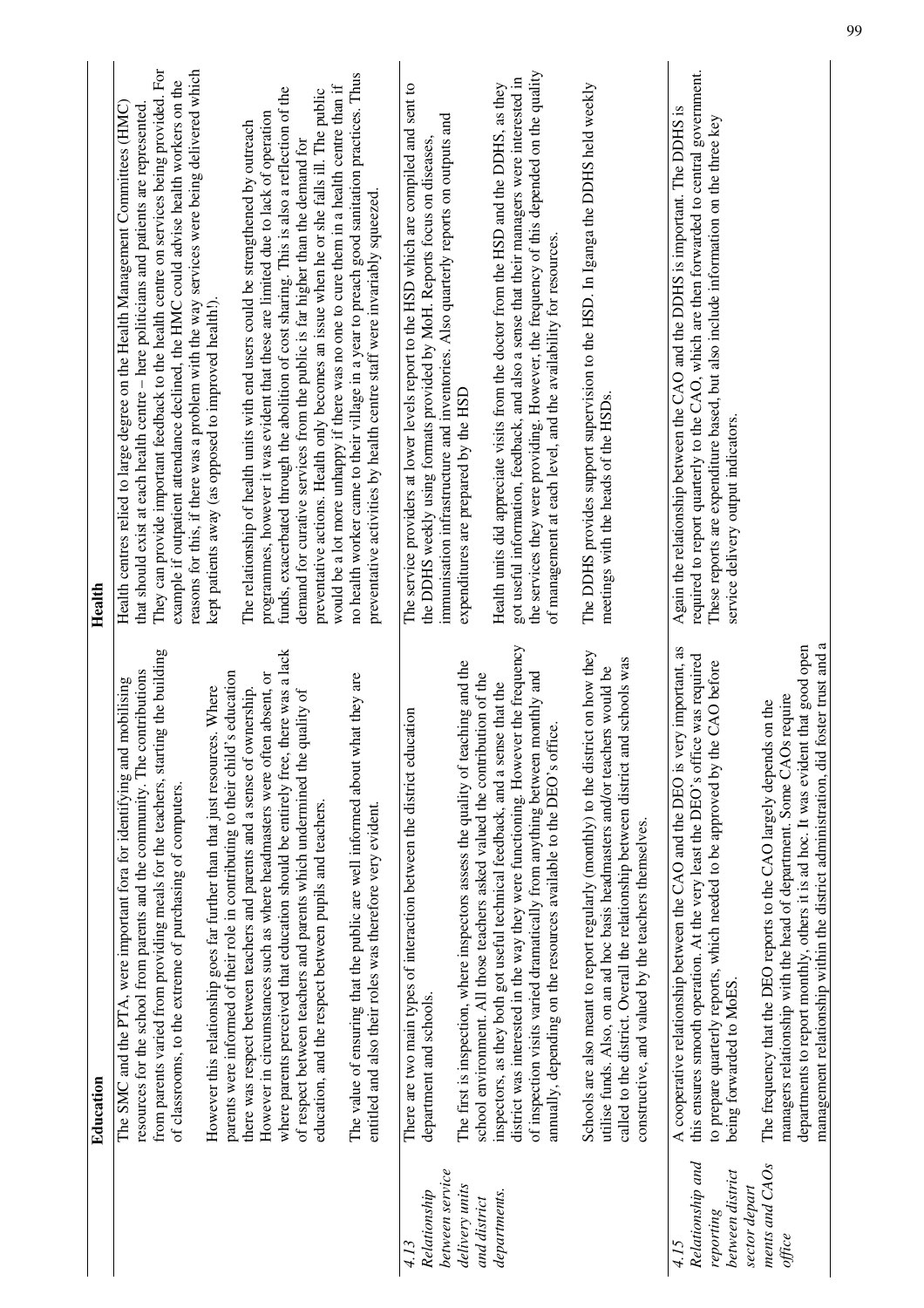| | Education | Health |
|---|---|---|
| | The SMC and the PTA, were important fora for identifying and mobilising resources for the school from parents and the community. The contributions from parents varied from providing meals for the teachers, starting the building of classrooms, to the extreme of purchasing of computers.<br><br>However this relationship goes far further than that just resources. Where parents were informed of their role in contributing to their child's education there was respect between teachers and parents and a sense of ownership. However in circumstances such as where headmasters were often absent, or where parents perceived that education should be entirely free, there was a lack of respect between teachers and parents which undermined the quality of education, and the respect between pupils and teachers.<br><br>The value of ensuring that the public are well informed about what they are entitled and also their roles was therefore very evident. | Health centres relied to large degree on the Health Management Committees (HMC) that should exist at each health centre – here politicians and patients are represented. They can provide important feedback to the health centre on services being provided. For example if outpatient attendance declined, the HMC could advise health workers on the reasons for this, if there was a problem with the way services were being delivered which kept patients away (as opposed to improved health!).<br><br>The relationship of health units with end users could be strengthened by outreach programmes, however it was evident that these are limited due to lack of operation funds, exacerbated through the abolition of cost sharing. This is also a reflection of the demand for curative services from the public is far higher than the demand for preventative actions. Health only becomes an issue when he or she falls ill. The public would be a lot more unhappy if there was no one to cure them in a health centre than if no health worker came to their village in a year to preach good sanitation practices. Thus preventative activities by health centre staff were invariably squeezed. |
| *4.13 Relationship between service delivery units and district departments.* | There are two main types of interaction between the district education department and schools.<br><br>The first is inspection, where inspectors assess the quality of teaching and the school environment. All those teachers asked valued the contribution of the inspectors, as they both got useful technical feedback, and a sense that the district was interested in the way they were functioning. However the frequency of inspection visits varied dramatically from anything between monthly and annually, depending on the resources available to the DEO's office.<br><br>Schools are also meant to report regularly (monthly) to the district on how they utilise funds. Also, on an ad hoc basis headmasters and/or teachers would be called to the district. Overall the relationship between district and schools was constructive, and valued by the teachers themselves. | The service providers at lower levels report to the HSD which are compiled and sent to the DDHS weekly using formats provided by MoH. Reports focus on diseases, immunisation infrastructure and inventories. Also quarterly reports on outputs and expenditures are prepared by the HSD<br><br>Health units did appreciate visits from the doctor from the HSD and the DDHS, as they got useful information, feedback, and also a sense that their managers were interested in the services they were providing. However, the frequency of this depended on the quality of management at each level, and the availability for resources.<br><br>The DDHS provides support supervision to the HSD. In Iganga the DDHS held weekly meetings with the heads of the HSDs. |
| *4.15 Relationship and reporting between district sector departments and CAOs office* | A cooperative relationship between the CAO and the DEO is very important, as this ensures smooth operation. At the very least the DEO's office was required to prepare quarterly reports, which needed to be approved by the CAO before being forwarded to MoES.<br><br>The frequency that the DEO reports to the CAO largely depends on the managers relationship with the head of department. Some CAOs require departments to report monthly, others it is ad hoc. It was evident that good open management relationship within the district administration, did foster trust and a | Again the relationship between the CAO and the DDHS is important. The DDHS is required to report quarterly to the CAO, which are then forwarded to central government. These reports are expenditure based, but also include information on the three key service delivery output indicators. |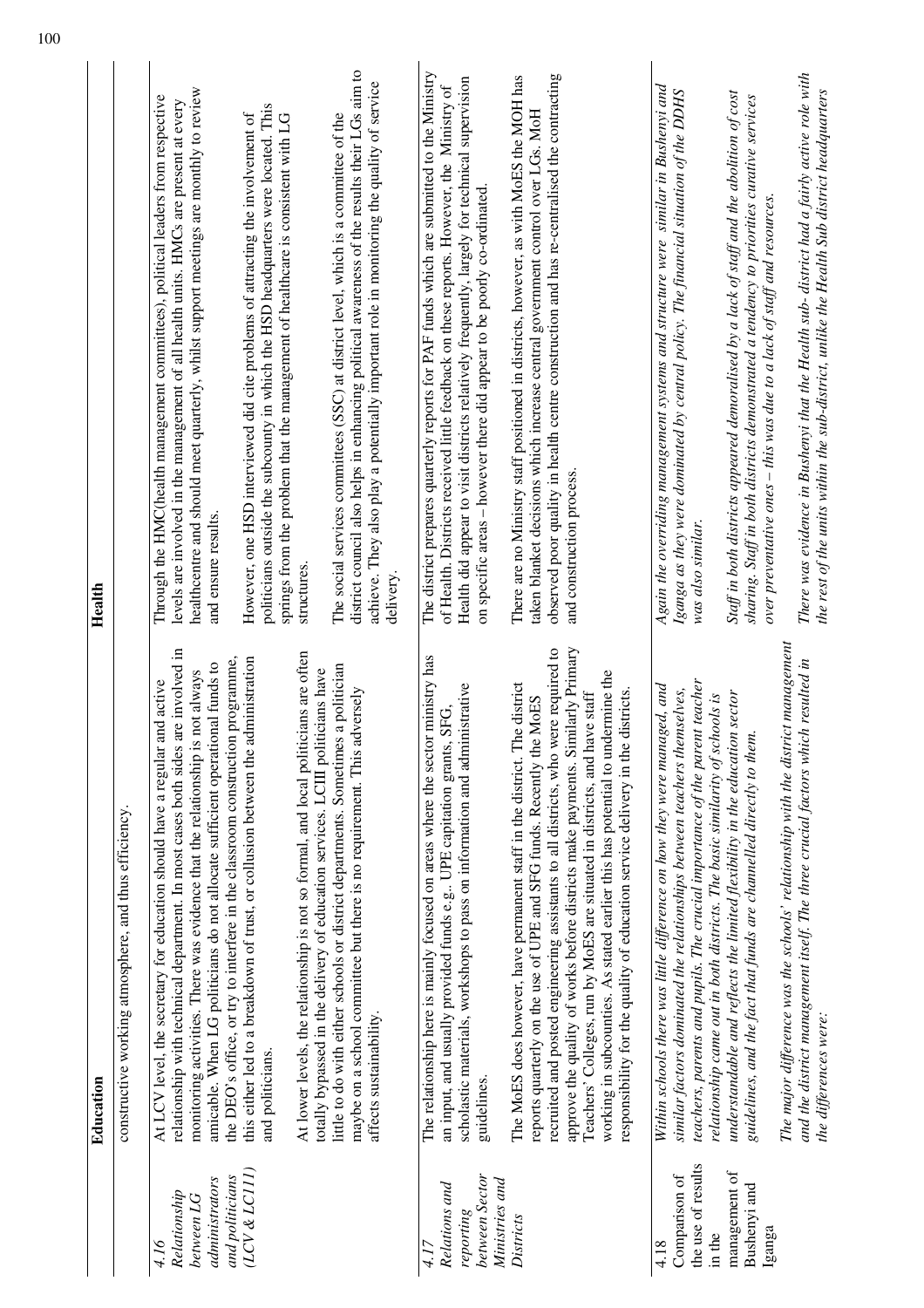| | Education | Health |
|---|---|---|
| | constructive working atmosphere, and thus efficiency. | |
| *4.16 Relationship between LG administrators and politicians (LCV & LC111)* | At LCV level, the secretary for education should have a regular and active relationship with technical department. In most cases both sides are involved in monitoring activities. There was evidence that the relationship is not always amicable. When LG politicians do not allocate sufficient operational funds to the DEO's office, or try to interfere in the classroom construction programme, this either led to a breakdown of trust, or collusion between the administration and politicians.<br><br>At lower levels, the relationship is not so formal, and local politicians are often totally bypassed in the delivery of education services. LCIII politicians have little to do with either schools or district departments. Sometimes a politician maybe on a school committee but there is no requirement. This adversely affects sustainability. | Through the HMC(health management committees), political leaders from respective levels are involved in the management of all health units. HMCs are present at every healthcentre and should meet quarterly, whilst support meetings are monthly to review and ensure results.<br><br>However, one HSD interviewed did cite problems of attracting the involvement of politicians outside the subcounty in which the HSD headquarters were located. This springs from the problem that the management of healthcare is consistent with LG structures.<br><br>The social services committees (SSC) at district level, which is a committee of the district council also helps in enhancing political awareness of the results their LGs aim to achieve. They also play a potentially important role in monitoring the quality of service delivery. |
| *4.17 Relations and reporting between Sector Ministries and Districts* | The relationship here is mainly focused on areas where the sector ministry has an input, and usually provided funds e.g.. UPE capitation grants, SFG, scholastic materials, workshops to pass on information and administrative guidelines.<br><br>The MoES does however, have permanent staff in the district. The district reports quarterly on the use of UPE and SFG funds. Recently the MoES recruited and posted engineering assistants to all districts, who were required to approve the quality of works before districts make payments. Similarly Primary Teachers' Colleges, run by MoES are situated in districts, and have staff working in subcounties. As stated earlier this has potential to undermine the responsibility for the quality of education service delivery in the districts. | The district prepares quarterly reports for PAF funds which are submitted to the Ministry of Health. Districts received little feedback on these reports. However, the Ministry of Health did appear to visit districts relatively frequently, largely for technical supervision on specific areas – however there did appear to be poorly co-ordinated.<br><br>There are no Ministry staff positioned in districts, however, as with MoES the MOH has taken blanket decisions which increase central government control over LGs. MoH observed poor quality in health centre construction and has re-centralised the contracting and construction process. |
| 4.18 Comparison of the use of results in the management of Bushenyi and Iganga | *Within schools there was little difference on how they were managed, and similar factors dominated the relationships between teachers themselves, teachers, parents and pupils. The crucial importance of the parent teacher relationship came out in both districts. The basic similarity of schools is understandable and reflects the limited flexibility in the education sector guidelines, and the fact that funds are channelled directly to them.*<br><br>*The major difference was the schools' relationship with the district management and the district management itself. The three crucial factors which resulted in the differences were:* | *Again the overriding management systems and structure were similar in Bushenyi and Iganga as they were dominated by central policy. The financial situation of the DDHS was also similar.*<br><br>*Staff in both districts appeared demoralised by a lack of staff and the abolition of cost sharing. Staff in both districts demonstrated a tendency to prioritis curative services over preventative ones – this was due to a lack of staff and resources.*<br><br>*There was evidence in Bushenyi that the Health sub- district had a fairly active role with the rest of the units within the sub-district, unlike the Health Sub district headquarters* |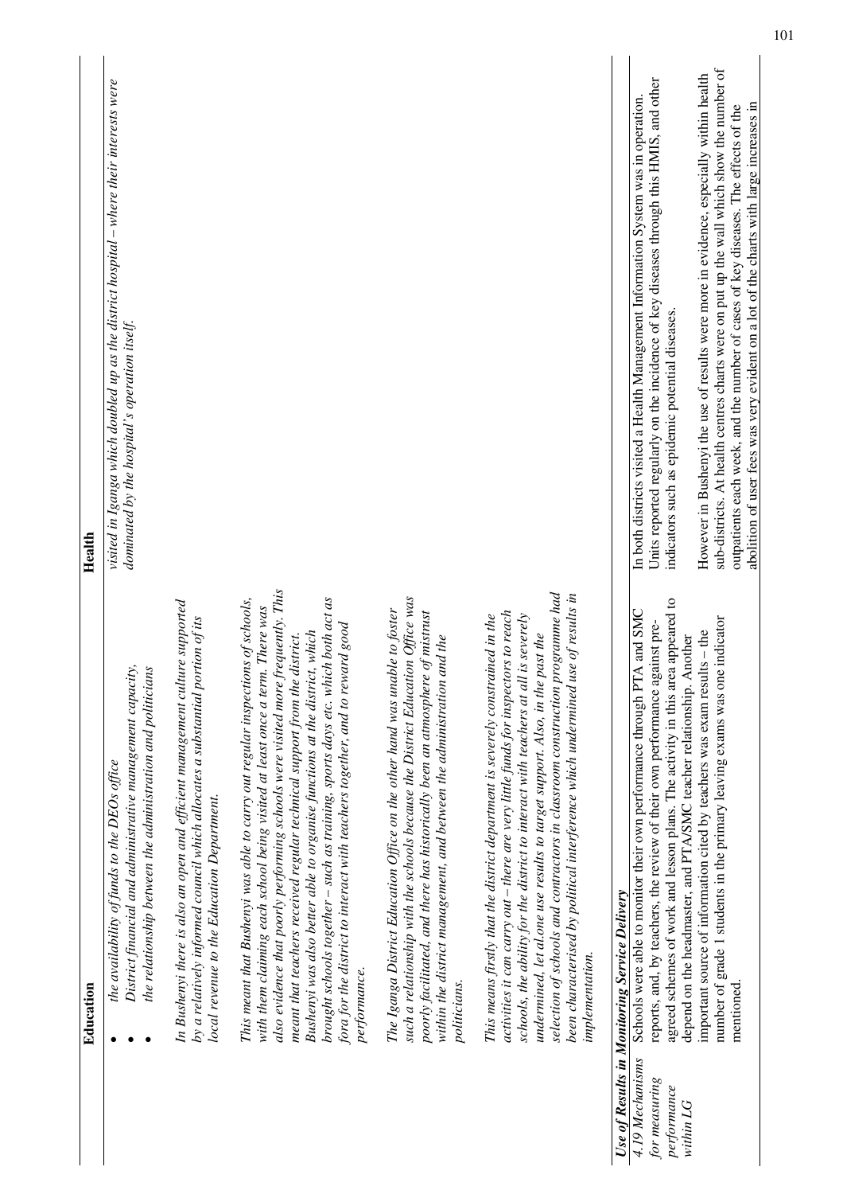| | Education | Health |
|---|---|---|
| | • *the availability of funds to the DEOs office*<br>• *District financial and administrative management capacity,*<br>• *the relationship between the administration and politicians*<br><br>*In Bushenyi there is also an open and efficient management culture supported by a relatively informed council which allocates a substantial portion of its local revenue to the Education Department.*<br><br>*This meant that Bushenyi was able to carry out regular inspections of schools, with them claiming each school being visited at least once a term. There was also evidence that poorly performing schools were visited more frequently. This meant that teachers received regular technical support from the district. Bushenyi was also better able to organise functions at the district, which brought schools together – such as training, sports days etc. which both act as fora for the district to interact with teachers together, and to reward good performance.*<br><br>*The Iganga District Education Office on the other hand was unable to foster such a relationship with the schools because the District Education Office was poorly facilitated, and there has historically been an atmosphere of mistrust within the district management, and between the administration and the politicians.*<br><br>*This means firstly that the district department is severely constrained in the activities it can carry out – there are very little funds for inspectors to reach schools, the ability for the district to interact with teachers at all is severely undermined, let al.one use results to target support. Also, in the past the selection of schools and contractors in classroom construction programme had been characterised by political interference which undermined use of results in implementation.* | *visited in Iganga which doubled up as the district hospital – where their interests were dominated by the hospital's operation itself.* |
| ***Use of Results in Monitoring Service Delivery*** | | |
| *4.19 Mechanisms for measuring performance within LG* | Schools were able to monitor their own performance through PTA and SMC reports, and, by teachers, the review of their own performance against pre-agreed schemes of work and lesson plans. The activity in this area appeared to depend on the headmaster, and PTA/SMC teacher relationship. Another important source of information cited by teachers was exam results – the number of grade 1 students in the primary leaving exams was one indicator mentioned. | In both districts visited a Health Management Information System was in operation. Units reported regularly on the incidence of key diseases through this HMIS, and other indicators such as epidemic potential diseases.<br><br>However in Bushenyi the use of results were more in evidence, especially within health sub-districts. At health centres charts were on put up the wall which show the number of outpatients each week, and the number of cases of key diseases. The effects of the abolition of user fees was very evident on a lot of the charts with large increases in |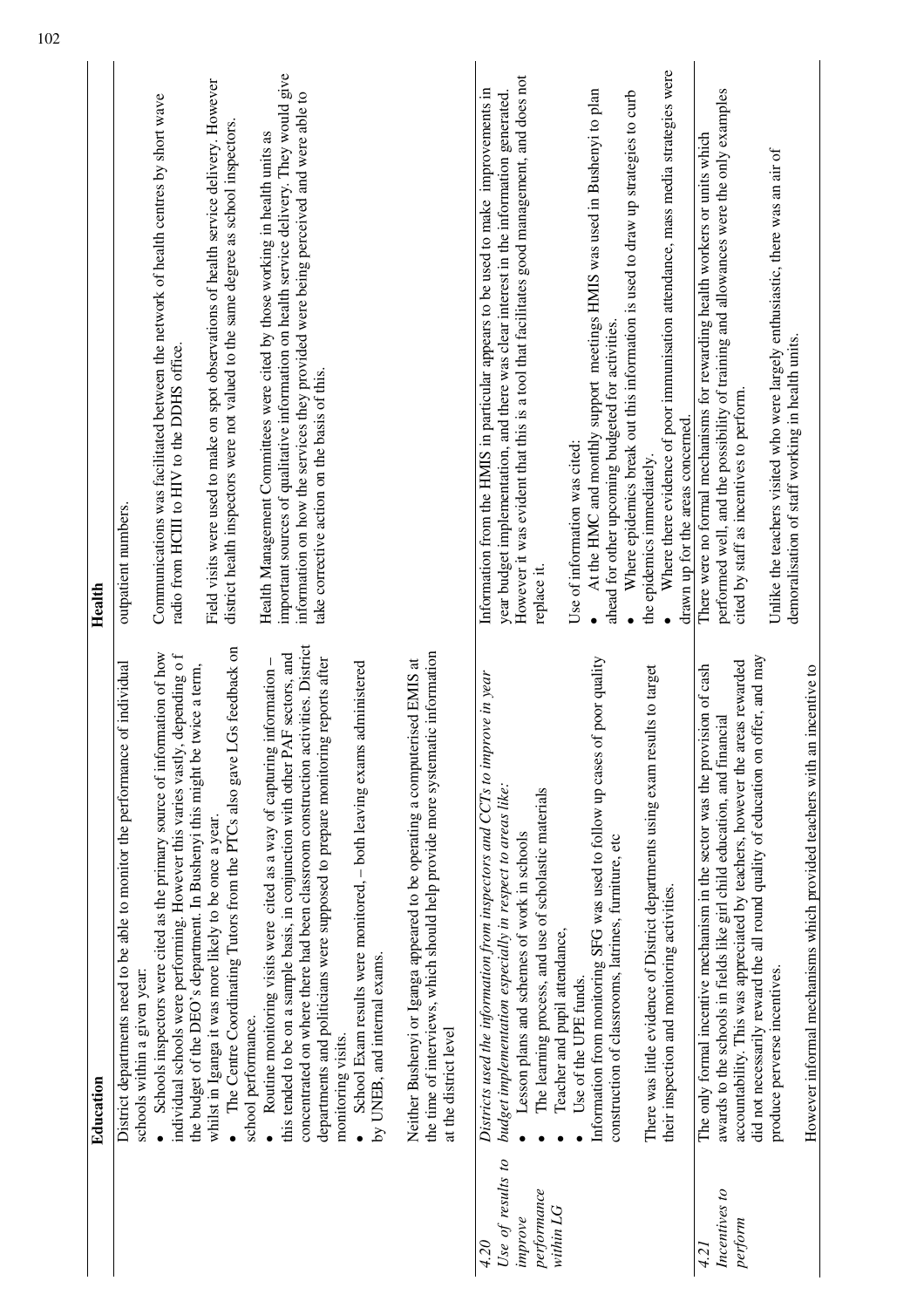| | Education | Health |
|---|---|---|
| | District departments need to be able to monitor the performance of individual schools within a given year:<br>• Schools inspectors were cited as the primary source of information of how individual schools were performing. However this varies vastly, depending o f the budget of the DEO's department. In Bushenyi this might be twice a term, whilst in Iganga it was more likely to be once a year.<br>• The Centre Coordinating Tutors from the PTCs also gave LGs feedback on school performance.<br>• Routine monitoring visits were cited as a way of capturing information – this tended to be on a sample basis, in conjunction with other PAF sectors, and concentrated on where there had been classroom construction activities. District departments and politicians were supposed to prepare monitoring reports after monitoring visits.<br>• School Exam results were monitored, – both leaving exams administered by UNEB, and internal exams.<br><br>Neither Bushenyi or Iganga appeared to be operating a computerised EMIS at the time of interviews, which should help provide more systematic information at the district level | outpatient numbers.<br><br>Communications was facilitated between the network of health centres by short wave radio from HCIII to HIV to the DDHS office.<br><br>Field visits were used to make on spot observations of health service delivery. However district health inspectors were not valued to the same degree as school inspectors.<br><br>Health Management Committees were cited by those working in health units as important sources of qualitative information on health service delivery. They would give information on how the services they provided were being perceived and were able to take corrective action on the basis of this. |
| *4.20 Use of results to improve performance within LG* | *Districts used the information from inspectors and CCTs to improve in year budget implementation especially in respect to areas like:*<br>• Lesson plans and schemes of work in schools<br>• The learning process, and use of scholastic materials<br>• Teacher and pupil attendance,<br>• Use of the UPE funds.<br>Information from monitoring SFG was used to follow up cases of poor quality construction of classrooms, latrines, furniture, etc<br><br>There was little evidence of District departments using exam results to target their inspection and monitoring activities. | Information from the HMIS in particular appears to be used to make improvements in year budget implementation, and there was clear interest in the information generated. However it was evident that this is a tool that facilitates good management, and does not replace it.<br><br>Use of information was cited:<br>• At the HMC and monthly support meetings HMIS was used in Bushenyi to plan ahead for other upcoming budgeted for activities.<br>• Where epidemics break out this information is used to draw up strategies to curb the epidemics immediately.<br>• Where there evidence of poor immunisation attendance, mass media strategies were drawn up for the areas concerned. |
| *4.21 Incentives to perform* | The only formal incentive mechanism in the sector was the provision of cash awards to the schools in fields like girl child education, and financial accountability. This was appreciated by teachers, however the areas rewarded did not necessarily reward the all round quality of education on offer, and may produce perverse incentives.<br><br>However informal mechanisms which provided teachers with an incentive to | There were no formal mechanisms for rewarding health workers or units which performed well, and the possibility of training and allowances were the only examples cited by staff as incentives to perform.<br><br>Unlike the teachers visited who were largely enthusiastic, there was an air of demoralisation of staff working in health units. |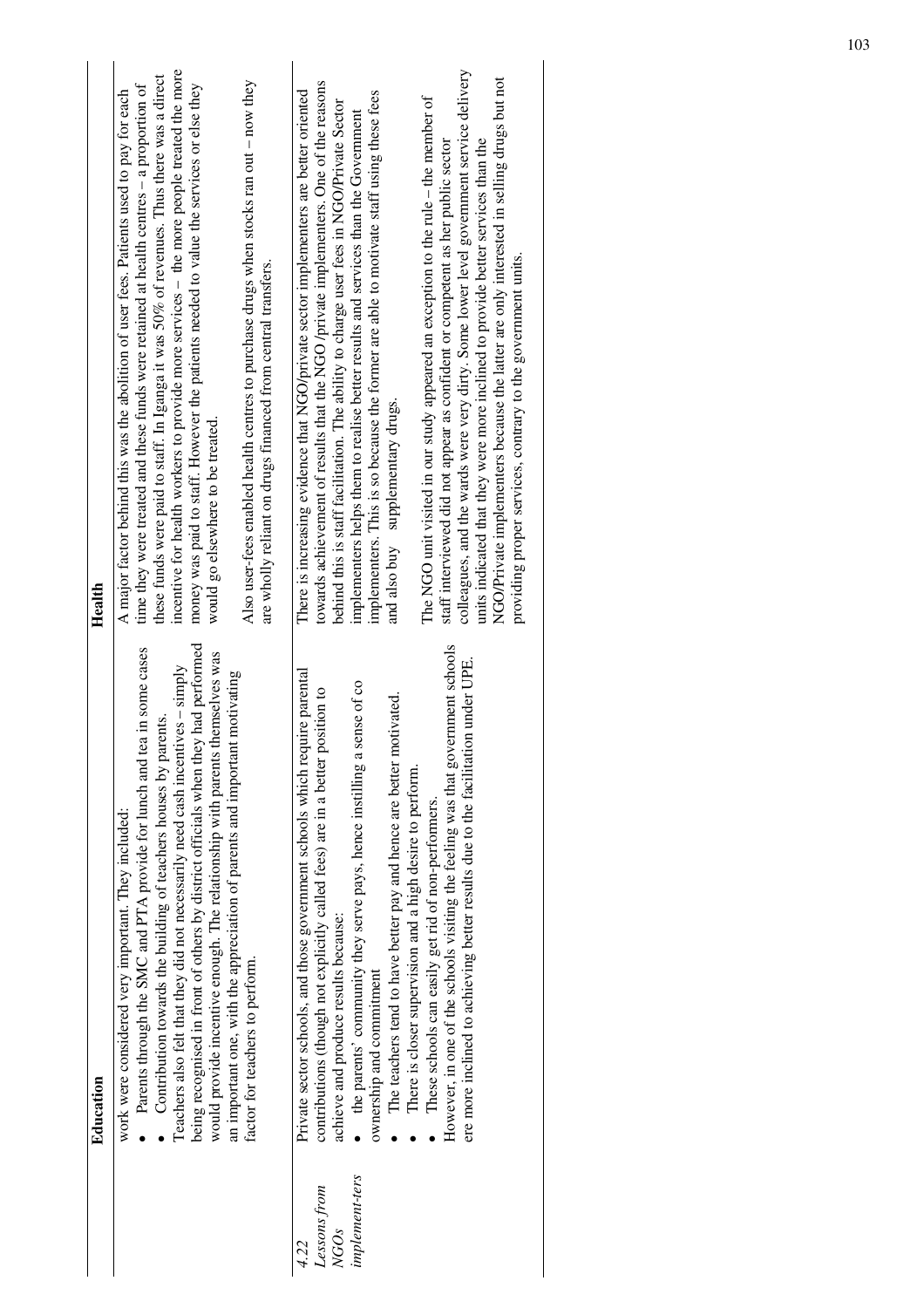| | Education | Health |
|---|---|---|
| | work were considered very important. They included:<br>• Parents through the SMC and PTA provide for lunch and tea in some cases<br>• Contribution towards the building of teachers houses by parents.<br>Teachers also felt that they did not necessarily need cash incentives – simply being recognised in front of others by district officials when they had performed would provide incentive enough. The relationship with parents themselves was an important one, with the appreciation of parents and important motivating factor for teachers to perform. | A major factor behind this was the abolition of user fees. Patients used to pay for each time they were treated and these funds were retained at health centres – a proportion of these funds were paid to staff. In Iganga it was 50% of revenues. Thus there was a direct incentive for health workers to provide more services – the more people treated the more money was paid to staff. However the patients needed to value the services or else they would go elsewhere to be treated.<br><br>Also user-fees enabled health centres to purchase drugs when stocks ran out – now they are wholly reliant on drugs financed from central transfers. |
| *4.22 Lessons from NGOs implement-ters* | Private sector schools, and those government schools which require parental contributions (though not explicitly called fees) are in a better position to achieve and produce results because:<br>• the parents' community they serve pays, hence instilling a sense of co ownership and commitment<br>• The teachers tend to have better pay and hence are better motivated.<br>• There is closer supervision and a high desire to perform.<br>• These schools can easily get rid of non-performers.<br>However, in one of the schools visiting the feeling was that government schools ere more inclined to achieving better results due to the facilitation under UPE. | There is increasing evidence that NGO/private sector implementers are better oriented towards achievement of results that the NGO /private implementers. One of the reasons behind this is staff facilitation. The ability to charge user fees in NGO/Private Sector implementers helps them to realise better results and services than the Government implementers. This is so because the former are able to motivate staff using these fees and also buy supplementary drugs.<br><br>The NGO unit visited in our study appeared an exception to the rule – the member of staff interviewed did not appear as confident or competent as her public sector colleagues, and the wards were very dirty. Some lower level government service delivery units indicated that they were more inclined to provide better services than the NGO/Private implementers because the latter are only interested in selling drugs but not providing proper services, contrary to the government units. |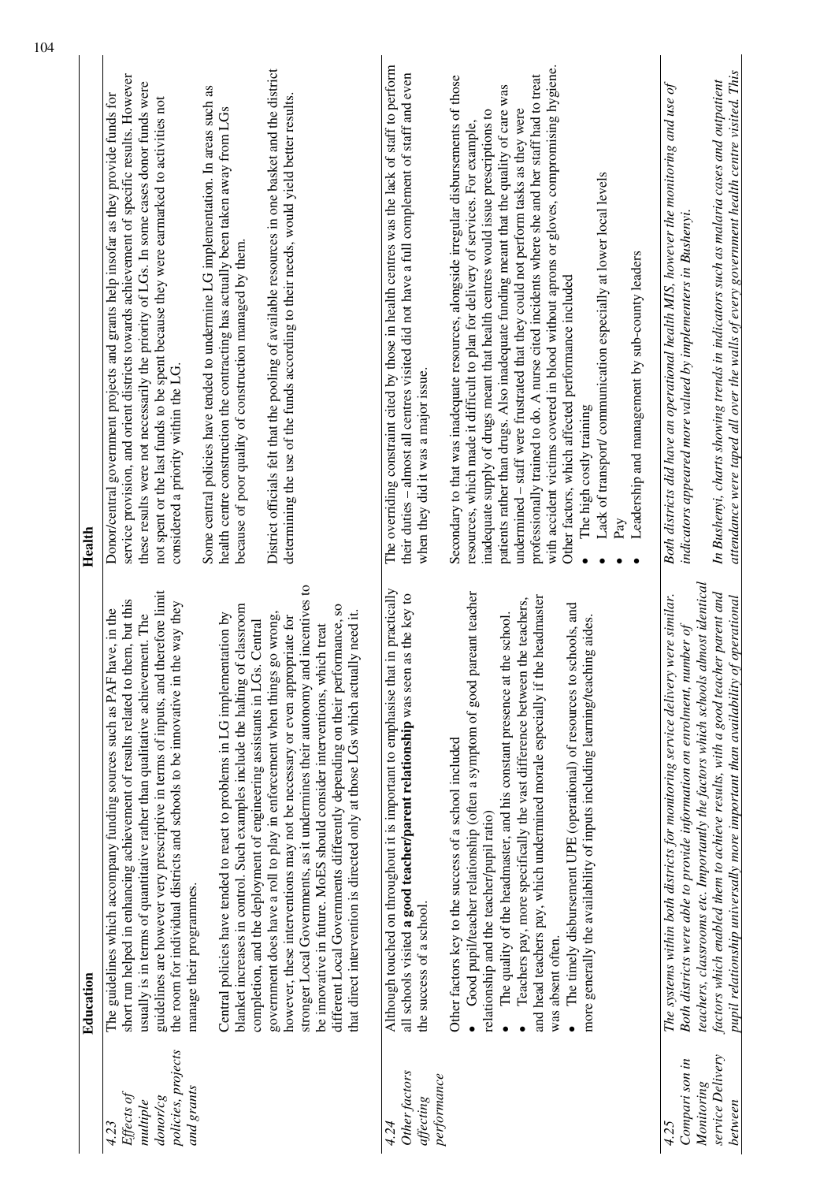| | Education | Health |
| --- | --- | --- |
| *4.23 Effects of multiple donor/cg policies, projects and grants* | The guidelines which accompany funding sources such as PAF have, in the short run helped in enhancing achievement of results related to them, but this usually is in terms of quantitative rather than qualitative achievement. The guidelines are however very prescriptive in terms of inputs, and therefore limit the room for individual districts and schools to be innovative in the way they manage their programmes.<br><br>Central policies have tended to react to problems in LG implementation by blanket increases in control. Such examples include the halting of classroom completion, and the deployment of engineering assistants in LGs. Central government does have a roll to play in enforcement when things go wrong, however, these interventions may not be necessary or even appropriate for stronger Local Governments, as it undermines their autonomy and incentives to be innovative in future. MoES should consider interventions, which treat different Local Governments differently depending on their performance, so that direct intervention is directed only at those LGs which actually need it. | Donor/central government projects and grants help insofar as they provide funds for service provision, and orient districts towards achievement of specific results. However these results were not necessarily the priority of LGs. In some cases donor funds were not spent or the last funds to be spent because they were earmarked to activities not considered a priority within the LG.<br><br>Some central policies have tended to undermine LG implementation. In areas such as health centre construction the contracting has actually been taken away from LGs because of poor quality of construction managed by them.<br><br>District officials felt that the pooling of available resources in one basket and the district determining the use of the funds according to their needs, would yield better results. |
| *4.24 Other factors affecting performance* | Although touched on throughout it is important to emphasise that in practically all schools visited **a good teacher/parent relationship** was seen as the key to the success of a school.<br><br>Other factors key to the success of a school included<br>• Good pupil/teacher relationship (often a symptom of good pareant teacher relationship and the teacher/pupil ratio)<br>• The quality of the headmaster, and his constant presence at the school.<br>• Teachers pay, more specifically the vast difference between the teachers, and head teachers pay, which undermined morale especially if the headmaster was absent often.<br>• The timely disbursement UPE (operational) of resources to schools, and more generally the availability of inputs including learning/teaching aides. | The overriding constraint cited by those in health centres was the lack of staff to perform their duties – almost all centres visited did not have a full complement of staff and even when they did it was a major issue.<br><br>Secondary to that was inadequate resources, alongside irregular disbursements of those resources, which made it difficult to plan for delivery of services. For example, inadequate supply of drugs meant that health centres would issue prescriptions to patients rather than drugs. Also inadequate funding meant that the quality of care was undermined – staff were frustrated that they could not perform tasks as they were professionally trained to do. A nurse cited incidents where she and her staff had to treat with accident victims covered in blood without aprons or gloves, compromising hygiene.<br>Other factors, which affected performance included<br>• The high costly training<br>• Lack of transport/ communication especially at lower local levels<br>• Pay<br>• Leadership and management by sub-county leaders |
| *4.25 Compari son in Monitoring service Delivery between* | *The systems within both districts for monitoring service delivery were similar. Both districts were able to provide information on enrolment, number of teachers, classrooms etc. Importantly the factors which schools almost identical factors which enabled them to achieve results, with a good teacher parent and pupil relationship universally more important than availability of operational* | *Both districts did have an operational health MIS, however the monitoring and use of indicators appeared more valued by implementers in Bushenyi.*<br><br>*In Bushenyi, charts showing trends in indicators such as malaria cases and outpatient attendance were taped all over the walls of every government health centre visited. This* |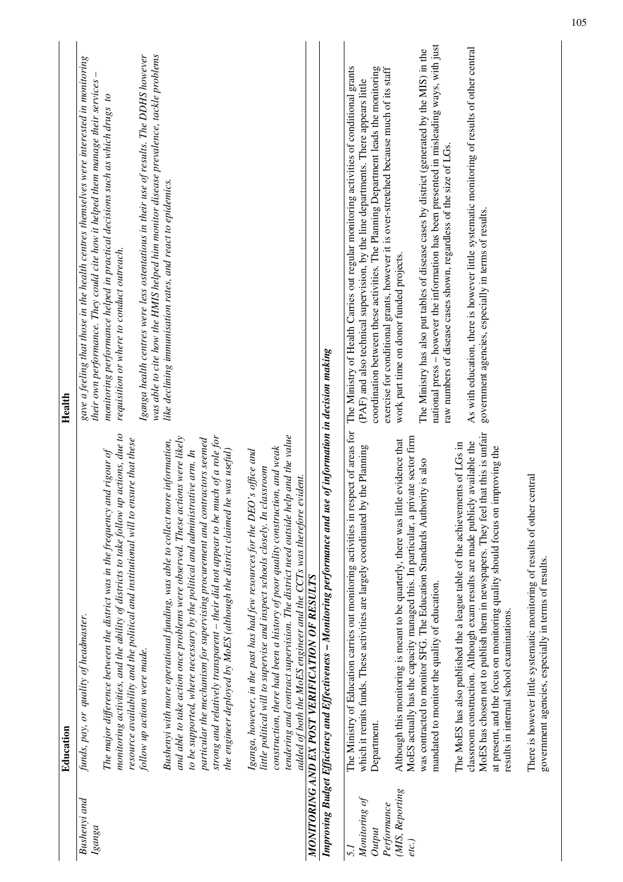| | Education | Health |
|---|---|---|
| Bushenyi and Iganga | *funds, pay, or quality of headmaster.*<br><br>*The major difference between the district was in the frequency and rigour of monitoring activities, and the ability of districts to take follow up actions, due to resource availability and the political and institutional will to ensure that these follow up actions were made.*<br><br>*Bushenyi with more operational funding, was able to collect more information, and able to take action once problems were observed. These actions were likely to be supported, where necessary by the political and administrative arm. In particular the mechanism for supervising procurement and contractors seemed strong and relatively transparent – their did not appear to be much of a role for the engineer deployed by MoES (although the district claimed he was useful)*<br><br>*Iganga, however, in the past has had few resources for the DEO's office and little political will to supervise and inspect schools closely. In classroom construction, there had been a history of poor quality construction, and weak tendering and contract supervision. The district need outside help and the value added of both the MoES engineer and the CCTs was therefore evident.* | *gave a feeling that those in the health centres themselves were interested in monitoring their own performance. They could cite how it helped them manage their services – monitoring performance helped in practical decisions such as which drugs to requisition or where to conduct outreach.*<br><br>*Iganga health centres were less ostentatious in their use of results. The DDHS however was able to cite how the HMIS helped him monitor disease prevalence, tackle problems like declining immunisation rates, and react to epidemics.* |
| ***MONITORING AND EX POST VERIFICATION OF RESULTS*** | | |
| ***Improving Budget Efficiency and Effectiveness – Monitoring performance and use of information in decision making*** | | |
| *5.1 Monitoring of Output Performance (MIS, Reporting etc.)* | The Ministry of Education carries out monitoring activities in respect of areas for which it remits funds. These activities are largely coordinated by the Planning Department.<br><br>Although this monitoring is meant to be quarterly, there was little evidence that MoES actually has the capacity managed this. In particular, a private sector firm was contracted to monitor SFG. The Education Standards Authority is also mandated to monitor the quality of education.<br><br>The MoES has also published the a league table of the achievements of LGs in classroom construction. Although exam results are made publicly available the MoES has chosen not to publish them in newspapers. They feel that this is unfair at present, and the focus on monitoring quality should focus on improving the results in internal school examinations.<br><br>There is however little systematic monitoring of results of other central government agencies, especially in terms of results. | The Ministry of Health Carries out regular monitoring activities of conditional grants (PAF) and also technical supervision, by the line departments. There appears little coordination between these activities. The Planning Department leads the monitoring exercise for conditional grants, however it is over-stretched because much of its staff work part time on donor funded projects.<br><br>The Ministry has also put tables of disease cases by district (generated by the MIS) in the national press – however the information has been presented in misleading ways, with just raw numbers of disease cases shown, regardless of the size of LGs.<br><br>As with education, there is however little systematic monitoring of results of other central government agencies, especially in terms of results. |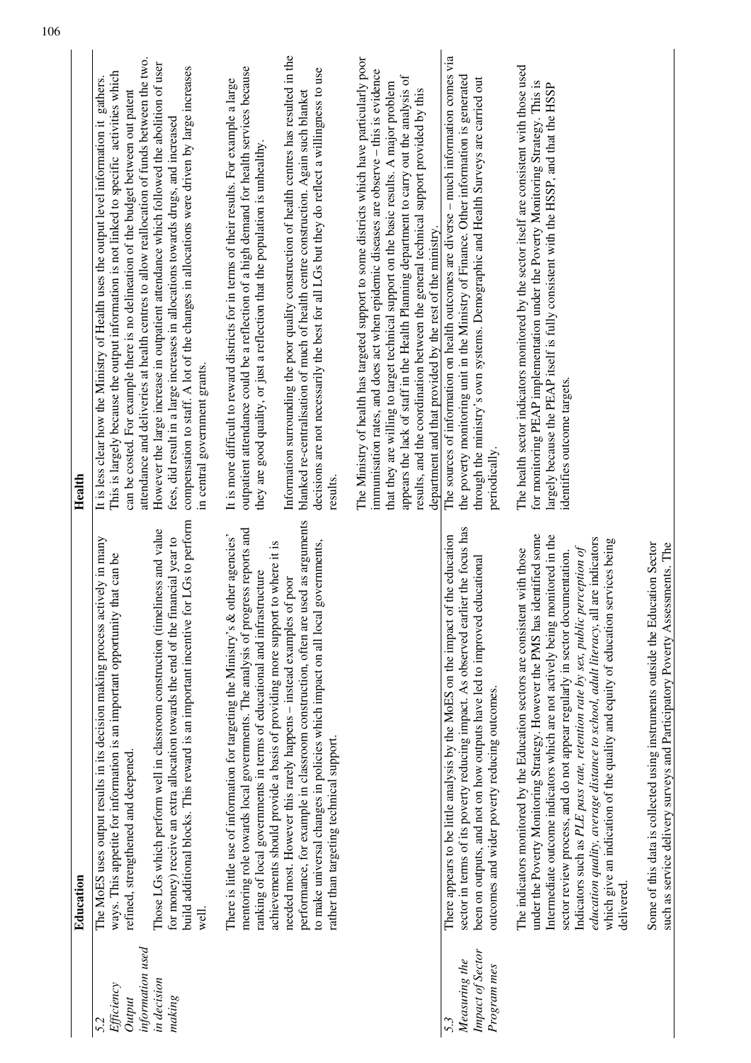| | Education | Health |
|---|---|---|
| 5.2 *Efficiency Output information used in decision making* | The MoES uses output results in its decision making process actively in many ways. This appetite for information is an important opportunity that can be refined, strengthened and deepened.<br><br>Those LGs which perform well in classroom construction (timeliness and value for money) receive an extra allocation towards the end of the financial year to build additional blocks. This reward is an important incentive for LGs to perform well.<br><br>There is little use of information for targeting the Ministry's & other agencies' mentoring role towards local governments. The analysis of progress reports and ranking of local governments in terms of educational and infrastructure achievements should provide a basis of providing more support to where it is needed most. However this rarely happens – instead examples of poor performance, for example in classroom construction, often are used as arguments to make universal changes in policies which impact on all local governments, rather than targeting technical support. | It is less clear how the Ministry of Health uses the output level information it gathers. This is largely because the output information is not linked to specific activities which can be costed. For example there is no delineation of the budget between out patent attendance and deliveries at health centres to allow reallocation of funds between the two. However the large increase in outpatient attendance which followed the abolition of user fees, did result in a large increases in allocations towards drugs, and increased compensation to staff. A lot of the changes in allocations were driven by large increases in central government grants.<br><br>It is more difficult to reward districts for in terms of their results. For example a large outpatient attendance could be a reflection of a high demand for health services because they are good quality, or just a reflection that the population is unhealthy.<br><br>Information surrounding the poor quality construction of health centres has resulted in the blanked re-centralisation of much of health centre construction. Again such blanket decisions are not necessarily the best for all LGs but they do reflect a willingness to use results.<br><br>The Ministry of health has targeted support to some districts which have particularly poor immunisation rates, and does act when epidemic diseases are observe – this is evidence that they are willing to target technical support on the basic results. A major problem appears the lack of staff in the Health Planning department to carry out the analysis of results, and the coordination between the general technical support provided by this department and that provided by the rest of the ministry. |
| 5.3 *Measuring the Impact of Sector Program mes* | There appears to be little analysis by the MoES on the impact of the education sector in terms of its poverty reducing impact. As observed earlier the focus has been on outputs, and not on how outputs have led to improved educational outcomes and wider poverty reducing outcomes.<br><br>The indicators monitored by the Education sectors are consistent with those under the Poverty Monitoring Strategy. However the PMS has identified some Intermediate outcome indicators which are not actively being monitored in the sector review process, and do not appear regularly in sector documentation. Indicators such as *PLE pass rate, retention rate by sex, public perception of education quality, average distance to school, adult literacy*, all are indicators which give an indication of the quality and equity of education services being delivered.<br><br>Some of this data is collected using instruments outside the Education Sector such as service delivery surveys and Participatory Poverty Assessments. The | The sources of information on health outcomes are diverse – much information comes via the poverty monitoring unit in the Ministry of Finance. Other information is generated through the ministry's own systems. Demographic and Health Surveys are carried out periodically.<br><br>The health sector indicators monitored by the sector itself are consistent with those used for monitoring PEAP implementation under the Poverty Monitoring Strategy. This is largely because the PEAP itself is fully consistent with the HSSP, and that the HSSP identifies outcome targets. |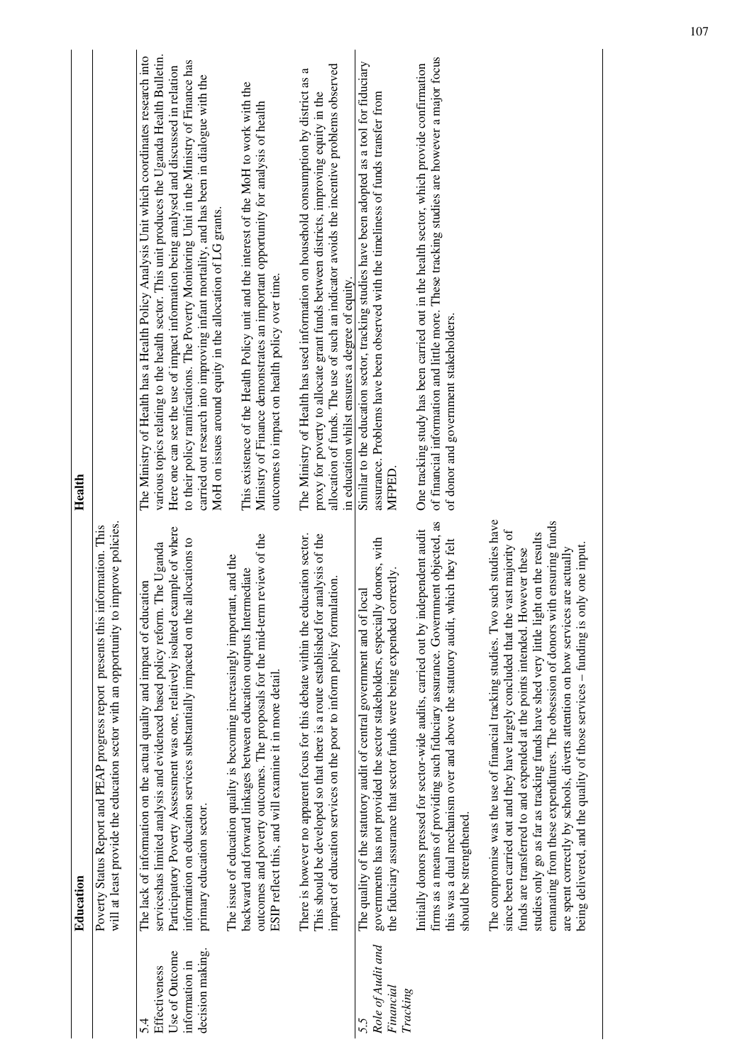| | Education | Health |
|---|---|---|
| | Poverty Status Report and PEAP progress report presents this information. This will at least provide the education sector with an opportunity to improve policies. | |
| 5.4 Effectiveness Use of Outcome information in decision making. | The lack of information on the actual quality and impact of education serviceshas limited analysis and evidenced based policy reform. The Uganda Participatory Poverty Assessment was one, relatively isolated example of where information on education services substantially impacted on the allocations to primary education sector.<br><br>The issue of education quality is becoming increasingly important, and the backward and forward linkages between education outputs Intermediate outcomes and poverty outcomes. The proposals for the mid-term review of the ESIP reflect this, and will examine it in more detail.<br><br>There is however no apparent focus for this debate within the education sector. This should be developed so that there is a route established for analysis of the impact of education services on the poor to inform policy formulation. | The Ministry of Health has a Health Policy Analysis Unit which coordinates research into various topics relating to the health sector. This unit produces the Uganda Health Bulletin. Here one can see the use of impact information being analysed and discussed in relation to their policy ramifications. The Poverty Monitoring Unit in the Ministry of Finance has carried out research into improving infant mortality, and has been in dialogue with the MoH on issues around equity in the allocation of LG grants.<br><br>This existence of the Health Policy unit and the interest of the MoH to work with the Ministry of Finance demonstrates an important opportunity for analysis of health outcomes to impact on health policy over time.<br><br>The Ministry of Health has used information on household consumption by district as a proxy for poverty to allocate grant funds between districts, improving equity in the allocation of funds. The use of such an indicator avoids the incentive problems observed in education whilst ensures a degree of equity. |
| 5.5 *Role of Audit and Financial Tracking* | The quality of the statutory audit of central government and of local governments has not provided the sector stakeholders, especially donors, with the fiduciary assurance that sector funds were being expended correctly.<br><br>Initially donors pressed for sector-wide audits, carried out by independent audit firms as a means of providing such fiduciary assurance. Government objected, as this was a dual mechanism over and above the statutory audit, which they felt should be strengthened.<br><br>The compromise was the use of financial tracking studies. Two such studies have since been carried out and they have largely concluded that the vast majority of funds are transferred to and expended at the points intended. However these studies only go as far as tracking funds have shed very little light on the results emanating from these expenditures. The obsession of donors with ensuring funds are spent correctly by schools, diverts attention on how services are actually being delivered, and the quality of those services – funding is only one input. | Similar to the education sector, tracking studies have been adopted as a tool for fiduciary assurance. Problems have been observed with the timeliness of funds transfer from MFPED.<br><br>One tracking study has been carried out in the health sector, which provide confirmation of financial information and little more. These tracking studies are however a major focus of donor and government stakeholders. |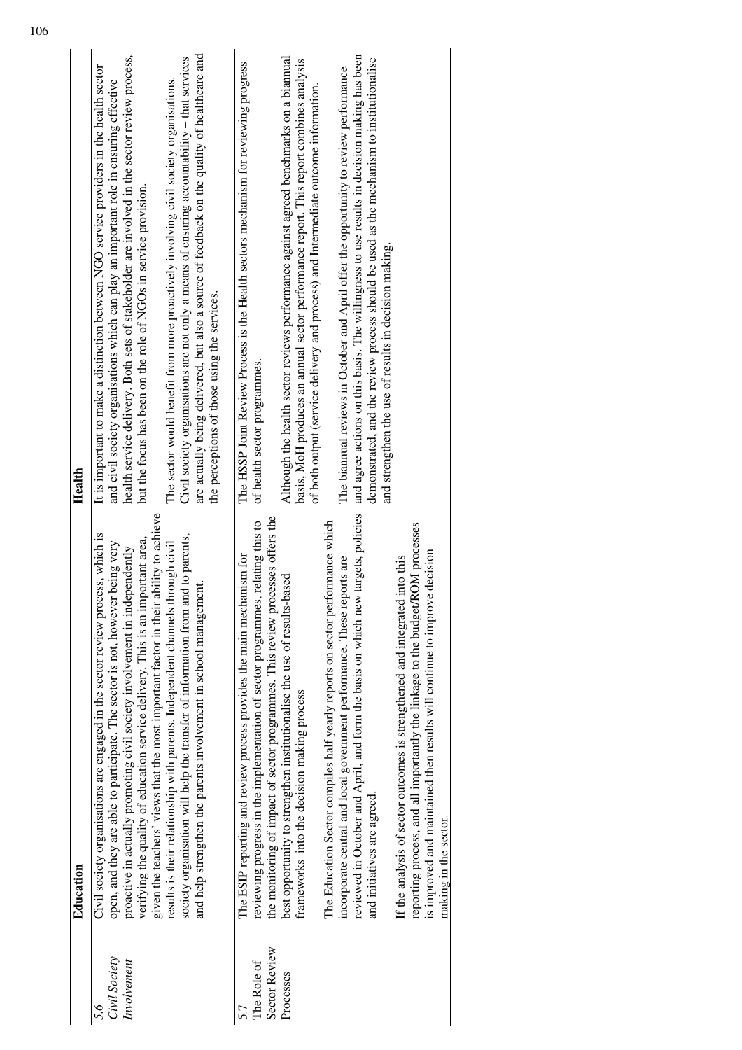| | Education | Health |
|---|---|---|
| 5.6 *Civil Society Involvement* | Civil society organisations are engaged in the sector review process, which is open, and they are able to participate. The sector is not, however being very proactive in actually promoting civil society involvement in independently verifying the quality of education service delivery. This is an important area, given the teachers' views that the most important factor in their ability to achieve results is their relationship with parents. Independent channels through civil society organisation will help the transfer of information from and to parents, and help strengthen the parents involvement in school management. | It is important to make a distinction between NGO service providers in the health sector and civil society organisations which can play an important role in ensuring effective health service delivery. Both sets of stakeholder are involved in the sector review process, but the focus has been on the role of NGOs in service provision.<br><br>The sector would benefit from more proactively involving civil society organisations. Civil society organisations are not only a means of ensuring accountability – that services are actually being delivered, but also a source of feedback on the quality of healthcare and the perceptions of those using the services. |
| 5.7 The Role of Sector Review Processes | The ESIP reporting and review process provides the main mechanism for reviewing progress in the implementation of sector programmes, relating this to the monitoring of impact of sector programmes. This review processes offers the best opportunity to strengthen institutionalise the use of results-based frameworks into the decision making process<br><br>The Education Sector compiles half yearly reports on sector performance which incorporate central and local government performance. These reports are reviewed in October and April, and form the basis on which new targets, policies and initiatives are agreed.<br><br>If the analysis of sector outcomes is strengthened and integrated into this reporting process, and all importantly the linkage to the budget/ROM processes is improved and maintained then results will continue to improve decision making in the sector. | The HSSP Joint Review Process is the Health sectors mechanism for reviewing progress of health sector programmes.<br><br>Although the health sector reviews performance against agreed benchmarks on a biannual basis, MoH produces an annual sector performance report. This report combines analysis of both output (service delivery and process) and Intermediate outcome information.<br><br>The biannual reviews in October and April offer the opportunity to review performance and agree actions on this basis. The willingness to use results in decision making has been demonstrated, and the review process should be used as the mechanism to institutionalise and strengthen the use of results in decision making. |